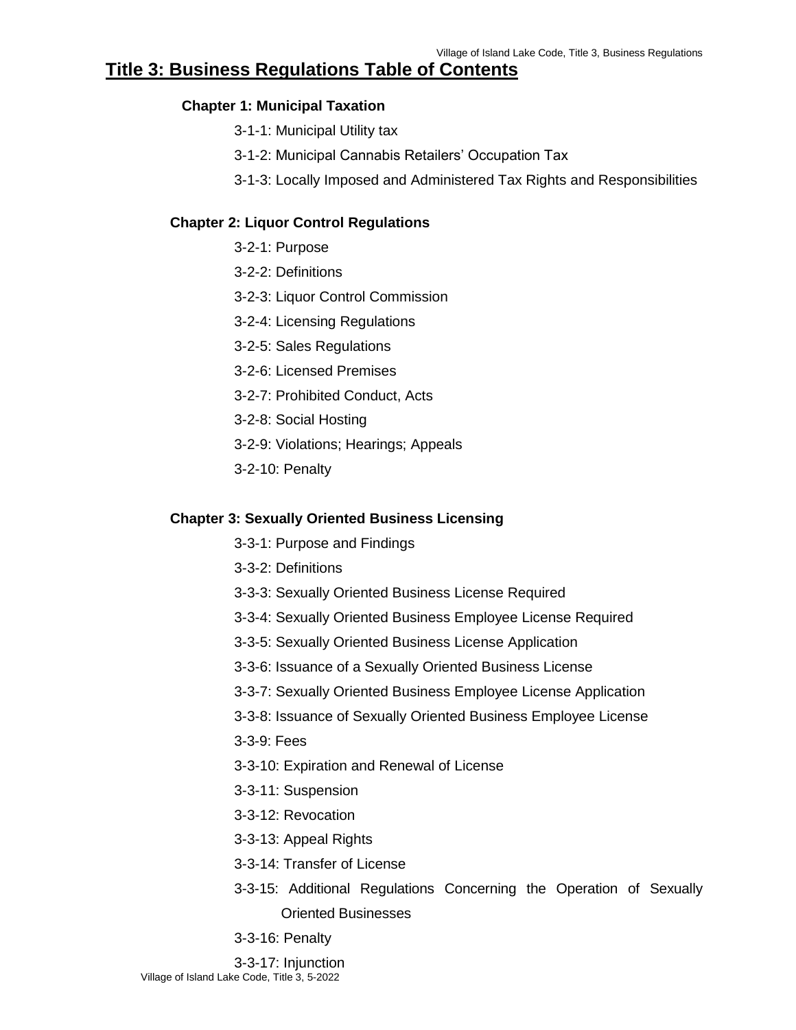# Title 3: Business Regulations Table of Contents

**Chapter 1: Municipal Taxation**

3-1-1: Municipal Utility tax

3-1-2: Municipal Cannabis Retailers' Occupation Tax

3-1-3: Locally Imposed and Administered Tax Rights and Responsibilities

**Chapter 2: Liquor Control Regulations**

3-2-1: Purpose

3-2-2: Definitions

3-2-3: Liquor Control Commission

3-2-4: Licensing Regulations

3-2-5: Sales Regulations

3-2-6: Licensed Premises

3-2-7: Prohibited Conduct, Acts

3-2-8: Social Hosting

3-2-9: Violations; Hearings; Appeals

3-2-10: Penalty

**Chapter 3: Sexually Oriented Business Licensing**

3-3-1: Purpose and Findings

3-3-2: Definitions

3-3-3: Sexually Oriented Business License Required

3-3-4: Sexually Oriented Business Employee License Required

3-3-5: Sexually Oriented Business License Application

3-3-6: Issuance of a Sexually Oriented Business License

3-3-7: Sexually Oriented Business Employee License Application

3-3-8: Issuance of Sexually Oriented Business Employee License

3-3-9: Fees

3-3-10: Expiration and Renewal of License

3-3-11: Suspension

3-3-12: Revocation

3-3-13: Appeal Rights

3-3-14: Transfer of License

3-3-15: Additional Regulations Concerning the Operation of Sexually Oriented Businesses

3-3-16: Penalty

3-3-17: Injunction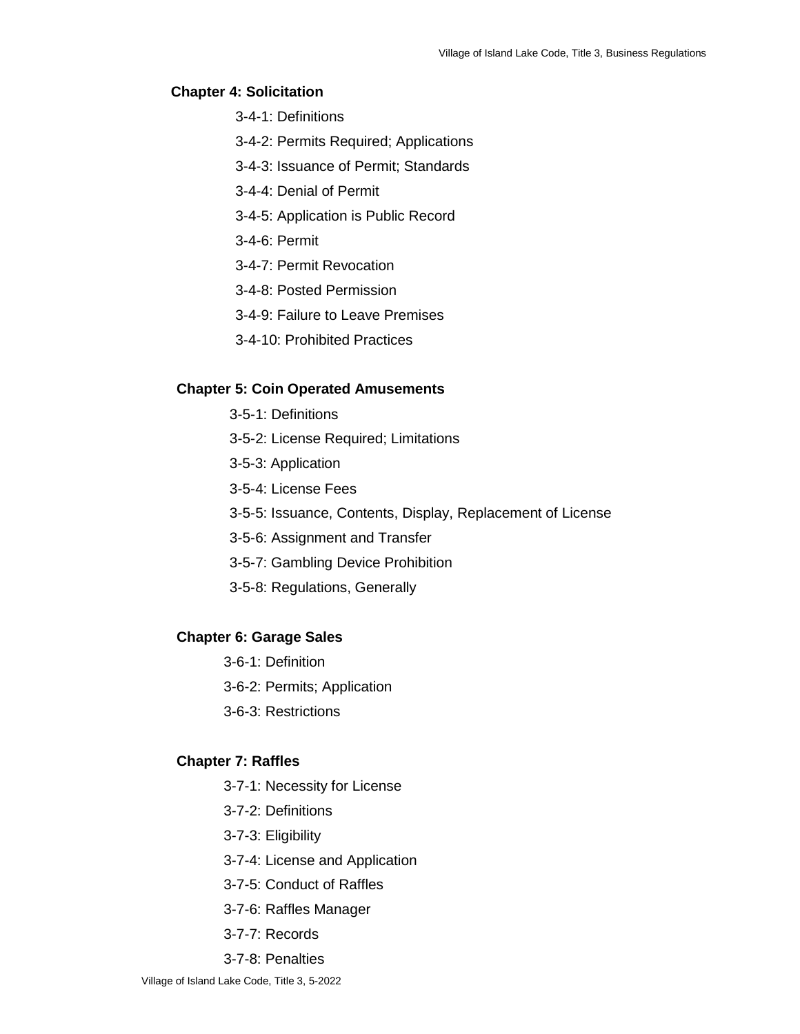**Chapter 4: Solicitation**

3-4-1: Definitions

3-4-2: Permits Required; Applications

3-4-3: Issuance of Permit; Standards

3-4-4: Denial of Permit

3-4-5: Application is Public Record

3-4-6: Permit

3-4-7: Permit Revocation

3-4-8: Posted Permission

3-4-9: Failure to Leave Premises

3-4-10: Prohibited Practices

**Chapter 5: Coin Operated Amusements**

3-5-1: Definitions

3-5-2: License Required; Limitations

3-5-3: Application

3-5-4: License Fees

3-5-5: Issuance, Contents, Display, Replacement of License

3-5-6: Assignment and Transfer

3-5-7: Gambling Device Prohibition

3-5-8: Regulations, Generally

**Chapter 6: Garage Sales**

3-6-1: Definition

3-6-2: Permits; Application

3-6-3: Restrictions

**Chapter 7: Raffles**

3-7-1: Necessity for License

3-7-2: Definitions

3-7-3: Eligibility

3-7-4: License and Application

3-7-5: Conduct of Raffles

3-7-6: Raffles Manager

3-7-7: Records

3-7-8: Penalties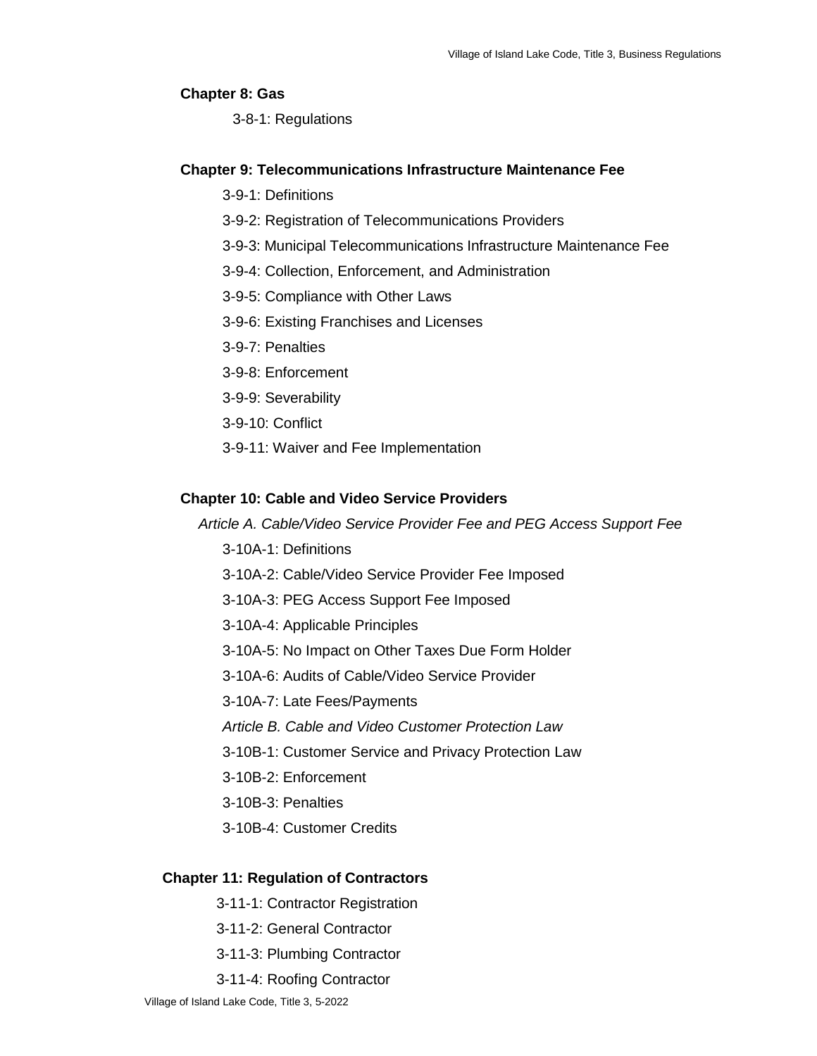**Chapter 8: Gas**

3-8-1: Regulations

**Chapter 9: Telecommunications Infrastructure Maintenance Fee**

3-9-1: Definitions

3-9-2: Registration of Telecommunications Providers

3-9-3: Municipal Telecommunications Infrastructure Maintenance Fee

3-9-4: Collection, Enforcement, and Administration

3-9-5: Compliance with Other Laws

3-9-6: Existing Franchises and Licenses

3-9-7: Penalties

3-9-8: Enforcement

3-9-9: Severability

3-9-10: Conflict

3-9-11: Waiver and Fee Implementation

**Chapter 10: Cable and Video Service Providers**

*Article A. Cable/Video Service Provider Fee and PEG Access Support Fee*

3-10A-1: Definitions

3-10A-2: Cable/Video Service Provider Fee Imposed

3-10A-3: PEG Access Support Fee Imposed

3-10A-4: Applicable Principles

3-10A-5: No Impact on Other Taxes Due Form Holder

3-10A-6: Audits of Cable/Video Service Provider

3-10A-7: Late Fees/Payments

*Article B. Cable and Video Customer Protection Law*

3-10B-1: Customer Service and Privacy Protection Law

3-10B-2: Enforcement

3-10B-3: Penalties

3-10B-4: Customer Credits

**Chapter 11: Regulation of Contractors**

3-11-1: Contractor Registration

3-11-2: General Contractor

3-11-3: Plumbing Contractor

3-11-4: Roofing Contractor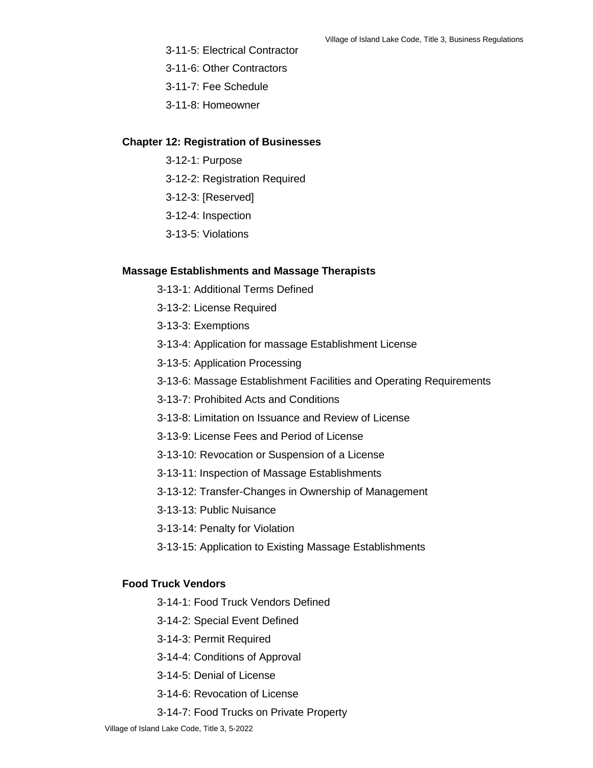3-11-5: Electrical Contractor

3-11-6: Other Contractors

3-11-7: Fee Schedule

3-11-8: Homeowner

**Chapter 12: Registration of Businesses**

3-12-1: Purpose

3-12-2: Registration Required

3-12-3: [Reserved]

3-12-4: Inspection

3-13-5: Violations

**Massage Establishments and Massage Therapists**

3-13-1: Additional Terms Defined

3-13-2: License Required

3-13-3: Exemptions

3-13-4: Application for massage Establishment License

3-13-5: Application Processing

3-13-6: Massage Establishment Facilities and Operating Requirements

3-13-7: Prohibited Acts and Conditions

3-13-8: Limitation on Issuance and Review of License

3-13-9: License Fees and Period of License

3-13-10: Revocation or Suspension of a License

3-13-11: Inspection of Massage Establishments

3-13-12: Transfer-Changes in Ownership of Management

3-13-13: Public Nuisance

3-13-14: Penalty for Violation

3-13-15: Application to Existing Massage Establishments

**Food Truck Vendors**

3-14-1: Food Truck Vendors Defined

3-14-2: Special Event Defined

3-14-3: Permit Required

3-14-4: Conditions of Approval

3-14-5: Denial of License

3-14-6: Revocation of License

3-14-7: Food Trucks on Private Property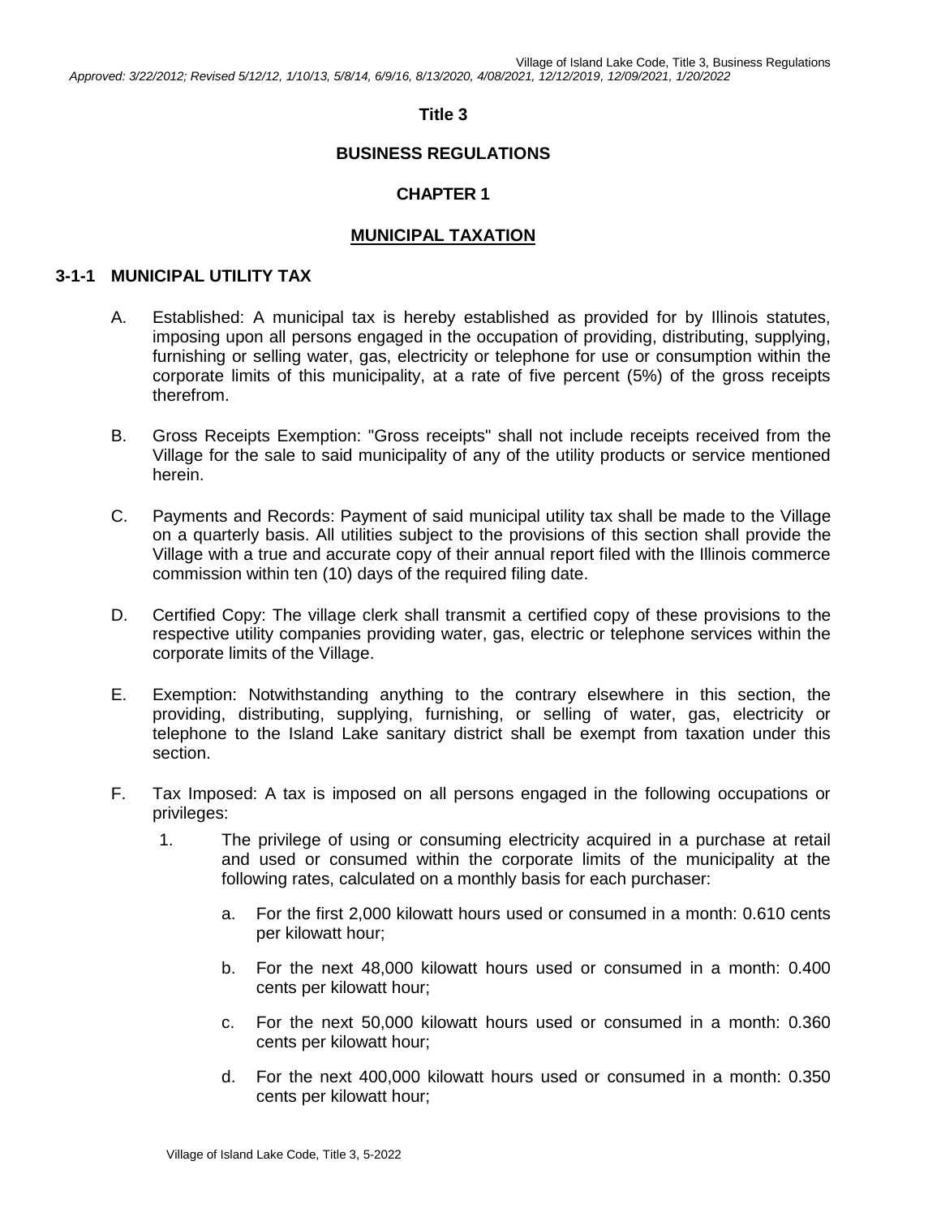# Title 3

## BUSINESS REGULATIONS

## CHAPTER 1

## MUNICIPAL TAXATION

### 3-1-1 MUNICIPAL UTILITY TAX

A. Established: A municipal tax is hereby established as provided for by Illinois statutes, imposing upon all persons engaged in the occupation of providing, distributing, supplying, furnishing or selling water, gas, electricity or telephone for use or consumption within the corporate limits of this municipality, at a rate of five percent (5%) of the gross receipts therefrom.

B. Gross Receipts Exemption: "Gross receipts" shall not include receipts received from the Village for the sale to said municipality of any of the utility products or service mentioned herein.

C. Payments and Records: Payment of said municipal utility tax shall be made to the Village on a quarterly basis. All utilities subject to the provisions of this section shall provide the Village with a true and accurate copy of their annual report filed with the Illinois commerce commission within ten (10) days of the required filing date.

D. Certified Copy: The village clerk shall transmit a certified copy of these provisions to the respective utility companies providing water, gas, electric or telephone services within the corporate limits of the Village.

E. Exemption: Notwithstanding anything to the contrary elsewhere in this section, the providing, distributing, supplying, furnishing, or selling of water, gas, electricity or telephone to the Island Lake sanitary district shall be exempt from taxation under this section.

F. Tax Imposed: A tax is imposed on all persons engaged in the following occupations or privileges:

1. The privilege of using or consuming electricity acquired in a purchase at retail and used or consumed within the corporate limits of the municipality at the following rates, calculated on a monthly basis for each purchaser:

   a. For the first 2,000 kilowatt hours used or consumed in a month: 0.610 cents per kilowatt hour;

   b. For the next 48,000 kilowatt hours used or consumed in a month: 0.400 cents per kilowatt hour;

   c. For the next 50,000 kilowatt hours used or consumed in a month: 0.360 cents per kilowatt hour;

   d. For the next 400,000 kilowatt hours used or consumed in a month: 0.350 cents per kilowatt hour;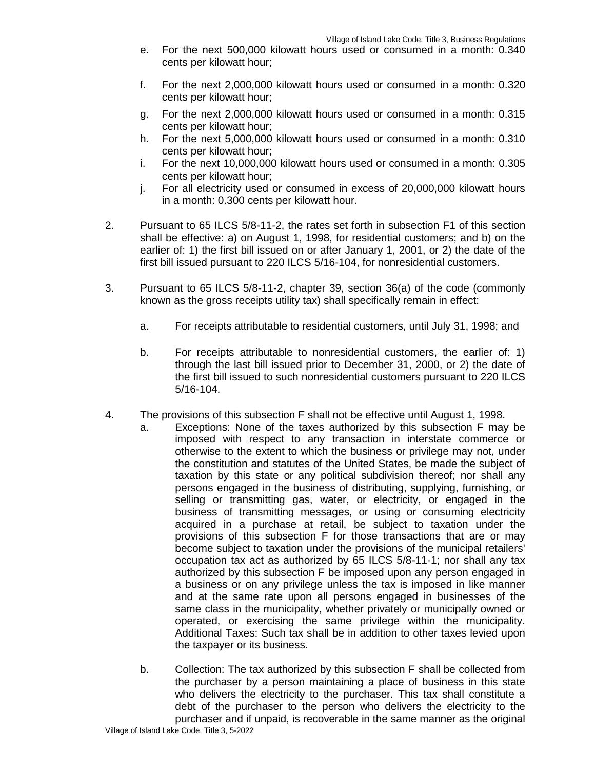e. For the next 500,000 kilowatt hours used or consumed in a month: 0.340 cents per kilowatt hour;

f. For the next 2,000,000 kilowatt hours used or consumed in a month: 0.320 cents per kilowatt hour;

g. For the next 2,000,000 kilowatt hours used or consumed in a month: 0.315 cents per kilowatt hour;

h. For the next 5,000,000 kilowatt hours used or consumed in a month: 0.310 cents per kilowatt hour;

i. For the next 10,000,000 kilowatt hours used or consumed in a month: 0.305 cents per kilowatt hour;

j. For all electricity used or consumed in excess of 20,000,000 kilowatt hours in a month: 0.300 cents per kilowatt hour.

2. Pursuant to 65 ILCS 5/8-11-2, the rates set forth in subsection F1 of this section shall be effective: a) on August 1, 1998, for residential customers; and b) on the earlier of: 1) the first bill issued on or after January 1, 2001, or 2) the date of the first bill issued pursuant to 220 ILCS 5/16-104, for nonresidential customers.

3. Pursuant to 65 ILCS 5/8-11-2, chapter 39, section 36(a) of the code (commonly known as the gross receipts utility tax) shall specifically remain in effect:

   a. For receipts attributable to residential customers, until July 31, 1998; and

   b. For receipts attributable to nonresidential customers, the earlier of: 1) through the last bill issued prior to December 31, 2000, or 2) the date of the first bill issued to such nonresidential customers pursuant to 220 ILCS 5/16-104.

4. The provisions of this subsection F shall not be effective until August 1, 1998.

   a. Exceptions: None of the taxes authorized by this subsection F may be imposed with respect to any transaction in interstate commerce or otherwise to the extent to which the business or privilege may not, under the constitution and statutes of the United States, be made the subject of taxation by this state or any political subdivision thereof; nor shall any persons engaged in the business of distributing, supplying, furnishing, or selling or transmitting gas, water, or electricity, or engaged in the business of transmitting messages, or using or consuming electricity acquired in a purchase at retail, be subject to taxation under the provisions of this subsection F for those transactions that are or may become subject to taxation under the provisions of the municipal retailers' occupation tax act as authorized by 65 ILCS 5/8-11-1; nor shall any tax authorized by this subsection F be imposed upon any person engaged in a business or on any privilege unless the tax is imposed in like manner and at the same rate upon all persons engaged in businesses of the same class in the municipality, whether privately or municipally owned or operated, or exercising the same privilege within the municipality. Additional Taxes: Such tax shall be in addition to other taxes levied upon the taxpayer or its business.

   b. Collection: The tax authorized by this subsection F shall be collected from the purchaser by a person maintaining a place of business in this state who delivers the electricity to the purchaser. This tax shall constitute a debt of the purchaser to the person who delivers the electricity to the purchaser and if unpaid, is recoverable in the same manner as the original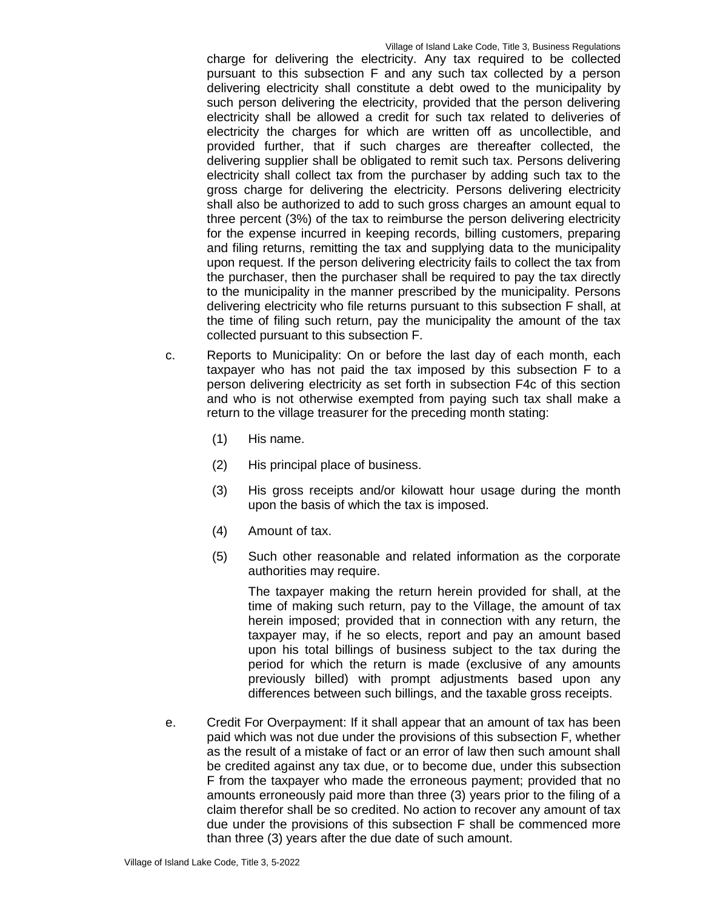charge for delivering the electricity. Any tax required to be collected pursuant to this subsection F and any such tax collected by a person delivering electricity shall constitute a debt owed to the municipality by such person delivering the electricity, provided that the person delivering electricity shall be allowed a credit for such tax related to deliveries of electricity the charges for which are written off as uncollectible, and provided further, that if such charges are thereafter collected, the delivering supplier shall be obligated to remit such tax. Persons delivering electricity shall collect tax from the purchaser by adding such tax to the gross charge for delivering the electricity. Persons delivering electricity shall also be authorized to add to such gross charges an amount equal to three percent (3%) of the tax to reimburse the person delivering electricity for the expense incurred in keeping records, billing customers, preparing and filing returns, remitting the tax and supplying data to the municipality upon request. If the person delivering electricity fails to collect the tax from the purchaser, then the purchaser shall be required to pay the tax directly to the municipality in the manner prescribed by the municipality. Persons delivering electricity who file returns pursuant to this subsection F shall, at the time of filing such return, pay the municipality the amount of the tax collected pursuant to this subsection F.

c. Reports to Municipality: On or before the last day of each month, each taxpayer who has not paid the tax imposed by this subsection F to a person delivering electricity as set forth in subsection F4c of this section and who is not otherwise exempted from paying such tax shall make a return to the village treasurer for the preceding month stating:

(1) His name.

(2) His principal place of business.

(3) His gross receipts and/or kilowatt hour usage during the month upon the basis of which the tax is imposed.

(4) Amount of tax.

(5) Such other reasonable and related information as the corporate authorities may require.

The taxpayer making the return herein provided for shall, at the time of making such return, pay to the Village, the amount of tax herein imposed; provided that in connection with any return, the taxpayer may, if he so elects, report and pay an amount based upon his total billings of business subject to the tax during the period for which the return is made (exclusive of any amounts previously billed) with prompt adjustments based upon any differences between such billings, and the taxable gross receipts.

e. Credit For Overpayment: If it shall appear that an amount of tax has been paid which was not due under the provisions of this subsection F, whether as the result of a mistake of fact or an error of law then such amount shall be credited against any tax due, or to become due, under this subsection F from the taxpayer who made the erroneous payment; provided that no amounts erroneously paid more than three (3) years prior to the filing of a claim therefor shall be so credited. No action to recover any amount of tax due under the provisions of this subsection F shall be commenced more than three (3) years after the due date of such amount.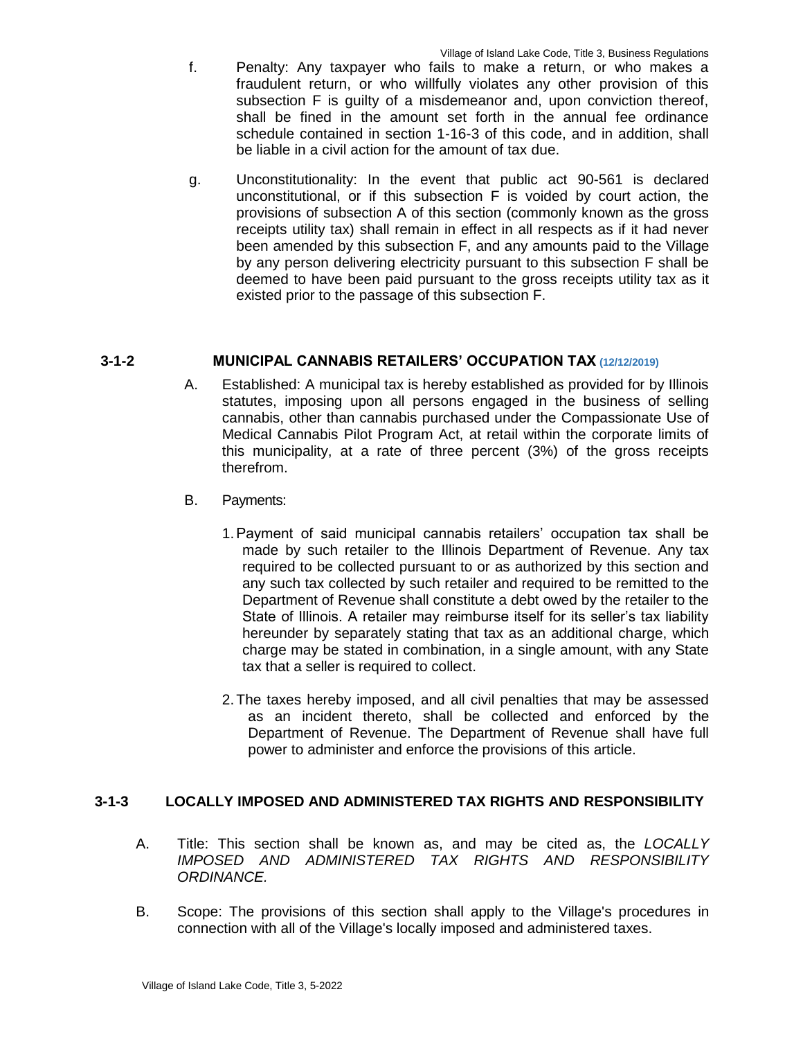f. Penalty: Any taxpayer who fails to make a return, or who makes a fraudulent return, or who willfully violates any other provision of this subsection F is guilty of a misdemeanor and, upon conviction thereof, shall be fined in the amount set forth in the annual fee ordinance schedule contained in section 1-16-3 of this code, and in addition, shall be liable in a civil action for the amount of tax due.

g. Unconstitutionality: In the event that public act 90-561 is declared unconstitutional, or if this subsection F is voided by court action, the provisions of subsection A of this section (commonly known as the gross receipts utility tax) shall remain in effect in all respects as if it had never been amended by this subsection F, and any amounts paid to the Village by any person delivering electricity pursuant to this subsection F shall be deemed to have been paid pursuant to the gross receipts utility tax as it existed prior to the passage of this subsection F.

## 3-1-2 MUNICIPAL CANNABIS RETAILERS' OCCUPATION TAX (12/12/2019)

A. Established: A municipal tax is hereby established as provided for by Illinois statutes, imposing upon all persons engaged in the business of selling cannabis, other than cannabis purchased under the Compassionate Use of Medical Cannabis Pilot Program Act, at retail within the corporate limits of this municipality, at a rate of three percent (3%) of the gross receipts therefrom.

B. Payments:

1. Payment of said municipal cannabis retailers' occupation tax shall be made by such retailer to the Illinois Department of Revenue. Any tax required to be collected pursuant to or as authorized by this section and any such tax collected by such retailer and required to be remitted to the Department of Revenue shall constitute a debt owed by the retailer to the State of Illinois. A retailer may reimburse itself for its seller's tax liability hereunder by separately stating that tax as an additional charge, which charge may be stated in combination, in a single amount, with any State tax that a seller is required to collect.

2. The taxes hereby imposed, and all civil penalties that may be assessed as an incident thereto, shall be collected and enforced by the Department of Revenue. The Department of Revenue shall have full power to administer and enforce the provisions of this article.

## 3-1-3 LOCALLY IMPOSED AND ADMINISTERED TAX RIGHTS AND RESPONSIBILITY

A. Title: This section shall be known as, and may be cited as, the *LOCALLY IMPOSED AND ADMINISTERED TAX RIGHTS AND RESPONSIBILITY ORDINANCE.*

B. Scope: The provisions of this section shall apply to the Village's procedures in connection with all of the Village's locally imposed and administered taxes.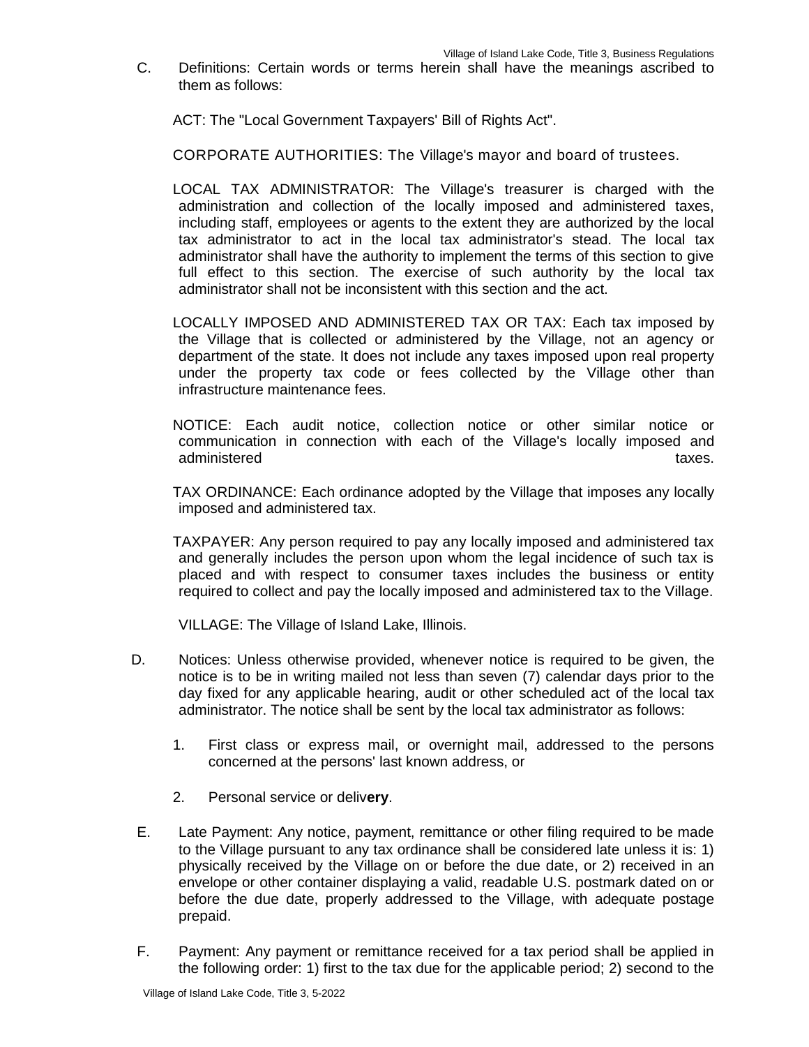C. Definitions: Certain words or terms herein shall have the meanings ascribed to them as follows:

ACT: The "Local Government Taxpayers' Bill of Rights Act".

CORPORATE AUTHORITIES: The Village's mayor and board of trustees.

LOCAL TAX ADMINISTRATOR: The Village's treasurer is charged with the administration and collection of the locally imposed and administered taxes, including staff, employees or agents to the extent they are authorized by the local tax administrator to act in the local tax administrator's stead. The local tax administrator shall have the authority to implement the terms of this section to give full effect to this section. The exercise of such authority by the local tax administrator shall not be inconsistent with this section and the act.

LOCALLY IMPOSED AND ADMINISTERED TAX OR TAX: Each tax imposed by the Village that is collected or administered by the Village, not an agency or department of the state. It does not include any taxes imposed upon real property under the property tax code or fees collected by the Village other than infrastructure maintenance fees.

NOTICE: Each audit notice, collection notice or other similar notice or communication in connection with each of the Village's locally imposed and administered taxes.

TAX ORDINANCE: Each ordinance adopted by the Village that imposes any locally imposed and administered tax.

TAXPAYER: Any person required to pay any locally imposed and administered tax and generally includes the person upon whom the legal incidence of such tax is placed and with respect to consumer taxes includes the business or entity required to collect and pay the locally imposed and administered tax to the Village.

VILLAGE: The Village of Island Lake, Illinois.

D. Notices: Unless otherwise provided, whenever notice is required to be given, the notice is to be in writing mailed not less than seven (7) calendar days prior to the day fixed for any applicable hearing, audit or other scheduled act of the local tax administrator. The notice shall be sent by the local tax administrator as follows:

1. First class or express mail, or overnight mail, addressed to the persons concerned at the persons' last known address, or

2. Personal service or deliv**ery**.

E. Late Payment: Any notice, payment, remittance or other filing required to be made to the Village pursuant to any tax ordinance shall be considered late unless it is: 1) physically received by the Village on or before the due date, or 2) received in an envelope or other container displaying a valid, readable U.S. postmark dated on or before the due date, properly addressed to the Village, with adequate postage prepaid.

F. Payment: Any payment or remittance received for a tax period shall be applied in the following order: 1) first to the tax due for the applicable period; 2) second to the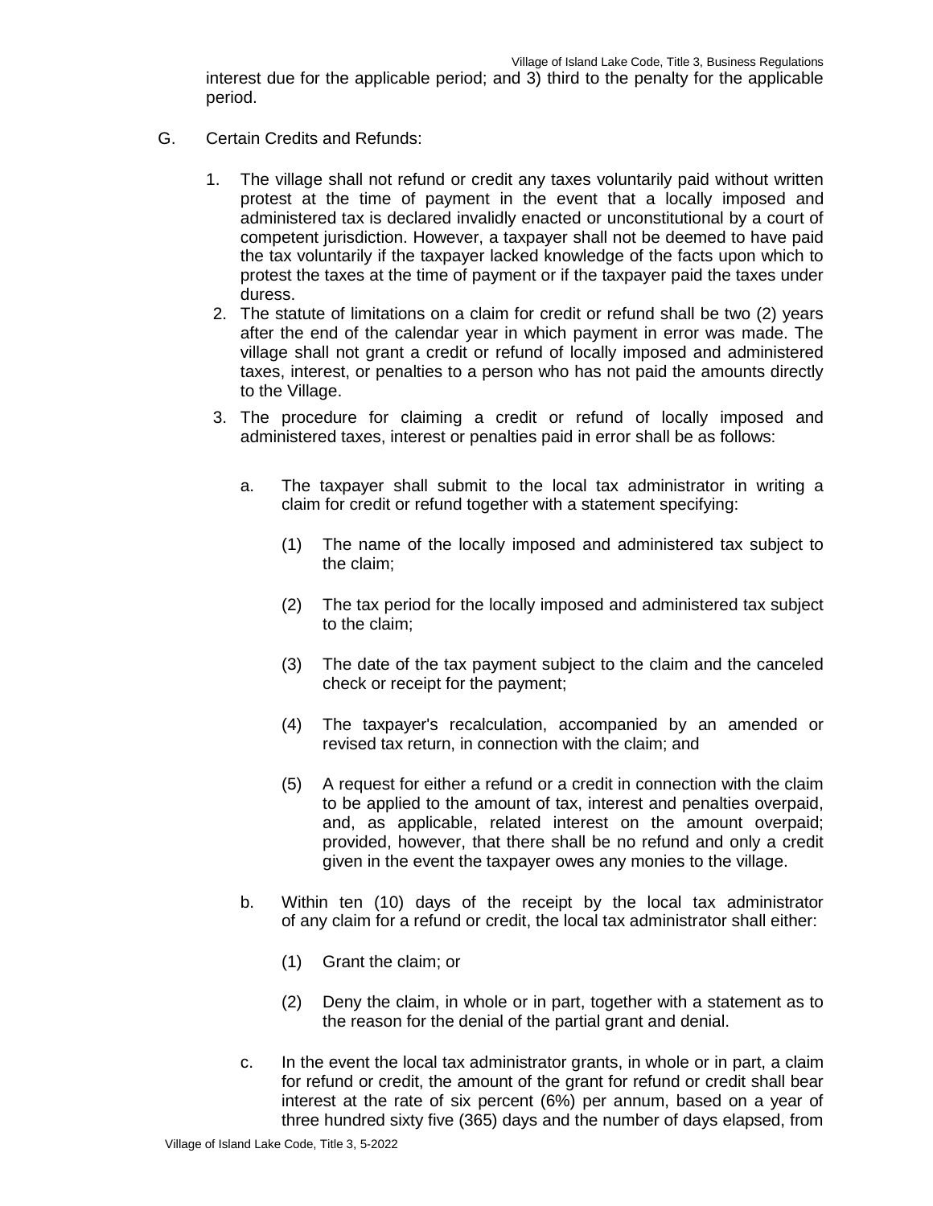interest due for the applicable period; and 3) third to the penalty for the applicable period.

G. Certain Credits and Refunds:

1. The village shall not refund or credit any taxes voluntarily paid without written protest at the time of payment in the event that a locally imposed and administered tax is declared invalidly enacted or unconstitutional by a court of competent jurisdiction. However, a taxpayer shall not be deemed to have paid the tax voluntarily if the taxpayer lacked knowledge of the facts upon which to protest the taxes at the time of payment or if the taxpayer paid the taxes under duress.
2. The statute of limitations on a claim for credit or refund shall be two (2) years after the end of the calendar year in which payment in error was made. The village shall not grant a credit or refund of locally imposed and administered taxes, interest, or penalties to a person who has not paid the amounts directly to the Village.
3. The procedure for claiming a credit or refund of locally imposed and administered taxes, interest or penalties paid in error shall be as follows:

   a. The taxpayer shall submit to the local tax administrator in writing a claim for credit or refund together with a statement specifying:

      (1) The name of the locally imposed and administered tax subject to the claim;

      (2) The tax period for the locally imposed and administered tax subject to the claim;

      (3) The date of the tax payment subject to the claim and the canceled check or receipt for the payment;

      (4) The taxpayer's recalculation, accompanied by an amended or revised tax return, in connection with the claim; and

      (5) A request for either a refund or a credit in connection with the claim to be applied to the amount of tax, interest and penalties overpaid, and, as applicable, related interest on the amount overpaid; provided, however, that there shall be no refund and only a credit given in the event the taxpayer owes any monies to the village.

   b. Within ten (10) days of the receipt by the local tax administrator of any claim for a refund or credit, the local tax administrator shall either:

      (1) Grant the claim; or

      (2) Deny the claim, in whole or in part, together with a statement as to the reason for the denial of the partial grant and denial.

   c. In the event the local tax administrator grants, in whole or in part, a claim for refund or credit, the amount of the grant for refund or credit shall bear interest at the rate of six percent (6%) per annum, based on a year of three hundred sixty five (365) days and the number of days elapsed, from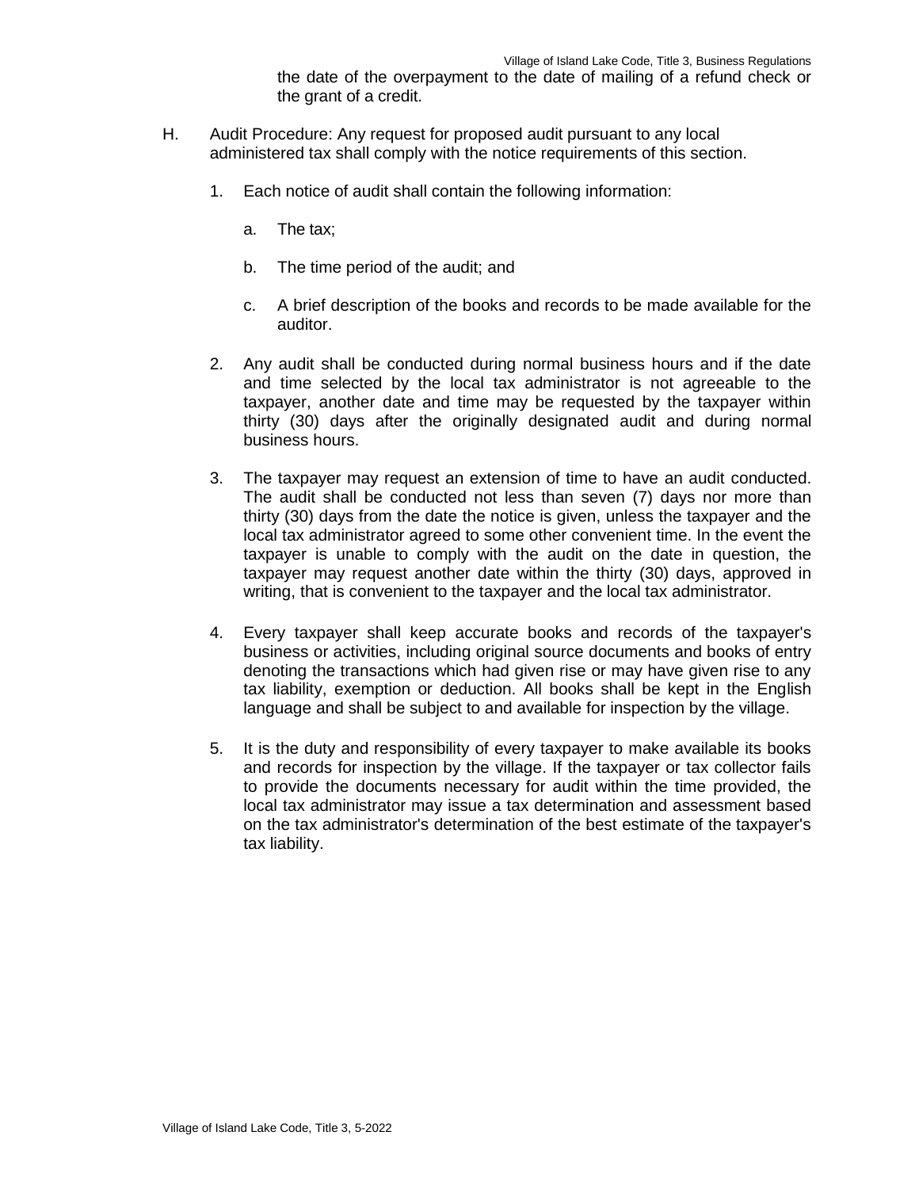the date of the overpayment to the date of mailing of a refund check or the grant of a credit.

H. Audit Procedure: Any request for proposed audit pursuant to any local administered tax shall comply with the notice requirements of this section.

1. Each notice of audit shall contain the following information:

    a. The tax;

    b. The time period of the audit; and

    c. A brief description of the books and records to be made available for the auditor.

2. Any audit shall be conducted during normal business hours and if the date and time selected by the local tax administrator is not agreeable to the taxpayer, another date and time may be requested by the taxpayer within thirty (30) days after the originally designated audit and during normal business hours.

3. The taxpayer may request an extension of time to have an audit conducted. The audit shall be conducted not less than seven (7) days nor more than thirty (30) days from the date the notice is given, unless the taxpayer and the local tax administrator agreed to some other convenient time. In the event the taxpayer is unable to comply with the audit on the date in question, the taxpayer may request another date within the thirty (30) days, approved in writing, that is convenient to the taxpayer and the local tax administrator.

4. Every taxpayer shall keep accurate books and records of the taxpayer's business or activities, including original source documents and books of entry denoting the transactions which had given rise or may have given rise to any tax liability, exemption or deduction. All books shall be kept in the English language and shall be subject to and available for inspection by the village.

5. It is the duty and responsibility of every taxpayer to make available its books and records for inspection by the village. If the taxpayer or tax collector fails to provide the documents necessary for audit within the time provided, the local tax administrator may issue a tax determination and assessment based on the tax administrator's determination of the best estimate of the taxpayer's tax liability.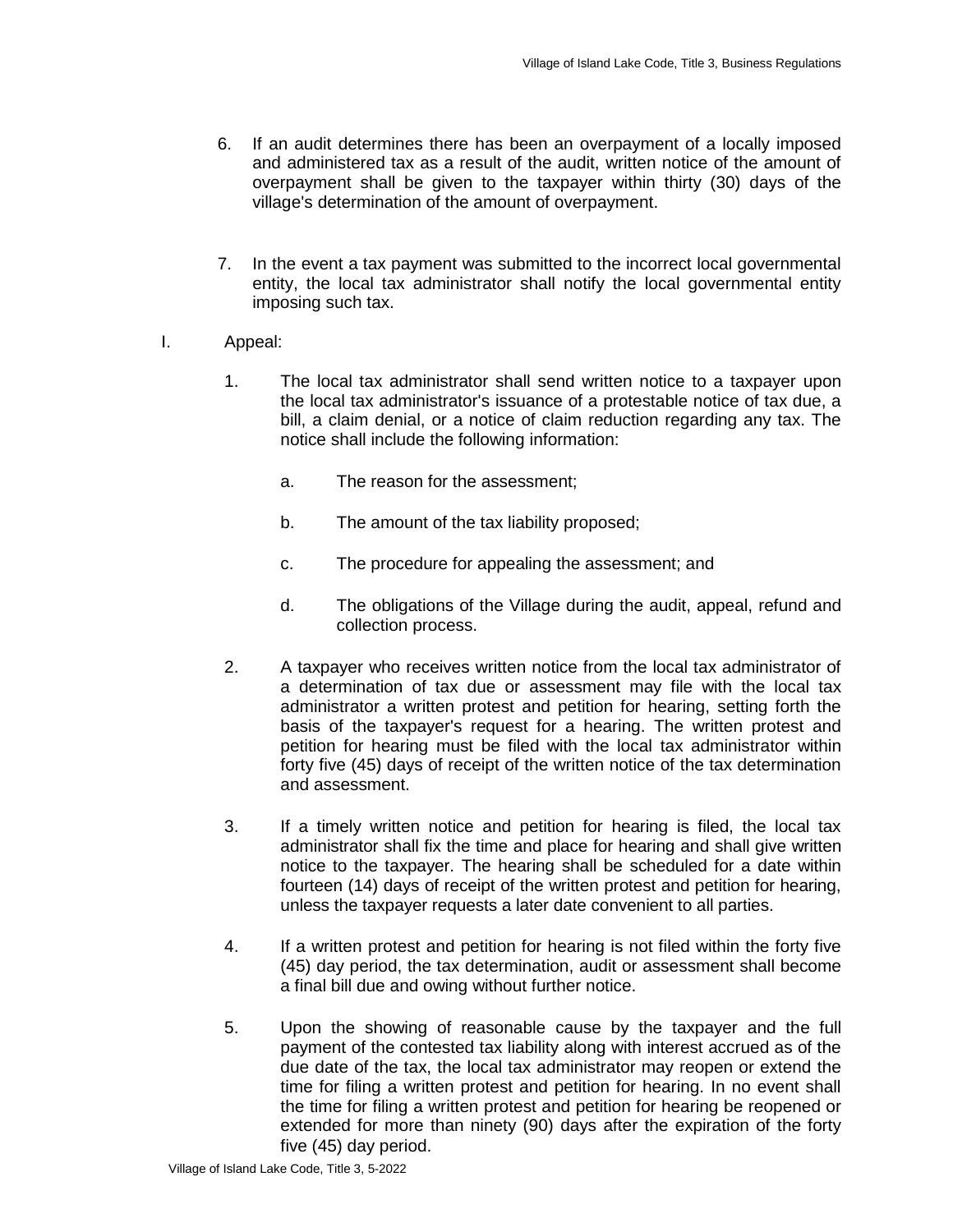6. If an audit determines there has been an overpayment of a locally imposed and administered tax as a result of the audit, written notice of the amount of overpayment shall be given to the taxpayer within thirty (30) days of the village's determination of the amount of overpayment.

7. In the event a tax payment was submitted to the incorrect local governmental entity, the local tax administrator shall notify the local governmental entity imposing such tax.

I. Appeal:

1. The local tax administrator shall send written notice to a taxpayer upon the local tax administrator's issuance of a protestable notice of tax due, a bill, a claim denial, or a notice of claim reduction regarding any tax. The notice shall include the following information:

   a. The reason for the assessment;

   b. The amount of the tax liability proposed;

   c. The procedure for appealing the assessment; and

   d. The obligations of the Village during the audit, appeal, refund and collection process.

2. A taxpayer who receives written notice from the local tax administrator of a determination of tax due or assessment may file with the local tax administrator a written protest and petition for hearing, setting forth the basis of the taxpayer's request for a hearing. The written protest and petition for hearing must be filed with the local tax administrator within forty five (45) days of receipt of the written notice of the tax determination and assessment.

3. If a timely written notice and petition for hearing is filed, the local tax administrator shall fix the time and place for hearing and shall give written notice to the taxpayer. The hearing shall be scheduled for a date within fourteen (14) days of receipt of the written protest and petition for hearing, unless the taxpayer requests a later date convenient to all parties.

4. If a written protest and petition for hearing is not filed within the forty five (45) day period, the tax determination, audit or assessment shall become a final bill due and owing without further notice.

5. Upon the showing of reasonable cause by the taxpayer and the full payment of the contested tax liability along with interest accrued as of the due date of the tax, the local tax administrator may reopen or extend the time for filing a written protest and petition for hearing. In no event shall the time for filing a written protest and petition for hearing be reopened or extended for more than ninety (90) days after the expiration of the forty five (45) day period.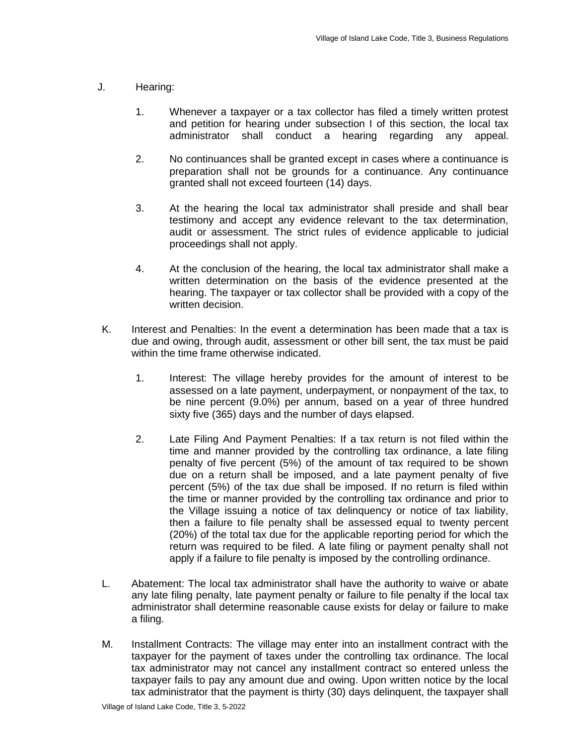J. Hearing:

1. Whenever a taxpayer or a tax collector has filed a timely written protest and petition for hearing under subsection I of this section, the local tax administrator shall conduct a hearing regarding any appeal.

2. No continuances shall be granted except in cases where a continuance is preparation shall not be grounds for a continuance. Any continuance granted shall not exceed fourteen (14) days.

3. At the hearing the local tax administrator shall preside and shall bear testimony and accept any evidence relevant to the tax determination, audit or assessment. The strict rules of evidence applicable to judicial proceedings shall not apply.

4. At the conclusion of the hearing, the local tax administrator shall make a written determination on the basis of the evidence presented at the hearing. The taxpayer or tax collector shall be provided with a copy of the written decision.

K. Interest and Penalties: In the event a determination has been made that a tax is due and owing, through audit, assessment or other bill sent, the tax must be paid within the time frame otherwise indicated.

1. Interest: The village hereby provides for the amount of interest to be assessed on a late payment, underpayment, or nonpayment of the tax, to be nine percent (9.0%) per annum, based on a year of three hundred sixty five (365) days and the number of days elapsed.

2. Late Filing And Payment Penalties: If a tax return is not filed within the time and manner provided by the controlling tax ordinance, a late filing penalty of five percent (5%) of the amount of tax required to be shown due on a return shall be imposed, and a late payment penalty of five percent (5%) of the tax due shall be imposed. If no return is filed within the time or manner provided by the controlling tax ordinance and prior to the Village issuing a notice of tax delinquency or notice of tax liability, then a failure to file penalty shall be assessed equal to twenty percent (20%) of the total tax due for the applicable reporting period for which the return was required to be filed. A late filing or payment penalty shall not apply if a failure to file penalty is imposed by the controlling ordinance.

L. Abatement: The local tax administrator shall have the authority to waive or abate any late filing penalty, late payment penalty or failure to file penalty if the local tax administrator shall determine reasonable cause exists for delay or failure to make a filing.

M. Installment Contracts: The village may enter into an installment contract with the taxpayer for the payment of taxes under the controlling tax ordinance. The local tax administrator may not cancel any installment contract so entered unless the taxpayer fails to pay any amount due and owing. Upon written notice by the local tax administrator that the payment is thirty (30) days delinquent, the taxpayer shall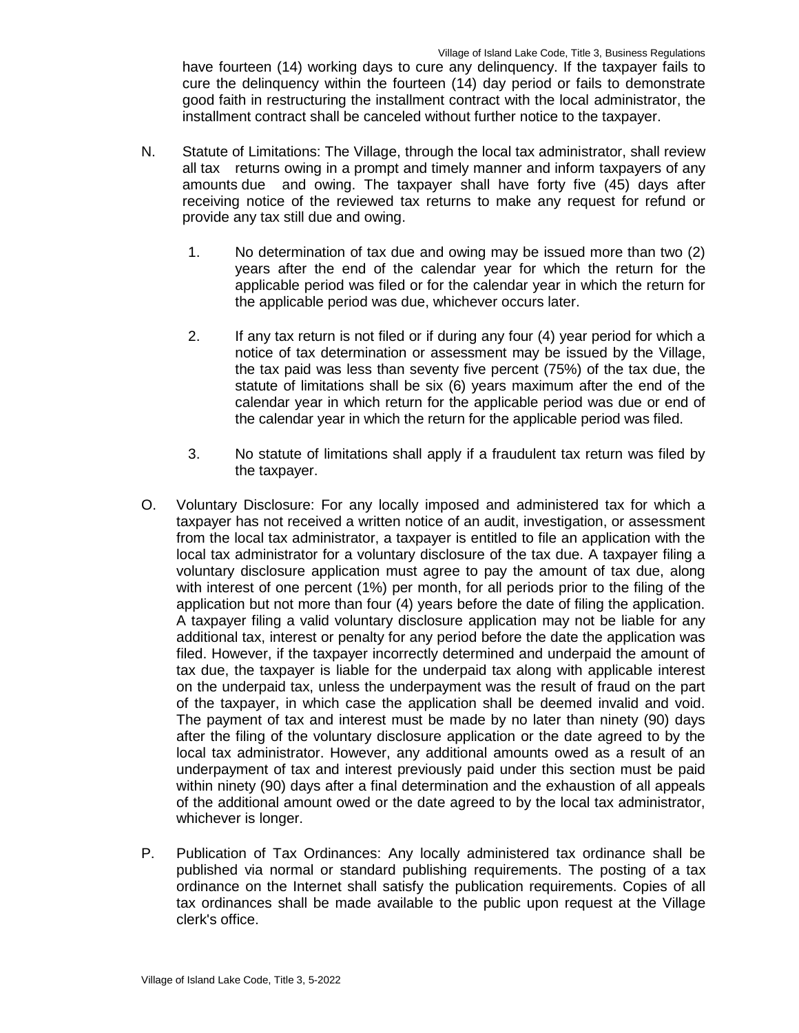have fourteen (14) working days to cure any delinquency. If the taxpayer fails to cure the delinquency within the fourteen (14) day period or fails to demonstrate good faith in restructuring the installment contract with the local administrator, the installment contract shall be canceled without further notice to the taxpayer.

N. Statute of Limitations: The Village, through the local tax administrator, shall review all tax returns owing in a prompt and timely manner and inform taxpayers of any amounts due and owing. The taxpayer shall have forty five (45) days after receiving notice of the reviewed tax returns to make any request for refund or provide any tax still due and owing.

   1. No determination of tax due and owing may be issued more than two (2) years after the end of the calendar year for which the return for the applicable period was filed or for the calendar year in which the return for the applicable period was due, whichever occurs later.

   2. If any tax return is not filed or if during any four (4) year period for which a notice of tax determination or assessment may be issued by the Village, the tax paid was less than seventy five percent (75%) of the tax due, the statute of limitations shall be six (6) years maximum after the end of the calendar year in which return for the applicable period was due or end of the calendar year in which the return for the applicable period was filed.

   3. No statute of limitations shall apply if a fraudulent tax return was filed by the taxpayer.

O. Voluntary Disclosure: For any locally imposed and administered tax for which a taxpayer has not received a written notice of an audit, investigation, or assessment from the local tax administrator, a taxpayer is entitled to file an application with the local tax administrator for a voluntary disclosure of the tax due. A taxpayer filing a voluntary disclosure application must agree to pay the amount of tax due, along with interest of one percent (1%) per month, for all periods prior to the filing of the application but not more than four (4) years before the date of filing the application. A taxpayer filing a valid voluntary disclosure application may not be liable for any additional tax, interest or penalty for any period before the date the application was filed. However, if the taxpayer incorrectly determined and underpaid the amount of tax due, the taxpayer is liable for the underpaid tax along with applicable interest on the underpaid tax, unless the underpayment was the result of fraud on the part of the taxpayer, in which case the application shall be deemed invalid and void. The payment of tax and interest must be made by no later than ninety (90) days after the filing of the voluntary disclosure application or the date agreed to by the local tax administrator. However, any additional amounts owed as a result of an underpayment of tax and interest previously paid under this section must be paid within ninety (90) days after a final determination and the exhaustion of all appeals of the additional amount owed or the date agreed to by the local tax administrator, whichever is longer.

P. Publication of Tax Ordinances: Any locally administered tax ordinance shall be published via normal or standard publishing requirements. The posting of a tax ordinance on the Internet shall satisfy the publication requirements. Copies of all tax ordinances shall be made available to the public upon request at the Village clerk's office.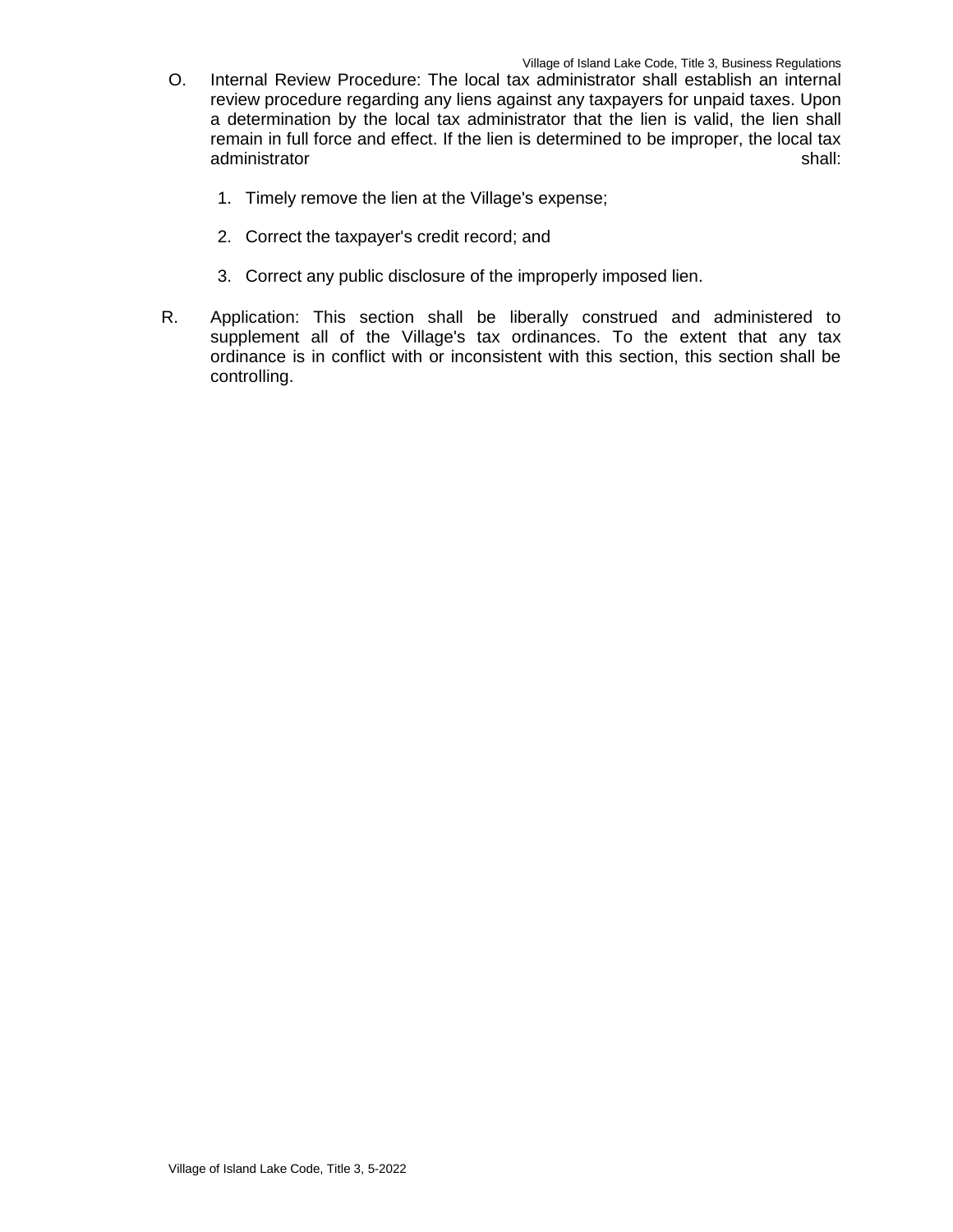O. Internal Review Procedure: The local tax administrator shall establish an internal review procedure regarding any liens against any taxpayers for unpaid taxes. Upon a determination by the local tax administrator that the lien is valid, the lien shall remain in full force and effect. If the lien is determined to be improper, the local tax administrator shall:

1. Timely remove the lien at the Village's expense;

2. Correct the taxpayer's credit record; and

3. Correct any public disclosure of the improperly imposed lien.

R. Application: This section shall be liberally construed and administered to supplement all of the Village's tax ordinances. To the extent that any tax ordinance is in conflict with or inconsistent with this section, this section shall be controlling.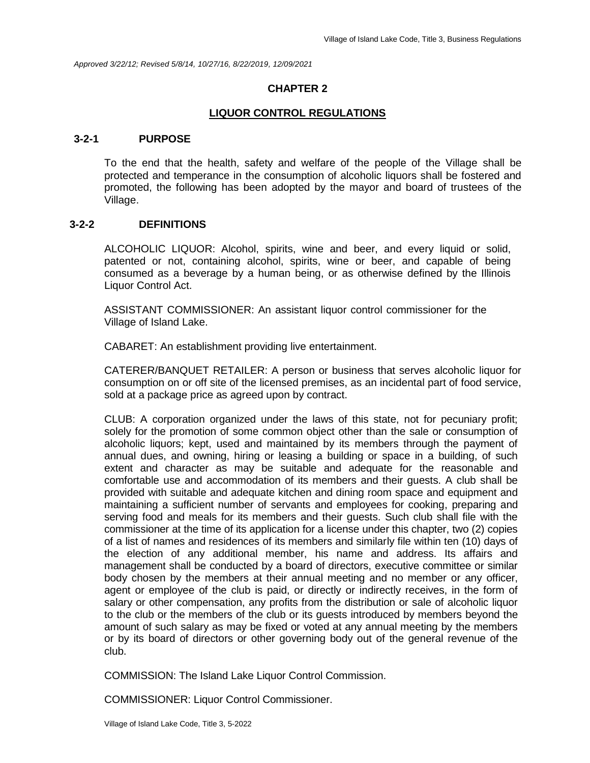*Approved 3/22/12; Revised 5/8/14, 10/27/16, 8/22/2019, 12/09/2021*

## CHAPTER 2

## LIQUOR CONTROL REGULATIONS

### 3-2-1 PURPOSE

To the end that the health, safety and welfare of the people of the Village shall be protected and temperance in the consumption of alcoholic liquors shall be fostered and promoted, the following has been adopted by the mayor and board of trustees of the Village.

### 3-2-2 DEFINITIONS

ALCOHOLIC LIQUOR: Alcohol, spirits, wine and beer, and every liquid or solid, patented or not, containing alcohol, spirits, wine or beer, and capable of being consumed as a beverage by a human being, or as otherwise defined by the Illinois Liquor Control Act.

ASSISTANT COMMISSIONER: An assistant liquor control commissioner for the Village of Island Lake.

CABARET: An establishment providing live entertainment.

CATERER/BANQUET RETAILER: A person or business that serves alcoholic liquor for consumption on or off site of the licensed premises, as an incidental part of food service, sold at a package price as agreed upon by contract.

CLUB: A corporation organized under the laws of this state, not for pecuniary profit; solely for the promotion of some common object other than the sale or consumption of alcoholic liquors; kept, used and maintained by its members through the payment of annual dues, and owning, hiring or leasing a building or space in a building, of such extent and character as may be suitable and adequate for the reasonable and comfortable use and accommodation of its members and their guests. A club shall be provided with suitable and adequate kitchen and dining room space and equipment and maintaining a sufficient number of servants and employees for cooking, preparing and serving food and meals for its members and their guests. Such club shall file with the commissioner at the time of its application for a license under this chapter, two (2) copies of a list of names and residences of its members and similarly file within ten (10) days of the election of any additional member, his name and address. Its affairs and management shall be conducted by a board of directors, executive committee or similar body chosen by the members at their annual meeting and no member or any officer, agent or employee of the club is paid, or directly or indirectly receives, in the form of salary or other compensation, any profits from the distribution or sale of alcoholic liquor to the club or the members of the club or its guests introduced by members beyond the amount of such salary as may be fixed or voted at any annual meeting by the members or by its board of directors or other governing body out of the general revenue of the club.

COMMISSION: The Island Lake Liquor Control Commission.

COMMISSIONER: Liquor Control Commissioner.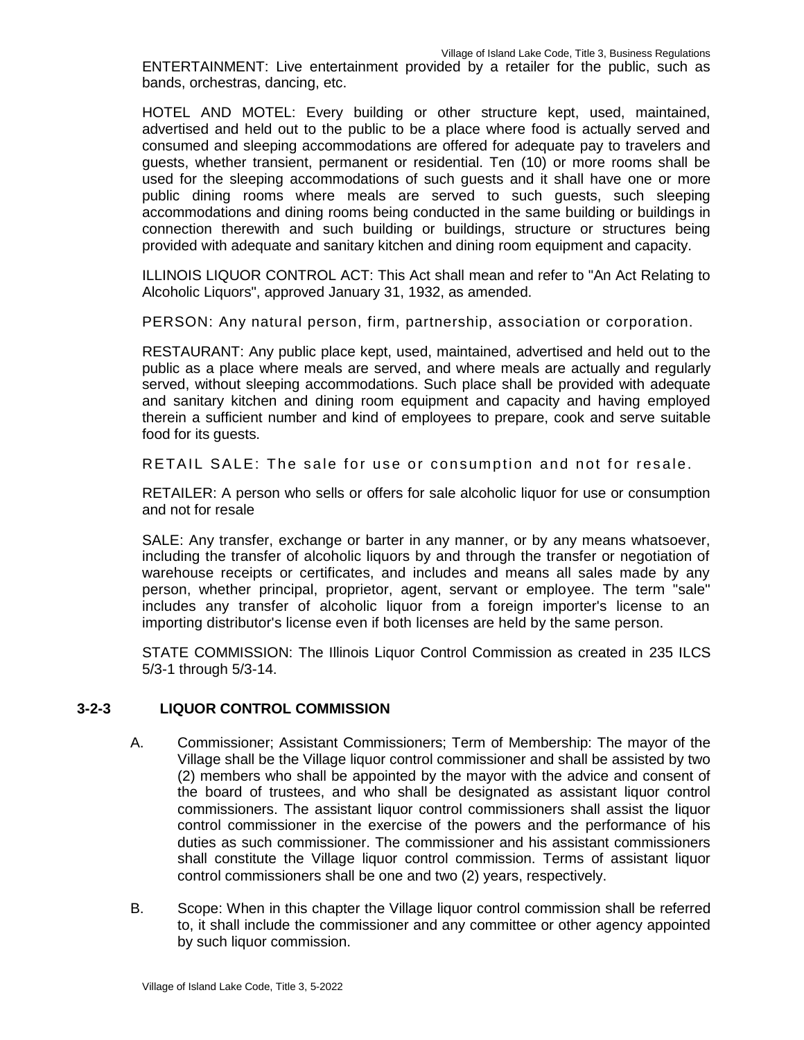ENTERTAINMENT: Live entertainment provided by a retailer for the public, such as bands, orchestras, dancing, etc.

HOTEL AND MOTEL: Every building or other structure kept, used, maintained, advertised and held out to the public to be a place where food is actually served and consumed and sleeping accommodations are offered for adequate pay to travelers and guests, whether transient, permanent or residential. Ten (10) or more rooms shall be used for the sleeping accommodations of such guests and it shall have one or more public dining rooms where meals are served to such guests, such sleeping accommodations and dining rooms being conducted in the same building or buildings in connection therewith and such building or buildings, structure or structures being provided with adequate and sanitary kitchen and dining room equipment and capacity.

ILLINOIS LIQUOR CONTROL ACT: This Act shall mean and refer to "An Act Relating to Alcoholic Liquors", approved January 31, 1932, as amended.

PERSON: Any natural person, firm, partnership, association or corporation.

RESTAURANT: Any public place kept, used, maintained, advertised and held out to the public as a place where meals are served, and where meals are actually and regularly served, without sleeping accommodations. Such place shall be provided with adequate and sanitary kitchen and dining room equipment and capacity and having employed therein a sufficient number and kind of employees to prepare, cook and serve suitable food for its guests.

RETAIL SALE: The sale for use or consumption and not for resale.

RETAILER: A person who sells or offers for sale alcoholic liquor for use or consumption and not for resale

SALE: Any transfer, exchange or barter in any manner, or by any means whatsoever, including the transfer of alcoholic liquors by and through the transfer or negotiation of warehouse receipts or certificates, and includes and means all sales made by any person, whether principal, proprietor, agent, servant or employee. The term "sale" includes any transfer of alcoholic liquor from a foreign importer's license to an importing distributor's license even if both licenses are held by the same person.

STATE COMMISSION: The Illinois Liquor Control Commission as created in 235 ILCS 5/3-1 through 5/3-14.

## 3-2-3 LIQUOR CONTROL COMMISSION

A. Commissioner; Assistant Commissioners; Term of Membership: The mayor of the Village shall be the Village liquor control commissioner and shall be assisted by two (2) members who shall be appointed by the mayor with the advice and consent of the board of trustees, and who shall be designated as assistant liquor control commissioners. The assistant liquor control commissioners shall assist the liquor control commissioner in the exercise of the powers and the performance of his duties as such commissioner. The commissioner and his assistant commissioners shall constitute the Village liquor control commission. Terms of assistant liquor control commissioners shall be one and two (2) years, respectively.

B. Scope: When in this chapter the Village liquor control commission shall be referred to, it shall include the commissioner and any committee or other agency appointed by such liquor commission.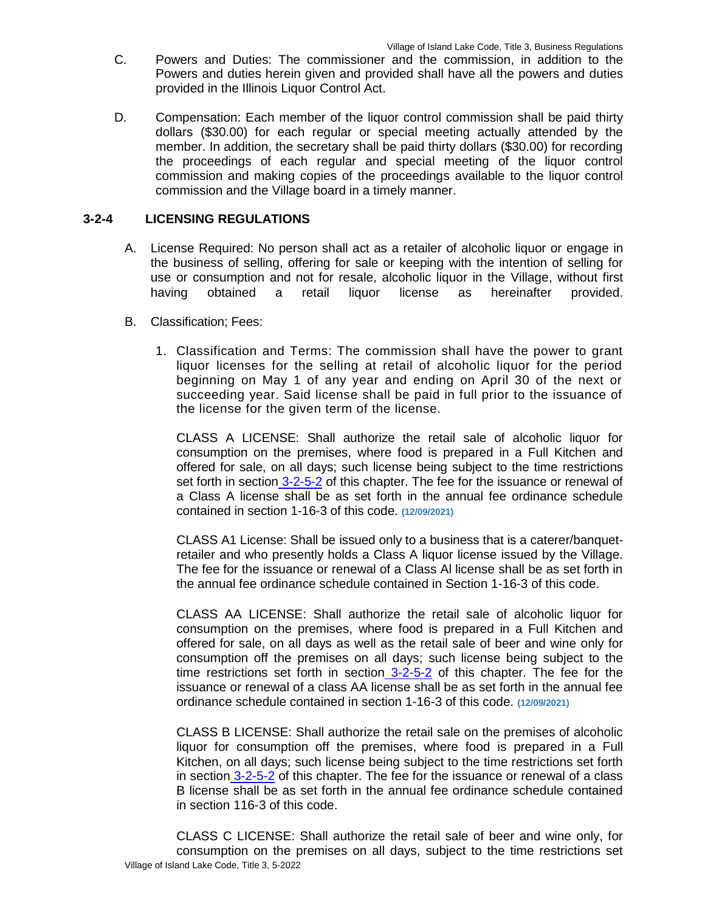C. Powers and Duties: The commissioner and the commission, in addition to the Powers and duties herein given and provided shall have all the powers and duties provided in the Illinois Liquor Control Act.

D. Compensation: Each member of the liquor control commission shall be paid thirty dollars ($30.00) for each regular or special meeting actually attended by the member. In addition, the secretary shall be paid thirty dollars ($30.00) for recording the proceedings of each regular and special meeting of the liquor control commission and making copies of the proceedings available to the liquor control commission and the Village board in a timely manner.

### 3-2-4 LICENSING REGULATIONS

A. License Required: No person shall act as a retailer of alcoholic liquor or engage in the business of selling, offering for sale or keeping with the intention of selling for use or consumption and not for resale, alcoholic liquor in the Village, without first having obtained a retail liquor license as hereinafter provided.

B. Classification; Fees:

1. Classification and Terms: The commission shall have the power to grant liquor licenses for the selling at retail of alcoholic liquor for the period beginning on May 1 of any year and ending on April 30 of the next or succeeding year. Said license shall be paid in full prior to the issuance of the license for the given term of the license.

   CLASS A LICENSE: Shall authorize the retail sale of alcoholic liquor for consumption on the premises, where food is prepared in a Full Kitchen and offered for sale, on all days; such license being subject to the time restrictions set forth in section 3-2-5-2 of this chapter. The fee for the issuance or renewal of a Class A license shall be as set forth in the annual fee ordinance schedule contained in section 1-16-3 of this code. **(12/09/2021)**

   CLASS A1 License: Shall be issued only to a business that is a caterer/banquet-retailer and who presently holds a Class A liquor license issued by the Village. The fee for the issuance or renewal of a Class Al license shall be as set forth in the annual fee ordinance schedule contained in Section 1-16-3 of this code.

   CLASS AA LICENSE: Shall authorize the retail sale of alcoholic liquor for consumption on the premises, where food is prepared in a Full Kitchen and offered for sale, on all days as well as the retail sale of beer and wine only for consumption off the premises on all days; such license being subject to the time restrictions set forth in section 3-2-5-2 of this chapter. The fee for the issuance or renewal of a class AA license shall be as set forth in the annual fee ordinance schedule contained in section 1-16-3 of this code. **(12/09/2021)**

   CLASS B LICENSE: Shall authorize the retail sale on the premises of alcoholic liquor for consumption off the premises, where food is prepared in a Full Kitchen, on all days; such license being subject to the time restrictions set forth in section 3-2-5-2 of this chapter. The fee for the issuance or renewal of a class B license shall be as set forth in the annual fee ordinance schedule contained in section 116-3 of this code.

   CLASS C LICENSE: Shall authorize the retail sale of beer and wine only, for consumption on the premises on all days, subject to the time restrictions set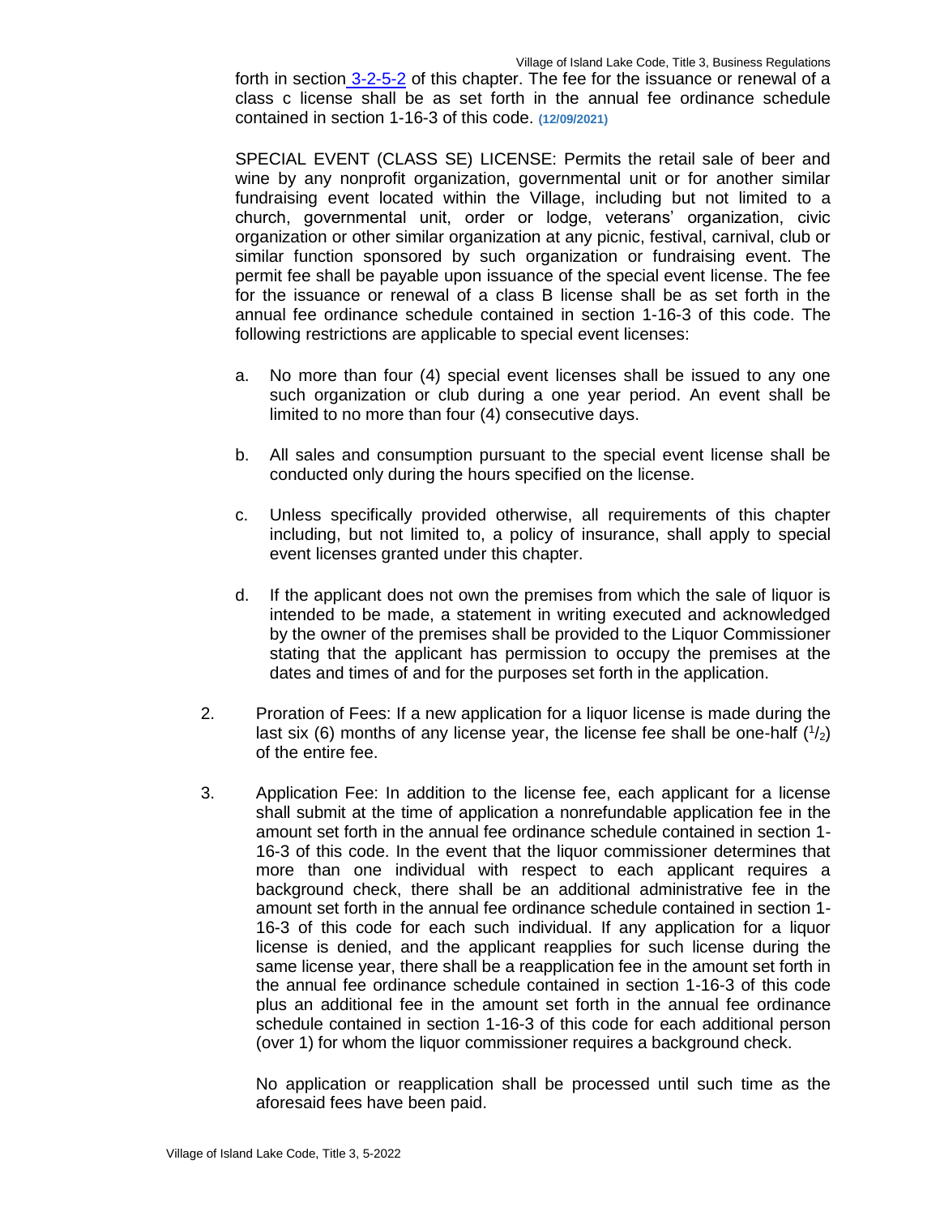forth in section 3-2-5-2 of this chapter. The fee for the issuance or renewal of a class c license shall be as set forth in the annual fee ordinance schedule contained in section 1-16-3 of this code. (12/09/2021)

SPECIAL EVENT (CLASS SE) LICENSE: Permits the retail sale of beer and wine by any nonprofit organization, governmental unit or for another similar fundraising event located within the Village, including but not limited to a church, governmental unit, order or lodge, veterans' organization, civic organization or other similar organization at any picnic, festival, carnival, club or similar function sponsored by such organization or fundraising event. The permit fee shall be payable upon issuance of the special event license. The fee for the issuance or renewal of a class B license shall be as set forth in the annual fee ordinance schedule contained in section 1-16-3 of this code. The following restrictions are applicable to special event licenses:

a. No more than four (4) special event licenses shall be issued to any one such organization or club during a one year period. An event shall be limited to no more than four (4) consecutive days.

b. All sales and consumption pursuant to the special event license shall be conducted only during the hours specified on the license.

c. Unless specifically provided otherwise, all requirements of this chapter including, but not limited to, a policy of insurance, shall apply to special event licenses granted under this chapter.

d. If the applicant does not own the premises from which the sale of liquor is intended to be made, a statement in writing executed and acknowledged by the owner of the premises shall be provided to the Liquor Commissioner stating that the applicant has permission to occupy the premises at the dates and times of and for the purposes set forth in the application.

2. Proration of Fees: If a new application for a liquor license is made during the last six (6) months of any license year, the license fee shall be one-half ($^1/_2$) of the entire fee.

3. Application Fee: In addition to the license fee, each applicant for a license shall submit at the time of application a nonrefundable application fee in the amount set forth in the annual fee ordinance schedule contained in section 1-16-3 of this code. In the event that the liquor commissioner determines that more than one individual with respect to each applicant requires a background check, there shall be an additional administrative fee in the amount set forth in the annual fee ordinance schedule contained in section 1-16-3 of this code for each such individual. If any application for a liquor license is denied, and the applicant reapplies for such license during the same license year, there shall be a reapplication fee in the amount set forth in the annual fee ordinance schedule contained in section 1-16-3 of this code plus an additional fee in the amount set forth in the annual fee ordinance schedule contained in section 1-16-3 of this code for each additional person (over 1) for whom the liquor commissioner requires a background check.

   No application or reapplication shall be processed until such time as the aforesaid fees have been paid.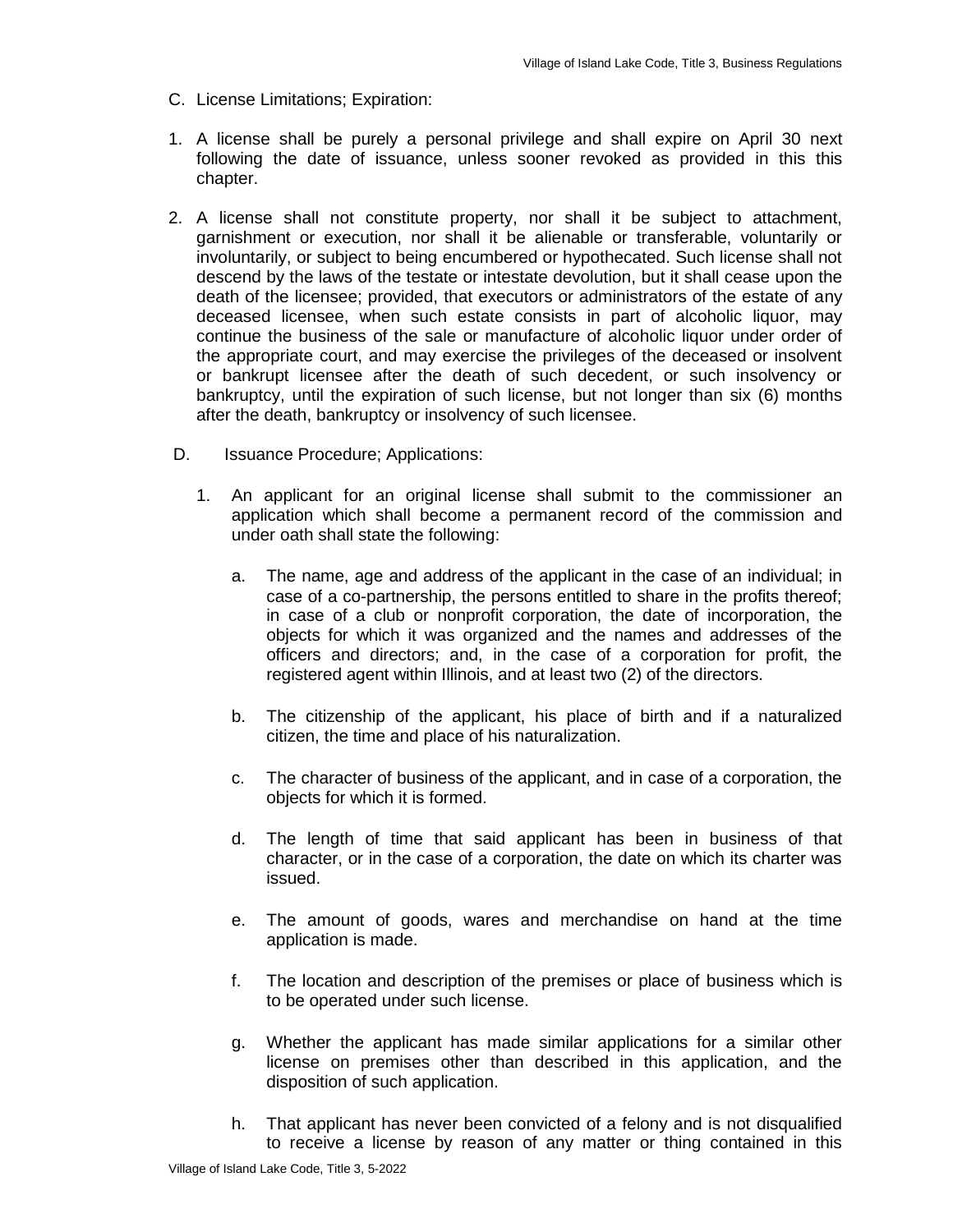C. License Limitations; Expiration:

1. A license shall be purely a personal privilege and shall expire on April 30 next following the date of issuance, unless sooner revoked as provided in this this chapter.

2. A license shall not constitute property, nor shall it be subject to attachment, garnishment or execution, nor shall it be alienable or transferable, voluntarily or involuntarily, or subject to being encumbered or hypothecated. Such license shall not descend by the laws of the testate or intestate devolution, but it shall cease upon the death of the licensee; provided, that executors or administrators of the estate of any deceased licensee, when such estate consists in part of alcoholic liquor, may continue the business of the sale or manufacture of alcoholic liquor under order of the appropriate court, and may exercise the privileges of the deceased or insolvent or bankrupt licensee after the death of such decedent, or such insolvency or bankruptcy, until the expiration of such license, but not longer than six (6) months after the death, bankruptcy or insolvency of such licensee.

D. Issuance Procedure; Applications:

1. An applicant for an original license shall submit to the commissioner an application which shall become a permanent record of the commission and under oath shall state the following:

   a. The name, age and address of the applicant in the case of an individual; in case of a co-partnership, the persons entitled to share in the profits thereof; in case of a club or nonprofit corporation, the date of incorporation, the objects for which it was organized and the names and addresses of the officers and directors; and, in the case of a corporation for profit, the registered agent within Illinois, and at least two (2) of the directors.

   b. The citizenship of the applicant, his place of birth and if a naturalized citizen, the time and place of his naturalization.

   c. The character of business of the applicant, and in case of a corporation, the objects for which it is formed.

   d. The length of time that said applicant has been in business of that character, or in the case of a corporation, the date on which its charter was issued.

   e. The amount of goods, wares and merchandise on hand at the time application is made.

   f. The location and description of the premises or place of business which is to be operated under such license.

   g. Whether the applicant has made similar applications for a similar other license on premises other than described in this application, and the disposition of such application.

   h. That applicant has never been convicted of a felony and is not disqualified to receive a license by reason of any matter or thing contained in this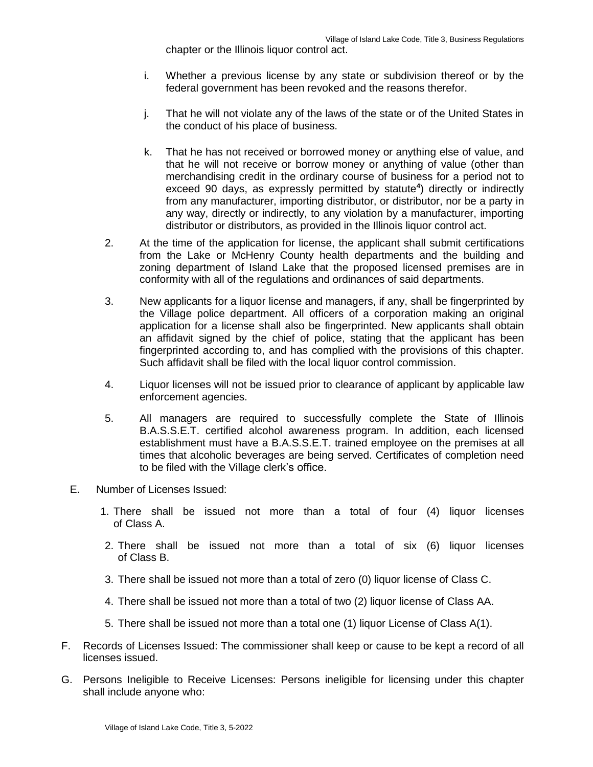chapter or the Illinois liquor control act.

i. Whether a previous license by any state or subdivision thereof or by the federal government has been revoked and the reasons therefor.

j. That he will not violate any of the laws of the state or of the United States in the conduct of his place of business.

k. That he has not received or borrowed money or anything else of value, and that he will not receive or borrow money or anything of value (other than merchandising credit in the ordinary course of business for a period not to exceed 90 days, as expressly permitted by statute[4]) directly or indirectly from any manufacturer, importing distributor, or distributor, nor be a party in any way, directly or indirectly, to any violation by a manufacturer, importing distributor or distributors, as provided in the Illinois liquor control act.

2. At the time of the application for license, the applicant shall submit certifications from the Lake or McHenry County health departments and the building and zoning department of Island Lake that the proposed licensed premises are in conformity with all of the regulations and ordinances of said departments.

3. New applicants for a liquor license and managers, if any, shall be fingerprinted by the Village police department. All officers of a corporation making an original application for a license shall also be fingerprinted. New applicants shall obtain an affidavit signed by the chief of police, stating that the applicant has been fingerprinted according to, and has complied with the provisions of this chapter. Such affidavit shall be filed with the local liquor control commission.

4. Liquor licenses will not be issued prior to clearance of applicant by applicable law enforcement agencies.

5. All managers are required to successfully complete the State of Illinois B.A.S.S.E.T. certified alcohol awareness program. In addition, each licensed establishment must have a B.A.S.S.E.T. trained employee on the premises at all times that alcoholic beverages are being served. Certificates of completion need to be filed with the Village clerk's office.

E. Number of Licenses Issued:

1. There shall be issued not more than a total of four (4) liquor licenses of Class A.

2. There shall be issued not more than a total of six (6) liquor licenses of Class B.

3. There shall be issued not more than a total of zero (0) liquor license of Class C.

4. There shall be issued not more than a total of two (2) liquor license of Class AA.

5. There shall be issued not more than a total one (1) liquor License of Class A(1).

F. Records of Licenses Issued: The commissioner shall keep or cause to be kept a record of all licenses issued.

G. Persons Ineligible to Receive Licenses: Persons ineligible for licensing under this chapter shall include anyone who: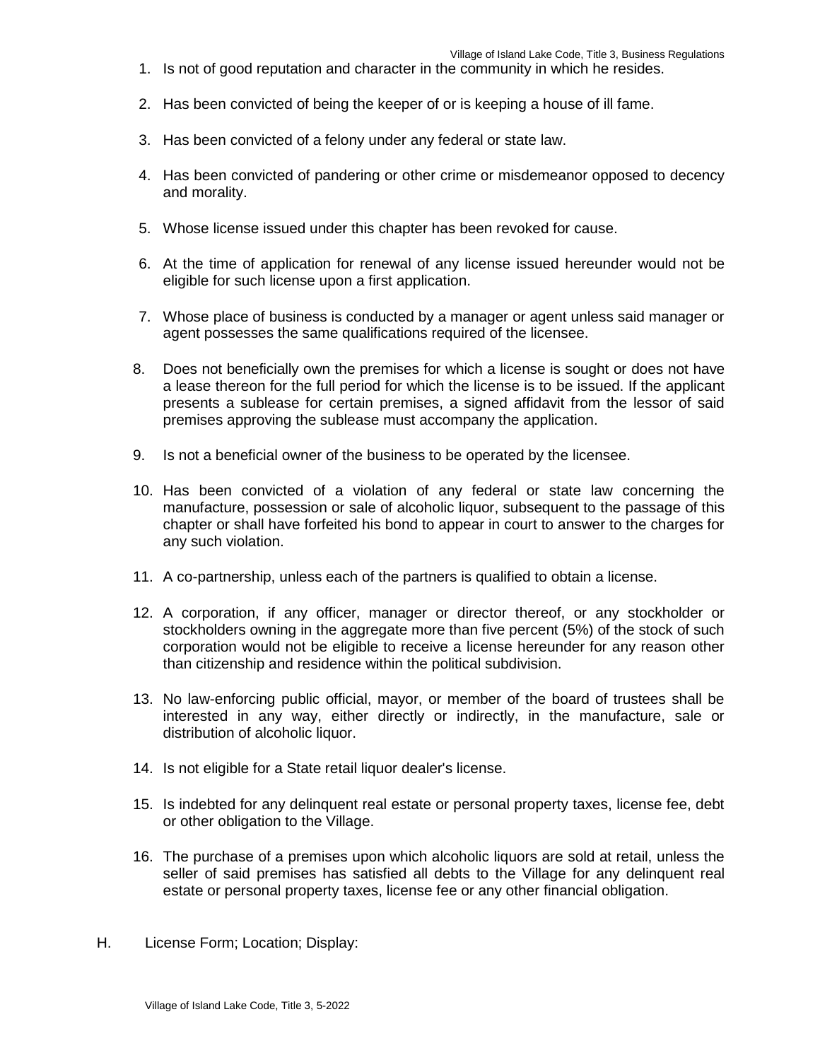1. Is not of good reputation and character in the community in which he resides.

2. Has been convicted of being the keeper of or is keeping a house of ill fame.

3. Has been convicted of a felony under any federal or state law.

4. Has been convicted of pandering or other crime or misdemeanor opposed to decency and morality.

5. Whose license issued under this chapter has been revoked for cause.

6. At the time of application for renewal of any license issued hereunder would not be eligible for such license upon a first application.

7. Whose place of business is conducted by a manager or agent unless said manager or agent possesses the same qualifications required of the licensee.

8. Does not beneficially own the premises for which a license is sought or does not have a lease thereon for the full period for which the license is to be issued. If the applicant presents a sublease for certain premises, a signed affidavit from the lessor of said premises approving the sublease must accompany the application.

9. Is not a beneficial owner of the business to be operated by the licensee.

10. Has been convicted of a violation of any federal or state law concerning the manufacture, possession or sale of alcoholic liquor, subsequent to the passage of this chapter or shall have forfeited his bond to appear in court to answer to the charges for any such violation.

11. A co-partnership, unless each of the partners is qualified to obtain a license.

12. A corporation, if any officer, manager or director thereof, or any stockholder or stockholders owning in the aggregate more than five percent (5%) of the stock of such corporation would not be eligible to receive a license hereunder for any reason other than citizenship and residence within the political subdivision.

13. No law-enforcing public official, mayor, or member of the board of trustees shall be interested in any way, either directly or indirectly, in the manufacture, sale or distribution of alcoholic liquor.

14. Is not eligible for a State retail liquor dealer's license.

15. Is indebted for any delinquent real estate or personal property taxes, license fee, debt or other obligation to the Village.

16. The purchase of a premises upon which alcoholic liquors are sold at retail, unless the seller of said premises has satisfied all debts to the Village for any delinquent real estate or personal property taxes, license fee or any other financial obligation.

H. License Form; Location; Display: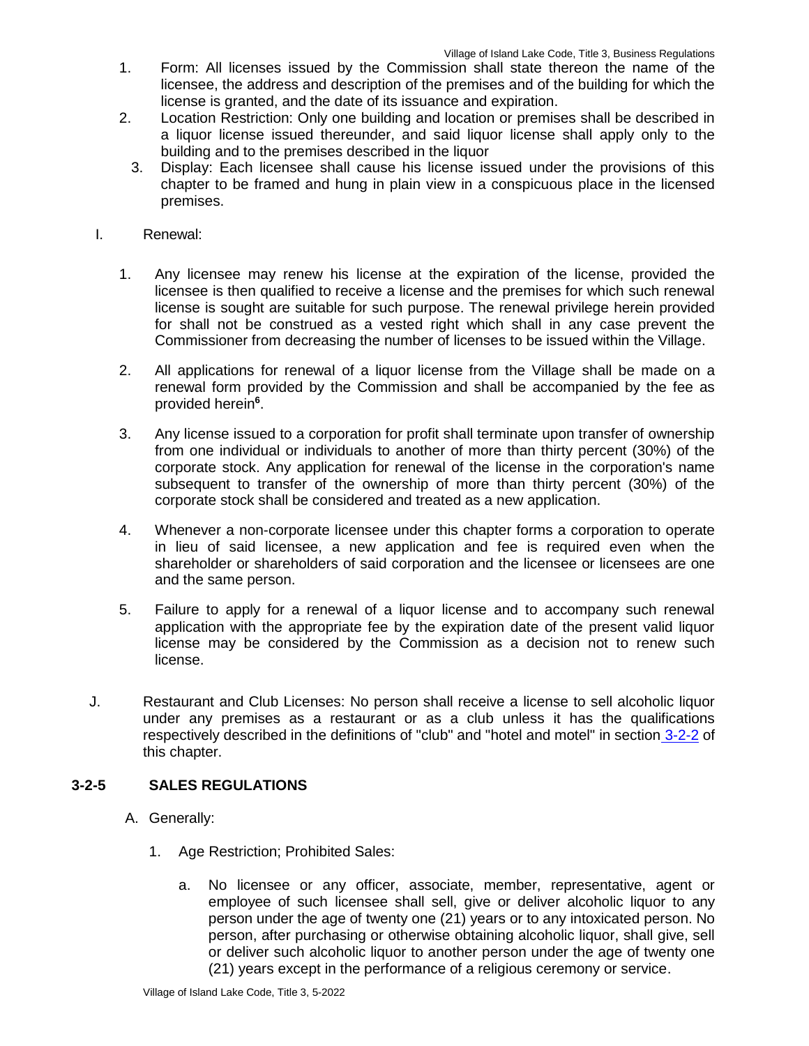1. Form: All licenses issued by the Commission shall state thereon the name of the licensee, the address and description of the premises and of the building for which the license is granted, and the date of its issuance and expiration.
2. Location Restriction: Only one building and location or premises shall be described in a liquor license issued thereunder, and said liquor license shall apply only to the building and to the premises described in the liquor
3. Display: Each licensee shall cause his license issued under the provisions of this chapter to be framed and hung in plain view in a conspicuous place in the licensed premises.

I. Renewal:

1. Any licensee may renew his license at the expiration of the license, provided the licensee is then qualified to receive a license and the premises for which such renewal license is sought are suitable for such purpose. The renewal privilege herein provided for shall not be construed as a vested right which shall in any case prevent the Commissioner from decreasing the number of licenses to be issued within the Village.

2. All applications for renewal of a liquor license from the Village shall be made on a renewal form provided by the Commission and shall be accompanied by the fee as provided herein[6].

3. Any license issued to a corporation for profit shall terminate upon transfer of ownership from one individual or individuals to another of more than thirty percent (30%) of the corporate stock. Any application for renewal of the license in the corporation's name subsequent to transfer of the ownership of more than thirty percent (30%) of the corporate stock shall be considered and treated as a new application.

4. Whenever a non-corporate licensee under this chapter forms a corporation to operate in lieu of said licensee, a new application and fee is required even when the shareholder or shareholders of said corporation and the licensee or licensees are one and the same person.

5. Failure to apply for a renewal of a liquor license and to accompany such renewal application with the appropriate fee by the expiration date of the present valid liquor license may be considered by the Commission as a decision not to renew such license.

J. Restaurant and Club Licenses: No person shall receive a license to sell alcoholic liquor under any premises as a restaurant or as a club unless it has the qualifications respectively described in the definitions of "club" and "hotel and motel" in section 3-2-2 of this chapter.

## 3-2-5 SALES REGULATIONS

A. Generally:

1. Age Restriction; Prohibited Sales:

   a. No licensee or any officer, associate, member, representative, agent or employee of such licensee shall sell, give or deliver alcoholic liquor to any person under the age of twenty one (21) years or to any intoxicated person. No person, after purchasing or otherwise obtaining alcoholic liquor, shall give, sell or deliver such alcoholic liquor to another person under the age of twenty one (21) years except in the performance of a religious ceremony or service.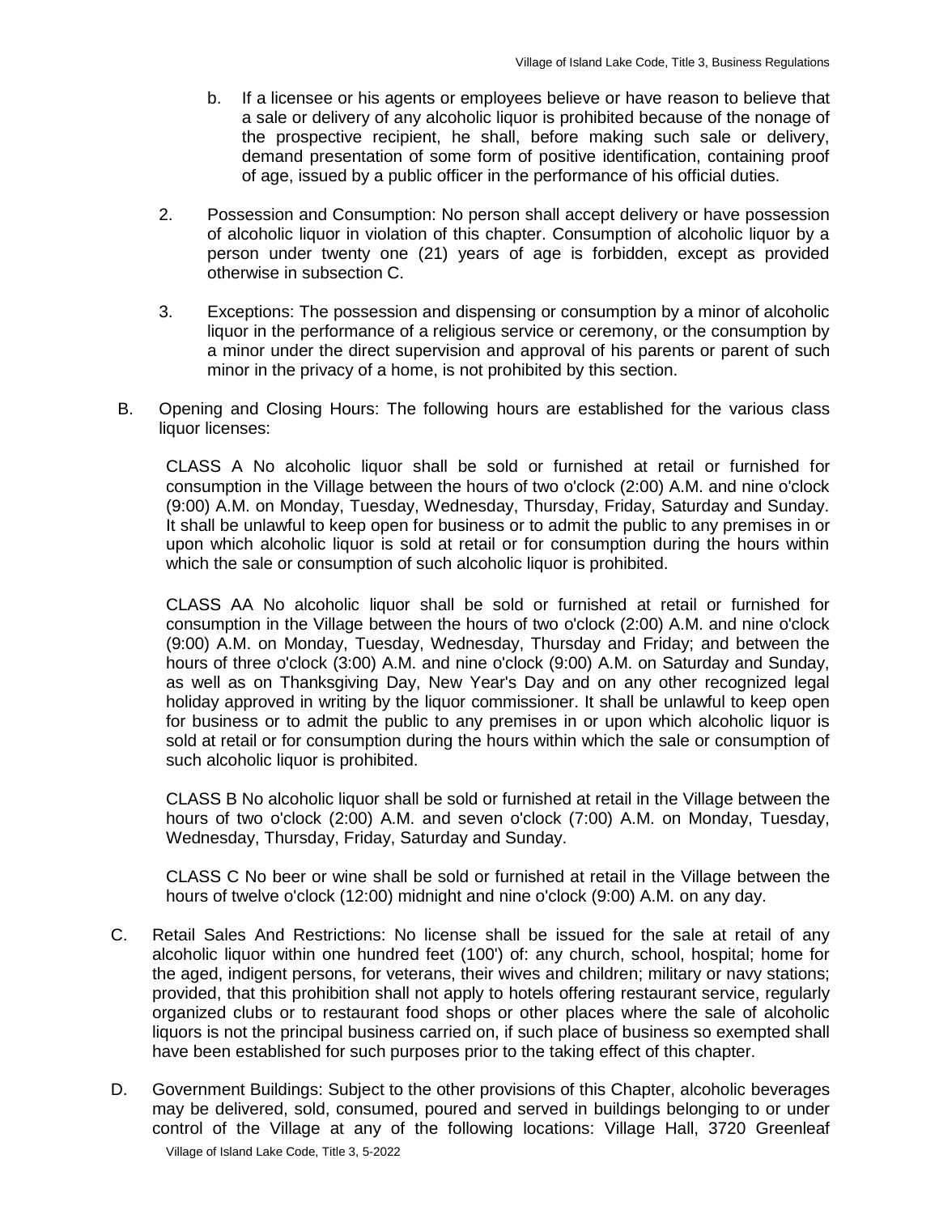b. If a licensee or his agents or employees believe or have reason to believe that a sale or delivery of any alcoholic liquor is prohibited because of the nonage of the prospective recipient, he shall, before making such sale or delivery, demand presentation of some form of positive identification, containing proof of age, issued by a public officer in the performance of his official duties.

2. Possession and Consumption: No person shall accept delivery or have possession of alcoholic liquor in violation of this chapter. Consumption of alcoholic liquor by a person under twenty one (21) years of age is forbidden, except as provided otherwise in subsection C.

3. Exceptions: The possession and dispensing or consumption by a minor of alcoholic liquor in the performance of a religious service or ceremony, or the consumption by a minor under the direct supervision and approval of his parents or parent of such minor in the privacy of a home, is not prohibited by this section.

B. Opening and Closing Hours: The following hours are established for the various class liquor licenses:

CLASS A No alcoholic liquor shall be sold or furnished at retail or furnished for consumption in the Village between the hours of two o'clock (2:00) A.M. and nine o'clock (9:00) A.M. on Monday, Tuesday, Wednesday, Thursday, Friday, Saturday and Sunday. It shall be unlawful to keep open for business or to admit the public to any premises in or upon which alcoholic liquor is sold at retail or for consumption during the hours within which the sale or consumption of such alcoholic liquor is prohibited.

CLASS AA No alcoholic liquor shall be sold or furnished at retail or furnished for consumption in the Village between the hours of two o'clock (2:00) A.M. and nine o'clock (9:00) A.M. on Monday, Tuesday, Wednesday, Thursday and Friday; and between the hours of three o'clock (3:00) A.M. and nine o'clock (9:00) A.M. on Saturday and Sunday, as well as on Thanksgiving Day, New Year's Day and on any other recognized legal holiday approved in writing by the liquor commissioner. It shall be unlawful to keep open for business or to admit the public to any premises in or upon which alcoholic liquor is sold at retail or for consumption during the hours within which the sale or consumption of such alcoholic liquor is prohibited.

CLASS B No alcoholic liquor shall be sold or furnished at retail in the Village between the hours of two o'clock (2:00) A.M. and seven o'clock (7:00) A.M. on Monday, Tuesday, Wednesday, Thursday, Friday, Saturday and Sunday.

CLASS C No beer or wine shall be sold or furnished at retail in the Village between the hours of twelve o'clock (12:00) midnight and nine o'clock (9:00) A.M. on any day.

C. Retail Sales And Restrictions: No license shall be issued for the sale at retail of any alcoholic liquor within one hundred feet (100') of: any church, school, hospital; home for the aged, indigent persons, for veterans, their wives and children; military or navy stations; provided, that this prohibition shall not apply to hotels offering restaurant service, regularly organized clubs or to restaurant food shops or other places where the sale of alcoholic liquors is not the principal business carried on, if such place of business so exempted shall have been established for such purposes prior to the taking effect of this chapter.

D. Government Buildings: Subject to the other provisions of this Chapter, alcoholic beverages may be delivered, sold, consumed, poured and served in buildings belonging to or under control of the Village at any of the following locations: Village Hall, 3720 Greenleaf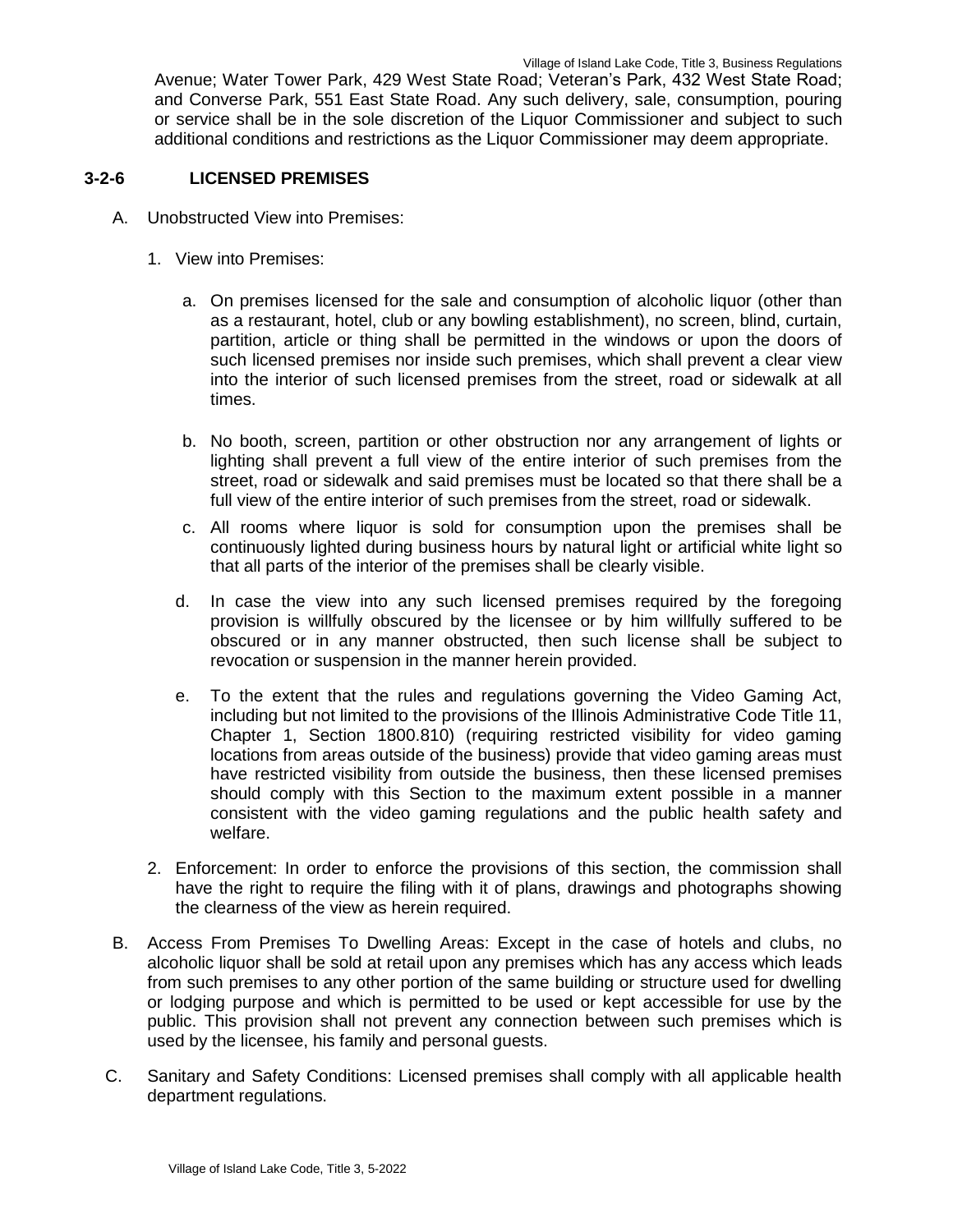Avenue; Water Tower Park, 429 West State Road; Veteran's Park, 432 West State Road; and Converse Park, 551 East State Road. Any such delivery, sale, consumption, pouring or service shall be in the sole discretion of the Liquor Commissioner and subject to such additional conditions and restrictions as the Liquor Commissioner may deem appropriate.

**3-2-6 LICENSED PREMISES**

A. Unobstructed View into Premises:

1. View into Premises:

a. On premises licensed for the sale and consumption of alcoholic liquor (other than as a restaurant, hotel, club or any bowling establishment), no screen, blind, curtain, partition, article or thing shall be permitted in the windows or upon the doors of such licensed premises nor inside such premises, which shall prevent a clear view into the interior of such licensed premises from the street, road or sidewalk at all times.

b. No booth, screen, partition or other obstruction nor any arrangement of lights or lighting shall prevent a full view of the entire interior of such premises from the street, road or sidewalk and said premises must be located so that there shall be a full view of the entire interior of such premises from the street, road or sidewalk.

c. All rooms where liquor is sold for consumption upon the premises shall be continuously lighted during business hours by natural light or artificial white light so that all parts of the interior of the premises shall be clearly visible.

d. In case the view into any such licensed premises required by the foregoing provision is willfully obscured by the licensee or by him willfully suffered to be obscured or in any manner obstructed, then such license shall be subject to revocation or suspension in the manner herein provided.

e. To the extent that the rules and regulations governing the Video Gaming Act, including but not limited to the provisions of the Illinois Administrative Code Title 11, Chapter 1, Section 1800.810) (requiring restricted visibility for video gaming locations from areas outside of the business) provide that video gaming areas must have restricted visibility from outside the business, then these licensed premises should comply with this Section to the maximum extent possible in a manner consistent with the video gaming regulations and the public health safety and welfare.

2. Enforcement: In order to enforce the provisions of this section, the commission shall have the right to require the filing with it of plans, drawings and photographs showing the clearness of the view as herein required.

B. Access From Premises To Dwelling Areas: Except in the case of hotels and clubs, no alcoholic liquor shall be sold at retail upon any premises which has any access which leads from such premises to any other portion of the same building or structure used for dwelling or lodging purpose and which is permitted to be used or kept accessible for use by the public. This provision shall not prevent any connection between such premises which is used by the licensee, his family and personal guests.

C. Sanitary and Safety Conditions: Licensed premises shall comply with all applicable health department regulations.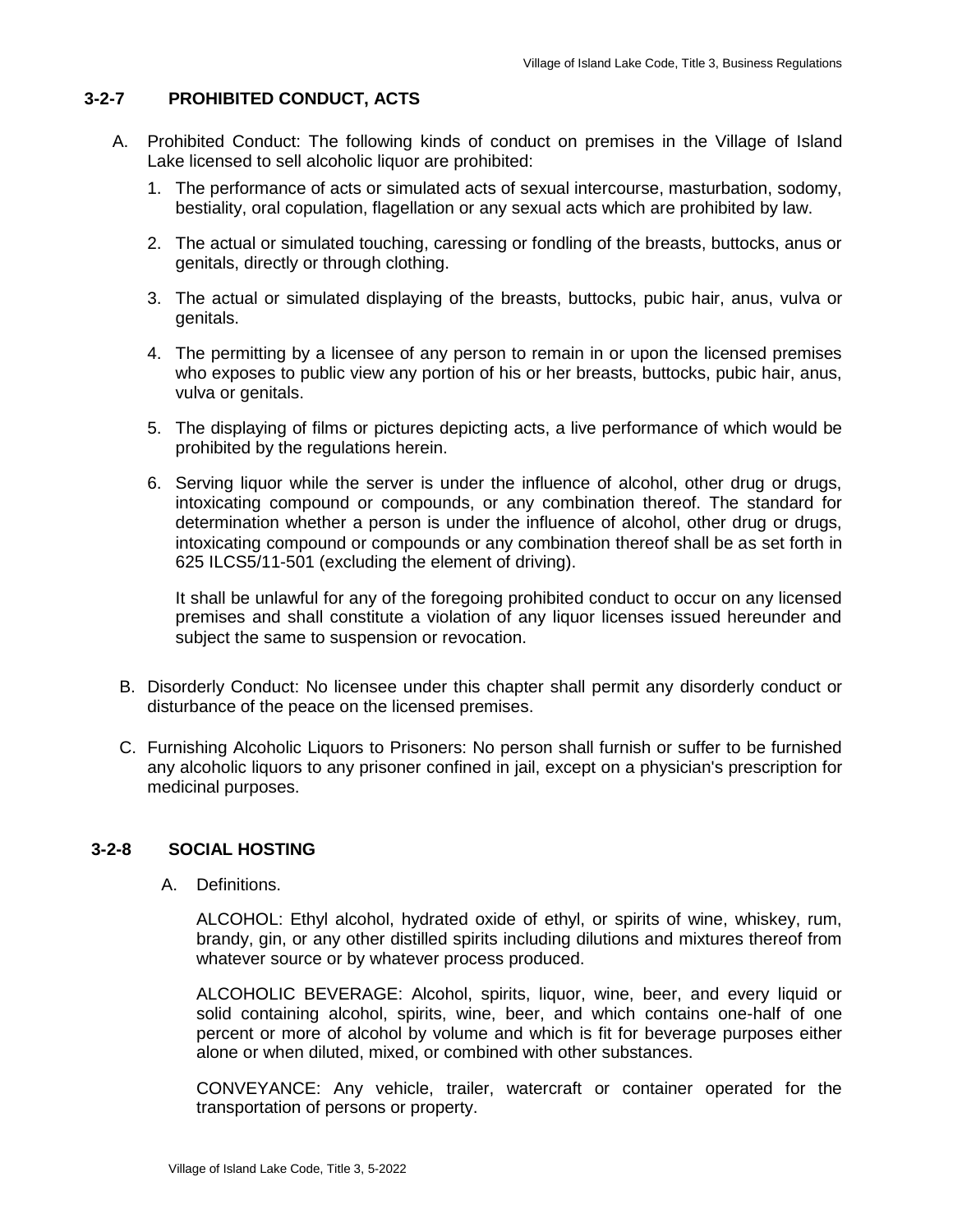### 3-2-7 PROHIBITED CONDUCT, ACTS

A. Prohibited Conduct: The following kinds of conduct on premises in the Village of Island Lake licensed to sell alcoholic liquor are prohibited:

1. The performance of acts or simulated acts of sexual intercourse, masturbation, sodomy, bestiality, oral copulation, flagellation or any sexual acts which are prohibited by law.

2. The actual or simulated touching, caressing or fondling of the breasts, buttocks, anus or genitals, directly or through clothing.

3. The actual or simulated displaying of the breasts, buttocks, pubic hair, anus, vulva or genitals.

4. The permitting by a licensee of any person to remain in or upon the licensed premises who exposes to public view any portion of his or her breasts, buttocks, pubic hair, anus, vulva or genitals.

5. The displaying of films or pictures depicting acts, a live performance of which would be prohibited by the regulations herein.

6. Serving liquor while the server is under the influence of alcohol, other drug or drugs, intoxicating compound or compounds, or any combination thereof. The standard for determination whether a person is under the influence of alcohol, other drug or drugs, intoxicating compound or compounds or any combination thereof shall be as set forth in 625 ILCS5/11-501 (excluding the element of driving).

   It shall be unlawful for any of the foregoing prohibited conduct to occur on any licensed premises and shall constitute a violation of any liquor licenses issued hereunder and subject the same to suspension or revocation.

B. Disorderly Conduct: No licensee under this chapter shall permit any disorderly conduct or disturbance of the peace on the licensed premises.

C. Furnishing Alcoholic Liquors to Prisoners: No person shall furnish or suffer to be furnished any alcoholic liquors to any prisoner confined in jail, except on a physician's prescription for medicinal purposes.

### 3-2-8 SOCIAL HOSTING

A. Definitions.

   ALCOHOL: Ethyl alcohol, hydrated oxide of ethyl, or spirits of wine, whiskey, rum, brandy, gin, or any other distilled spirits including dilutions and mixtures thereof from whatever source or by whatever process produced.

   ALCOHOLIC BEVERAGE: Alcohol, spirits, liquor, wine, beer, and every liquid or solid containing alcohol, spirits, wine, beer, and which contains one-half of one percent or more of alcohol by volume and which is fit for beverage purposes either alone or when diluted, mixed, or combined with other substances.

   CONVEYANCE: Any vehicle, trailer, watercraft or container operated for the transportation of persons or property.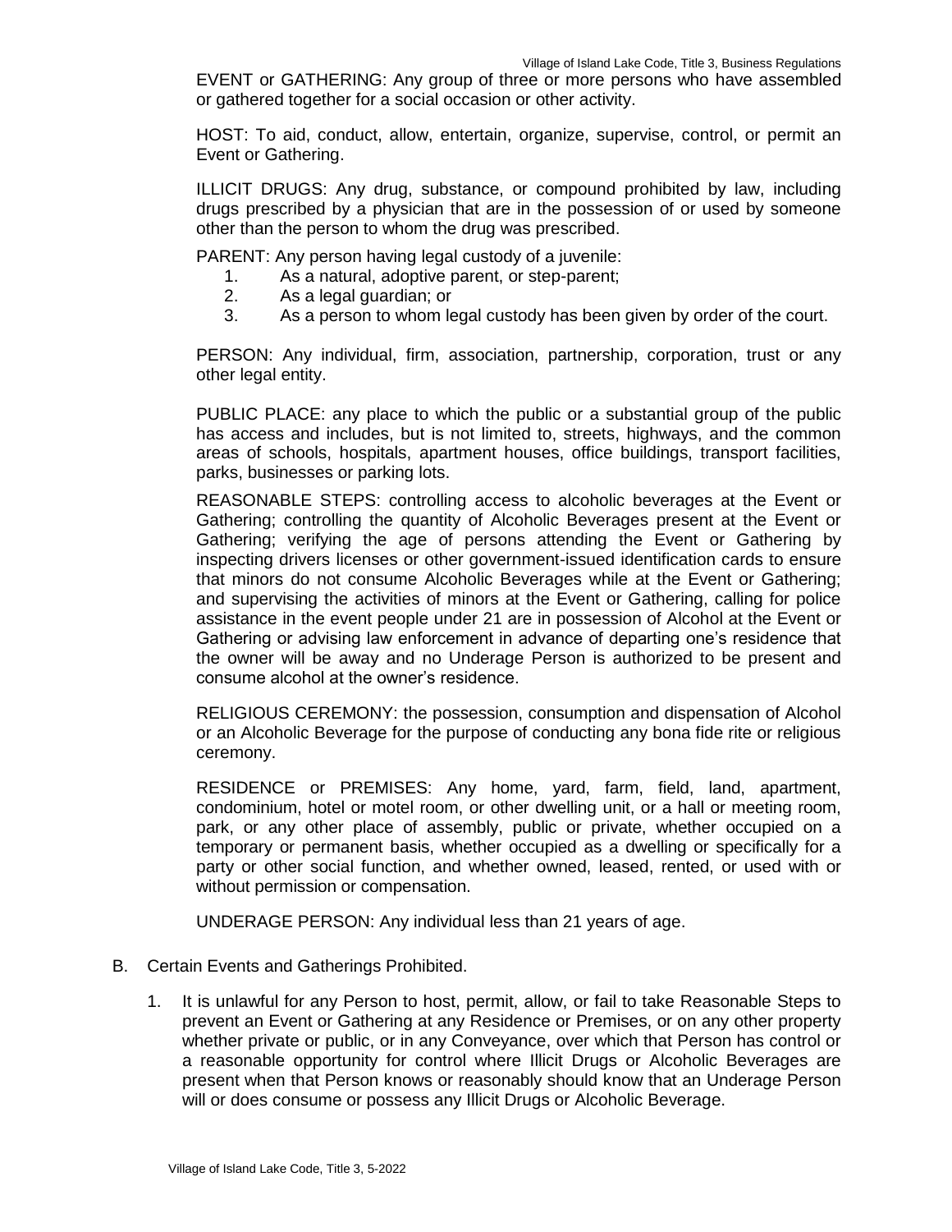EVENT or GATHERING: Any group of three or more persons who have assembled or gathered together for a social occasion or other activity.

HOST: To aid, conduct, allow, entertain, organize, supervise, control, or permit an Event or Gathering.

ILLICIT DRUGS: Any drug, substance, or compound prohibited by law, including drugs prescribed by a physician that are in the possession of or used by someone other than the person to whom the drug was prescribed.

PARENT: Any person having legal custody of a juvenile:

1. As a natural, adoptive parent, or step-parent;
2. As a legal guardian; or
3. As a person to whom legal custody has been given by order of the court.

PERSON: Any individual, firm, association, partnership, corporation, trust or any other legal entity.

PUBLIC PLACE: any place to which the public or a substantial group of the public has access and includes, but is not limited to, streets, highways, and the common areas of schools, hospitals, apartment houses, office buildings, transport facilities, parks, businesses or parking lots.

REASONABLE STEPS: controlling access to alcoholic beverages at the Event or Gathering; controlling the quantity of Alcoholic Beverages present at the Event or Gathering; verifying the age of persons attending the Event or Gathering by inspecting drivers licenses or other government-issued identification cards to ensure that minors do not consume Alcoholic Beverages while at the Event or Gathering; and supervising the activities of minors at the Event or Gathering, calling for police assistance in the event people under 21 are in possession of Alcohol at the Event or Gathering or advising law enforcement in advance of departing one's residence that the owner will be away and no Underage Person is authorized to be present and consume alcohol at the owner's residence.

RELIGIOUS CEREMONY: the possession, consumption and dispensation of Alcohol or an Alcoholic Beverage for the purpose of conducting any bona fide rite or religious ceremony.

RESIDENCE or PREMISES: Any home, yard, farm, field, land, apartment, condominium, hotel or motel room, or other dwelling unit, or a hall or meeting room, park, or any other place of assembly, public or private, whether occupied on a temporary or permanent basis, whether occupied as a dwelling or specifically for a party or other social function, and whether owned, leased, rented, or used with or without permission or compensation.

UNDERAGE PERSON: Any individual less than 21 years of age.

B. Certain Events and Gatherings Prohibited.

1. It is unlawful for any Person to host, permit, allow, or fail to take Reasonable Steps to prevent an Event or Gathering at any Residence or Premises, or on any other property whether private or public, or in any Conveyance, over which that Person has control or a reasonable opportunity for control where Illicit Drugs or Alcoholic Beverages are present when that Person knows or reasonably should know that an Underage Person will or does consume or possess any Illicit Drugs or Alcoholic Beverage.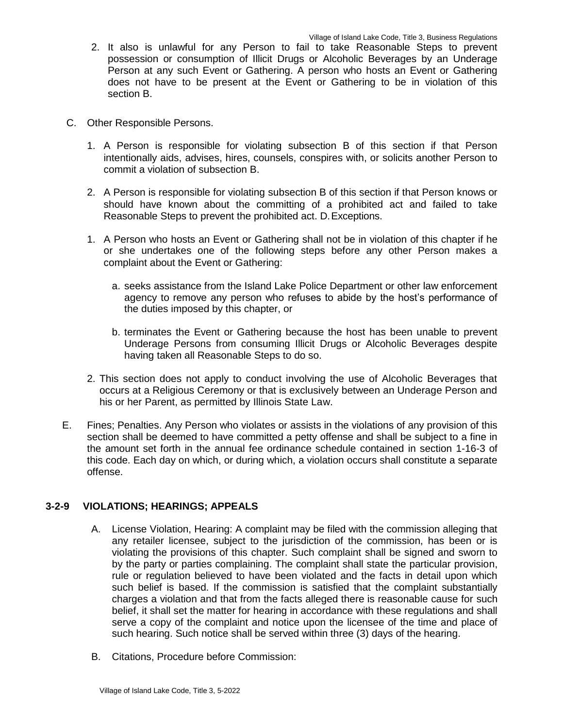2. It also is unlawful for any Person to fail to take Reasonable Steps to prevent possession or consumption of Illicit Drugs or Alcoholic Beverages by an Underage Person at any such Event or Gathering. A person who hosts an Event or Gathering does not have to be present at the Event or Gathering to be in violation of this section B.

C. Other Responsible Persons.

1. A Person is responsible for violating subsection B of this section if that Person intentionally aids, advises, hires, counsels, conspires with, or solicits another Person to commit a violation of subsection B.

2. A Person is responsible for violating subsection B of this section if that Person knows or should have known about the committing of a prohibited act and failed to take Reasonable Steps to prevent the prohibited act. D. Exceptions.

1. A Person who hosts an Event or Gathering shall not be in violation of this chapter if he or she undertakes one of the following steps before any other Person makes a complaint about the Event or Gathering:

   a. seeks assistance from the Island Lake Police Department or other law enforcement agency to remove any person who refuses to abide by the host's performance of the duties imposed by this chapter, or

   b. terminates the Event or Gathering because the host has been unable to prevent Underage Persons from consuming Illicit Drugs or Alcoholic Beverages despite having taken all Reasonable Steps to do so.

2. This section does not apply to conduct involving the use of Alcoholic Beverages that occurs at a Religious Ceremony or that is exclusively between an Underage Person and his or her Parent, as permitted by Illinois State Law.

E. Fines; Penalties. Any Person who violates or assists in the violations of any provision of this section shall be deemed to have committed a petty offense and shall be subject to a fine in the amount set forth in the annual fee ordinance schedule contained in section 1-16-3 of this code. Each day on which, or during which, a violation occurs shall constitute a separate offense.

## 3-2-9 VIOLATIONS; HEARINGS; APPEALS

A. License Violation, Hearing: A complaint may be filed with the commission alleging that any retailer licensee, subject to the jurisdiction of the commission, has been or is violating the provisions of this chapter. Such complaint shall be signed and sworn to by the party or parties complaining. The complaint shall state the particular provision, rule or regulation believed to have been violated and the facts in detail upon which such belief is based. If the commission is satisfied that the complaint substantially charges a violation and that from the facts alleged there is reasonable cause for such belief, it shall set the matter for hearing in accordance with these regulations and shall serve a copy of the complaint and notice upon the licensee of the time and place of such hearing. Such notice shall be served within three (3) days of the hearing.

B. Citations, Procedure before Commission: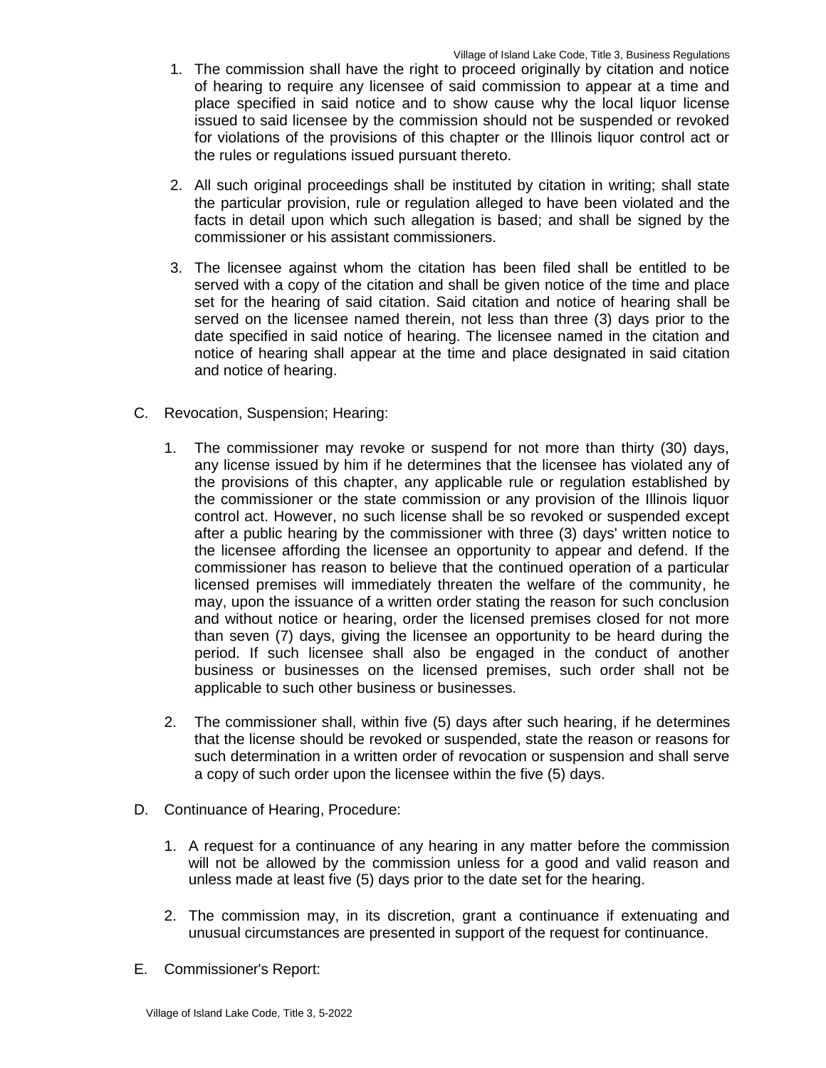1. The commission shall have the right to proceed originally by citation and notice of hearing to require any licensee of said commission to appear at a time and place specified in said notice and to show cause why the local liquor license issued to said licensee by the commission should not be suspended or revoked for violations of the provisions of this chapter or the Illinois liquor control act or the rules or regulations issued pursuant thereto.

2. All such original proceedings shall be instituted by citation in writing; shall state the particular provision, rule or regulation alleged to have been violated and the facts in detail upon which such allegation is based; and shall be signed by the commissioner or his assistant commissioners.

3. The licensee against whom the citation has been filed shall be entitled to be served with a copy of the citation and shall be given notice of the time and place set for the hearing of said citation. Said citation and notice of hearing shall be served on the licensee named therein, not less than three (3) days prior to the date specified in said notice of hearing. The licensee named in the citation and notice of hearing shall appear at the time and place designated in said citation and notice of hearing.

C. Revocation, Suspension; Hearing:

1. The commissioner may revoke or suspend for not more than thirty (30) days, any license issued by him if he determines that the licensee has violated any of the provisions of this chapter, any applicable rule or regulation established by the commissioner or the state commission or any provision of the Illinois liquor control act. However, no such license shall be so revoked or suspended except after a public hearing by the commissioner with three (3) days' written notice to the licensee affording the licensee an opportunity to appear and defend. If the commissioner has reason to believe that the continued operation of a particular licensed premises will immediately threaten the welfare of the community, he may, upon the issuance of a written order stating the reason for such conclusion and without notice or hearing, order the licensed premises closed for not more than seven (7) days, giving the licensee an opportunity to be heard during the period. If such licensee shall also be engaged in the conduct of another business or businesses on the licensed premises, such order shall not be applicable to such other business or businesses.

2. The commissioner shall, within five (5) days after such hearing, if he determines that the license should be revoked or suspended, state the reason or reasons for such determination in a written order of revocation or suspension and shall serve a copy of such order upon the licensee within the five (5) days.

D. Continuance of Hearing, Procedure:

1. A request for a continuance of any hearing in any matter before the commission will not be allowed by the commission unless for a good and valid reason and unless made at least five (5) days prior to the date set for the hearing.

2. The commission may, in its discretion, grant a continuance if extenuating and unusual circumstances are presented in support of the request for continuance.

E. Commissioner's Report: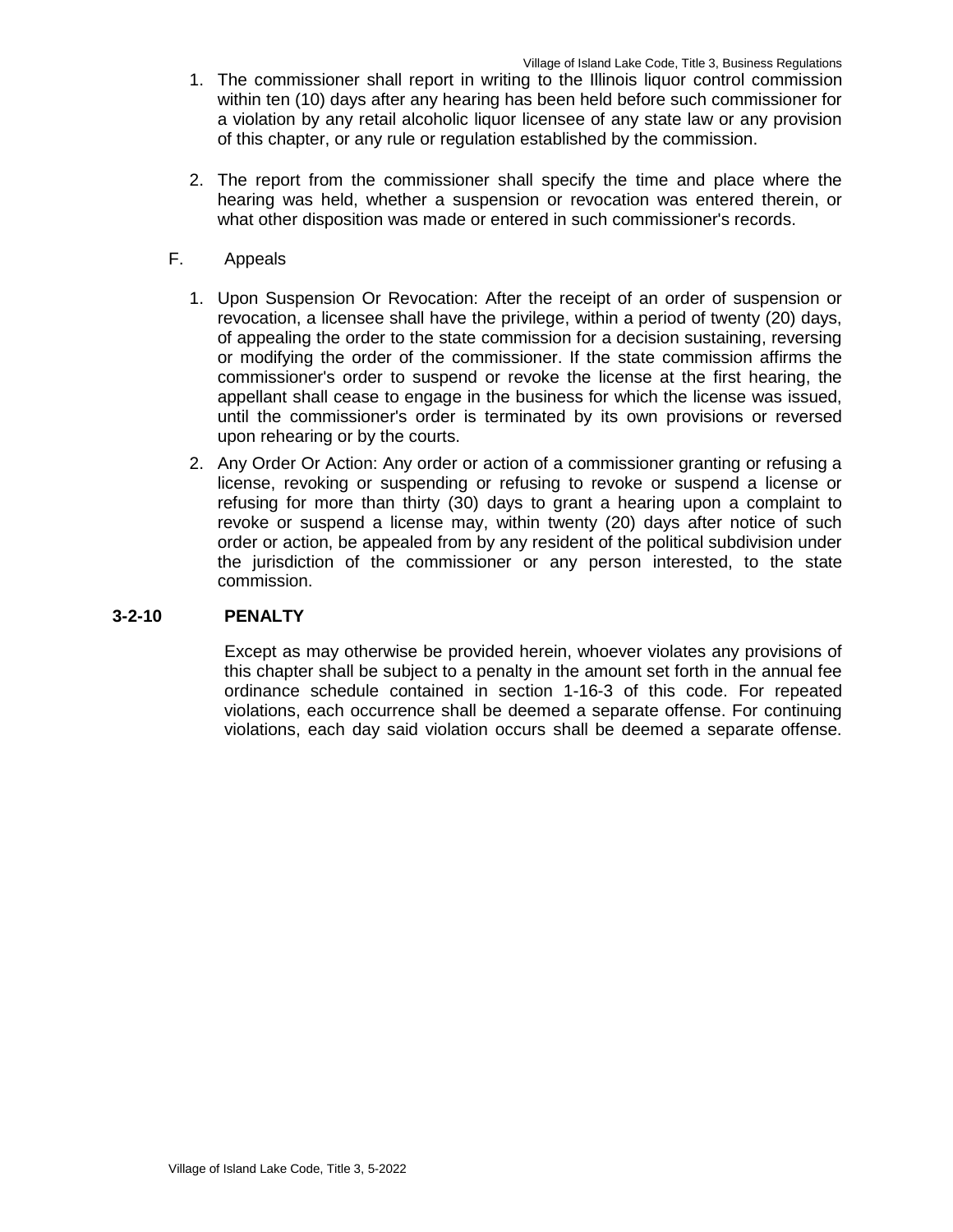1. The commissioner shall report in writing to the Illinois liquor control commission within ten (10) days after any hearing has been held before such commissioner for a violation by any retail alcoholic liquor licensee of any state law or any provision of this chapter, or any rule or regulation established by the commission.

2. The report from the commissioner shall specify the time and place where the hearing was held, whether a suspension or revocation was entered therein, or what other disposition was made or entered in such commissioner's records.

F. Appeals

1. Upon Suspension Or Revocation: After the receipt of an order of suspension or revocation, a licensee shall have the privilege, within a period of twenty (20) days, of appealing the order to the state commission for a decision sustaining, reversing or modifying the order of the commissioner. If the state commission affirms the commissioner's order to suspend or revoke the license at the first hearing, the appellant shall cease to engage in the business for which the license was issued, until the commissioner's order is terminated by its own provisions or reversed upon rehearing or by the courts.
2. Any Order Or Action: Any order or action of a commissioner granting or refusing a license, revoking or suspending or refusing to revoke or suspend a license or refusing for more than thirty (30) days to grant a hearing upon a complaint to revoke or suspend a license may, within twenty (20) days after notice of such order or action, be appealed from by any resident of the political subdivision under the jurisdiction of the commissioner or any person interested, to the state commission.

**3-2-10 PENALTY**

Except as may otherwise be provided herein, whoever violates any provisions of this chapter shall be subject to a penalty in the amount set forth in the annual fee ordinance schedule contained in section 1-16-3 of this code. For repeated violations, each occurrence shall be deemed a separate offense. For continuing violations, each day said violation occurs shall be deemed a separate offense.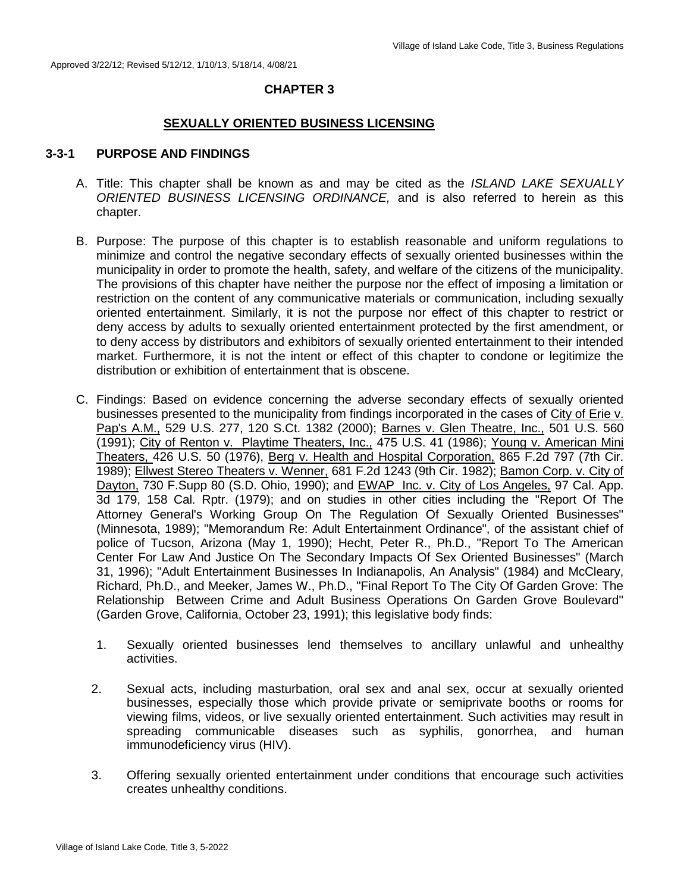Approved 3/22/12; Revised 5/12/12, 1/10/13, 5/18/14, 4/08/21

## CHAPTER 3

## SEXUALLY ORIENTED BUSINESS LICENSING

### 3-3-1 PURPOSE AND FINDINGS

A. Title: This chapter shall be known as and may be cited as the *ISLAND LAKE SEXUALLY ORIENTED BUSINESS LICENSING ORDINANCE,* and is also referred to herein as this chapter.

B. Purpose: The purpose of this chapter is to establish reasonable and uniform regulations to minimize and control the negative secondary effects of sexually oriented businesses within the municipality in order to promote the health, safety, and welfare of the citizens of the municipality. The provisions of this chapter have neither the purpose nor the effect of imposing a limitation or restriction on the content of any communicative materials or communication, including sexually oriented entertainment. Similarly, it is not the purpose nor effect of this chapter to restrict or deny access by adults to sexually oriented entertainment protected by the first amendment, or to deny access by distributors and exhibitors of sexually oriented entertainment to their intended market. Furthermore, it is not the intent or effect of this chapter to condone or legitimize the distribution or exhibition of entertainment that is obscene.

C. Findings: Based on evidence concerning the adverse secondary effects of sexually oriented businesses presented to the municipality from findings incorporated in the cases of City of Erie v. Pap's A.M., 529 U.S. 277, 120 S.Ct. 1382 (2000); Barnes v. Glen Theatre, Inc., 501 U.S. 560 (1991); City of Renton v. Playtime Theaters, Inc., 475 U.S. 41 (1986); Young v. American Mini Theaters, 426 U.S. 50 (1976), Berg v. Health and Hospital Corporation, 865 F.2d 797 (7th Cir. 1989); Ellwest Stereo Theaters v. Wenner, 681 F.2d 1243 (9th Cir. 1982); Bamon Corp. v. City of Dayton, 730 F.Supp 80 (S.D. Ohio, 1990); and EWAP Inc. v. City of Los Angeles, 97 Cal. App. 3d 179, 158 Cal. Rptr. (1979); and on studies in other cities including the "Report Of The Attorney General's Working Group On The Regulation Of Sexually Oriented Businesses" (Minnesota, 1989); "Memorandum Re: Adult Entertainment Ordinance", of the assistant chief of police of Tucson, Arizona (May 1, 1990); Hecht, Peter R., Ph.D., "Report To The American Center For Law And Justice On The Secondary Impacts Of Sex Oriented Businesses" (March 31, 1996); "Adult Entertainment Businesses In Indianapolis, An Analysis" (1984) and McCleary, Richard, Ph.D., and Meeker, James W., Ph.D., "Final Report To The City Of Garden Grove: The Relationship Between Crime and Adult Business Operations On Garden Grove Boulevard" (Garden Grove, California, October 23, 1991); this legislative body finds:

1. Sexually oriented businesses lend themselves to ancillary unlawful and unhealthy activities.

2. Sexual acts, including masturbation, oral sex and anal sex, occur at sexually oriented businesses, especially those which provide private or semiprivate booths or rooms for viewing films, videos, or live sexually oriented entertainment. Such activities may result in spreading communicable diseases such as syphilis, gonorrhea, and human immunodeficiency virus (HIV).

3. Offering sexually oriented entertainment under conditions that encourage such activities creates unhealthy conditions.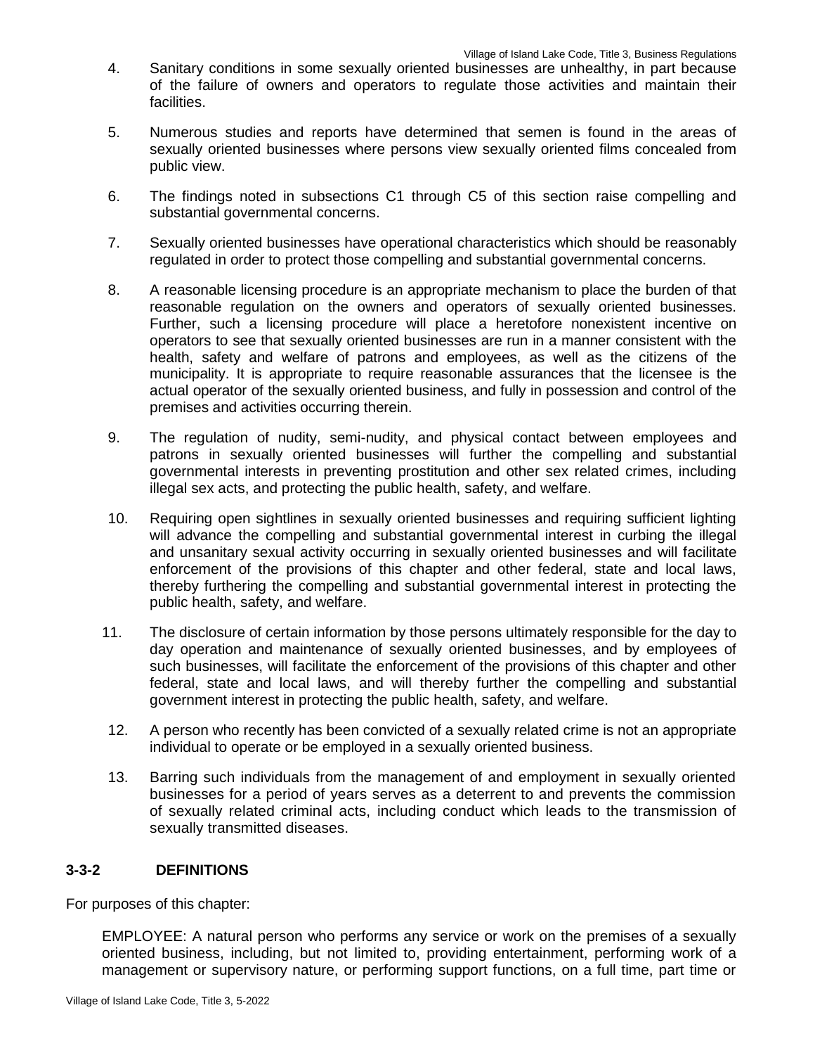4. Sanitary conditions in some sexually oriented businesses are unhealthy, in part because of the failure of owners and operators to regulate those activities and maintain their facilities.

5. Numerous studies and reports have determined that semen is found in the areas of sexually oriented businesses where persons view sexually oriented films concealed from public view.

6. The findings noted in subsections C1 through C5 of this section raise compelling and substantial governmental concerns.

7. Sexually oriented businesses have operational characteristics which should be reasonably regulated in order to protect those compelling and substantial governmental concerns.

8. A reasonable licensing procedure is an appropriate mechanism to place the burden of that reasonable regulation on the owners and operators of sexually oriented businesses. Further, such a licensing procedure will place a heretofore nonexistent incentive on operators to see that sexually oriented businesses are run in a manner consistent with the health, safety and welfare of patrons and employees, as well as the citizens of the municipality. It is appropriate to require reasonable assurances that the licensee is the actual operator of the sexually oriented business, and fully in possession and control of the premises and activities occurring therein.

9. The regulation of nudity, semi-nudity, and physical contact between employees and patrons in sexually oriented businesses will further the compelling and substantial governmental interests in preventing prostitution and other sex related crimes, including illegal sex acts, and protecting the public health, safety, and welfare.

10. Requiring open sightlines in sexually oriented businesses and requiring sufficient lighting will advance the compelling and substantial governmental interest in curbing the illegal and unsanitary sexual activity occurring in sexually oriented businesses and will facilitate enforcement of the provisions of this chapter and other federal, state and local laws, thereby furthering the compelling and substantial governmental interest in protecting the public health, safety, and welfare.

11. The disclosure of certain information by those persons ultimately responsible for the day to day operation and maintenance of sexually oriented businesses, and by employees of such businesses, will facilitate the enforcement of the provisions of this chapter and other federal, state and local laws, and will thereby further the compelling and substantial government interest in protecting the public health, safety, and welfare.

12. A person who recently has been convicted of a sexually related crime is not an appropriate individual to operate or be employed in a sexually oriented business.

13. Barring such individuals from the management of and employment in sexually oriented businesses for a period of years serves as a deterrent to and prevents the commission of sexually related criminal acts, including conduct which leads to the transmission of sexually transmitted diseases.

### 3-3-2 DEFINITIONS

For purposes of this chapter:

EMPLOYEE: A natural person who performs any service or work on the premises of a sexually oriented business, including, but not limited to, providing entertainment, performing work of a management or supervisory nature, or performing support functions, on a full time, part time or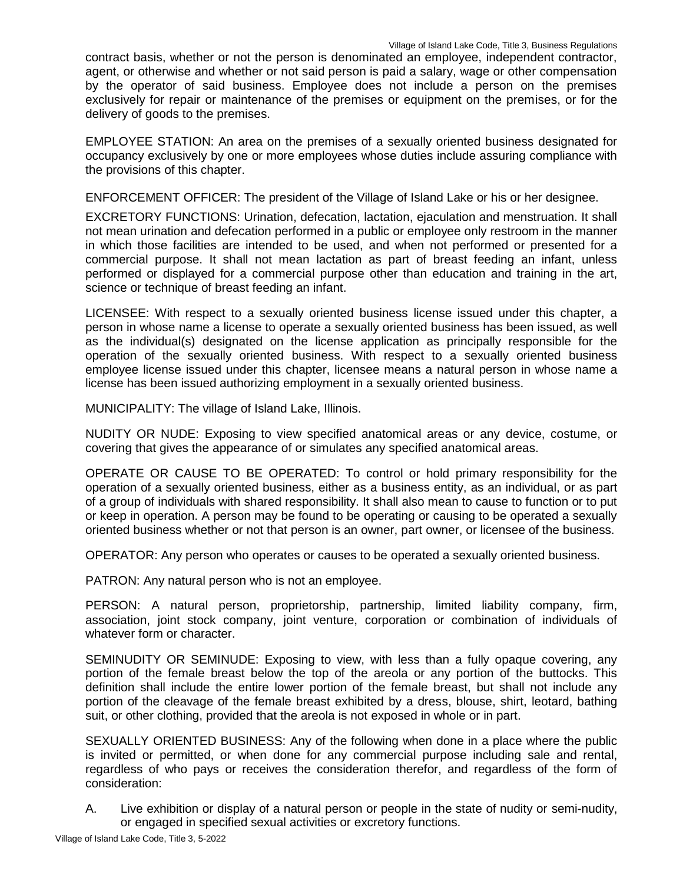contract basis, whether or not the person is denominated an employee, independent contractor, agent, or otherwise and whether or not said person is paid a salary, wage or other compensation by the operator of said business. Employee does not include a person on the premises exclusively for repair or maintenance of the premises or equipment on the premises, or for the delivery of goods to the premises.

EMPLOYEE STATION: An area on the premises of a sexually oriented business designated for occupancy exclusively by one or more employees whose duties include assuring compliance with the provisions of this chapter.

ENFORCEMENT OFFICER: The president of the Village of Island Lake or his or her designee.

EXCRETORY FUNCTIONS: Urination, defecation, lactation, ejaculation and menstruation. It shall not mean urination and defecation performed in a public or employee only restroom in the manner in which those facilities are intended to be used, and when not performed or presented for a commercial purpose. It shall not mean lactation as part of breast feeding an infant, unless performed or displayed for a commercial purpose other than education and training in the art, science or technique of breast feeding an infant.

LICENSEE: With respect to a sexually oriented business license issued under this chapter, a person in whose name a license to operate a sexually oriented business has been issued, as well as the individual(s) designated on the license application as principally responsible for the operation of the sexually oriented business. With respect to a sexually oriented business employee license issued under this chapter, licensee means a natural person in whose name a license has been issued authorizing employment in a sexually oriented business.

MUNICIPALITY: The village of Island Lake, Illinois.

NUDITY OR NUDE: Exposing to view specified anatomical areas or any device, costume, or covering that gives the appearance of or simulates any specified anatomical areas.

OPERATE OR CAUSE TO BE OPERATED: To control or hold primary responsibility for the operation of a sexually oriented business, either as a business entity, as an individual, or as part of a group of individuals with shared responsibility. It shall also mean to cause to function or to put or keep in operation. A person may be found to be operating or causing to be operated a sexually oriented business whether or not that person is an owner, part owner, or licensee of the business.

OPERATOR: Any person who operates or causes to be operated a sexually oriented business.

PATRON: Any natural person who is not an employee.

PERSON: A natural person, proprietorship, partnership, limited liability company, firm, association, joint stock company, joint venture, corporation or combination of individuals of whatever form or character.

SEMINUDITY OR SEMINUDE: Exposing to view, with less than a fully opaque covering, any portion of the female breast below the top of the areola or any portion of the buttocks. This definition shall include the entire lower portion of the female breast, but shall not include any portion of the cleavage of the female breast exhibited by a dress, blouse, shirt, leotard, bathing suit, or other clothing, provided that the areola is not exposed in whole or in part.

SEXUALLY ORIENTED BUSINESS: Any of the following when done in a place where the public is invited or permitted, or when done for any commercial purpose including sale and rental, regardless of who pays or receives the consideration therefor, and regardless of the form of consideration:

A. Live exhibition or display of a natural person or people in the state of nudity or semi-nudity, or engaged in specified sexual activities or excretory functions.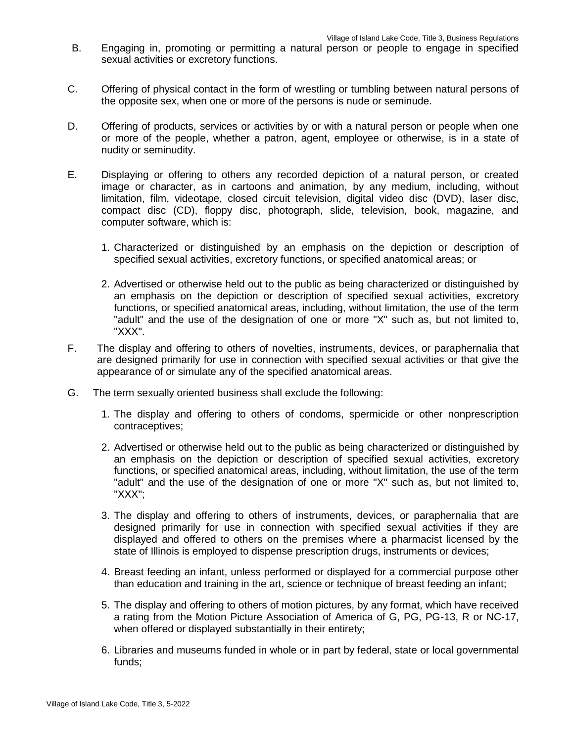B. Engaging in, promoting or permitting a natural person or people to engage in specified sexual activities or excretory functions.

C. Offering of physical contact in the form of wrestling or tumbling between natural persons of the opposite sex, when one or more of the persons is nude or seminude.

D. Offering of products, services or activities by or with a natural person or people when one or more of the people, whether a patron, agent, employee or otherwise, is in a state of nudity or seminudity.

E. Displaying or offering to others any recorded depiction of a natural person, or created image or character, as in cartoons and animation, by any medium, including, without limitation, film, videotape, closed circuit television, digital video disc (DVD), laser disc, compact disc (CD), floppy disc, photograph, slide, television, book, magazine, and computer software, which is:

   1. Characterized or distinguished by an emphasis on the depiction or description of specified sexual activities, excretory functions, or specified anatomical areas; or

   2. Advertised or otherwise held out to the public as being characterized or distinguished by an emphasis on the depiction or description of specified sexual activities, excretory functions, or specified anatomical areas, including, without limitation, the use of the term "adult" and the use of the designation of one or more "X" such as, but not limited to, "XXX".

F. The display and offering to others of novelties, instruments, devices, or paraphernalia that are designed primarily for use in connection with specified sexual activities or that give the appearance of or simulate any of the specified anatomical areas.

G. The term sexually oriented business shall exclude the following:

   1. The display and offering to others of condoms, spermicide or other nonprescription contraceptives;

   2. Advertised or otherwise held out to the public as being characterized or distinguished by an emphasis on the depiction or description of specified sexual activities, excretory functions, or specified anatomical areas, including, without limitation, the use of the term "adult" and the use of the designation of one or more "X" such as, but not limited to, "XXX";

   3. The display and offering to others of instruments, devices, or paraphernalia that are designed primarily for use in connection with specified sexual activities if they are displayed and offered to others on the premises where a pharmacist licensed by the state of Illinois is employed to dispense prescription drugs, instruments or devices;

   4. Breast feeding an infant, unless performed or displayed for a commercial purpose other than education and training in the art, science or technique of breast feeding an infant;

   5. The display and offering to others of motion pictures, by any format, which have received a rating from the Motion Picture Association of America of G, PG, PG-13, R or NC-17, when offered or displayed substantially in their entirety;

   6. Libraries and museums funded in whole or in part by federal, state or local governmental funds;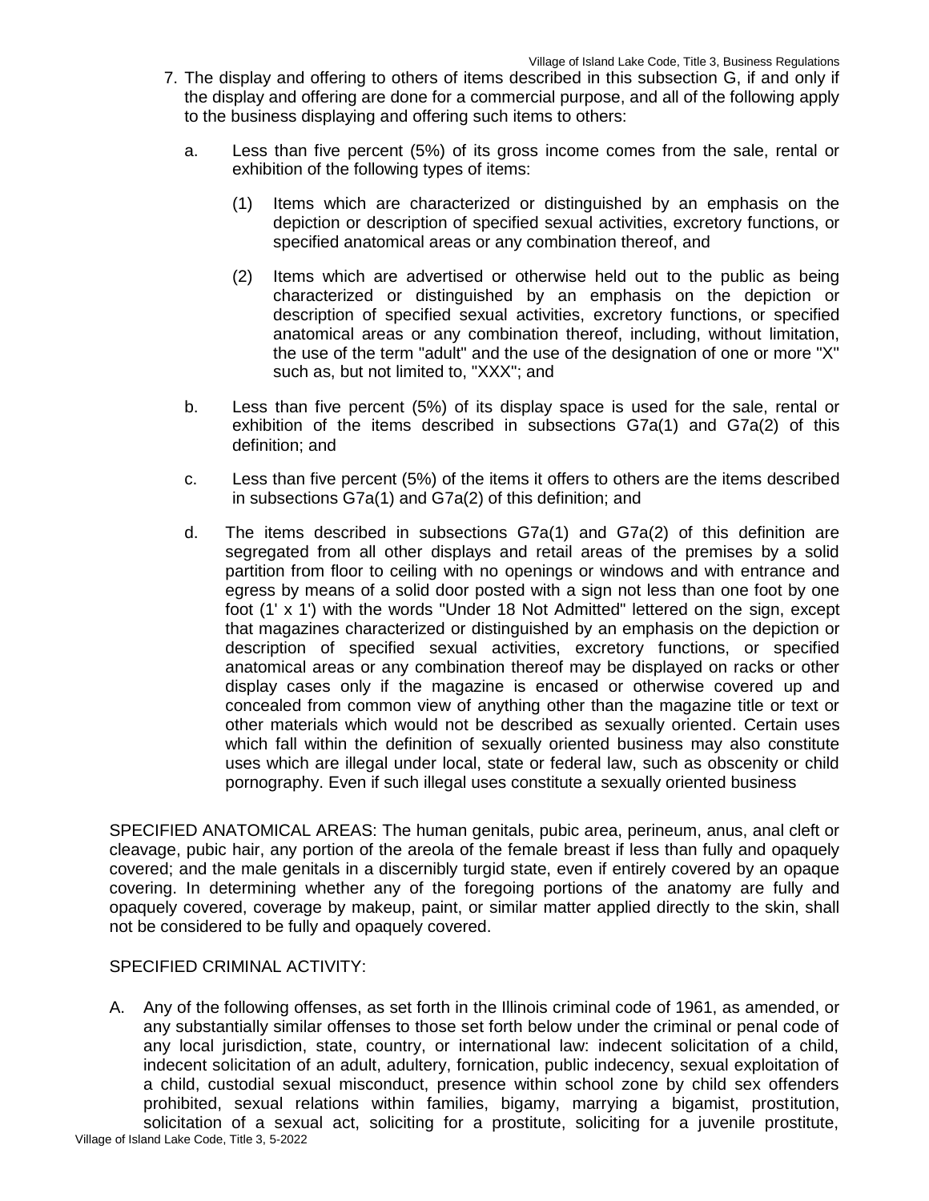7. The display and offering to others of items described in this subsection G, if and only if the display and offering are done for a commercial purpose, and all of the following apply to the business displaying and offering such items to others:

   a. Less than five percent (5%) of its gross income comes from the sale, rental or exhibition of the following types of items:

      (1) Items which are characterized or distinguished by an emphasis on the depiction or description of specified sexual activities, excretory functions, or specified anatomical areas or any combination thereof, and

      (2) Items which are advertised or otherwise held out to the public as being characterized or distinguished by an emphasis on the depiction or description of specified sexual activities, excretory functions, or specified anatomical areas or any combination thereof, including, without limitation, the use of the term "adult" and the use of the designation of one or more "X" such as, but not limited to, "XXX"; and

   b. Less than five percent (5%) of its display space is used for the sale, rental or exhibition of the items described in subsections G7a(1) and G7a(2) of this definition; and

   c. Less than five percent (5%) of the items it offers to others are the items described in subsections G7a(1) and G7a(2) of this definition; and

   d. The items described in subsections G7a(1) and G7a(2) of this definition are segregated from all other displays and retail areas of the premises by a solid partition from floor to ceiling with no openings or windows and with entrance and egress by means of a solid door posted with a sign not less than one foot by one foot (1' x 1') with the words "Under 18 Not Admitted" lettered on the sign, except that magazines characterized or distinguished by an emphasis on the depiction or description of specified sexual activities, excretory functions, or specified anatomical areas or any combination thereof may be displayed on racks or other display cases only if the magazine is encased or otherwise covered up and concealed from common view of anything other than the magazine title or text or other materials which would not be described as sexually oriented. Certain uses which fall within the definition of sexually oriented business may also constitute uses which are illegal under local, state or federal law, such as obscenity or child pornography. Even if such illegal uses constitute a sexually oriented business

SPECIFIED ANATOMICAL AREAS: The human genitals, pubic area, perineum, anus, anal cleft or cleavage, pubic hair, any portion of the areola of the female breast if less than fully and opaquely covered; and the male genitals in a discernibly turgid state, even if entirely covered by an opaque covering. In determining whether any of the foregoing portions of the anatomy are fully and opaquely covered, coverage by makeup, paint, or similar matter applied directly to the skin, shall not be considered to be fully and opaquely covered.

SPECIFIED CRIMINAL ACTIVITY:

A. Any of the following offenses, as set forth in the Illinois criminal code of 1961, as amended, or any substantially similar offenses to those set forth below under the criminal or penal code of any local jurisdiction, state, country, or international law: indecent solicitation of a child, indecent solicitation of an adult, adultery, fornication, public indecency, sexual exploitation of a child, custodial sexual misconduct, presence within school zone by child sex offenders prohibited, sexual relations within families, bigamy, marrying a bigamist, prostitution, solicitation of a sexual act, soliciting for a prostitute, soliciting for a juvenile prostitute,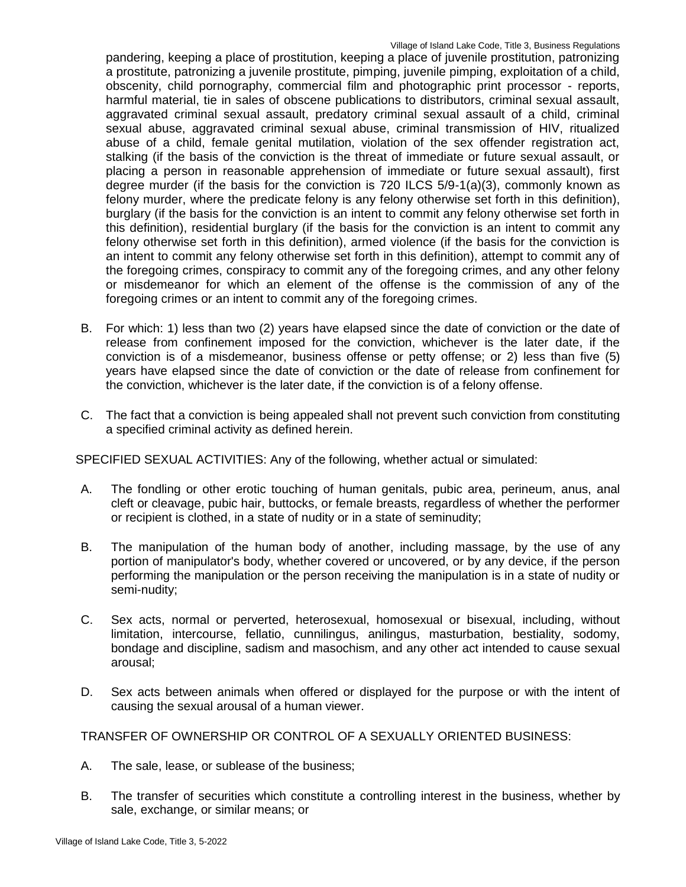pandering, keeping a place of prostitution, keeping a place of juvenile prostitution, patronizing a prostitute, patronizing a juvenile prostitute, pimping, juvenile pimping, exploitation of a child, obscenity, child pornography, commercial film and photographic print processor - reports, harmful material, tie in sales of obscene publications to distributors, criminal sexual assault, aggravated criminal sexual assault, predatory criminal sexual assault of a child, criminal sexual abuse, aggravated criminal sexual abuse, criminal transmission of HIV, ritualized abuse of a child, female genital mutilation, violation of the sex offender registration act, stalking (if the basis of the conviction is the threat of immediate or future sexual assault, or placing a person in reasonable apprehension of immediate or future sexual assault), first degree murder (if the basis for the conviction is 720 ILCS 5/9-1(a)(3), commonly known as felony murder, where the predicate felony is any felony otherwise set forth in this definition), burglary (if the basis for the conviction is an intent to commit any felony otherwise set forth in this definition), residential burglary (if the basis for the conviction is an intent to commit any felony otherwise set forth in this definition), armed violence (if the basis for the conviction is an intent to commit any felony otherwise set forth in this definition), attempt to commit any of the foregoing crimes, conspiracy to commit any of the foregoing crimes, and any other felony or misdemeanor for which an element of the offense is the commission of any of the foregoing crimes or an intent to commit any of the foregoing crimes.

B. For which: 1) less than two (2) years have elapsed since the date of conviction or the date of release from confinement imposed for the conviction, whichever is the later date, if the conviction is of a misdemeanor, business offense or petty offense; or 2) less than five (5) years have elapsed since the date of conviction or the date of release from confinement for the conviction, whichever is the later date, if the conviction is of a felony offense.

C. The fact that a conviction is being appealed shall not prevent such conviction from constituting a specified criminal activity as defined herein.

SPECIFIED SEXUAL ACTIVITIES: Any of the following, whether actual or simulated:

A. The fondling or other erotic touching of human genitals, pubic area, perineum, anus, anal cleft or cleavage, pubic hair, buttocks, or female breasts, regardless of whether the performer or recipient is clothed, in a state of nudity or in a state of seminudity;

B. The manipulation of the human body of another, including massage, by the use of any portion of manipulator's body, whether covered or uncovered, or by any device, if the person performing the manipulation or the person receiving the manipulation is in a state of nudity or semi-nudity;

C. Sex acts, normal or perverted, heterosexual, homosexual or bisexual, including, without limitation, intercourse, fellatio, cunnilingus, anilingus, masturbation, bestiality, sodomy, bondage and discipline, sadism and masochism, and any other act intended to cause sexual arousal;

D. Sex acts between animals when offered or displayed for the purpose or with the intent of causing the sexual arousal of a human viewer.

TRANSFER OF OWNERSHIP OR CONTROL OF A SEXUALLY ORIENTED BUSINESS:

A. The sale, lease, or sublease of the business;

B. The transfer of securities which constitute a controlling interest in the business, whether by sale, exchange, or similar means; or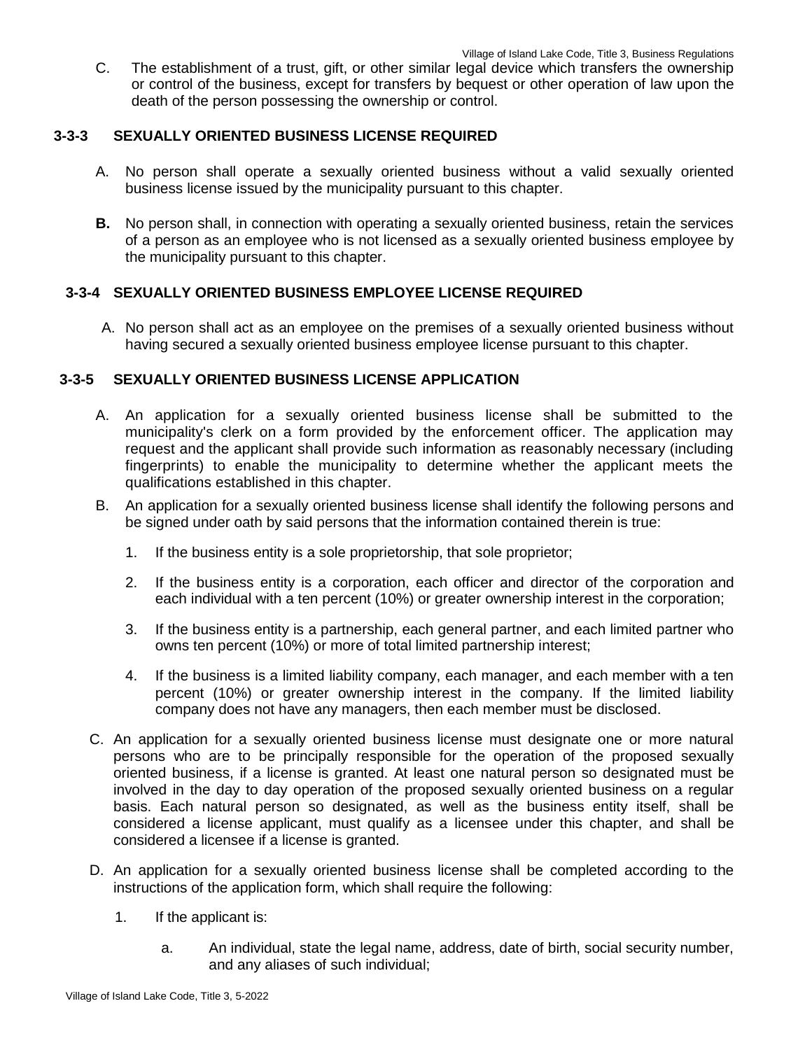C. The establishment of a trust, gift, or other similar legal device which transfers the ownership or control of the business, except for transfers by bequest or other operation of law upon the death of the person possessing the ownership or control.

### 3-3-3 SEXUALLY ORIENTED BUSINESS LICENSE REQUIRED

A. No person shall operate a sexually oriented business without a valid sexually oriented business license issued by the municipality pursuant to this chapter.

**B.** No person shall, in connection with operating a sexually oriented business, retain the services of a person as an employee who is not licensed as a sexually oriented business employee by the municipality pursuant to this chapter.

### 3-3-4 SEXUALLY ORIENTED BUSINESS EMPLOYEE LICENSE REQUIRED

A. No person shall act as an employee on the premises of a sexually oriented business without having secured a sexually oriented business employee license pursuant to this chapter.

### 3-3-5 SEXUALLY ORIENTED BUSINESS LICENSE APPLICATION

A. An application for a sexually oriented business license shall be submitted to the municipality's clerk on a form provided by the enforcement officer. The application may request and the applicant shall provide such information as reasonably necessary (including fingerprints) to enable the municipality to determine whether the applicant meets the qualifications established in this chapter.

B. An application for a sexually oriented business license shall identify the following persons and be signed under oath by said persons that the information contained therein is true:

1. If the business entity is a sole proprietorship, that sole proprietor;
2. If the business entity is a corporation, each officer and director of the corporation and each individual with a ten percent (10%) or greater ownership interest in the corporation;
3. If the business entity is a partnership, each general partner, and each limited partner who owns ten percent (10%) or more of total limited partnership interest;
4. If the business is a limited liability company, each manager, and each member with a ten percent (10%) or greater ownership interest in the company. If the limited liability company does not have any managers, then each member must be disclosed.

C. An application for a sexually oriented business license must designate one or more natural persons who are to be principally responsible for the operation of the proposed sexually oriented business, if a license is granted. At least one natural person so designated must be involved in the day to day operation of the proposed sexually oriented business on a regular basis. Each natural person so designated, as well as the business entity itself, shall be considered a license applicant, must qualify as a licensee under this chapter, and shall be considered a licensee if a license is granted.

D. An application for a sexually oriented business license shall be completed according to the instructions of the application form, which shall require the following:

1. If the applicant is:
   a. An individual, state the legal name, address, date of birth, social security number, and any aliases of such individual;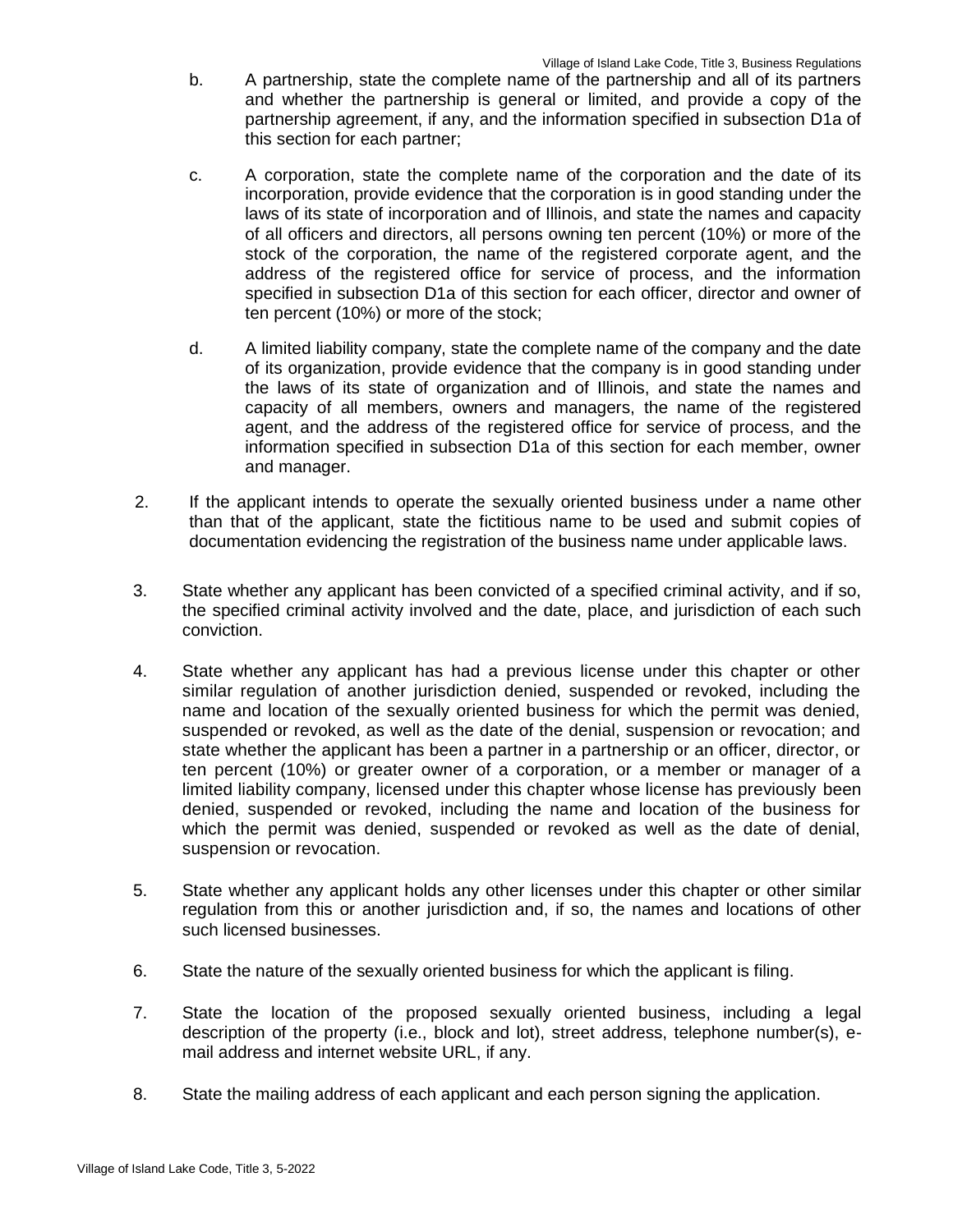b. A partnership, state the complete name of the partnership and all of its partners and whether the partnership is general or limited, and provide a copy of the partnership agreement, if any, and the information specified in subsection D1a of this section for each partner;

c. A corporation, state the complete name of the corporation and the date of its incorporation, provide evidence that the corporation is in good standing under the laws of its state of incorporation and of Illinois, and state the names and capacity of all officers and directors, all persons owning ten percent (10%) or more of the stock of the corporation, the name of the registered corporate agent, and the address of the registered office for service of process, and the information specified in subsection D1a of this section for each officer, director and owner of ten percent (10%) or more of the stock;

d. A limited liability company, state the complete name of the company and the date of its organization, provide evidence that the company is in good standing under the laws of its state of organization and of Illinois, and state the names and capacity of all members, owners and managers, the name of the registered agent, and the address of the registered office for service of process, and the information specified in subsection D1a of this section for each member, owner and manager.

2. If the applicant intends to operate the sexually oriented business under a name other than that of the applicant, state the fictitious name to be used and submit copies of documentation evidencing the registration of the business name under applicable laws.

3. State whether any applicant has been convicted of a specified criminal activity, and if so, the specified criminal activity involved and the date, place, and jurisdiction of each such conviction.

4. State whether any applicant has had a previous license under this chapter or other similar regulation of another jurisdiction denied, suspended or revoked, including the name and location of the sexually oriented business for which the permit was denied, suspended or revoked, as well as the date of the denial, suspension or revocation; and state whether the applicant has been a partner in a partnership or an officer, director, or ten percent (10%) or greater owner of a corporation, or a member or manager of a limited liability company, licensed under this chapter whose license has previously been denied, suspended or revoked, including the name and location of the business for which the permit was denied, suspended or revoked as well as the date of denial, suspension or revocation.

5. State whether any applicant holds any other licenses under this chapter or other similar regulation from this or another jurisdiction and, if so, the names and locations of other such licensed businesses.

6. State the nature of the sexually oriented business for which the applicant is filing.

7. State the location of the proposed sexually oriented business, including a legal description of the property (i.e., block and lot), street address, telephone number(s), e-mail address and internet website URL, if any.

8. State the mailing address of each applicant and each person signing the application.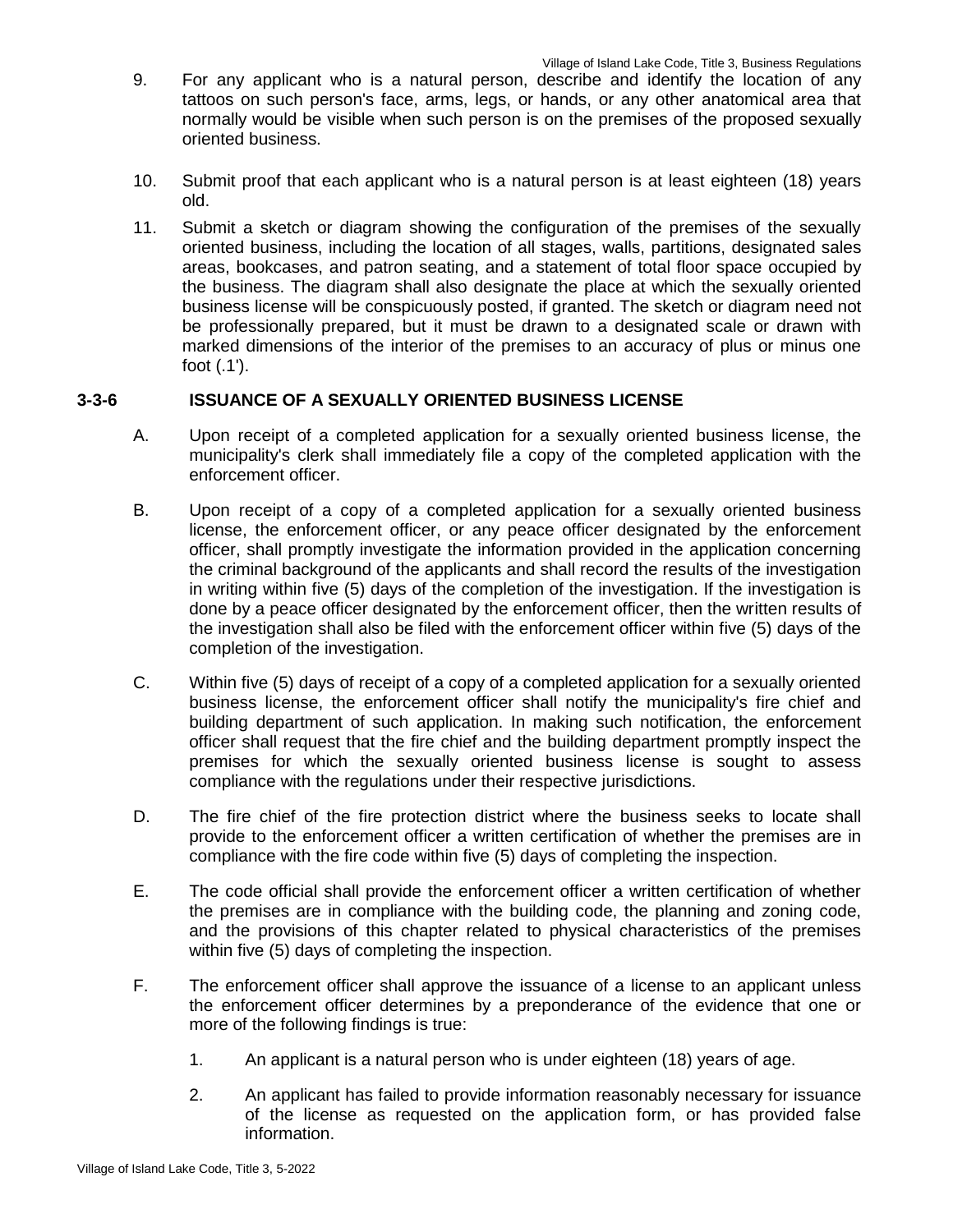9. For any applicant who is a natural person, describe and identify the location of any tattoos on such person's face, arms, legs, or hands, or any other anatomical area that normally would be visible when such person is on the premises of the proposed sexually oriented business.

10. Submit proof that each applicant who is a natural person is at least eighteen (18) years old.

11. Submit a sketch or diagram showing the configuration of the premises of the sexually oriented business, including the location of all stages, walls, partitions, designated sales areas, bookcases, and patron seating, and a statement of total floor space occupied by the business. The diagram shall also designate the place at which the sexually oriented business license will be conspicuously posted, if granted. The sketch or diagram need not be professionally prepared, but it must be drawn to a designated scale or drawn with marked dimensions of the interior of the premises to an accuracy of plus or minus one foot (.1').

### 3-3-6 ISSUANCE OF A SEXUALLY ORIENTED BUSINESS LICENSE

A. Upon receipt of a completed application for a sexually oriented business license, the municipality's clerk shall immediately file a copy of the completed application with the enforcement officer.

B. Upon receipt of a copy of a completed application for a sexually oriented business license, the enforcement officer, or any peace officer designated by the enforcement officer, shall promptly investigate the information provided in the application concerning the criminal background of the applicants and shall record the results of the investigation in writing within five (5) days of the completion of the investigation. If the investigation is done by a peace officer designated by the enforcement officer, then the written results of the investigation shall also be filed with the enforcement officer within five (5) days of the completion of the investigation.

C. Within five (5) days of receipt of a copy of a completed application for a sexually oriented business license, the enforcement officer shall notify the municipality's fire chief and building department of such application. In making such notification, the enforcement officer shall request that the fire chief and the building department promptly inspect the premises for which the sexually oriented business license is sought to assess compliance with the regulations under their respective jurisdictions.

D. The fire chief of the fire protection district where the business seeks to locate shall provide to the enforcement officer a written certification of whether the premises are in compliance with the fire code within five (5) days of completing the inspection.

E. The code official shall provide the enforcement officer a written certification of whether the premises are in compliance with the building code, the planning and zoning code, and the provisions of this chapter related to physical characteristics of the premises within five (5) days of completing the inspection.

F. The enforcement officer shall approve the issuance of a license to an applicant unless the enforcement officer determines by a preponderance of the evidence that one or more of the following findings is true:

   1. An applicant is a natural person who is under eighteen (18) years of age.

   2. An applicant has failed to provide information reasonably necessary for issuance of the license as requested on the application form, or has provided false information.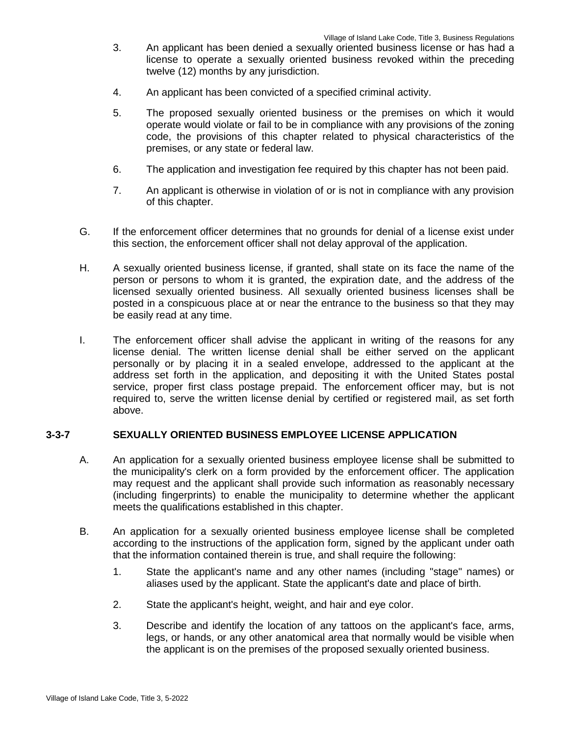3. An applicant has been denied a sexually oriented business license or has had a license to operate a sexually oriented business revoked within the preceding twelve (12) months by any jurisdiction.

4. An applicant has been convicted of a specified criminal activity.

5. The proposed sexually oriented business or the premises on which it would operate would violate or fail to be in compliance with any provisions of the zoning code, the provisions of this chapter related to physical characteristics of the premises, or any state or federal law.

6. The application and investigation fee required by this chapter has not been paid.

7. An applicant is otherwise in violation of or is not in compliance with any provision of this chapter.

G. If the enforcement officer determines that no grounds for denial of a license exist under this section, the enforcement officer shall not delay approval of the application.

H. A sexually oriented business license, if granted, shall state on its face the name of the person or persons to whom it is granted, the expiration date, and the address of the licensed sexually oriented business. All sexually oriented business licenses shall be posted in a conspicuous place at or near the entrance to the business so that they may be easily read at any time.

I. The enforcement officer shall advise the applicant in writing of the reasons for any license denial. The written license denial shall be either served on the applicant personally or by placing it in a sealed envelope, addressed to the applicant at the address set forth in the application, and depositing it with the United States postal service, proper first class postage prepaid. The enforcement officer may, but is not required to, serve the written license denial by certified or registered mail, as set forth above.

## 3-3-7 SEXUALLY ORIENTED BUSINESS EMPLOYEE LICENSE APPLICATION

A. An application for a sexually oriented business employee license shall be submitted to the municipality's clerk on a form provided by the enforcement officer. The application may request and the applicant shall provide such information as reasonably necessary (including fingerprints) to enable the municipality to determine whether the applicant meets the qualifications established in this chapter.

B. An application for a sexually oriented business employee license shall be completed according to the instructions of the application form, signed by the applicant under oath that the information contained therein is true, and shall require the following:

1. State the applicant's name and any other names (including "stage" names) or aliases used by the applicant. State the applicant's date and place of birth.

2. State the applicant's height, weight, and hair and eye color.

3. Describe and identify the location of any tattoos on the applicant's face, arms, legs, or hands, or any other anatomical area that normally would be visible when the applicant is on the premises of the proposed sexually oriented business.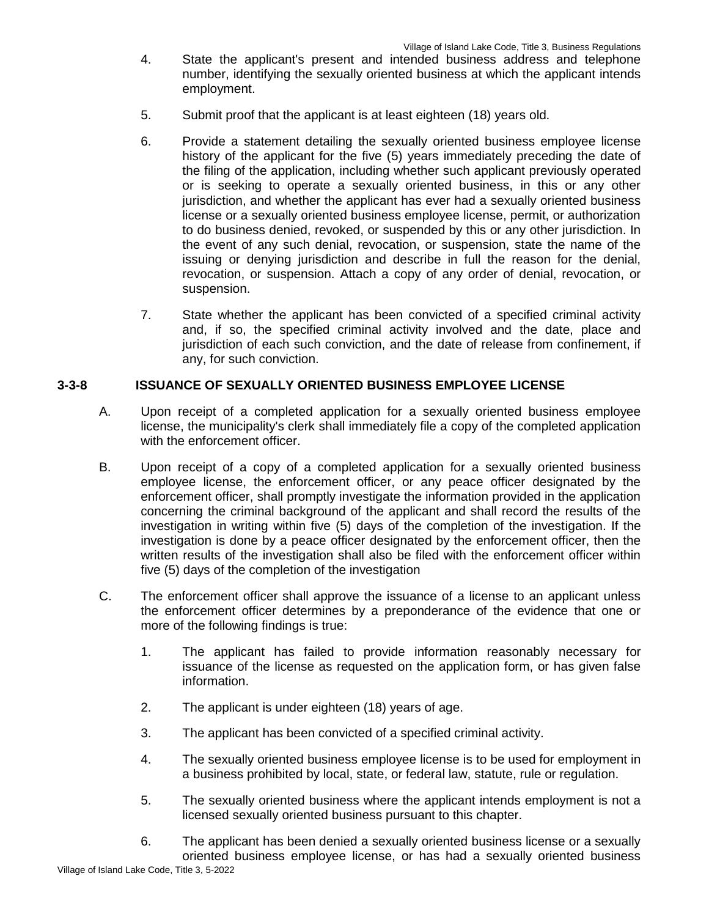4. State the applicant's present and intended business address and telephone number, identifying the sexually oriented business at which the applicant intends employment.

5. Submit proof that the applicant is at least eighteen (18) years old.

6. Provide a statement detailing the sexually oriented business employee license history of the applicant for the five (5) years immediately preceding the date of the filing of the application, including whether such applicant previously operated or is seeking to operate a sexually oriented business, in this or any other jurisdiction, and whether the applicant has ever had a sexually oriented business license or a sexually oriented business employee license, permit, or authorization to do business denied, revoked, or suspended by this or any other jurisdiction. In the event of any such denial, revocation, or suspension, state the name of the issuing or denying jurisdiction and describe in full the reason for the denial, revocation, or suspension. Attach a copy of any order of denial, revocation, or suspension.

7. State whether the applicant has been convicted of a specified criminal activity and, if so, the specified criminal activity involved and the date, place and jurisdiction of each such conviction, and the date of release from confinement, if any, for such conviction.

### 3-3-8 ISSUANCE OF SEXUALLY ORIENTED BUSINESS EMPLOYEE LICENSE

A. Upon receipt of a completed application for a sexually oriented business employee license, the municipality's clerk shall immediately file a copy of the completed application with the enforcement officer.

B. Upon receipt of a copy of a completed application for a sexually oriented business employee license, the enforcement officer, or any peace officer designated by the enforcement officer, shall promptly investigate the information provided in the application concerning the criminal background of the applicant and shall record the results of the investigation in writing within five (5) days of the completion of the investigation. If the investigation is done by a peace officer designated by the enforcement officer, then the written results of the investigation shall also be filed with the enforcement officer within five (5) days of the completion of the investigation

C. The enforcement officer shall approve the issuance of a license to an applicant unless the enforcement officer determines by a preponderance of the evidence that one or more of the following findings is true:

1. The applicant has failed to provide information reasonably necessary for issuance of the license as requested on the application form, or has given false information.

2. The applicant is under eighteen (18) years of age.

3. The applicant has been convicted of a specified criminal activity.

4. The sexually oriented business employee license is to be used for employment in a business prohibited by local, state, or federal law, statute, rule or regulation.

5. The sexually oriented business where the applicant intends employment is not a licensed sexually oriented business pursuant to this chapter.

6. The applicant has been denied a sexually oriented business license or a sexually oriented business employee license, or has had a sexually oriented business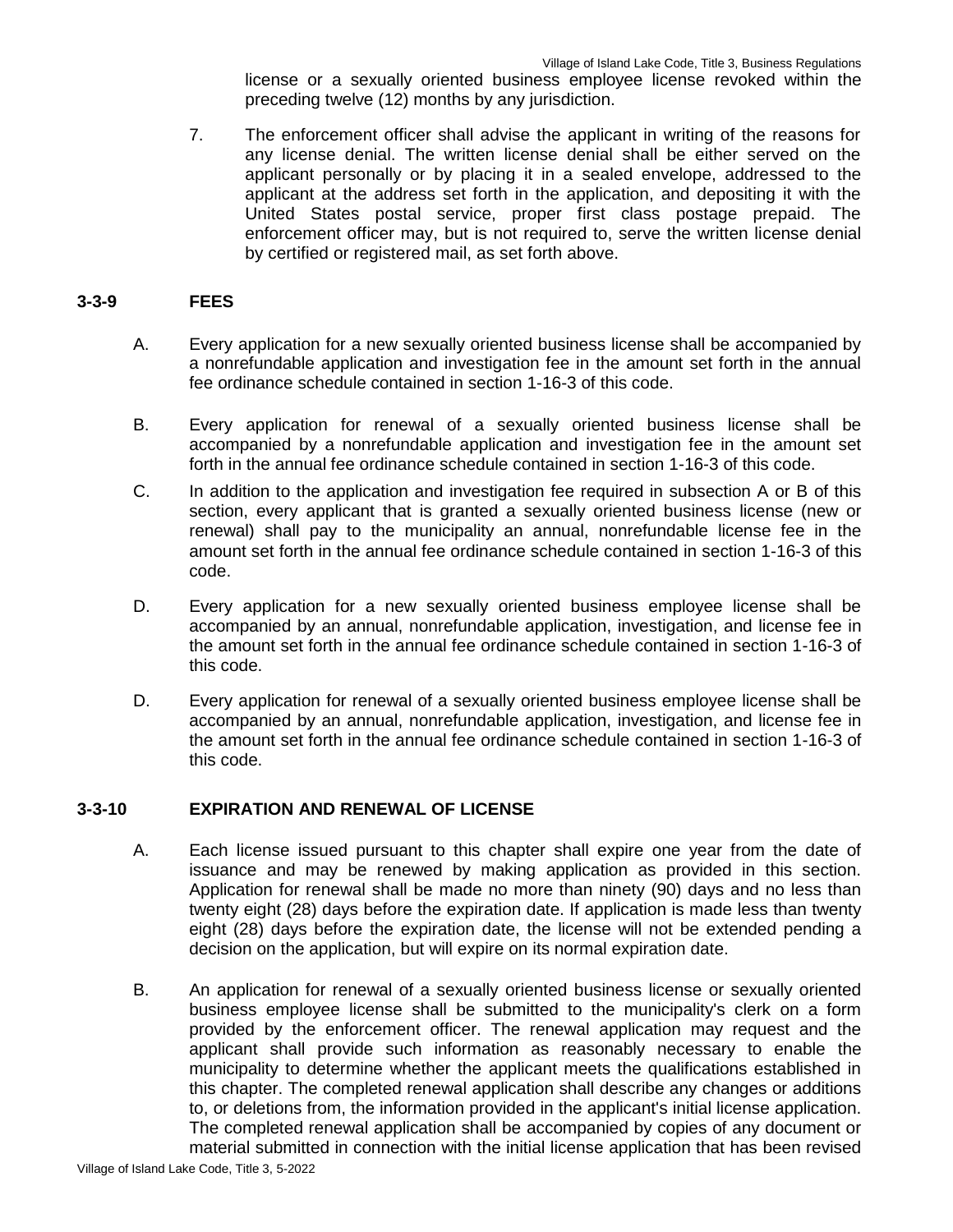license or a sexually oriented business employee license revoked within the preceding twelve (12) months by any jurisdiction.

7. The enforcement officer shall advise the applicant in writing of the reasons for any license denial. The written license denial shall be either served on the applicant personally or by placing it in a sealed envelope, addressed to the applicant at the address set forth in the application, and depositing it with the United States postal service, proper first class postage prepaid. The enforcement officer may, but is not required to, serve the written license denial by certified or registered mail, as set forth above.

## 3-3-9 FEES

A. Every application for a new sexually oriented business license shall be accompanied by a nonrefundable application and investigation fee in the amount set forth in the annual fee ordinance schedule contained in section 1-16-3 of this code.

B. Every application for renewal of a sexually oriented business license shall be accompanied by a nonrefundable application and investigation fee in the amount set forth in the annual fee ordinance schedule contained in section 1-16-3 of this code.

C. In addition to the application and investigation fee required in subsection A or B of this section, every applicant that is granted a sexually oriented business license (new or renewal) shall pay to the municipality an annual, nonrefundable license fee in the amount set forth in the annual fee ordinance schedule contained in section 1-16-3 of this code.

D. Every application for a new sexually oriented business employee license shall be accompanied by an annual, nonrefundable application, investigation, and license fee in the amount set forth in the annual fee ordinance schedule contained in section 1-16-3 of this code.

D. Every application for renewal of a sexually oriented business employee license shall be accompanied by an annual, nonrefundable application, investigation, and license fee in the amount set forth in the annual fee ordinance schedule contained in section 1-16-3 of this code.

## 3-3-10 EXPIRATION AND RENEWAL OF LICENSE

A. Each license issued pursuant to this chapter shall expire one year from the date of issuance and may be renewed by making application as provided in this section. Application for renewal shall be made no more than ninety (90) days and no less than twenty eight (28) days before the expiration date. If application is made less than twenty eight (28) days before the expiration date, the license will not be extended pending a decision on the application, but will expire on its normal expiration date.

B. An application for renewal of a sexually oriented business license or sexually oriented business employee license shall be submitted to the municipality's clerk on a form provided by the enforcement officer. The renewal application may request and the applicant shall provide such information as reasonably necessary to enable the municipality to determine whether the applicant meets the qualifications established in this chapter. The completed renewal application shall describe any changes or additions to, or deletions from, the information provided in the applicant's initial license application. The completed renewal application shall be accompanied by copies of any document or material submitted in connection with the initial license application that has been revised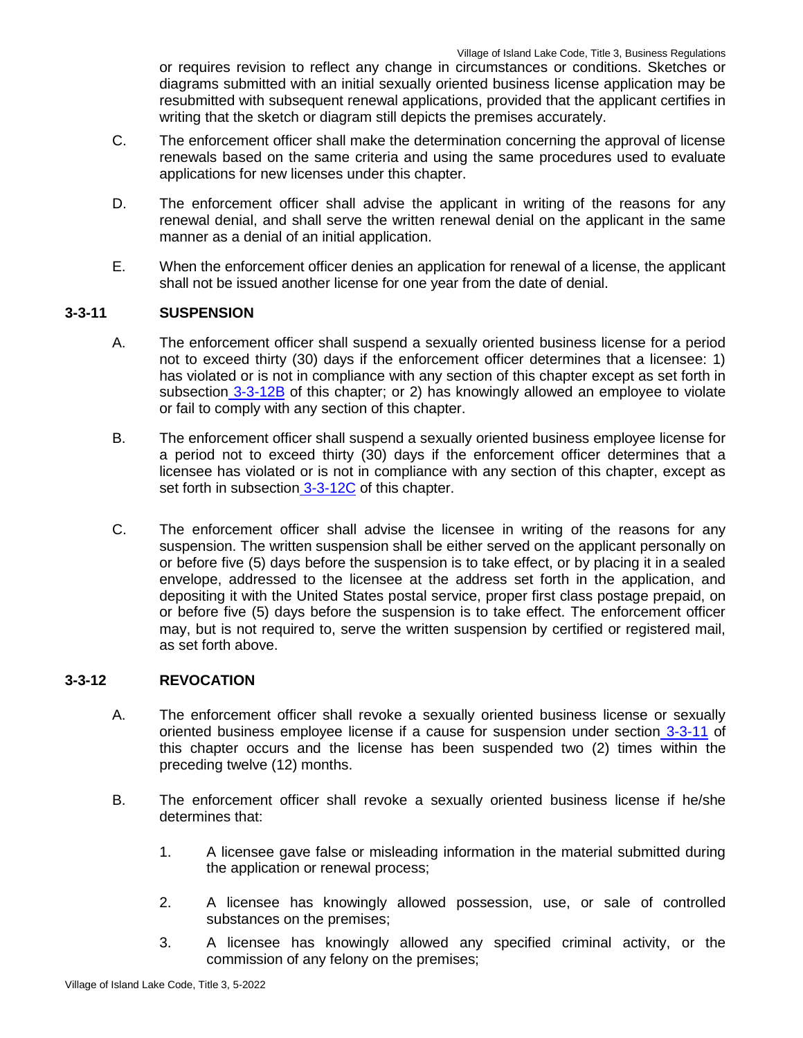or requires revision to reflect any change in circumstances or conditions. Sketches or diagrams submitted with an initial sexually oriented business license application may be resubmitted with subsequent renewal applications, provided that the applicant certifies in writing that the sketch or diagram still depicts the premises accurately.

C. The enforcement officer shall make the determination concerning the approval of license renewals based on the same criteria and using the same procedures used to evaluate applications for new licenses under this chapter.

D. The enforcement officer shall advise the applicant in writing of the reasons for any renewal denial, and shall serve the written renewal denial on the applicant in the same manner as a denial of an initial application.

E. When the enforcement officer denies an application for renewal of a license, the applicant shall not be issued another license for one year from the date of denial.

## 3-3-11 SUSPENSION

A. The enforcement officer shall suspend a sexually oriented business license for a period not to exceed thirty (30) days if the enforcement officer determines that a licensee: 1) has violated or is not in compliance with any section of this chapter except as set forth in subsection 3-3-12B of this chapter; or 2) has knowingly allowed an employee to violate or fail to comply with any section of this chapter.

B. The enforcement officer shall suspend a sexually oriented business employee license for a period not to exceed thirty (30) days if the enforcement officer determines that a licensee has violated or is not in compliance with any section of this chapter, except as set forth in subsection 3-3-12C of this chapter.

C. The enforcement officer shall advise the licensee in writing of the reasons for any suspension. The written suspension shall be either served on the applicant personally on or before five (5) days before the suspension is to take effect, or by placing it in a sealed envelope, addressed to the licensee at the address set forth in the application, and depositing it with the United States postal service, proper first class postage prepaid, on or before five (5) days before the suspension is to take effect. The enforcement officer may, but is not required to, serve the written suspension by certified or registered mail, as set forth above.

## 3-3-12 REVOCATION

A. The enforcement officer shall revoke a sexually oriented business license or sexually oriented business employee license if a cause for suspension under section 3-3-11 of this chapter occurs and the license has been suspended two (2) times within the preceding twelve (12) months.

B. The enforcement officer shall revoke a sexually oriented business license if he/she determines that:

1. A licensee gave false or misleading information in the material submitted during the application or renewal process;

2. A licensee has knowingly allowed possession, use, or sale of controlled substances on the premises;

3. A licensee has knowingly allowed any specified criminal activity, or the commission of any felony on the premises;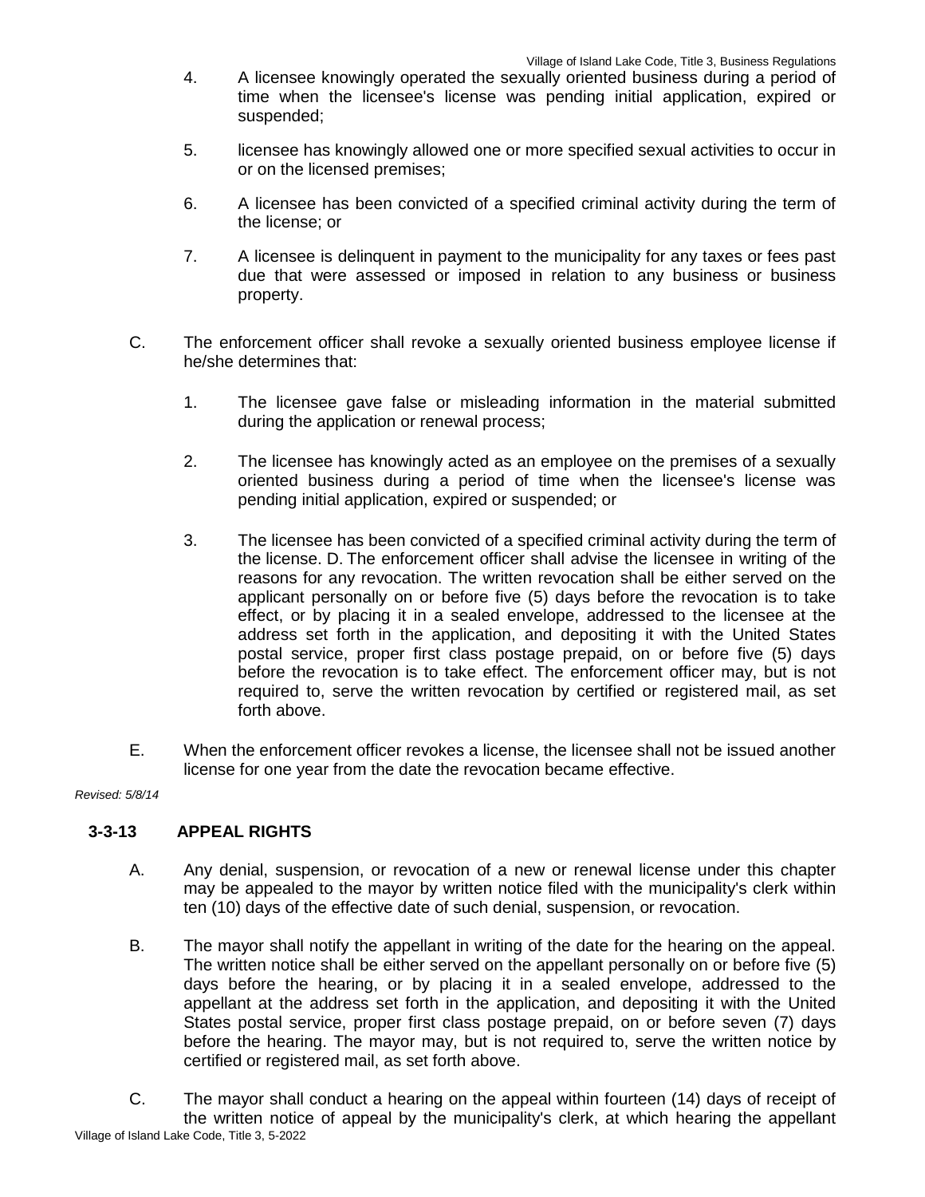4. A licensee knowingly operated the sexually oriented business during a period of time when the licensee's license was pending initial application, expired or suspended;

5. licensee has knowingly allowed one or more specified sexual activities to occur in or on the licensed premises;

6. A licensee has been convicted of a specified criminal activity during the term of the license; or

7. A licensee is delinquent in payment to the municipality for any taxes or fees past due that were assessed or imposed in relation to any business or business property.

C. The enforcement officer shall revoke a sexually oriented business employee license if he/she determines that:

1. The licensee gave false or misleading information in the material submitted during the application or renewal process;

2. The licensee has knowingly acted as an employee on the premises of a sexually oriented business during a period of time when the licensee's license was pending initial application, expired or suspended; or

3. The licensee has been convicted of a specified criminal activity during the term of the license. D. The enforcement officer shall advise the licensee in writing of the reasons for any revocation. The written revocation shall be either served on the applicant personally on or before five (5) days before the revocation is to take effect, or by placing it in a sealed envelope, addressed to the licensee at the address set forth in the application, and depositing it with the United States postal service, proper first class postage prepaid, on or before five (5) days before the revocation is to take effect. The enforcement officer may, but is not required to, serve the written revocation by certified or registered mail, as set forth above.

E. When the enforcement officer revokes a license, the licensee shall not be issued another license for one year from the date the revocation became effective.

*Revised: 5/8/14*

## 3-3-13 APPEAL RIGHTS

A. Any denial, suspension, or revocation of a new or renewal license under this chapter may be appealed to the mayor by written notice filed with the municipality's clerk within ten (10) days of the effective date of such denial, suspension, or revocation.

B. The mayor shall notify the appellant in writing of the date for the hearing on the appeal. The written notice shall be either served on the appellant personally on or before five (5) days before the hearing, or by placing it in a sealed envelope, addressed to the appellant at the address set forth in the application, and depositing it with the United States postal service, proper first class postage prepaid, on or before seven (7) days before the hearing. The mayor may, but is not required to, serve the written notice by certified or registered mail, as set forth above.

C. The mayor shall conduct a hearing on the appeal within fourteen (14) days of receipt of the written notice of appeal by the municipality's clerk, at which hearing the appellant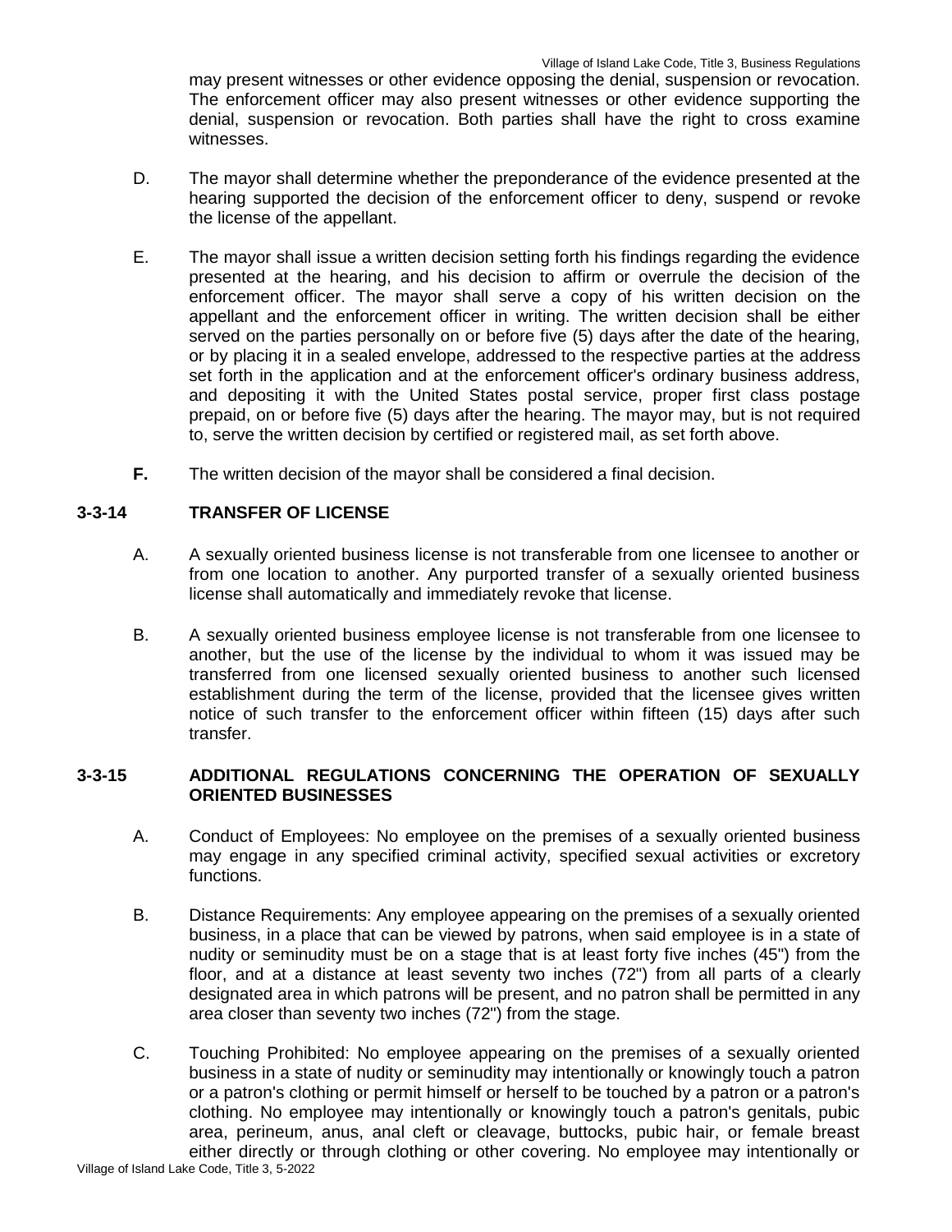may present witnesses or other evidence opposing the denial, suspension or revocation. The enforcement officer may also present witnesses or other evidence supporting the denial, suspension or revocation. Both parties shall have the right to cross examine witnesses.

D. The mayor shall determine whether the preponderance of the evidence presented at the hearing supported the decision of the enforcement officer to deny, suspend or revoke the license of the appellant.

E. The mayor shall issue a written decision setting forth his findings regarding the evidence presented at the hearing, and his decision to affirm or overrule the decision of the enforcement officer. The mayor shall serve a copy of his written decision on the appellant and the enforcement officer in writing. The written decision shall be either served on the parties personally on or before five (5) days after the date of the hearing, or by placing it in a sealed envelope, addressed to the respective parties at the address set forth in the application and at the enforcement officer's ordinary business address, and depositing it with the United States postal service, proper first class postage prepaid, on or before five (5) days after the hearing. The mayor may, but is not required to, serve the written decision by certified or registered mail, as set forth above.

**F.** The written decision of the mayor shall be considered a final decision.

## 3-3-14 TRANSFER OF LICENSE

A. A sexually oriented business license is not transferable from one licensee to another or from one location to another. Any purported transfer of a sexually oriented business license shall automatically and immediately revoke that license.

B. A sexually oriented business employee license is not transferable from one licensee to another, but the use of the license by the individual to whom it was issued may be transferred from one licensed sexually oriented business to another such licensed establishment during the term of the license, provided that the licensee gives written notice of such transfer to the enforcement officer within fifteen (15) days after such transfer.

## 3-3-15 ADDITIONAL REGULATIONS CONCERNING THE OPERATION OF SEXUALLY ORIENTED BUSINESSES

A. Conduct of Employees: No employee on the premises of a sexually oriented business may engage in any specified criminal activity, specified sexual activities or excretory functions.

B. Distance Requirements: Any employee appearing on the premises of a sexually oriented business, in a place that can be viewed by patrons, when said employee is in a state of nudity or seminudity must be on a stage that is at least forty five inches (45") from the floor, and at a distance at least seventy two inches (72") from all parts of a clearly designated area in which patrons will be present, and no patron shall be permitted in any area closer than seventy two inches (72") from the stage.

C. Touching Prohibited: No employee appearing on the premises of a sexually oriented business in a state of nudity or seminudity may intentionally or knowingly touch a patron or a patron's clothing or permit himself or herself to be touched by a patron or a patron's clothing. No employee may intentionally or knowingly touch a patron's genitals, pubic area, perineum, anus, anal cleft or cleavage, buttocks, pubic hair, or female breast either directly or through clothing or other covering. No employee may intentionally or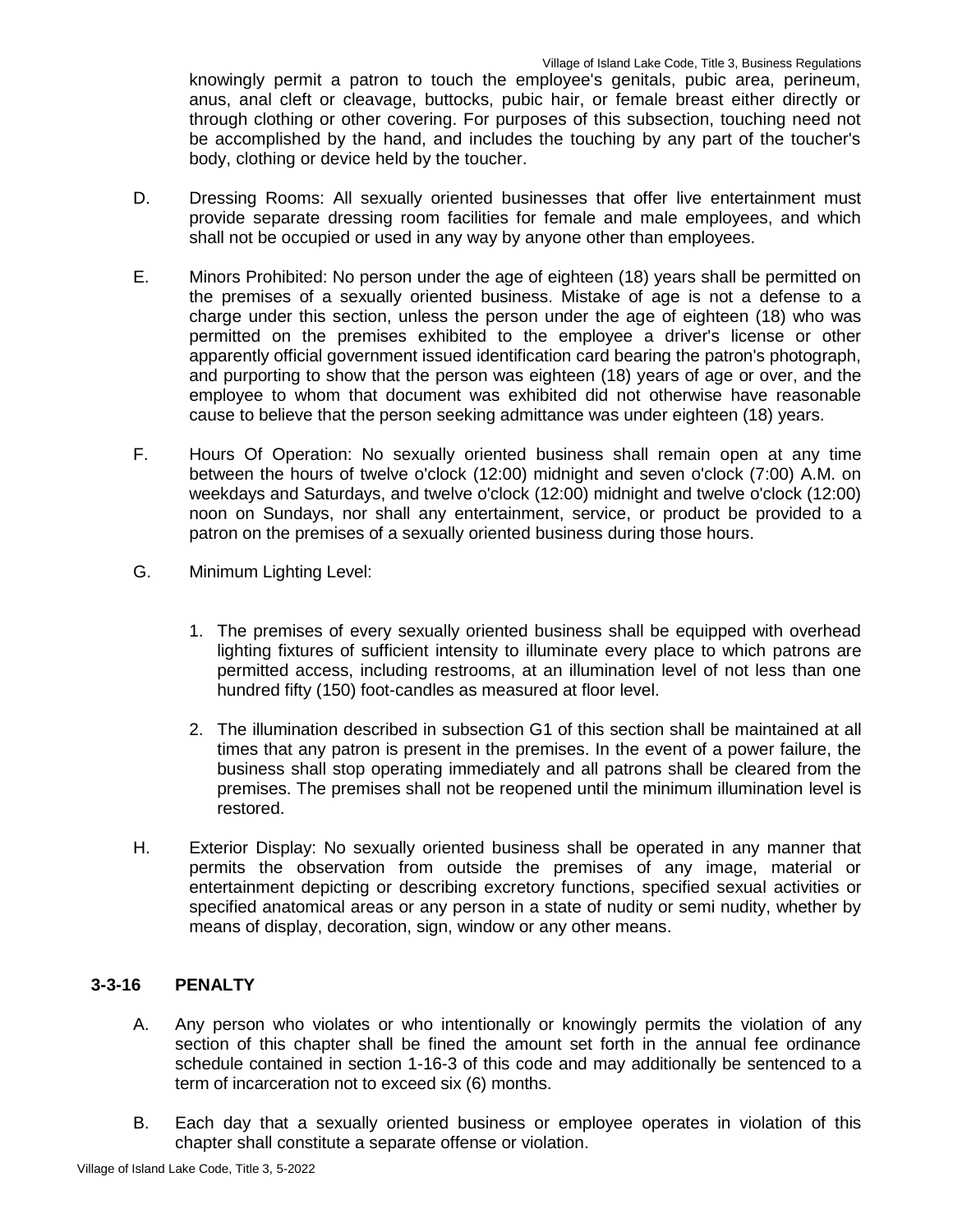knowingly permit a patron to touch the employee's genitals, pubic area, perineum, anus, anal cleft or cleavage, buttocks, pubic hair, or female breast either directly or through clothing or other covering. For purposes of this subsection, touching need not be accomplished by the hand, and includes the touching by any part of the toucher's body, clothing or device held by the toucher.

D. Dressing Rooms: All sexually oriented businesses that offer live entertainment must provide separate dressing room facilities for female and male employees, and which shall not be occupied or used in any way by anyone other than employees.

E. Minors Prohibited: No person under the age of eighteen (18) years shall be permitted on the premises of a sexually oriented business. Mistake of age is not a defense to a charge under this section, unless the person under the age of eighteen (18) who was permitted on the premises exhibited to the employee a driver's license or other apparently official government issued identification card bearing the patron's photograph, and purporting to show that the person was eighteen (18) years of age or over, and the employee to whom that document was exhibited did not otherwise have reasonable cause to believe that the person seeking admittance was under eighteen (18) years.

F. Hours Of Operation: No sexually oriented business shall remain open at any time between the hours of twelve o'clock (12:00) midnight and seven o'clock (7:00) A.M. on weekdays and Saturdays, and twelve o'clock (12:00) midnight and twelve o'clock (12:00) noon on Sundays, nor shall any entertainment, service, or product be provided to a patron on the premises of a sexually oriented business during those hours.

G. Minimum Lighting Level:

1. The premises of every sexually oriented business shall be equipped with overhead lighting fixtures of sufficient intensity to illuminate every place to which patrons are permitted access, including restrooms, at an illumination level of not less than one hundred fifty (150) foot-candles as measured at floor level.

2. The illumination described in subsection G1 of this section shall be maintained at all times that any patron is present in the premises. In the event of a power failure, the business shall stop operating immediately and all patrons shall be cleared from the premises. The premises shall not be reopened until the minimum illumination level is restored.

H. Exterior Display: No sexually oriented business shall be operated in any manner that permits the observation from outside the premises of any image, material or entertainment depicting or describing excretory functions, specified sexual activities or specified anatomical areas or any person in a state of nudity or semi nudity, whether by means of display, decoration, sign, window or any other means.

### 3-3-16 PENALTY

A. Any person who violates or who intentionally or knowingly permits the violation of any section of this chapter shall be fined the amount set forth in the annual fee ordinance schedule contained in section 1-16-3 of this code and may additionally be sentenced to a term of incarceration not to exceed six (6) months.

B. Each day that a sexually oriented business or employee operates in violation of this chapter shall constitute a separate offense or violation.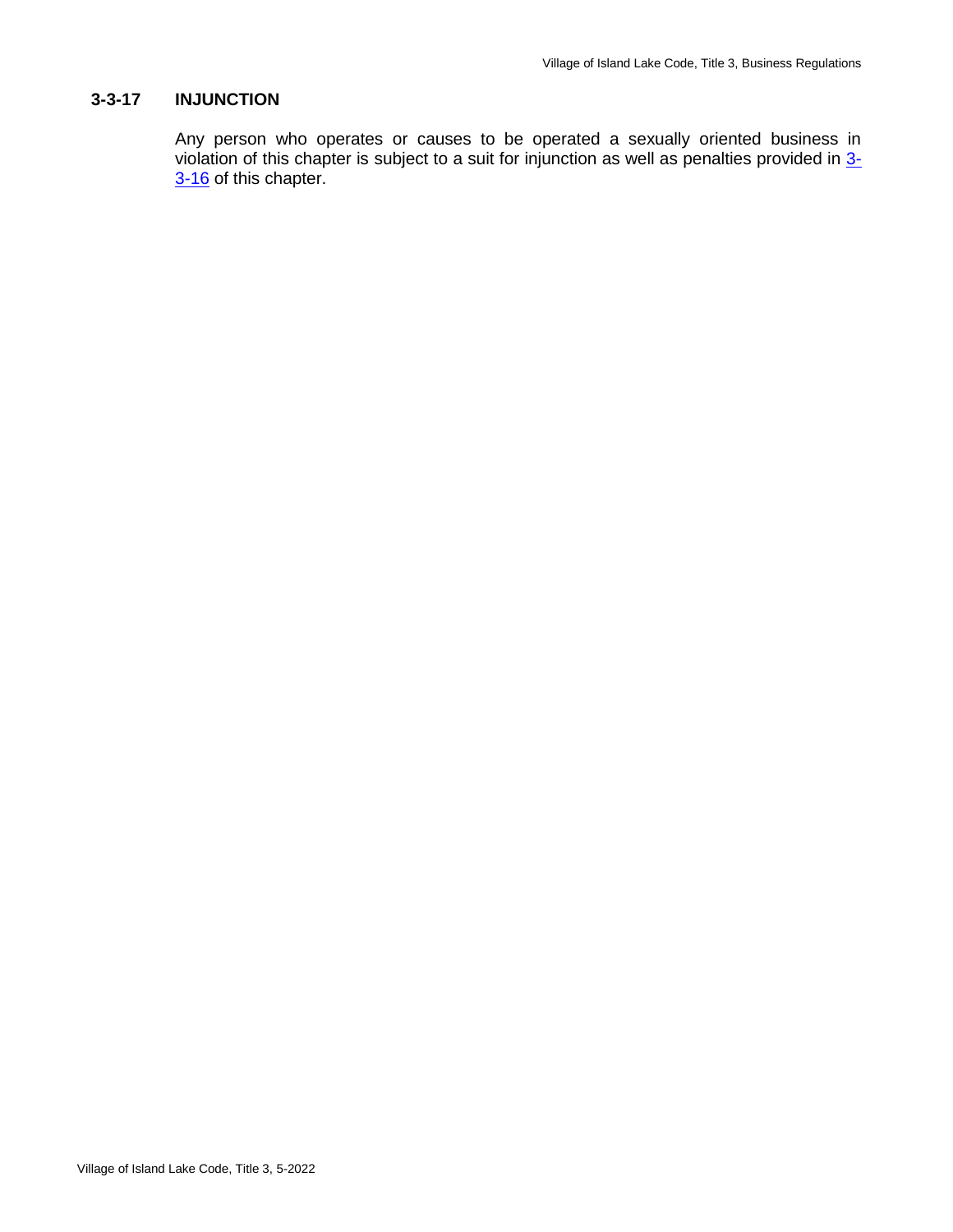### 3-3-17 INJUNCTION

Any person who operates or causes to be operated a sexually oriented business in violation of this chapter is subject to a suit for injunction as well as penalties provided in 3-3-16 of this chapter.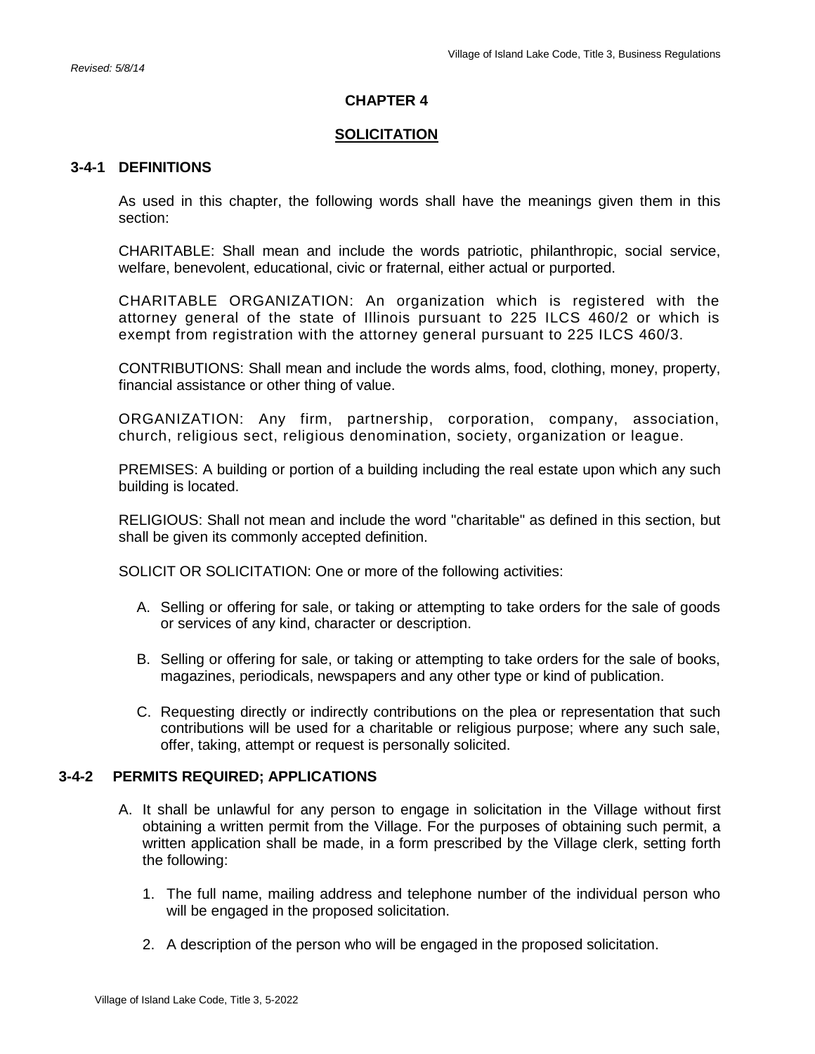*Revised: 5/8/14*

# CHAPTER 4

## SOLICITATION

### 3-4-1 DEFINITIONS

As used in this chapter, the following words shall have the meanings given them in this section:

CHARITABLE: Shall mean and include the words patriotic, philanthropic, social service, welfare, benevolent, educational, civic or fraternal, either actual or purported.

CHARITABLE ORGANIZATION: An organization which is registered with the attorney general of the state of Illinois pursuant to 225 ILCS 460/2 or which is exempt from registration with the attorney general pursuant to 225 ILCS 460/3.

CONTRIBUTIONS: Shall mean and include the words alms, food, clothing, money, property, financial assistance or other thing of value.

ORGANIZATION: Any firm, partnership, corporation, company, association, church, religious sect, religious denomination, society, organization or league.

PREMISES: A building or portion of a building including the real estate upon which any such building is located.

RELIGIOUS: Shall not mean and include the word "charitable" as defined in this section, but shall be given its commonly accepted definition.

SOLICIT OR SOLICITATION: One or more of the following activities:

A. Selling or offering for sale, or taking or attempting to take orders for the sale of goods or services of any kind, character or description.

B. Selling or offering for sale, or taking or attempting to take orders for the sale of books, magazines, periodicals, newspapers and any other type or kind of publication.

C. Requesting directly or indirectly contributions on the plea or representation that such contributions will be used for a charitable or religious purpose; where any such sale, offer, taking, attempt or request is personally solicited.

### 3-4-2 PERMITS REQUIRED; APPLICATIONS

A. It shall be unlawful for any person to engage in solicitation in the Village without first obtaining a written permit from the Village. For the purposes of obtaining such permit, a written application shall be made, in a form prescribed by the Village clerk, setting forth the following:

   1. The full name, mailing address and telephone number of the individual person who will be engaged in the proposed solicitation.

   2. A description of the person who will be engaged in the proposed solicitation.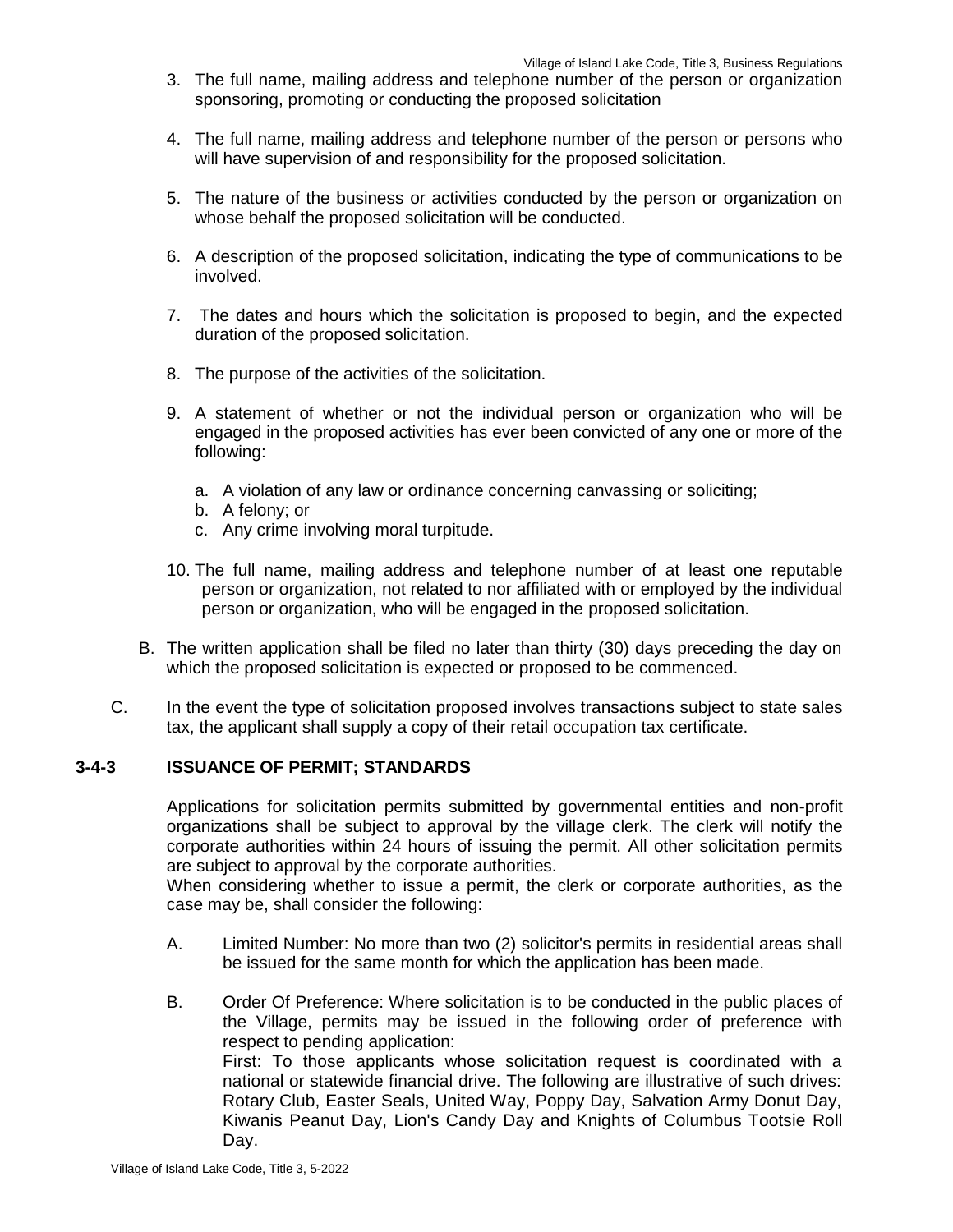3. The full name, mailing address and telephone number of the person or organization sponsoring, promoting or conducting the proposed solicitation

4. The full name, mailing address and telephone number of the person or persons who will have supervision of and responsibility for the proposed solicitation.

5. The nature of the business or activities conducted by the person or organization on whose behalf the proposed solicitation will be conducted.

6. A description of the proposed solicitation, indicating the type of communications to be involved.

7. The dates and hours which the solicitation is proposed to begin, and the expected duration of the proposed solicitation.

8. The purpose of the activities of the solicitation.

9. A statement of whether or not the individual person or organization who will be engaged in the proposed activities has ever been convicted of any one or more of the following:

   a. A violation of any law or ordinance concerning canvassing or soliciting;
   b. A felony; or
   c. Any crime involving moral turpitude.

10. The full name, mailing address and telephone number of at least one reputable person or organization, not related to nor affiliated with or employed by the individual person or organization, who will be engaged in the proposed solicitation.

B. The written application shall be filed no later than thirty (30) days preceding the day on which the proposed solicitation is expected or proposed to be commenced.

C. In the event the type of solicitation proposed involves transactions subject to state sales tax, the applicant shall supply a copy of their retail occupation tax certificate.

### 3-4-3 ISSUANCE OF PERMIT; STANDARDS

Applications for solicitation permits submitted by governmental entities and non-profit organizations shall be subject to approval by the village clerk. The clerk will notify the corporate authorities within 24 hours of issuing the permit. All other solicitation permits are subject to approval by the corporate authorities.

When considering whether to issue a permit, the clerk or corporate authorities, as the case may be, shall consider the following:

A. Limited Number: No more than two (2) solicitor's permits in residential areas shall be issued for the same month for which the application has been made.

B. Order Of Preference: Where solicitation is to be conducted in the public places of the Village, permits may be issued in the following order of preference with respect to pending application:

   First: To those applicants whose solicitation request is coordinated with a national or statewide financial drive. The following are illustrative of such drives: Rotary Club, Easter Seals, United Way, Poppy Day, Salvation Army Donut Day, Kiwanis Peanut Day, Lion's Candy Day and Knights of Columbus Tootsie Roll Day.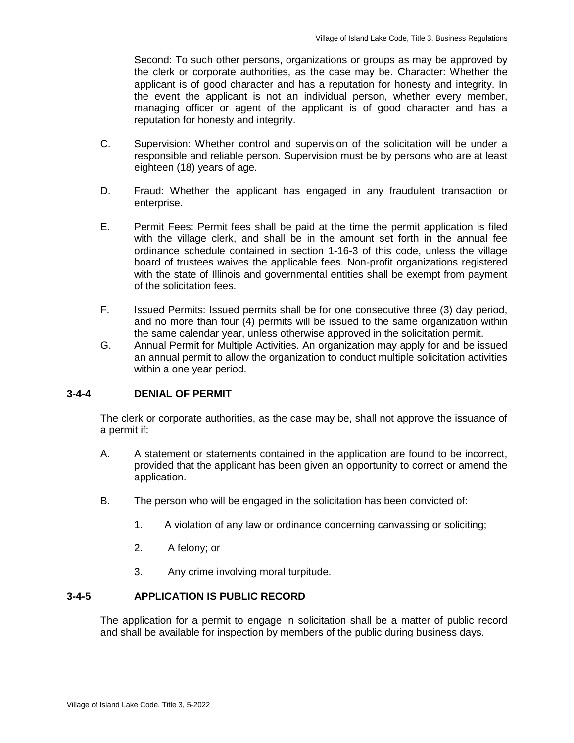Second: To such other persons, organizations or groups as may be approved by the clerk or corporate authorities, as the case may be. Character: Whether the applicant is of good character and has a reputation for honesty and integrity. In the event the applicant is not an individual person, whether every member, managing officer or agent of the applicant is of good character and has a reputation for honesty and integrity.

C. Supervision: Whether control and supervision of the solicitation will be under a responsible and reliable person. Supervision must be by persons who are at least eighteen (18) years of age.

D. Fraud: Whether the applicant has engaged in any fraudulent transaction or enterprise.

E. Permit Fees: Permit fees shall be paid at the time the permit application is filed with the village clerk, and shall be in the amount set forth in the annual fee ordinance schedule contained in section 1-16-3 of this code, unless the village board of trustees waives the applicable fees. Non-profit organizations registered with the state of Illinois and governmental entities shall be exempt from payment of the solicitation fees.

F. Issued Permits: Issued permits shall be for one consecutive three (3) day period, and no more than four (4) permits will be issued to the same organization within the same calendar year, unless otherwise approved in the solicitation permit.

G. Annual Permit for Multiple Activities. An organization may apply for and be issued an annual permit to allow the organization to conduct multiple solicitation activities within a one year period.

**3-4-4 DENIAL OF PERMIT**

The clerk or corporate authorities, as the case may be, shall not approve the issuance of a permit if:

A. A statement or statements contained in the application are found to be incorrect, provided that the applicant has been given an opportunity to correct or amend the application.

B. The person who will be engaged in the solicitation has been convicted of:

1. A violation of any law or ordinance concerning canvassing or soliciting;

2. A felony; or

3. Any crime involving moral turpitude.

**3-4-5 APPLICATION IS PUBLIC RECORD**

The application for a permit to engage in solicitation shall be a matter of public record and shall be available for inspection by members of the public during business days.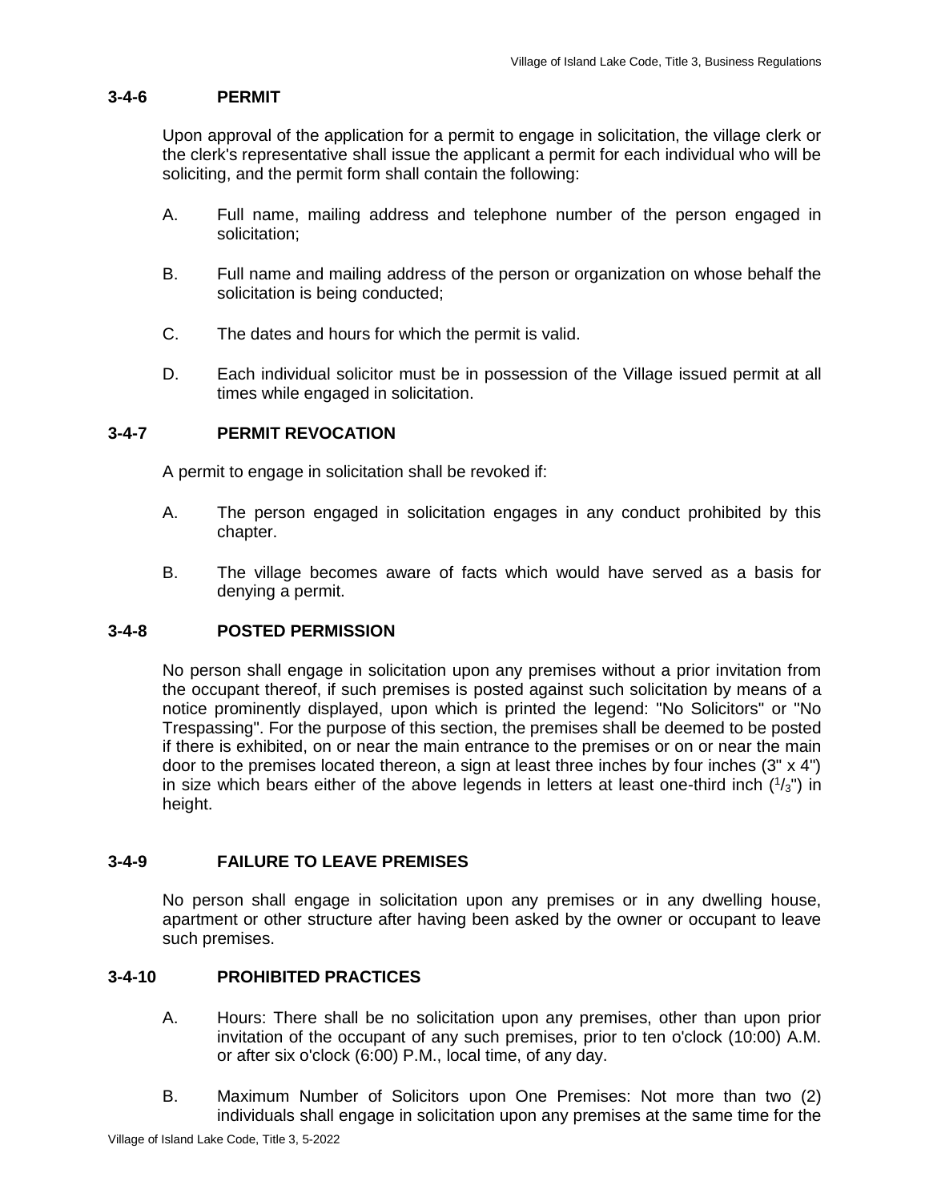### 3-4-6 PERMIT

Upon approval of the application for a permit to engage in solicitation, the village clerk or the clerk's representative shall issue the applicant a permit for each individual who will be soliciting, and the permit form shall contain the following:

A. Full name, mailing address and telephone number of the person engaged in solicitation;

B. Full name and mailing address of the person or organization on whose behalf the solicitation is being conducted;

C. The dates and hours for which the permit is valid.

D. Each individual solicitor must be in possession of the Village issued permit at all times while engaged in solicitation.

### 3-4-7 PERMIT REVOCATION

A permit to engage in solicitation shall be revoked if:

A. The person engaged in solicitation engages in any conduct prohibited by this chapter.

B. The village becomes aware of facts which would have served as a basis for denying a permit.

### 3-4-8 POSTED PERMISSION

No person shall engage in solicitation upon any premises without a prior invitation from the occupant thereof, if such premises is posted against such solicitation by means of a notice prominently displayed, upon which is printed the legend: "No Solicitors" or "No Trespassing". For the purpose of this section, the premises shall be deemed to be posted if there is exhibited, on or near the main entrance to the premises or on or near the main door to the premises located thereon, a sign at least three inches by four inches (3" x 4") in size which bears either of the above legends in letters at least one-third inch ($^1/_3$") in height.

### 3-4-9 FAILURE TO LEAVE PREMISES

No person shall engage in solicitation upon any premises or in any dwelling house, apartment or other structure after having been asked by the owner or occupant to leave such premises.

### 3-4-10 PROHIBITED PRACTICES

A. Hours: There shall be no solicitation upon any premises, other than upon prior invitation of the occupant of any such premises, prior to ten o'clock (10:00) A.M. or after six o'clock (6:00) P.M., local time, of any day.

B. Maximum Number of Solicitors upon One Premises: Not more than two (2) individuals shall engage in solicitation upon any premises at the same time for the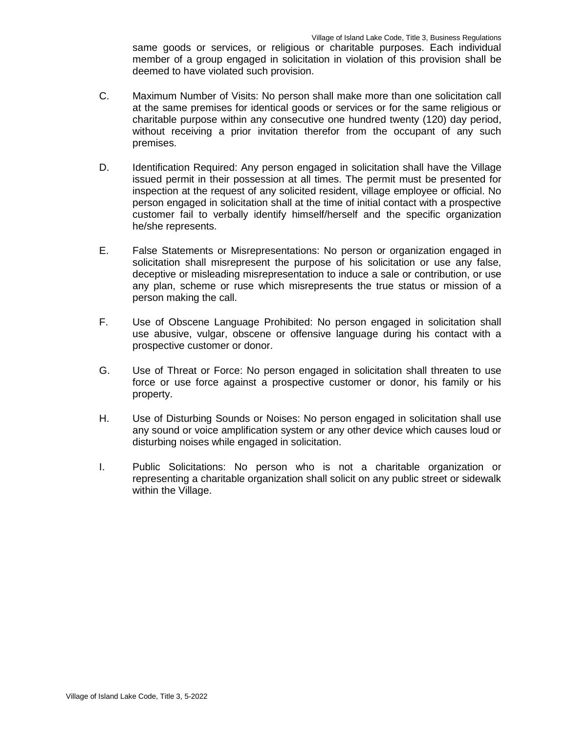same goods or services, or religious or charitable purposes. Each individual member of a group engaged in solicitation in violation of this provision shall be deemed to have violated such provision.

C. Maximum Number of Visits: No person shall make more than one solicitation call at the same premises for identical goods or services or for the same religious or charitable purpose within any consecutive one hundred twenty (120) day period, without receiving a prior invitation therefor from the occupant of any such premises.

D. Identification Required: Any person engaged in solicitation shall have the Village issued permit in their possession at all times. The permit must be presented for inspection at the request of any solicited resident, village employee or official. No person engaged in solicitation shall at the time of initial contact with a prospective customer fail to verbally identify himself/herself and the specific organization he/she represents.

E. False Statements or Misrepresentations: No person or organization engaged in solicitation shall misrepresent the purpose of his solicitation or use any false, deceptive or misleading misrepresentation to induce a sale or contribution, or use any plan, scheme or ruse which misrepresents the true status or mission of a person making the call.

F. Use of Obscene Language Prohibited: No person engaged in solicitation shall use abusive, vulgar, obscene or offensive language during his contact with a prospective customer or donor.

G. Use of Threat or Force: No person engaged in solicitation shall threaten to use force or use force against a prospective customer or donor, his family or his property.

H. Use of Disturbing Sounds or Noises: No person engaged in solicitation shall use any sound or voice amplification system or any other device which causes loud or disturbing noises while engaged in solicitation.

I. Public Solicitations: No person who is not a charitable organization or representing a charitable organization shall solicit on any public street or sidewalk within the Village.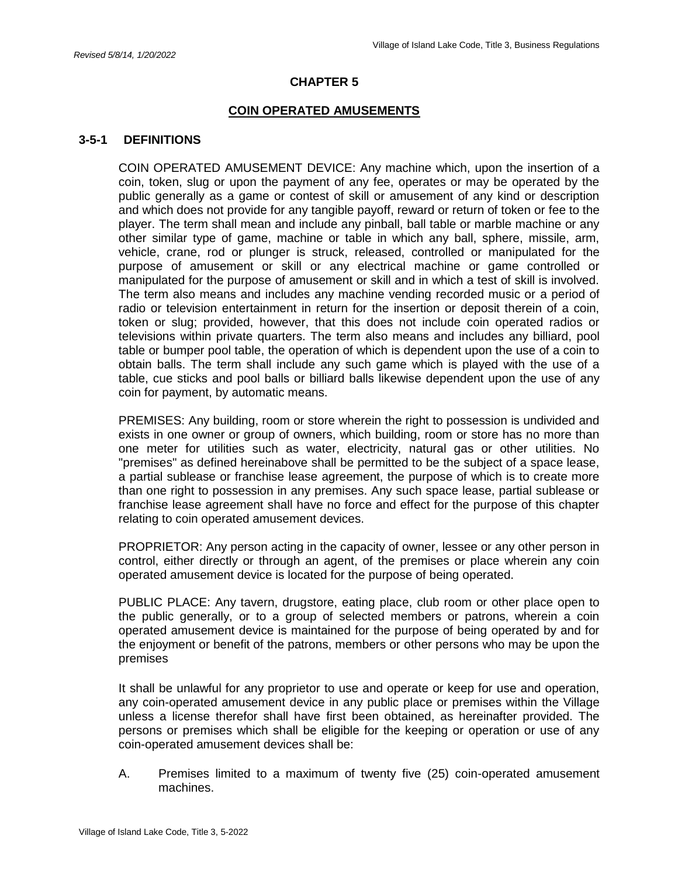*Revised 5/8/14, 1/20/2022*

# CHAPTER 5

## COIN OPERATED AMUSEMENTS

### 3-5-1 DEFINITIONS

COIN OPERATED AMUSEMENT DEVICE: Any machine which, upon the insertion of a coin, token, slug or upon the payment of any fee, operates or may be operated by the public generally as a game or contest of skill or amusement of any kind or description and which does not provide for any tangible payoff, reward or return of token or fee to the player. The term shall mean and include any pinball, ball table or marble machine or any other similar type of game, machine or table in which any ball, sphere, missile, arm, vehicle, crane, rod or plunger is struck, released, controlled or manipulated for the purpose of amusement or skill or any electrical machine or game controlled or manipulated for the purpose of amusement or skill and in which a test of skill is involved. The term also means and includes any machine vending recorded music or a period of radio or television entertainment in return for the insertion or deposit therein of a coin, token or slug; provided, however, that this does not include coin operated radios or televisions within private quarters. The term also means and includes any billiard, pool table or bumper pool table, the operation of which is dependent upon the use of a coin to obtain balls. The term shall include any such game which is played with the use of a table, cue sticks and pool balls or billiard balls likewise dependent upon the use of any coin for payment, by automatic means.

PREMISES: Any building, room or store wherein the right to possession is undivided and exists in one owner or group of owners, which building, room or store has no more than one meter for utilities such as water, electricity, natural gas or other utilities. No "premises" as defined hereinabove shall be permitted to be the subject of a space lease, a partial sublease or franchise lease agreement, the purpose of which is to create more than one right to possession in any premises. Any such space lease, partial sublease or franchise lease agreement shall have no force and effect for the purpose of this chapter relating to coin operated amusement devices.

PROPRIETOR: Any person acting in the capacity of owner, lessee or any other person in control, either directly or through an agent, of the premises or place wherein any coin operated amusement device is located for the purpose of being operated.

PUBLIC PLACE: Any tavern, drugstore, eating place, club room or other place open to the public generally, or to a group of selected members or patrons, wherein a coin operated amusement device is maintained for the purpose of being operated by and for the enjoyment or benefit of the patrons, members or other persons who may be upon the premises

It shall be unlawful for any proprietor to use and operate or keep for use and operation, any coin-operated amusement device in any public place or premises within the Village unless a license therefor shall have first been obtained, as hereinafter provided. The persons or premises which shall be eligible for the keeping or operation or use of any coin-operated amusement devices shall be:

A. Premises limited to a maximum of twenty five (25) coin-operated amusement machines.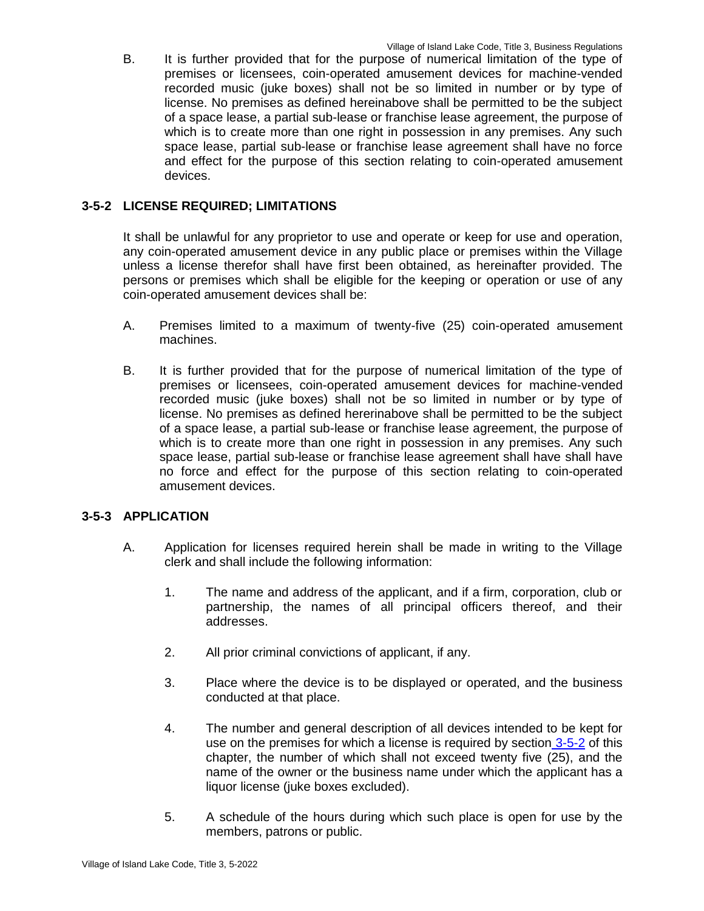B. It is further provided that for the purpose of numerical limitation of the type of premises or licensees, coin-operated amusement devices for machine-vended recorded music (juke boxes) shall not be so limited in number or by type of license. No premises as defined hereinabove shall be permitted to be the subject of a space lease, a partial sub-lease or franchise lease agreement, the purpose of which is to create more than one right in possession in any premises. Any such space lease, partial sub-lease or franchise lease agreement shall have no force and effect for the purpose of this section relating to coin-operated amusement devices.

### 3-5-2 LICENSE REQUIRED; LIMITATIONS

It shall be unlawful for any proprietor to use and operate or keep for use and operation, any coin-operated amusement device in any public place or premises within the Village unless a license therefor shall have first been obtained, as hereinafter provided. The persons or premises which shall be eligible for the keeping or operation or use of any coin-operated amusement devices shall be:

A. Premises limited to a maximum of twenty-five (25) coin-operated amusement machines.

B. It is further provided that for the purpose of numerical limitation of the type of premises or licensees, coin-operated amusement devices for machine-vended recorded music (juke boxes) shall not be so limited in number or by type of license. No premises as defined hererinabove shall be permitted to be the subject of a space lease, a partial sub-lease or franchise lease agreement, the purpose of which is to create more than one right in possession in any premises. Any such space lease, partial sub-lease or franchise lease agreement shall have shall have no force and effect for the purpose of this section relating to coin-operated amusement devices.

### 3-5-3 APPLICATION

A. Application for licenses required herein shall be made in writing to the Village clerk and shall include the following information:

1. The name and address of the applicant, and if a firm, corporation, club or partnership, the names of all principal officers thereof, and their addresses.

2. All prior criminal convictions of applicant, if any.

3. Place where the device is to be displayed or operated, and the business conducted at that place.

4. The number and general description of all devices intended to be kept for use on the premises for which a license is required by section 3-5-2 of this chapter, the number of which shall not exceed twenty five (25), and the name of the owner or the business name under which the applicant has a liquor license (juke boxes excluded).

5. A schedule of the hours during which such place is open for use by the members, patrons or public.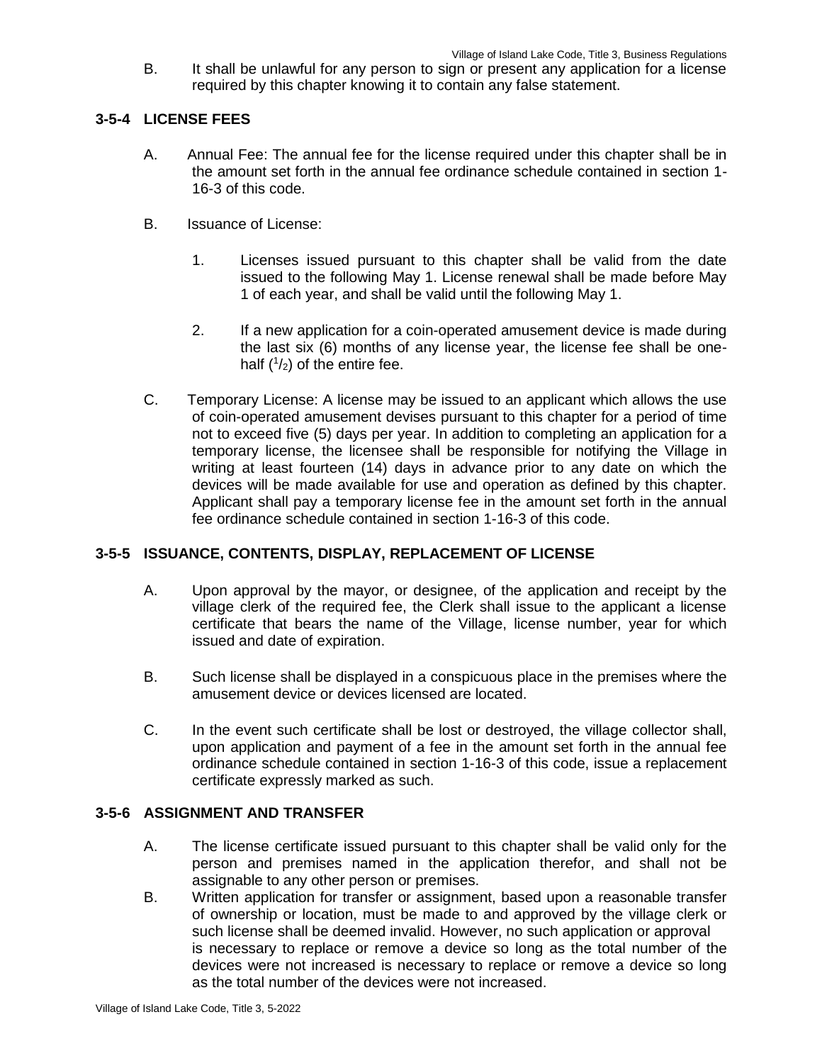B. It shall be unlawful for any person to sign or present any application for a license required by this chapter knowing it to contain any false statement.

### 3-5-4 LICENSE FEES

A. Annual Fee: The annual fee for the license required under this chapter shall be in the amount set forth in the annual fee ordinance schedule contained in section 1-16-3 of this code.

B. Issuance of License:

1. Licenses issued pursuant to this chapter shall be valid from the date issued to the following May 1. License renewal shall be made before May 1 of each year, and shall be valid until the following May 1.

2. If a new application for a coin-operated amusement device is made during the last six (6) months of any license year, the license fee shall be one-half ($^1/_2$) of the entire fee.

C. Temporary License: A license may be issued to an applicant which allows the use of coin-operated amusement devises pursuant to this chapter for a period of time not to exceed five (5) days per year. In addition to completing an application for a temporary license, the licensee shall be responsible for notifying the Village in writing at least fourteen (14) days in advance prior to any date on which the devices will be made available for use and operation as defined by this chapter. Applicant shall pay a temporary license fee in the amount set forth in the annual fee ordinance schedule contained in section 1-16-3 of this code.

### 3-5-5 ISSUANCE, CONTENTS, DISPLAY, REPLACEMENT OF LICENSE

A. Upon approval by the mayor, or designee, of the application and receipt by the village clerk of the required fee, the Clerk shall issue to the applicant a license certificate that bears the name of the Village, license number, year for which issued and date of expiration.

B. Such license shall be displayed in a conspicuous place in the premises where the amusement device or devices licensed are located.

C. In the event such certificate shall be lost or destroyed, the village collector shall, upon application and payment of a fee in the amount set forth in the annual fee ordinance schedule contained in section 1-16-3 of this code, issue a replacement certificate expressly marked as such.

### 3-5-6 ASSIGNMENT AND TRANSFER

A. The license certificate issued pursuant to this chapter shall be valid only for the person and premises named in the application therefor, and shall not be assignable to any other person or premises.

B. Written application for transfer or assignment, based upon a reasonable transfer of ownership or location, must be made to and approved by the village clerk or such license shall be deemed invalid. However, no such application or approval is necessary to replace or remove a device so long as the total number of the devices were not increased is necessary to replace or remove a device so long as the total number of the devices were not increased.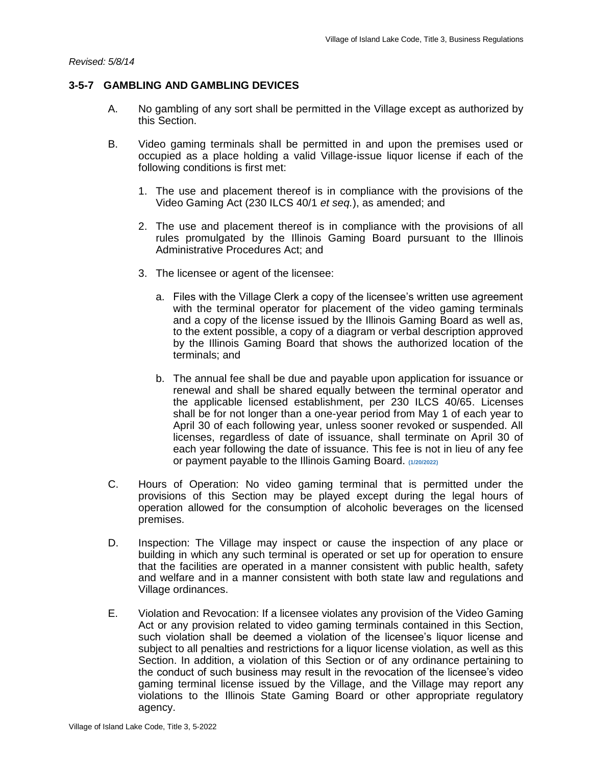*Revised: 5/8/14*

### 3-5-7 GAMBLING AND GAMBLING DEVICES

A. No gambling of any sort shall be permitted in the Village except as authorized by this Section.

B. Video gaming terminals shall be permitted in and upon the premises used or occupied as a place holding a valid Village-issue liquor license if each of the following conditions is first met:

1. The use and placement thereof is in compliance with the provisions of the Video Gaming Act (230 ILCS 40/1 *et seq.*), as amended; and

2. The use and placement thereof is in compliance with the provisions of all rules promulgated by the Illinois Gaming Board pursuant to the Illinois Administrative Procedures Act; and

3. The licensee or agent of the licensee:

   a. Files with the Village Clerk a copy of the licensee's written use agreement with the terminal operator for placement of the video gaming terminals and a copy of the license issued by the Illinois Gaming Board as well as, to the extent possible, a copy of a diagram or verbal description approved by the Illinois Gaming Board that shows the authorized location of the terminals; and

   b. The annual fee shall be due and payable upon application for issuance or renewal and shall be shared equally between the terminal operator and the applicable licensed establishment, per 230 ILCS 40/65. Licenses shall be for not longer than a one-year period from May 1 of each year to April 30 of each following year, unless sooner revoked or suspended. All licenses, regardless of date of issuance, shall terminate on April 30 of each year following the date of issuance. This fee is not in lieu of any fee or payment payable to the Illinois Gaming Board. (1/20/2022)

C. Hours of Operation: No video gaming terminal that is permitted under the provisions of this Section may be played except during the legal hours of operation allowed for the consumption of alcoholic beverages on the licensed premises.

D. Inspection: The Village may inspect or cause the inspection of any place or building in which any such terminal is operated or set up for operation to ensure that the facilities are operated in a manner consistent with public health, safety and welfare and in a manner consistent with both state law and regulations and Village ordinances.

E. Violation and Revocation: If a licensee violates any provision of the Video Gaming Act or any provision related to video gaming terminals contained in this Section, such violation shall be deemed a violation of the licensee's liquor license and subject to all penalties and restrictions for a liquor license violation, as well as this Section. In addition, a violation of this Section or of any ordinance pertaining to the conduct of such business may result in the revocation of the licensee's video gaming terminal license issued by the Village, and the Village may report any violations to the Illinois State Gaming Board or other appropriate regulatory agency.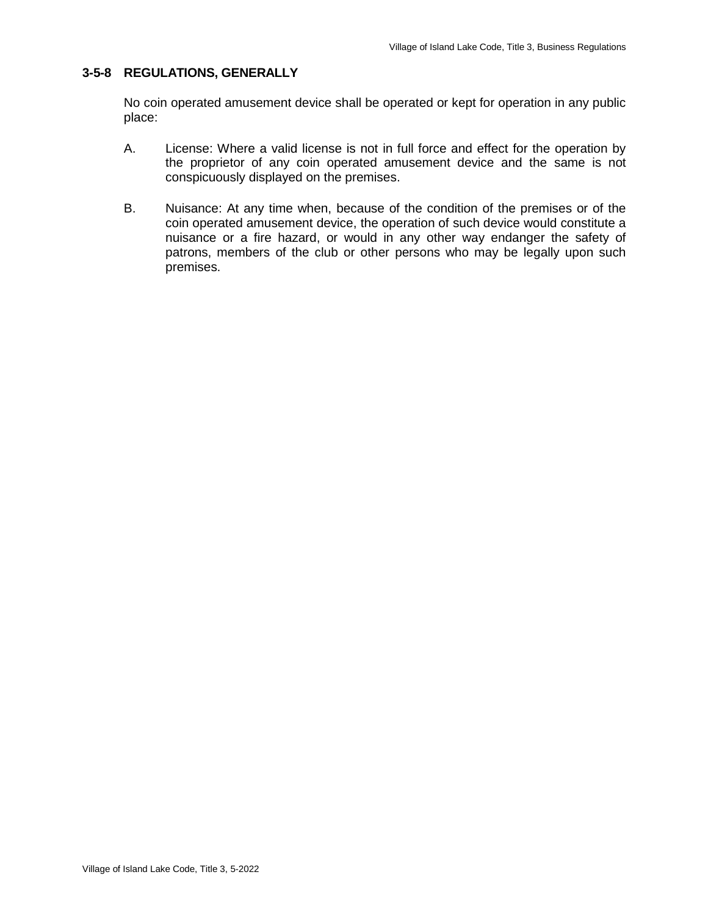### 3-5-8 REGULATIONS, GENERALLY

No coin operated amusement device shall be operated or kept for operation in any public place:

A. License: Where a valid license is not in full force and effect for the operation by the proprietor of any coin operated amusement device and the same is not conspicuously displayed on the premises.

B. Nuisance: At any time when, because of the condition of the premises or of the coin operated amusement device, the operation of such device would constitute a nuisance or a fire hazard, or would in any other way endanger the safety of patrons, members of the club or other persons who may be legally upon such premises.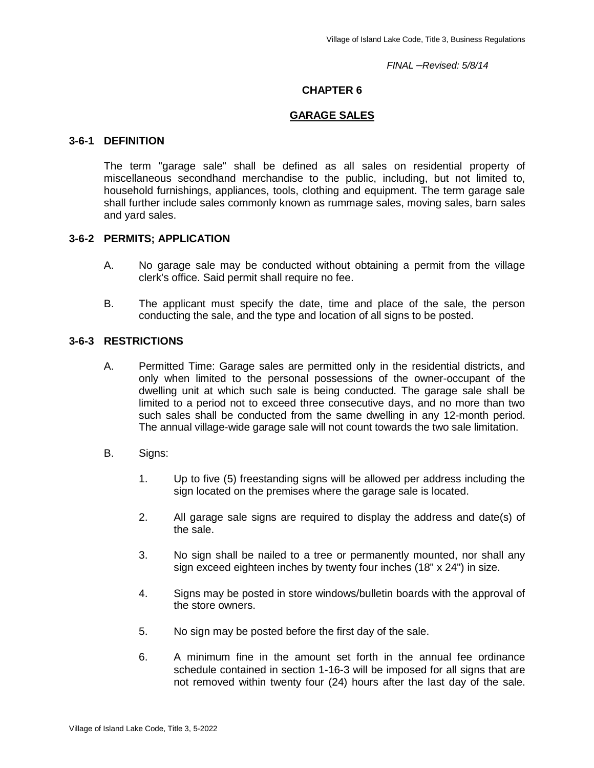*FINAL –Revised: 5/8/14*

# CHAPTER 6

## GARAGE SALES

### 3-6-1 DEFINITION

The term "garage sale" shall be defined as all sales on residential property of miscellaneous secondhand merchandise to the public, including, but not limited to, household furnishings, appliances, tools, clothing and equipment. The term garage sale shall further include sales commonly known as rummage sales, moving sales, barn sales and yard sales.

### 3-6-2 PERMITS; APPLICATION

A. No garage sale may be conducted without obtaining a permit from the village clerk's office. Said permit shall require no fee.

B. The applicant must specify the date, time and place of the sale, the person conducting the sale, and the type and location of all signs to be posted.

### 3-6-3 RESTRICTIONS

A. Permitted Time: Garage sales are permitted only in the residential districts, and only when limited to the personal possessions of the owner-occupant of the dwelling unit at which such sale is being conducted. The garage sale shall be limited to a period not to exceed three consecutive days, and no more than two such sales shall be conducted from the same dwelling in any 12-month period. The annual village-wide garage sale will not count towards the two sale limitation.

B. Signs:

1. Up to five (5) freestanding signs will be allowed per address including the sign located on the premises where the garage sale is located.

2. All garage sale signs are required to display the address and date(s) of the sale.

3. No sign shall be nailed to a tree or permanently mounted, nor shall any sign exceed eighteen inches by twenty four inches (18" x 24") in size.

4. Signs may be posted in store windows/bulletin boards with the approval of the store owners.

5. No sign may be posted before the first day of the sale.

6. A minimum fine in the amount set forth in the annual fee ordinance schedule contained in section 1-16-3 will be imposed for all signs that are not removed within twenty four (24) hours after the last day of the sale.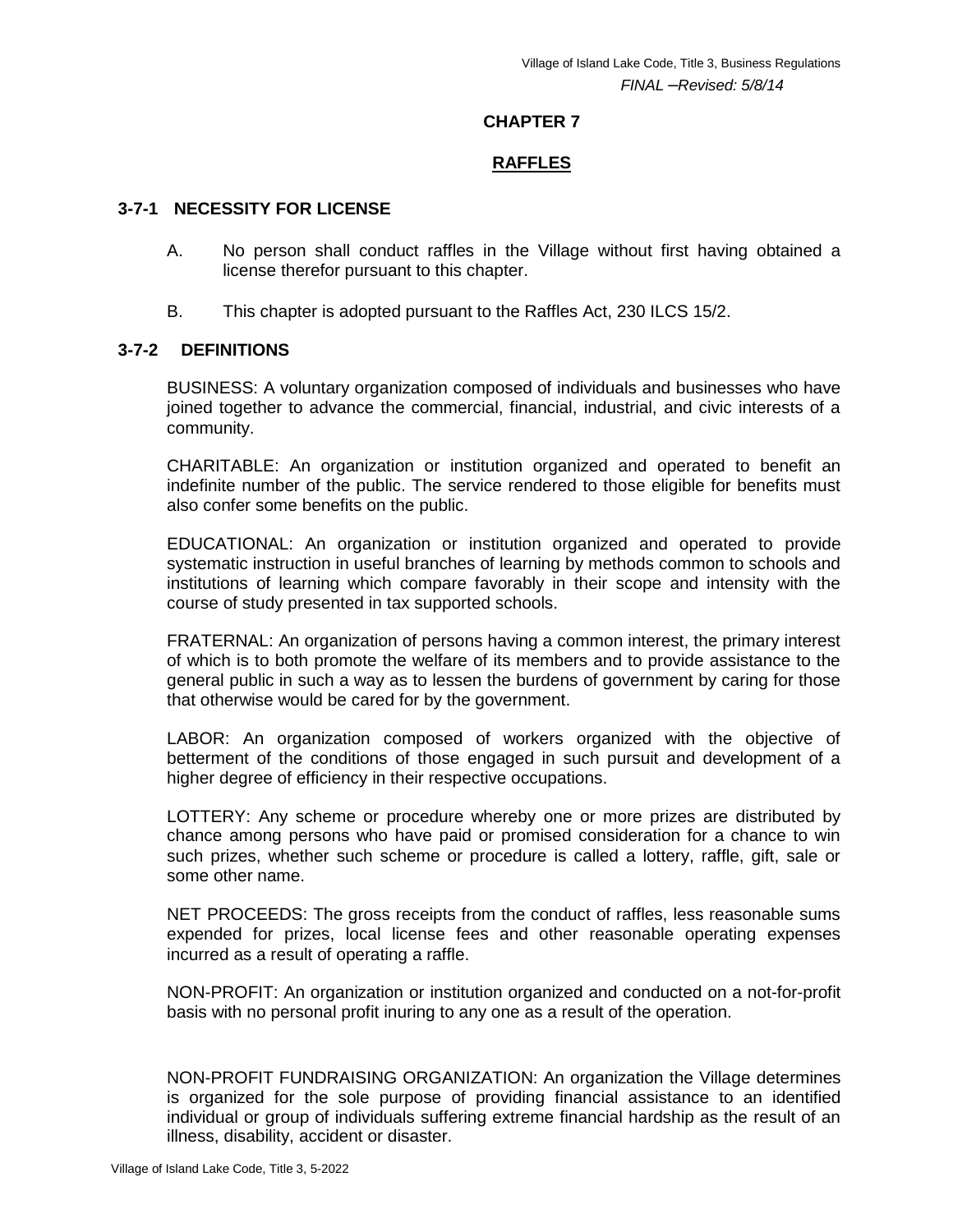## CHAPTER 7

## RAFFLES

### 3-7-1 NECESSITY FOR LICENSE

A. No person shall conduct raffles in the Village without first having obtained a license therefor pursuant to this chapter.

B. This chapter is adopted pursuant to the Raffles Act, 230 ILCS 15/2.

### 3-7-2 DEFINITIONS

BUSINESS: A voluntary organization composed of individuals and businesses who have joined together to advance the commercial, financial, industrial, and civic interests of a community.

CHARITABLE: An organization or institution organized and operated to benefit an indefinite number of the public. The service rendered to those eligible for benefits must also confer some benefits on the public.

EDUCATIONAL: An organization or institution organized and operated to provide systematic instruction in useful branches of learning by methods common to schools and institutions of learning which compare favorably in their scope and intensity with the course of study presented in tax supported schools.

FRATERNAL: An organization of persons having a common interest, the primary interest of which is to both promote the welfare of its members and to provide assistance to the general public in such a way as to lessen the burdens of government by caring for those that otherwise would be cared for by the government.

LABOR: An organization composed of workers organized with the objective of betterment of the conditions of those engaged in such pursuit and development of a higher degree of efficiency in their respective occupations.

LOTTERY: Any scheme or procedure whereby one or more prizes are distributed by chance among persons who have paid or promised consideration for a chance to win such prizes, whether such scheme or procedure is called a lottery, raffle, gift, sale or some other name.

NET PROCEEDS: The gross receipts from the conduct of raffles, less reasonable sums expended for prizes, local license fees and other reasonable operating expenses incurred as a result of operating a raffle.

NON-PROFIT: An organization or institution organized and conducted on a not-for-profit basis with no personal profit inuring to any one as a result of the operation.

NON-PROFIT FUNDRAISING ORGANIZATION: An organization the Village determines is organized for the sole purpose of providing financial assistance to an identified individual or group of individuals suffering extreme financial hardship as the result of an illness, disability, accident or disaster.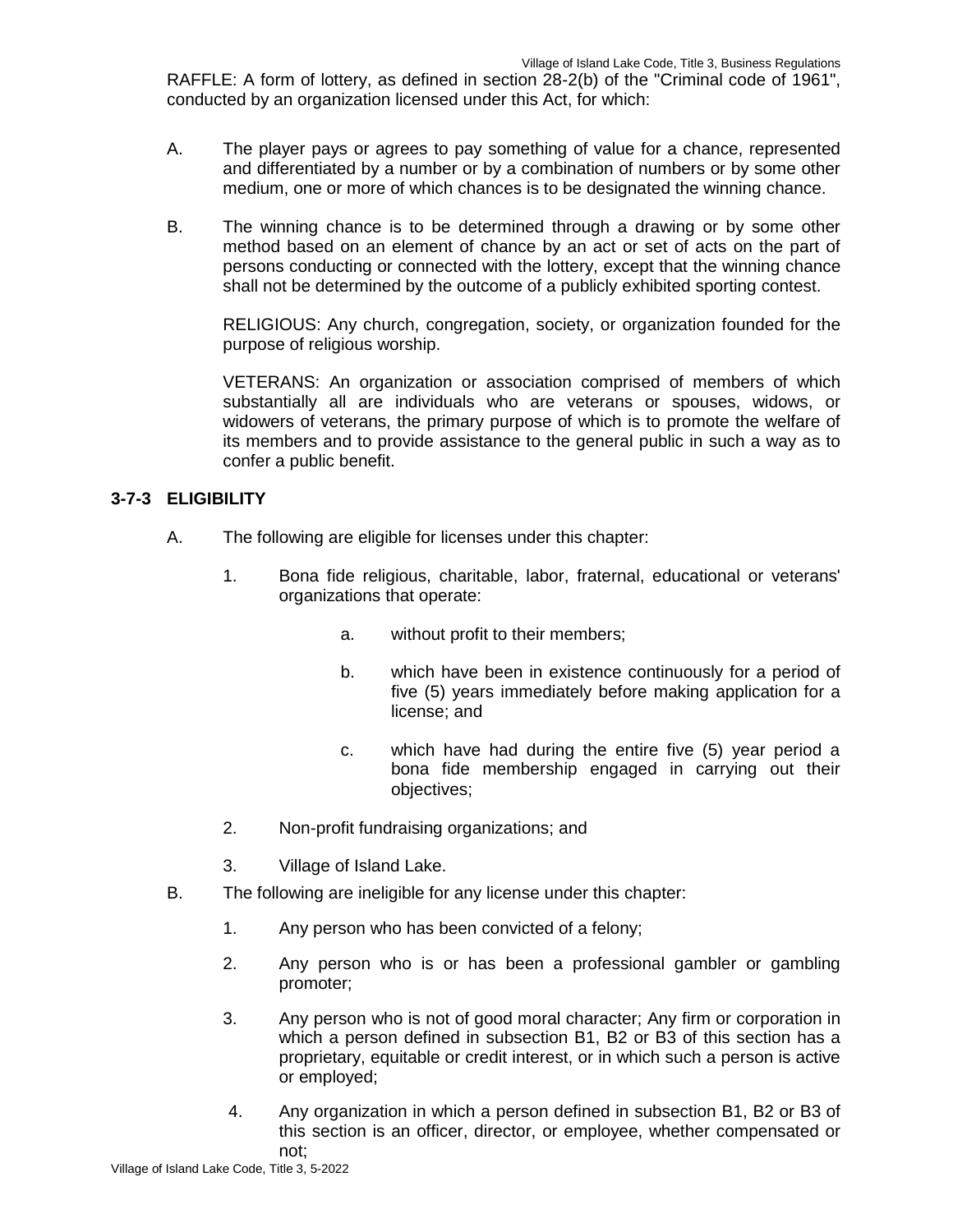RAFFLE: A form of lottery, as defined in section 28-2(b) of the "Criminal code of 1961", conducted by an organization licensed under this Act, for which:

A. The player pays or agrees to pay something of value for a chance, represented and differentiated by a number or by a combination of numbers or by some other medium, one or more of which chances is to be designated the winning chance.

B. The winning chance is to be determined through a drawing or by some other method based on an element of chance by an act or set of acts on the part of persons conducting or connected with the lottery, except that the winning chance shall not be determined by the outcome of a publicly exhibited sporting contest.

RELIGIOUS: Any church, congregation, society, or organization founded for the purpose of religious worship.

VETERANS: An organization or association comprised of members of which substantially all are individuals who are veterans or spouses, widows, or widowers of veterans, the primary purpose of which is to promote the welfare of its members and to provide assistance to the general public in such a way as to confer a public benefit.

**3-7-3 ELIGIBILITY**

A. The following are eligible for licenses under this chapter:

1. Bona fide religious, charitable, labor, fraternal, educational or veterans' organizations that operate:

   a. without profit to their members;

   b. which have been in existence continuously for a period of five (5) years immediately before making application for a license; and

   c. which have had during the entire five (5) year period a bona fide membership engaged in carrying out their objectives;

2. Non-profit fundraising organizations; and

3. Village of Island Lake.

B. The following are ineligible for any license under this chapter:

1. Any person who has been convicted of a felony;

2. Any person who is or has been a professional gambler or gambling promoter;

3. Any person who is not of good moral character; Any firm or corporation in which a person defined in subsection B1, B2 or B3 of this section has a proprietary, equitable or credit interest, or in which such a person is active or employed;

4. Any organization in which a person defined in subsection B1, B2 or B3 of this section is an officer, director, or employee, whether compensated or not;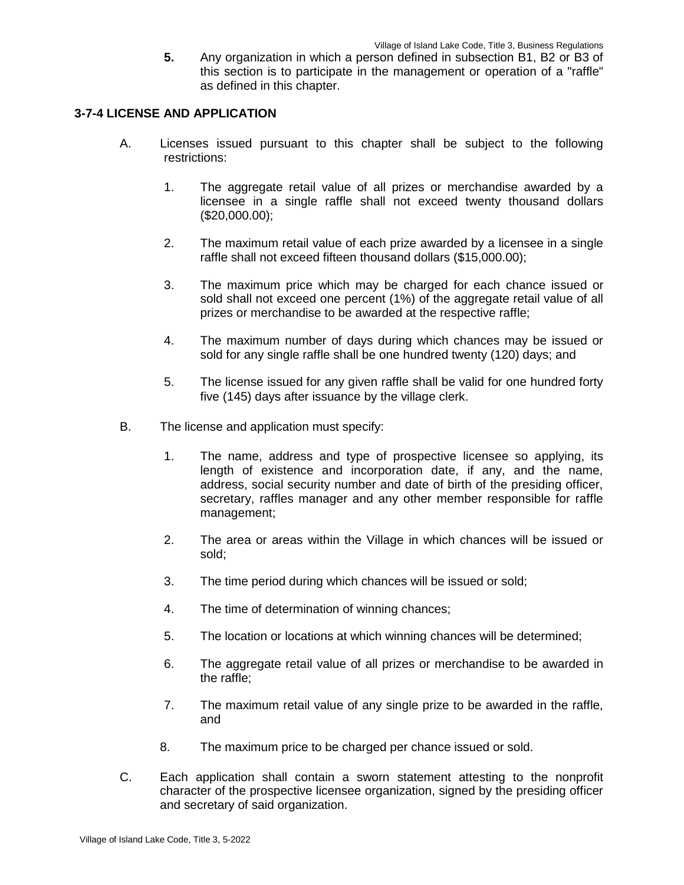**5.** Any organization in which a person defined in subsection B1, B2 or B3 of this section is to participate in the management or operation of a "raffle" as defined in this chapter.

### 3-7-4 LICENSE AND APPLICATION

A. Licenses issued pursuant to this chapter shall be subject to the following restrictions:

1. The aggregate retail value of all prizes or merchandise awarded by a licensee in a single raffle shall not exceed twenty thousand dollars ($20,000.00);

2. The maximum retail value of each prize awarded by a licensee in a single raffle shall not exceed fifteen thousand dollars ($15,000.00);

3. The maximum price which may be charged for each chance issued or sold shall not exceed one percent (1%) of the aggregate retail value of all prizes or merchandise to be awarded at the respective raffle;

4. The maximum number of days during which chances may be issued or sold for any single raffle shall be one hundred twenty (120) days; and

5. The license issued for any given raffle shall be valid for one hundred forty five (145) days after issuance by the village clerk.

B. The license and application must specify:

1. The name, address and type of prospective licensee so applying, its length of existence and incorporation date, if any, and the name, address, social security number and date of birth of the presiding officer, secretary, raffles manager and any other member responsible for raffle management;

2. The area or areas within the Village in which chances will be issued or sold;

3. The time period during which chances will be issued or sold;

4. The time of determination of winning chances;

5. The location or locations at which winning chances will be determined;

6. The aggregate retail value of all prizes or merchandise to be awarded in the raffle;

7. The maximum retail value of any single prize to be awarded in the raffle, and

8. The maximum price to be charged per chance issued or sold.

C. Each application shall contain a sworn statement attesting to the nonprofit character of the prospective licensee organization, signed by the presiding officer and secretary of said organization.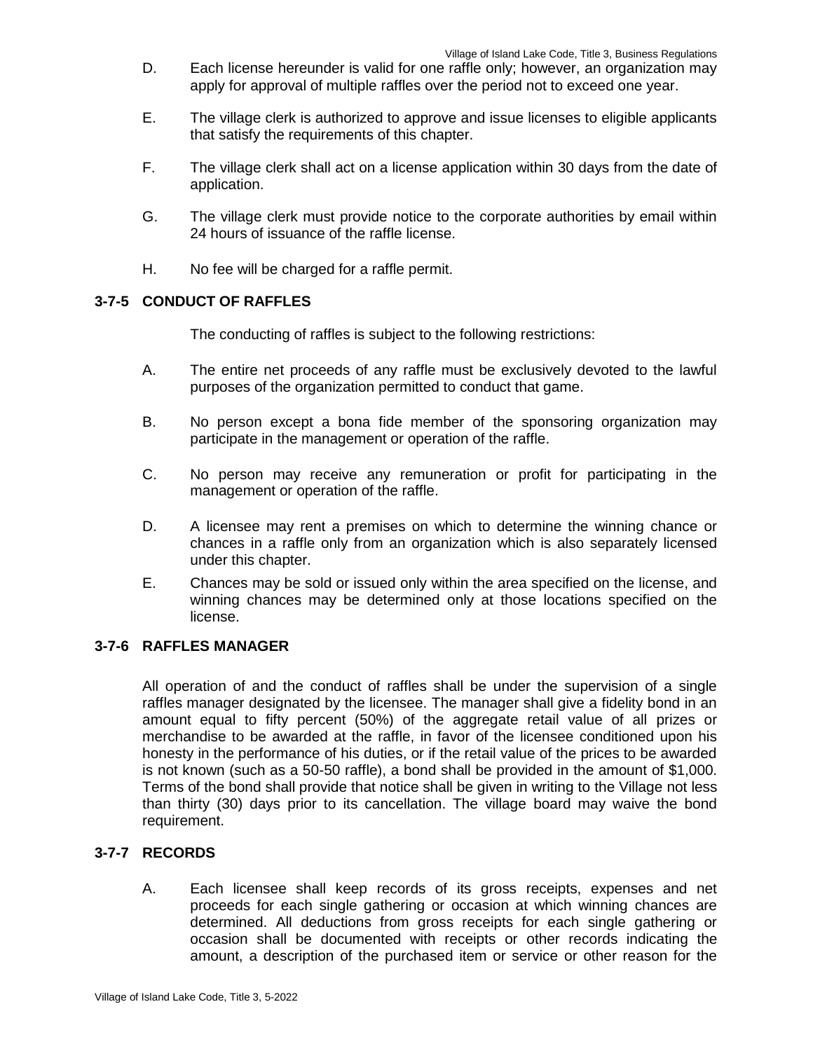D. Each license hereunder is valid for one raffle only; however, an organization may apply for approval of multiple raffles over the period not to exceed one year.

E. The village clerk is authorized to approve and issue licenses to eligible applicants that satisfy the requirements of this chapter.

F. The village clerk shall act on a license application within 30 days from the date of application.

G. The village clerk must provide notice to the corporate authorities by email within 24 hours of issuance of the raffle license.

H. No fee will be charged for a raffle permit.

### 3-7-5 CONDUCT OF RAFFLES

The conducting of raffles is subject to the following restrictions:

A. The entire net proceeds of any raffle must be exclusively devoted to the lawful purposes of the organization permitted to conduct that game.

B. No person except a bona fide member of the sponsoring organization may participate in the management or operation of the raffle.

C. No person may receive any remuneration or profit for participating in the management or operation of the raffle.

D. A licensee may rent a premises on which to determine the winning chance or chances in a raffle only from an organization which is also separately licensed under this chapter.

E. Chances may be sold or issued only within the area specified on the license, and winning chances may be determined only at those locations specified on the license.

### 3-7-6 RAFFLES MANAGER

All operation of and the conduct of raffles shall be under the supervision of a single raffles manager designated by the licensee. The manager shall give a fidelity bond in an amount equal to fifty percent (50%) of the aggregate retail value of all prizes or merchandise to be awarded at the raffle, in favor of the licensee conditioned upon his honesty in the performance of his duties, or if the retail value of the prices to be awarded is not known (such as a 50-50 raffle), a bond shall be provided in the amount of $1,000. Terms of the bond shall provide that notice shall be given in writing to the Village not less than thirty (30) days prior to its cancellation. The village board may waive the bond requirement.

### 3-7-7 RECORDS

A. Each licensee shall keep records of its gross receipts, expenses and net proceeds for each single gathering or occasion at which winning chances are determined. All deductions from gross receipts for each single gathering or occasion shall be documented with receipts or other records indicating the amount, a description of the purchased item or service or other reason for the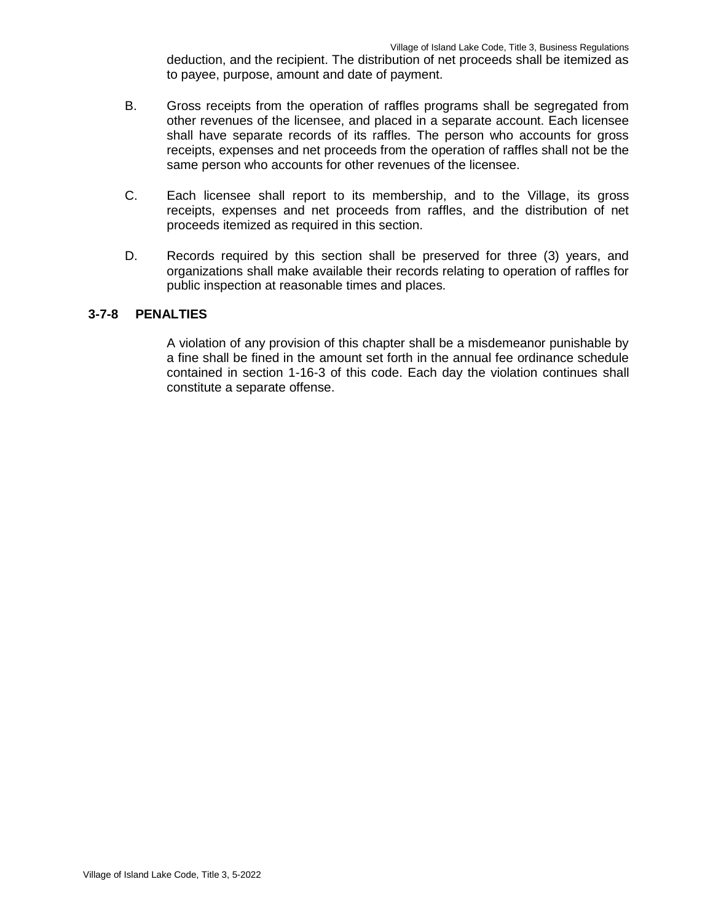deduction, and the recipient. The distribution of net proceeds shall be itemized as to payee, purpose, amount and date of payment.

B. Gross receipts from the operation of raffles programs shall be segregated from other revenues of the licensee, and placed in a separate account. Each licensee shall have separate records of its raffles. The person who accounts for gross receipts, expenses and net proceeds from the operation of raffles shall not be the same person who accounts for other revenues of the licensee.

C. Each licensee shall report to its membership, and to the Village, its gross receipts, expenses and net proceeds from raffles, and the distribution of net proceeds itemized as required in this section.

D. Records required by this section shall be preserved for three (3) years, and organizations shall make available their records relating to operation of raffles for public inspection at reasonable times and places.

### 3-7-8 PENALTIES

A violation of any provision of this chapter shall be a misdemeanor punishable by a fine shall be fined in the amount set forth in the annual fee ordinance schedule contained in section 1-16-3 of this code. Each day the violation continues shall constitute a separate offense.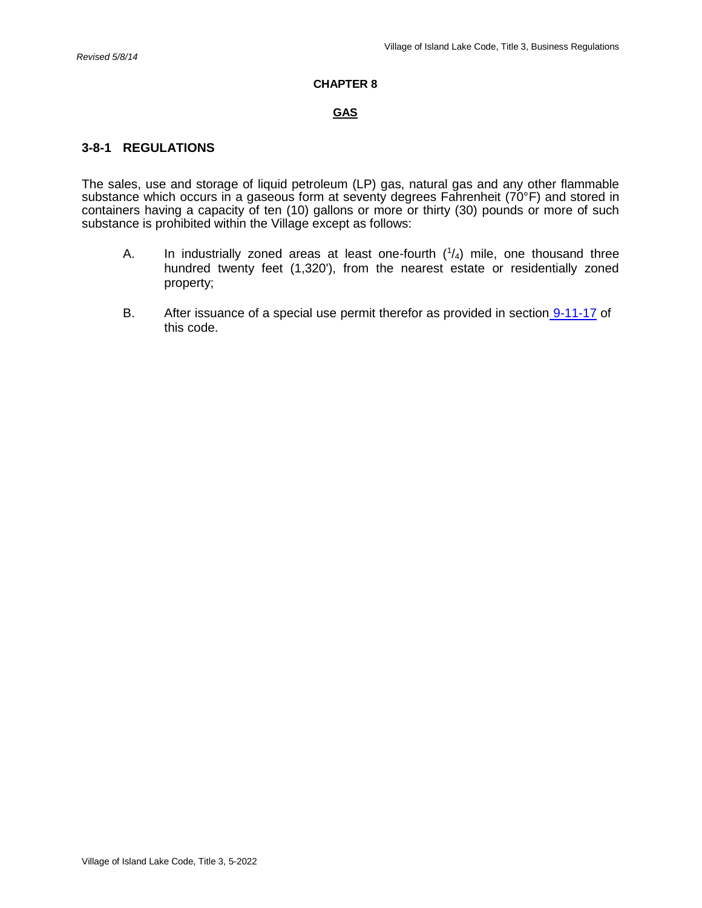# CHAPTER 8

## GAS

### 3-8-1 REGULATIONS

The sales, use and storage of liquid petroleum (LP) gas, natural gas and any other flammable substance which occurs in a gaseous form at seventy degrees Fahrenheit (70°F) and stored in containers having a capacity of ten (10) gallons or more or thirty (30) pounds or more of such substance is prohibited within the Village except as follows:

A. In industrially zoned areas at least one-fourth ($^{1}/_{4}$) mile, one thousand three hundred twenty feet (1,320'), from the nearest estate or residentially zoned property;

B. After issuance of a special use permit therefor as provided in section 9-11-17 of this code.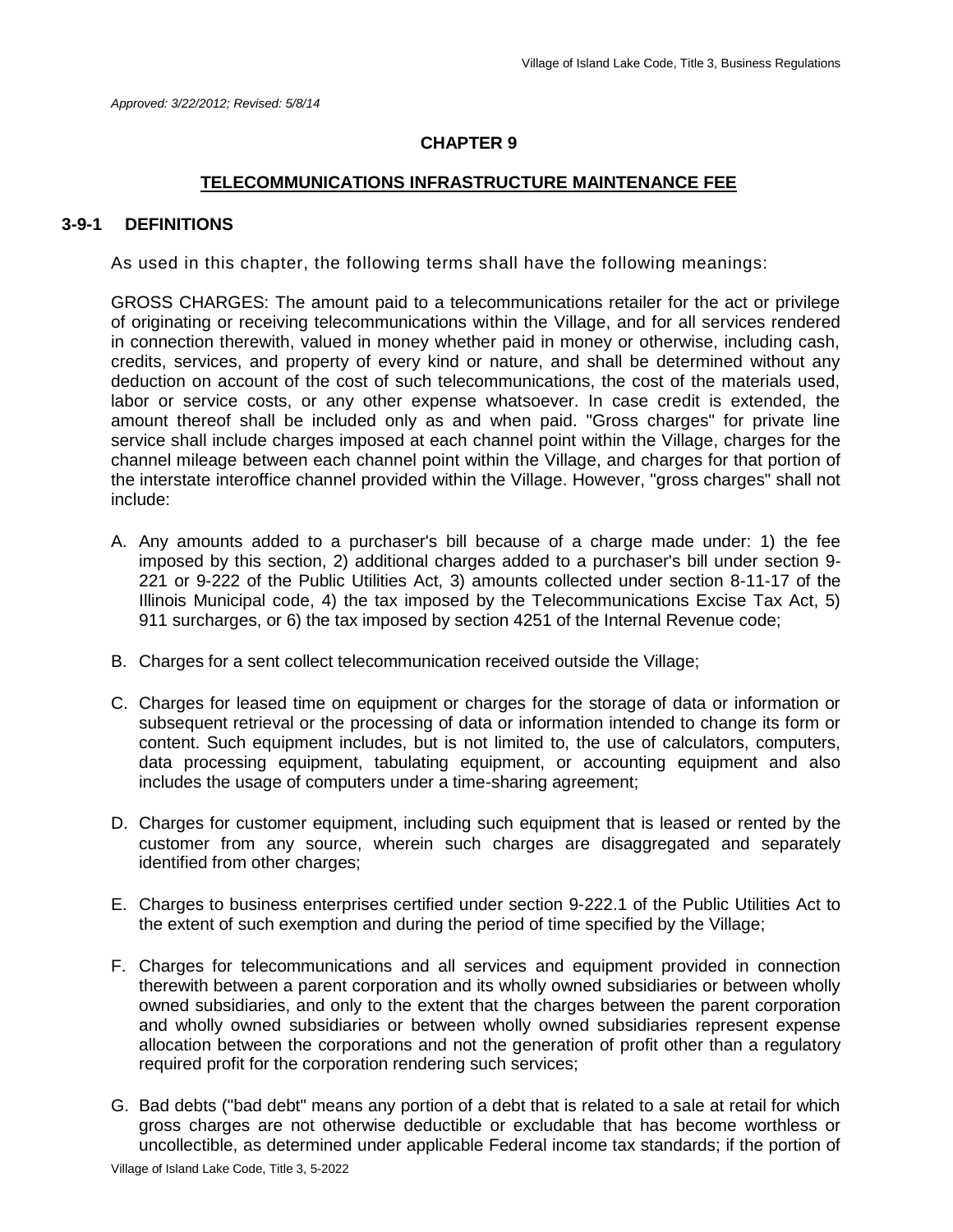*Approved: 3/22/2012; Revised: 5/8/14*

# CHAPTER 9

## TELECOMMUNICATIONS INFRASTRUCTURE MAINTENANCE FEE

### 3-9-1 DEFINITIONS

As used in this chapter, the following terms shall have the following meanings:

GROSS CHARGES: The amount paid to a telecommunications retailer for the act or privilege of originating or receiving telecommunications within the Village, and for all services rendered in connection therewith, valued in money whether paid in money or otherwise, including cash, credits, services, and property of every kind or nature, and shall be determined without any deduction on account of the cost of such telecommunications, the cost of the materials used, labor or service costs, or any other expense whatsoever. In case credit is extended, the amount thereof shall be included only as and when paid. "Gross charges" for private line service shall include charges imposed at each channel point within the Village, charges for the channel mileage between each channel point within the Village, and charges for that portion of the interstate interoffice channel provided within the Village. However, "gross charges" shall not include:

A. Any amounts added to a purchaser's bill because of a charge made under: 1) the fee imposed by this section, 2) additional charges added to a purchaser's bill under section 9-221 or 9-222 of the Public Utilities Act, 3) amounts collected under section 8-11-17 of the Illinois Municipal code, 4) the tax imposed by the Telecommunications Excise Tax Act, 5) 911 surcharges, or 6) the tax imposed by section 4251 of the Internal Revenue code;

B. Charges for a sent collect telecommunication received outside the Village;

C. Charges for leased time on equipment or charges for the storage of data or information or subsequent retrieval or the processing of data or information intended to change its form or content. Such equipment includes, but is not limited to, the use of calculators, computers, data processing equipment, tabulating equipment, or accounting equipment and also includes the usage of computers under a time-sharing agreement;

D. Charges for customer equipment, including such equipment that is leased or rented by the customer from any source, wherein such charges are disaggregated and separately identified from other charges;

E. Charges to business enterprises certified under section 9-222.1 of the Public Utilities Act to the extent of such exemption and during the period of time specified by the Village;

F. Charges for telecommunications and all services and equipment provided in connection therewith between a parent corporation and its wholly owned subsidiaries or between wholly owned subsidiaries, and only to the extent that the charges between the parent corporation and wholly owned subsidiaries or between wholly owned subsidiaries represent expense allocation between the corporations and not the generation of profit other than a regulatory required profit for the corporation rendering such services;

G. Bad debts ("bad debt" means any portion of a debt that is related to a sale at retail for which gross charges are not otherwise deductible or excludable that has become worthless or uncollectible, as determined under applicable Federal income tax standards; if the portion of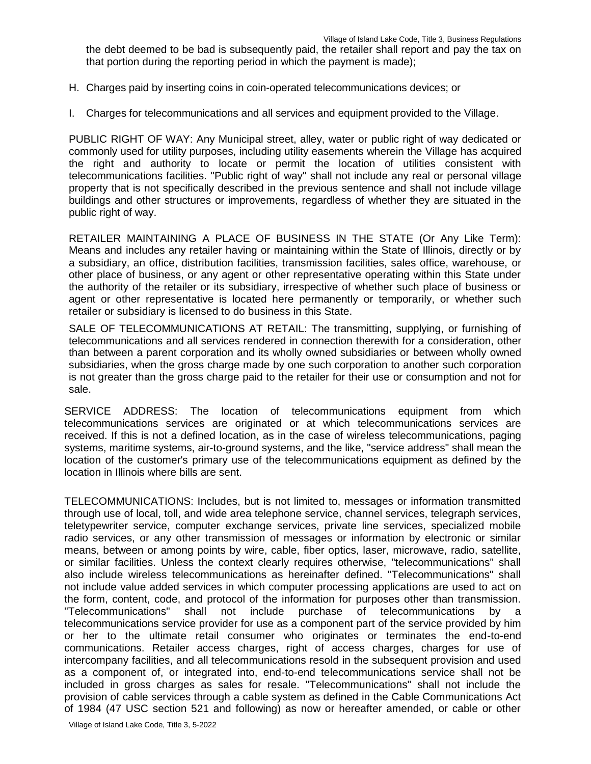the debt deemed to be bad is subsequently paid, the retailer shall report and pay the tax on that portion during the reporting period in which the payment is made);

H. Charges paid by inserting coins in coin-operated telecommunications devices; or

I. Charges for telecommunications and all services and equipment provided to the Village.

PUBLIC RIGHT OF WAY: Any Municipal street, alley, water or public right of way dedicated or commonly used for utility purposes, including utility easements wherein the Village has acquired the right and authority to locate or permit the location of utilities consistent with telecommunications facilities. "Public right of way" shall not include any real or personal village property that is not specifically described in the previous sentence and shall not include village buildings and other structures or improvements, regardless of whether they are situated in the public right of way.

RETAILER MAINTAINING A PLACE OF BUSINESS IN THE STATE (Or Any Like Term): Means and includes any retailer having or maintaining within the State of Illinois, directly or by a subsidiary, an office, distribution facilities, transmission facilities, sales office, warehouse, or other place of business, or any agent or other representative operating within this State under the authority of the retailer or its subsidiary, irrespective of whether such place of business or agent or other representative is located here permanently or temporarily, or whether such retailer or subsidiary is licensed to do business in this State.

SALE OF TELECOMMUNICATIONS AT RETAIL: The transmitting, supplying, or furnishing of telecommunications and all services rendered in connection therewith for a consideration, other than between a parent corporation and its wholly owned subsidiaries or between wholly owned subsidiaries, when the gross charge made by one such corporation to another such corporation is not greater than the gross charge paid to the retailer for their use or consumption and not for sale.

SERVICE ADDRESS: The location of telecommunications equipment from which telecommunications services are originated or at which telecommunications services are received. If this is not a defined location, as in the case of wireless telecommunications, paging systems, maritime systems, air-to-ground systems, and the like, "service address" shall mean the location of the customer's primary use of the telecommunications equipment as defined by the location in Illinois where bills are sent.

TELECOMMUNICATIONS: Includes, but is not limited to, messages or information transmitted through use of local, toll, and wide area telephone service, channel services, telegraph services, teletypewriter service, computer exchange services, private line services, specialized mobile radio services, or any other transmission of messages or information by electronic or similar means, between or among points by wire, cable, fiber optics, laser, microwave, radio, satellite, or similar facilities. Unless the context clearly requires otherwise, "telecommunications" shall also include wireless telecommunications as hereinafter defined. "Telecommunications" shall not include value added services in which computer processing applications are used to act on the form, content, code, and protocol of the information for purposes other than transmission. "Telecommunications" shall not include purchase of telecommunications by a telecommunications service provider for use as a component part of the service provided by him or her to the ultimate retail consumer who originates or terminates the end-to-end communications. Retailer access charges, right of access charges, charges for use of intercompany facilities, and all telecommunications resold in the subsequent provision and used as a component of, or integrated into, end-to-end telecommunications service shall not be included in gross charges as sales for resale. "Telecommunications" shall not include the provision of cable services through a cable system as defined in the Cable Communications Act of 1984 (47 USC section 521 and following) as now or hereafter amended, or cable or other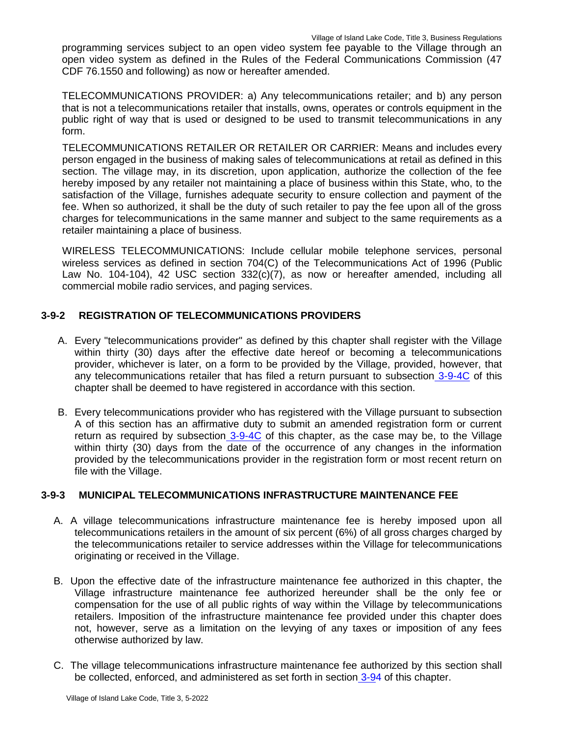programming services subject to an open video system fee payable to the Village through an open video system as defined in the Rules of the Federal Communications Commission (47 CDF 76.1550 and following) as now or hereafter amended.

TELECOMMUNICATIONS PROVIDER: a) Any telecommunications retailer; and b) any person that is not a telecommunications retailer that installs, owns, operates or controls equipment in the public right of way that is used or designed to be used to transmit telecommunications in any form.

TELECOMMUNICATIONS RETAILER OR RETAILER OR CARRIER: Means and includes every person engaged in the business of making sales of telecommunications at retail as defined in this section. The village may, in its discretion, upon application, authorize the collection of the fee hereby imposed by any retailer not maintaining a place of business within this State, who, to the satisfaction of the Village, furnishes adequate security to ensure collection and payment of the fee. When so authorized, it shall be the duty of such retailer to pay the fee upon all of the gross charges for telecommunications in the same manner and subject to the same requirements as a retailer maintaining a place of business.

WIRELESS TELECOMMUNICATIONS: Include cellular mobile telephone services, personal wireless services as defined in section 704(C) of the Telecommunications Act of 1996 (Public Law No. 104-104), 42 USC section 332(c)(7), as now or hereafter amended, including all commercial mobile radio services, and paging services.

### 3-9-2 REGISTRATION OF TELECOMMUNICATIONS PROVIDERS

A. Every "telecommunications provider" as defined by this chapter shall register with the Village within thirty (30) days after the effective date hereof or becoming a telecommunications provider, whichever is later, on a form to be provided by the Village, provided, however, that any telecommunications retailer that has filed a return pursuant to subsection 3-9-4C of this chapter shall be deemed to have registered in accordance with this section.

B. Every telecommunications provider who has registered with the Village pursuant to subsection A of this section has an affirmative duty to submit an amended registration form or current return as required by subsection 3-9-4C of this chapter, as the case may be, to the Village within thirty (30) days from the date of the occurrence of any changes in the information provided by the telecommunications provider in the registration form or most recent return on file with the Village.

### 3-9-3 MUNICIPAL TELECOMMUNICATIONS INFRASTRUCTURE MAINTENANCE FEE

A. A village telecommunications infrastructure maintenance fee is hereby imposed upon all telecommunications retailers in the amount of six percent (6%) of all gross charges charged by the telecommunications retailer to service addresses within the Village for telecommunications originating or received in the Village.

B. Upon the effective date of the infrastructure maintenance fee authorized in this chapter, the Village infrastructure maintenance fee authorized hereunder shall be the only fee or compensation for the use of all public rights of way within the Village by telecommunications retailers. Imposition of the infrastructure maintenance fee provided under this chapter does not, however, serve as a limitation on the levying of any taxes or imposition of any fees otherwise authorized by law.

C. The village telecommunications infrastructure maintenance fee authorized by this section shall be collected, enforced, and administered as set forth in section 3-94 of this chapter.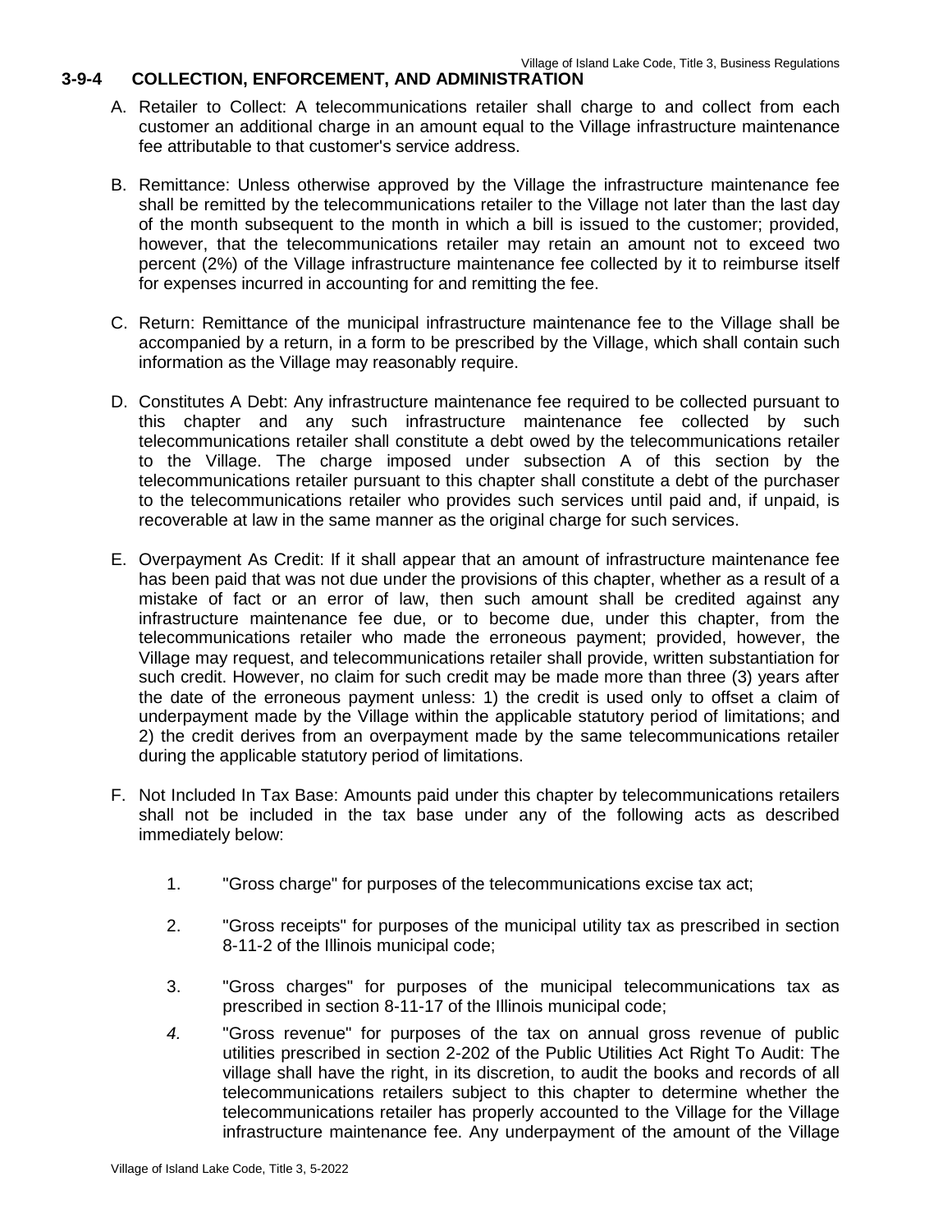## 3-9-4 COLLECTION, ENFORCEMENT, AND ADMINISTRATION

A. Retailer to Collect: A telecommunications retailer shall charge to and collect from each customer an additional charge in an amount equal to the Village infrastructure maintenance fee attributable to that customer's service address.

B. Remittance: Unless otherwise approved by the Village the infrastructure maintenance fee shall be remitted by the telecommunications retailer to the Village not later than the last day of the month subsequent to the month in which a bill is issued to the customer; provided, however, that the telecommunications retailer may retain an amount not to exceed two percent (2%) of the Village infrastructure maintenance fee collected by it to reimburse itself for expenses incurred in accounting for and remitting the fee.

C. Return: Remittance of the municipal infrastructure maintenance fee to the Village shall be accompanied by a return, in a form to be prescribed by the Village, which shall contain such information as the Village may reasonably require.

D. Constitutes A Debt: Any infrastructure maintenance fee required to be collected pursuant to this chapter and any such infrastructure maintenance fee collected by such telecommunications retailer shall constitute a debt owed by the telecommunications retailer to the Village. The charge imposed under subsection A of this section by the telecommunications retailer pursuant to this chapter shall constitute a debt of the purchaser to the telecommunications retailer who provides such services until paid and, if unpaid, is recoverable at law in the same manner as the original charge for such services.

E. Overpayment As Credit: If it shall appear that an amount of infrastructure maintenance fee has been paid that was not due under the provisions of this chapter, whether as a result of a mistake of fact or an error of law, then such amount shall be credited against any infrastructure maintenance fee due, or to become due, under this chapter, from the telecommunications retailer who made the erroneous payment; provided, however, the Village may request, and telecommunications retailer shall provide, written substantiation for such credit. However, no claim for such credit may be made more than three (3) years after the date of the erroneous payment unless: 1) the credit is used only to offset a claim of underpayment made by the Village within the applicable statutory period of limitations; and 2) the credit derives from an overpayment made by the same telecommunications retailer during the applicable statutory period of limitations.

F. Not Included In Tax Base: Amounts paid under this chapter by telecommunications retailers shall not be included in the tax base under any of the following acts as described immediately below:

   1. "Gross charge" for purposes of the telecommunications excise tax act;

   2. "Gross receipts" for purposes of the municipal utility tax as prescribed in section 8-11-2 of the Illinois municipal code;

   3. "Gross charges" for purposes of the municipal telecommunications tax as prescribed in section 8-11-17 of the Illinois municipal code;

   4. "Gross revenue" for purposes of the tax on annual gross revenue of public utilities prescribed in section 2-202 of the Public Utilities Act Right To Audit: The village shall have the right, in its discretion, to audit the books and records of all telecommunications retailers subject to this chapter to determine whether the telecommunications retailer has properly accounted to the Village for the Village infrastructure maintenance fee. Any underpayment of the amount of the Village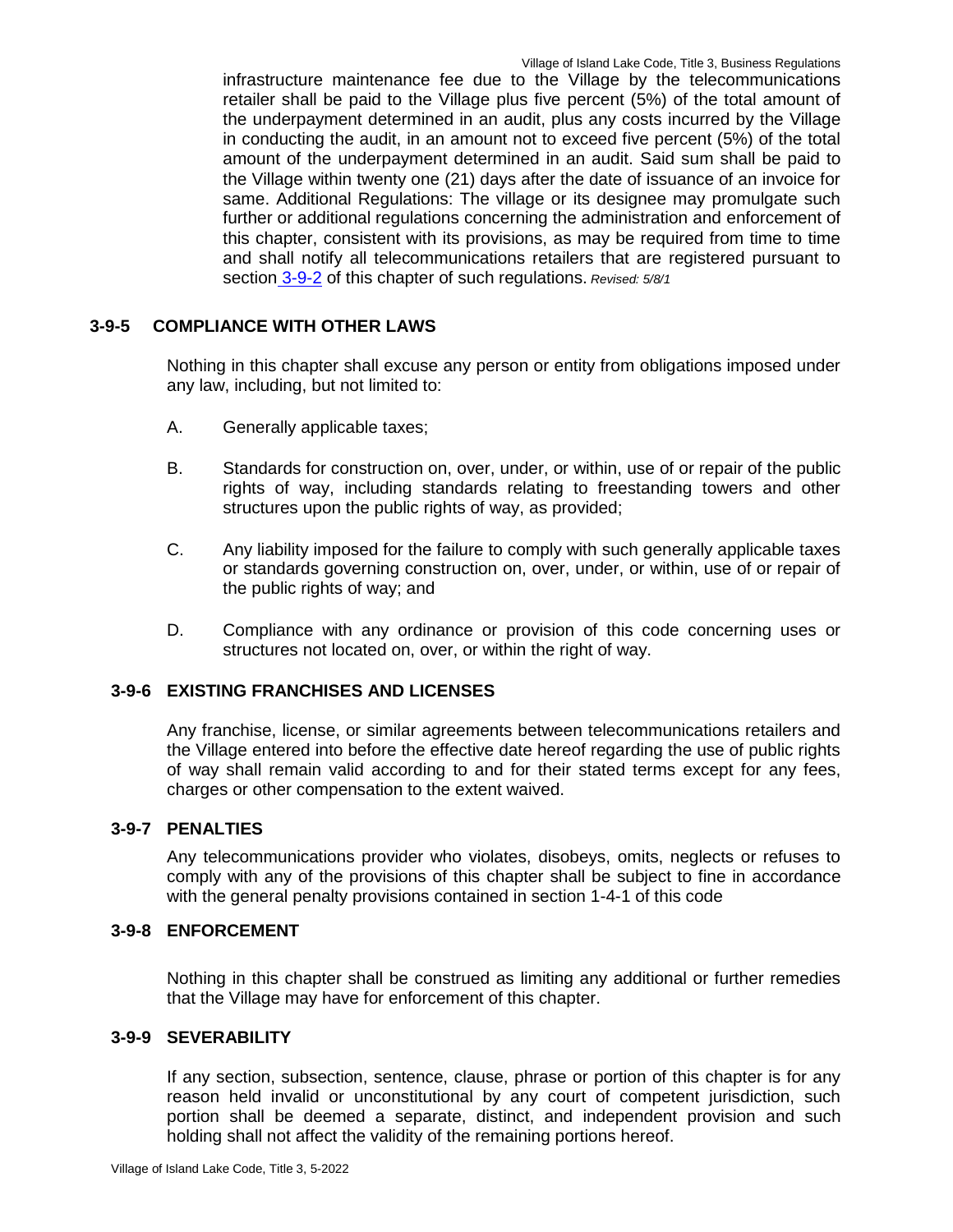infrastructure maintenance fee due to the Village by the telecommunications retailer shall be paid to the Village plus five percent (5%) of the total amount of the underpayment determined in an audit, plus any costs incurred by the Village in conducting the audit, in an amount not to exceed five percent (5%) of the total amount of the underpayment determined in an audit. Said sum shall be paid to the Village within twenty one (21) days after the date of issuance of an invoice for same. Additional Regulations: The village or its designee may promulgate such further or additional regulations concerning the administration and enforcement of this chapter, consistent with its provisions, as may be required from time to time and shall notify all telecommunications retailers that are registered pursuant to section 3-9-2 of this chapter of such regulations. *Revised: 5/8/1*

### 3-9-5 COMPLIANCE WITH OTHER LAWS

Nothing in this chapter shall excuse any person or entity from obligations imposed under any law, including, but not limited to:

A. Generally applicable taxes;

B. Standards for construction on, over, under, or within, use of or repair of the public rights of way, including standards relating to freestanding towers and other structures upon the public rights of way, as provided;

C. Any liability imposed for the failure to comply with such generally applicable taxes or standards governing construction on, over, under, or within, use of or repair of the public rights of way; and

D. Compliance with any ordinance or provision of this code concerning uses or structures not located on, over, or within the right of way.

### 3-9-6 EXISTING FRANCHISES AND LICENSES

Any franchise, license, or similar agreements between telecommunications retailers and the Village entered into before the effective date hereof regarding the use of public rights of way shall remain valid according to and for their stated terms except for any fees, charges or other compensation to the extent waived.

### 3-9-7 PENALTIES

Any telecommunications provider who violates, disobeys, omits, neglects or refuses to comply with any of the provisions of this chapter shall be subject to fine in accordance with the general penalty provisions contained in section 1-4-1 of this code

### 3-9-8 ENFORCEMENT

Nothing in this chapter shall be construed as limiting any additional or further remedies that the Village may have for enforcement of this chapter.

### 3-9-9 SEVERABILITY

If any section, subsection, sentence, clause, phrase or portion of this chapter is for any reason held invalid or unconstitutional by any court of competent jurisdiction, such portion shall be deemed a separate, distinct, and independent provision and such holding shall not affect the validity of the remaining portions hereof.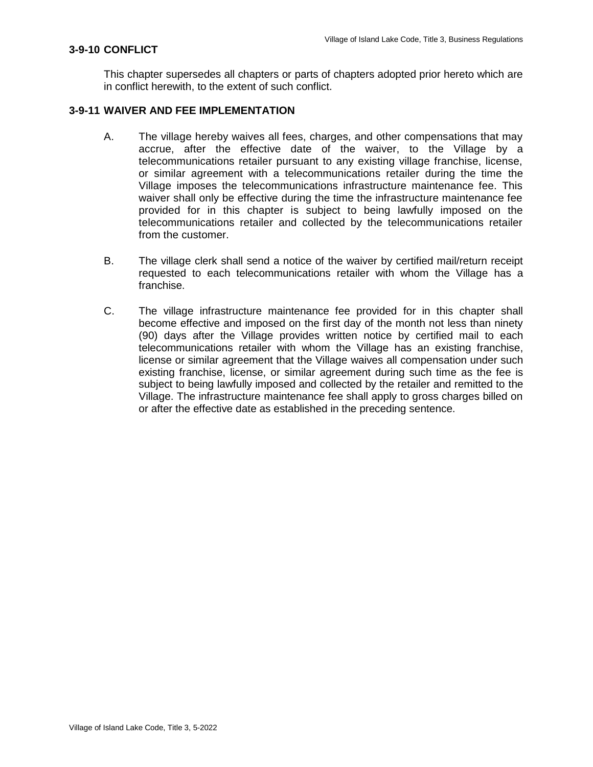### 3-9-10 CONFLICT

This chapter supersedes all chapters or parts of chapters adopted prior hereto which are in conflict herewith, to the extent of such conflict.

### 3-9-11 WAIVER AND FEE IMPLEMENTATION

A. The village hereby waives all fees, charges, and other compensations that may accrue, after the effective date of the waiver, to the Village by a telecommunications retailer pursuant to any existing village franchise, license, or similar agreement with a telecommunications retailer during the time the Village imposes the telecommunications infrastructure maintenance fee. This waiver shall only be effective during the time the infrastructure maintenance fee provided for in this chapter is subject to being lawfully imposed on the telecommunications retailer and collected by the telecommunications retailer from the customer.

B. The village clerk shall send a notice of the waiver by certified mail/return receipt requested to each telecommunications retailer with whom the Village has a franchise.

C. The village infrastructure maintenance fee provided for in this chapter shall become effective and imposed on the first day of the month not less than ninety (90) days after the Village provides written notice by certified mail to each telecommunications retailer with whom the Village has an existing franchise, license or similar agreement that the Village waives all compensation under such existing franchise, license, or similar agreement during such time as the fee is subject to being lawfully imposed and collected by the retailer and remitted to the Village. The infrastructure maintenance fee shall apply to gross charges billed on or after the effective date as established in the preceding sentence.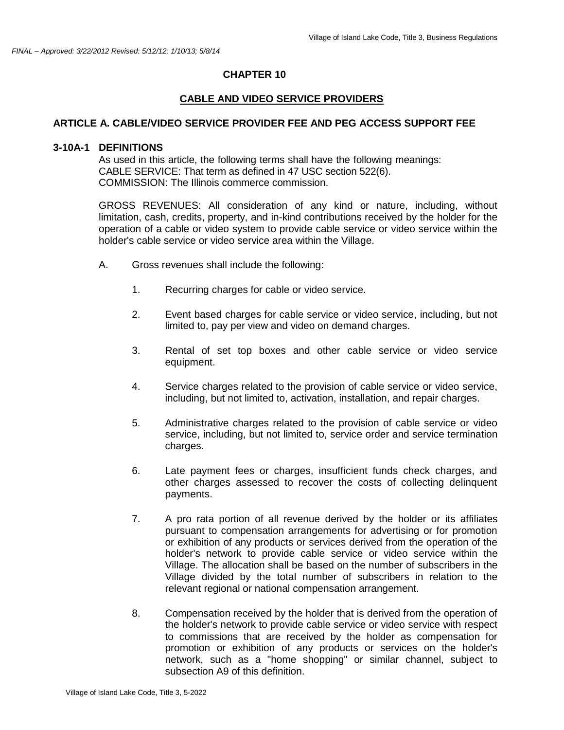*FINAL – Approved: 3/22/2012 Revised: 5/12/12; 1/10/13; 5/8/14*

# CHAPTER 10

## CABLE AND VIDEO SERVICE PROVIDERS

### ARTICLE A. CABLE/VIDEO SERVICE PROVIDER FEE AND PEG ACCESS SUPPORT FEE

**3-10A-1 DEFINITIONS**

As used in this article, the following terms shall have the following meanings:
CABLE SERVICE: That term as defined in 47 USC section 522(6).
COMMISSION: The Illinois commerce commission.

GROSS REVENUES: All consideration of any kind or nature, including, without limitation, cash, credits, property, and in-kind contributions received by the holder for the operation of a cable or video system to provide cable service or video service within the holder's cable service or video service area within the Village.

A. Gross revenues shall include the following:

1. Recurring charges for cable or video service.

2. Event based charges for cable service or video service, including, but not limited to, pay per view and video on demand charges.

3. Rental of set top boxes and other cable service or video service equipment.

4. Service charges related to the provision of cable service or video service, including, but not limited to, activation, installation, and repair charges.

5. Administrative charges related to the provision of cable service or video service, including, but not limited to, service order and service termination charges.

6. Late payment fees or charges, insufficient funds check charges, and other charges assessed to recover the costs of collecting delinquent payments.

7. A pro rata portion of all revenue derived by the holder or its affiliates pursuant to compensation arrangements for advertising or for promotion or exhibition of any products or services derived from the operation of the holder's network to provide cable service or video service within the Village. The allocation shall be based on the number of subscribers in the Village divided by the total number of subscribers in relation to the relevant regional or national compensation arrangement.

8. Compensation received by the holder that is derived from the operation of the holder's network to provide cable service or video service with respect to commissions that are received by the holder as compensation for promotion or exhibition of any products or services on the holder's network, such as a "home shopping" or similar channel, subject to subsection A9 of this definition.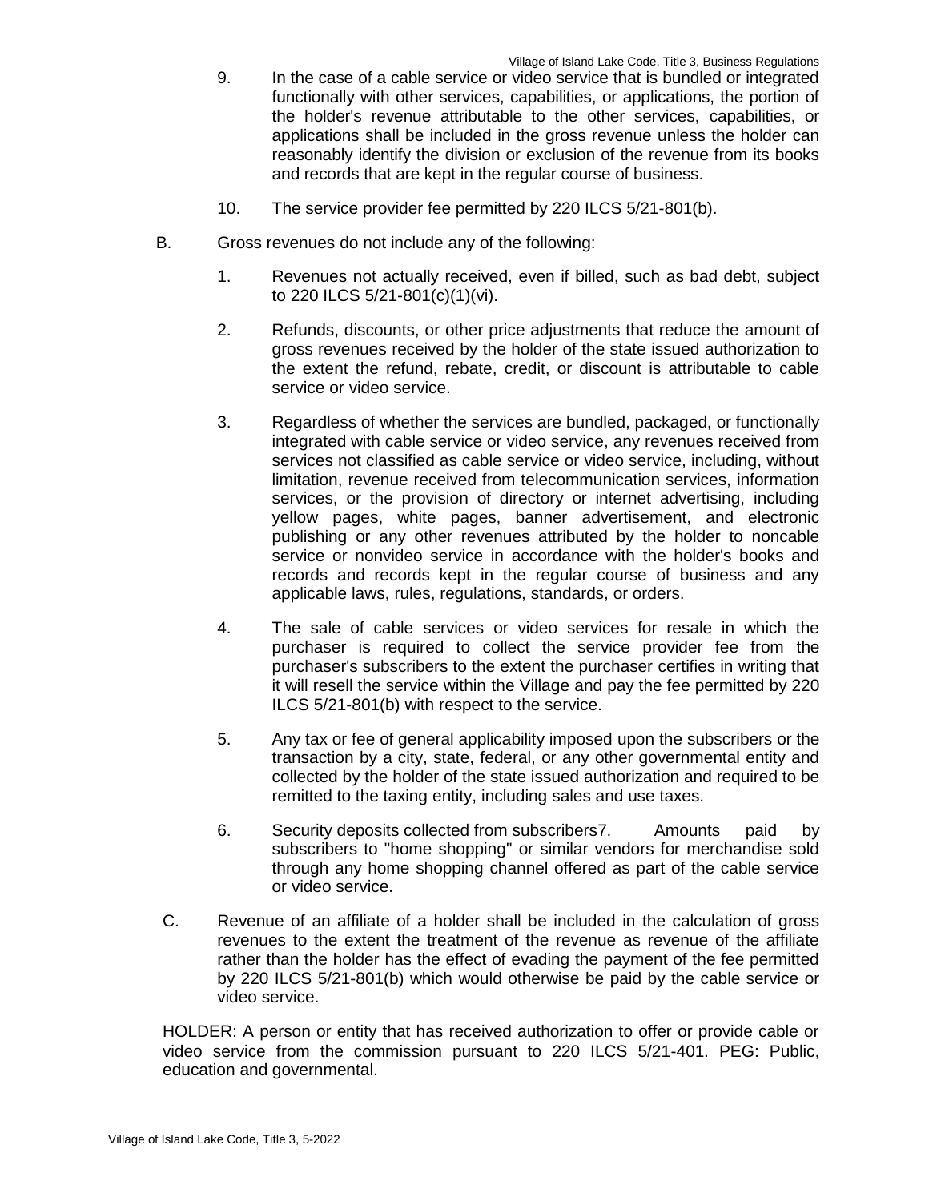9. In the case of a cable service or video service that is bundled or integrated functionally with other services, capabilities, or applications, the portion of the holder's revenue attributable to the other services, capabilities, or applications shall be included in the gross revenue unless the holder can reasonably identify the division or exclusion of the revenue from its books and records that are kept in the regular course of business.

10. The service provider fee permitted by 220 ILCS 5/21-801(b).

B. Gross revenues do not include any of the following:

1. Revenues not actually received, even if billed, such as bad debt, subject to 220 ILCS 5/21-801(c)(1)(vi).

2. Refunds, discounts, or other price adjustments that reduce the amount of gross revenues received by the holder of the state issued authorization to the extent the refund, rebate, credit, or discount is attributable to cable service or video service.

3. Regardless of whether the services are bundled, packaged, or functionally integrated with cable service or video service, any revenues received from services not classified as cable service or video service, including, without limitation, revenue received from telecommunication services, information services, or the provision of directory or internet advertising, including yellow pages, white pages, banner advertisement, and electronic publishing or any other revenues attributed by the holder to noncable service or nonvideo service in accordance with the holder's books and records and records kept in the regular course of business and any applicable laws, rules, regulations, standards, or orders.

4. The sale of cable services or video services for resale in which the purchaser is required to collect the service provider fee from the purchaser's subscribers to the extent the purchaser certifies in writing that it will resell the service within the Village and pay the fee permitted by 220 ILCS 5/21-801(b) with respect to the service.

5. Any tax or fee of general applicability imposed upon the subscribers or the transaction by a city, state, federal, or any other governmental entity and collected by the holder of the state issued authorization and required to be remitted to the taxing entity, including sales and use taxes.

6. Security deposits collected from subscribers7. Amounts paid by subscribers to "home shopping" or similar vendors for merchandise sold through any home shopping channel offered as part of the cable service or video service.

C. Revenue of an affiliate of a holder shall be included in the calculation of gross revenues to the extent the treatment of the revenue as revenue of the affiliate rather than the holder has the effect of evading the payment of the fee permitted by 220 ILCS 5/21-801(b) which would otherwise be paid by the cable service or video service.

HOLDER: A person or entity that has received authorization to offer or provide cable or video service from the commission pursuant to 220 ILCS 5/21-401. PEG: Public, education and governmental.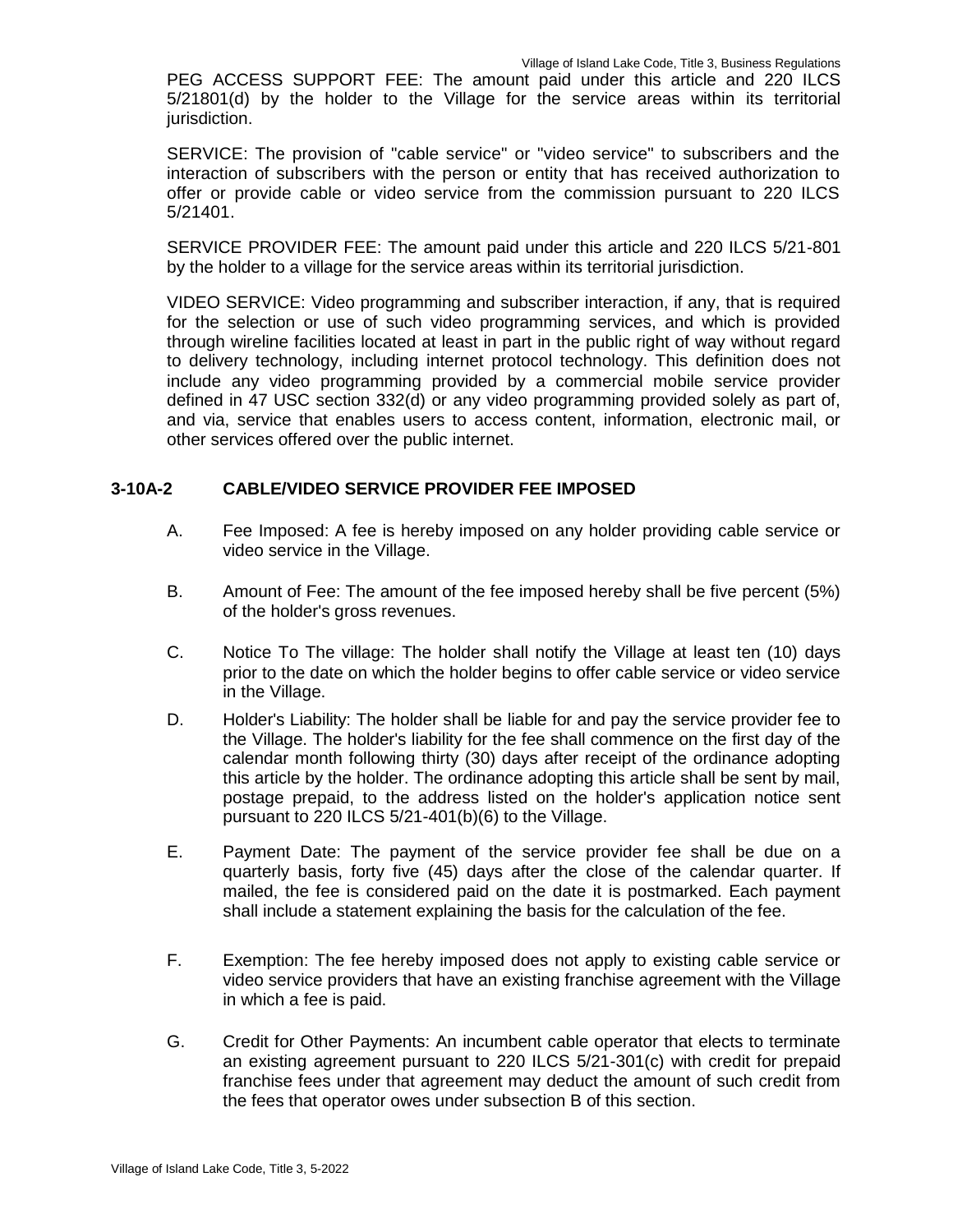PEG ACCESS SUPPORT FEE: The amount paid under this article and 220 ILCS 5/21801(d) by the holder to the Village for the service areas within its territorial jurisdiction.

SERVICE: The provision of "cable service" or "video service" to subscribers and the interaction of subscribers with the person or entity that has received authorization to offer or provide cable or video service from the commission pursuant to 220 ILCS 5/21401.

SERVICE PROVIDER FEE: The amount paid under this article and 220 ILCS 5/21-801 by the holder to a village for the service areas within its territorial jurisdiction.

VIDEO SERVICE: Video programming and subscriber interaction, if any, that is required for the selection or use of such video programming services, and which is provided through wireline facilities located at least in part in the public right of way without regard to delivery technology, including internet protocol technology. This definition does not include any video programming provided by a commercial mobile service provider defined in 47 USC section 332(d) or any video programming provided solely as part of, and via, service that enables users to access content, information, electronic mail, or other services offered over the public internet.

### 3-10A-2 CABLE/VIDEO SERVICE PROVIDER FEE IMPOSED

A. Fee Imposed: A fee is hereby imposed on any holder providing cable service or video service in the Village.

B. Amount of Fee: The amount of the fee imposed hereby shall be five percent (5%) of the holder's gross revenues.

C. Notice To The village: The holder shall notify the Village at least ten (10) days prior to the date on which the holder begins to offer cable service or video service in the Village.

D. Holder's Liability: The holder shall be liable for and pay the service provider fee to the Village. The holder's liability for the fee shall commence on the first day of the calendar month following thirty (30) days after receipt of the ordinance adopting this article by the holder. The ordinance adopting this article shall be sent by mail, postage prepaid, to the address listed on the holder's application notice sent pursuant to 220 ILCS 5/21-401(b)(6) to the Village.

E. Payment Date: The payment of the service provider fee shall be due on a quarterly basis, forty five (45) days after the close of the calendar quarter. If mailed, the fee is considered paid on the date it is postmarked. Each payment shall include a statement explaining the basis for the calculation of the fee.

F. Exemption: The fee hereby imposed does not apply to existing cable service or video service providers that have an existing franchise agreement with the Village in which a fee is paid.

G. Credit for Other Payments: An incumbent cable operator that elects to terminate an existing agreement pursuant to 220 ILCS 5/21-301(c) with credit for prepaid franchise fees under that agreement may deduct the amount of such credit from the fees that operator owes under subsection B of this section.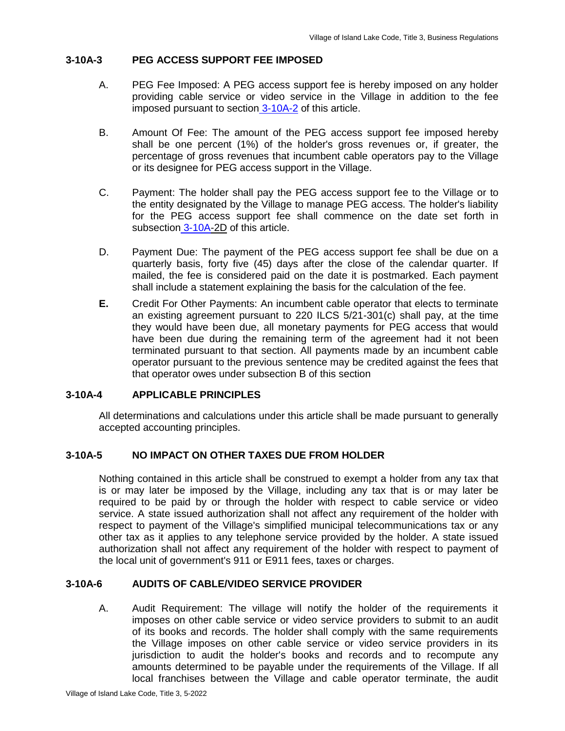### 3-10A-3 PEG ACCESS SUPPORT FEE IMPOSED

A. PEG Fee Imposed: A PEG access support fee is hereby imposed on any holder providing cable service or video service in the Village in addition to the fee imposed pursuant to section 3-10A-2 of this article.

B. Amount Of Fee: The amount of the PEG access support fee imposed hereby shall be one percent (1%) of the holder's gross revenues or, if greater, the percentage of gross revenues that incumbent cable operators pay to the Village or its designee for PEG access support in the Village.

C. Payment: The holder shall pay the PEG access support fee to the Village or to the entity designated by the Village to manage PEG access. The holder's liability for the PEG access support fee shall commence on the date set forth in subsection 3-10A-2D of this article.

D. Payment Due: The payment of the PEG access support fee shall be due on a quarterly basis, forty five (45) days after the close of the calendar quarter. If mailed, the fee is considered paid on the date it is postmarked. Each payment shall include a statement explaining the basis for the calculation of the fee.

**E.** Credit For Other Payments: An incumbent cable operator that elects to terminate an existing agreement pursuant to 220 ILCS 5/21-301(c) shall pay, at the time they would have been due, all monetary payments for PEG access that would have been due during the remaining term of the agreement had it not been terminated pursuant to that section. All payments made by an incumbent cable operator pursuant to the previous sentence may be credited against the fees that that operator owes under subsection B of this section

### 3-10A-4 APPLICABLE PRINCIPLES

All determinations and calculations under this article shall be made pursuant to generally accepted accounting principles.

### 3-10A-5 NO IMPACT ON OTHER TAXES DUE FROM HOLDER

Nothing contained in this article shall be construed to exempt a holder from any tax that is or may later be imposed by the Village, including any tax that is or may later be required to be paid by or through the holder with respect to cable service or video service. A state issued authorization shall not affect any requirement of the holder with respect to payment of the Village's simplified municipal telecommunications tax or any other tax as it applies to any telephone service provided by the holder. A state issued authorization shall not affect any requirement of the holder with respect to payment of the local unit of government's 911 or E911 fees, taxes or charges.

### 3-10A-6 AUDITS OF CABLE/VIDEO SERVICE PROVIDER

A. Audit Requirement: The village will notify the holder of the requirements it imposes on other cable service or video service providers to submit to an audit of its books and records. The holder shall comply with the same requirements the Village imposes on other cable service or video service providers in its jurisdiction to audit the holder's books and records and to recompute any amounts determined to be payable under the requirements of the Village. If all local franchises between the Village and cable operator terminate, the audit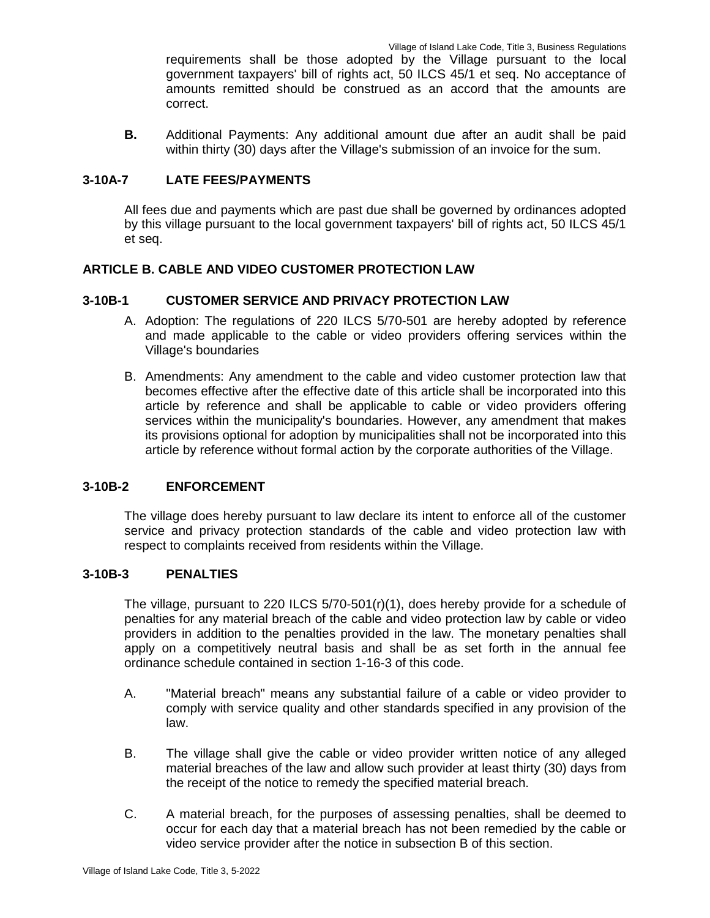requirements shall be those adopted by the Village pursuant to the local government taxpayers' bill of rights act, 50 ILCS 45/1 et seq. No acceptance of amounts remitted should be construed as an accord that the amounts are correct.

**B.** Additional Payments: Any additional amount due after an audit shall be paid within thirty (30) days after the Village's submission of an invoice for the sum.

### 3-10A-7 LATE FEES/PAYMENTS

All fees due and payments which are past due shall be governed by ordinances adopted by this village pursuant to the local government taxpayers' bill of rights act, 50 ILCS 45/1 et seq.

## ARTICLE B. CABLE AND VIDEO CUSTOMER PROTECTION LAW

### 3-10B-1 CUSTOMER SERVICE AND PRIVACY PROTECTION LAW

A. Adoption: The regulations of 220 ILCS 5/70-501 are hereby adopted by reference and made applicable to the cable or video providers offering services within the Village's boundaries

B. Amendments: Any amendment to the cable and video customer protection law that becomes effective after the effective date of this article shall be incorporated into this article by reference and shall be applicable to cable or video providers offering services within the municipality's boundaries. However, any amendment that makes its provisions optional for adoption by municipalities shall not be incorporated into this article by reference without formal action by the corporate authorities of the Village.

### 3-10B-2 ENFORCEMENT

The village does hereby pursuant to law declare its intent to enforce all of the customer service and privacy protection standards of the cable and video protection law with respect to complaints received from residents within the Village.

### 3-10B-3 PENALTIES

The village, pursuant to 220 ILCS 5/70-501(r)(1), does hereby provide for a schedule of penalties for any material breach of the cable and video protection law by cable or video providers in addition to the penalties provided in the law. The monetary penalties shall apply on a competitively neutral basis and shall be as set forth in the annual fee ordinance schedule contained in section 1-16-3 of this code.

A. "Material breach" means any substantial failure of a cable or video provider to comply with service quality and other standards specified in any provision of the law.

B. The village shall give the cable or video provider written notice of any alleged material breaches of the law and allow such provider at least thirty (30) days from the receipt of the notice to remedy the specified material breach.

C. A material breach, for the purposes of assessing penalties, shall be deemed to occur for each day that a material breach has not been remedied by the cable or video service provider after the notice in subsection B of this section.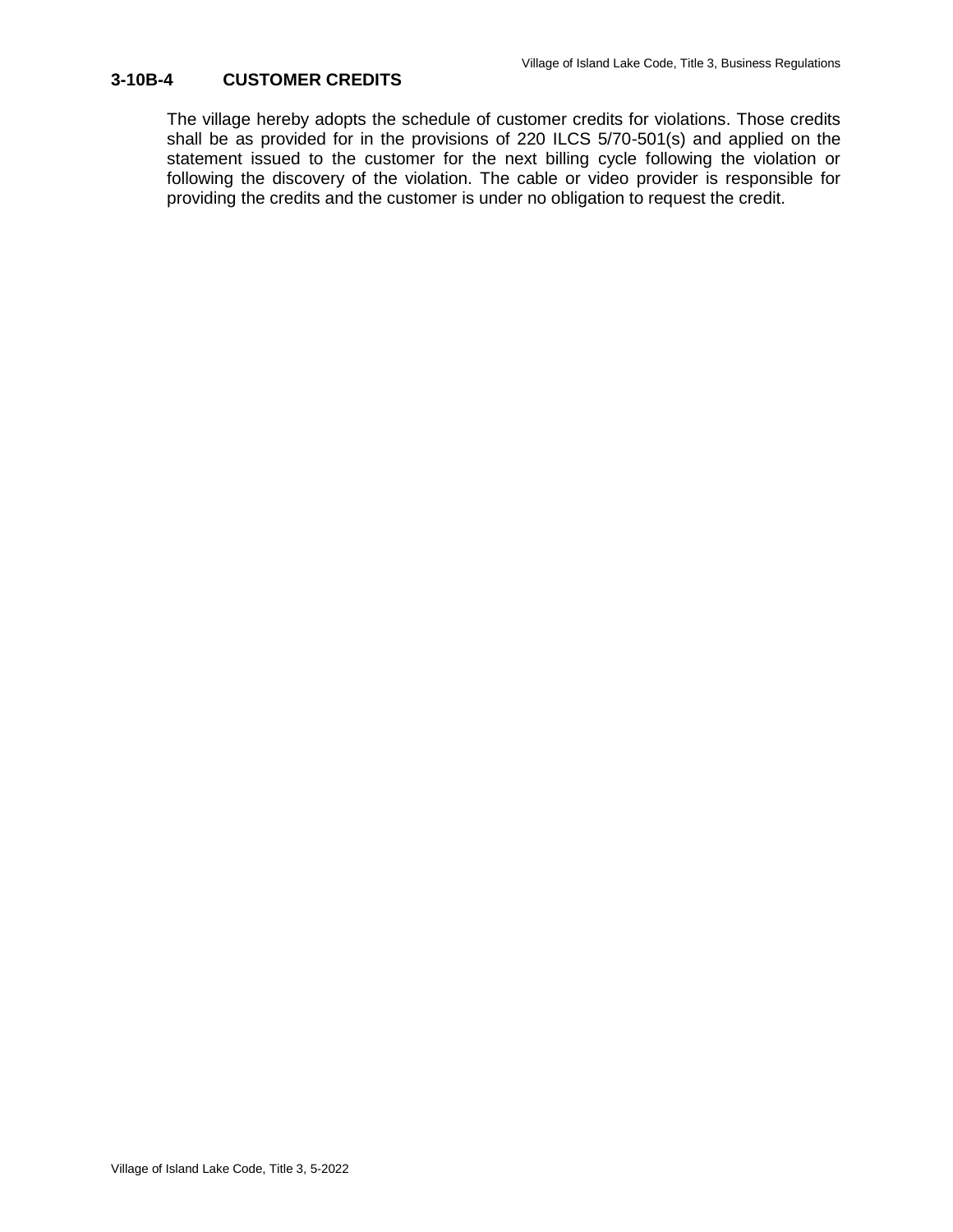### 3-10B-4 CUSTOMER CREDITS

The village hereby adopts the schedule of customer credits for violations. Those credits shall be as provided for in the provisions of 220 ILCS 5/70-501(s) and applied on the statement issued to the customer for the next billing cycle following the violation or following the discovery of the violation. The cable or video provider is responsible for providing the credits and the customer is under no obligation to request the credit.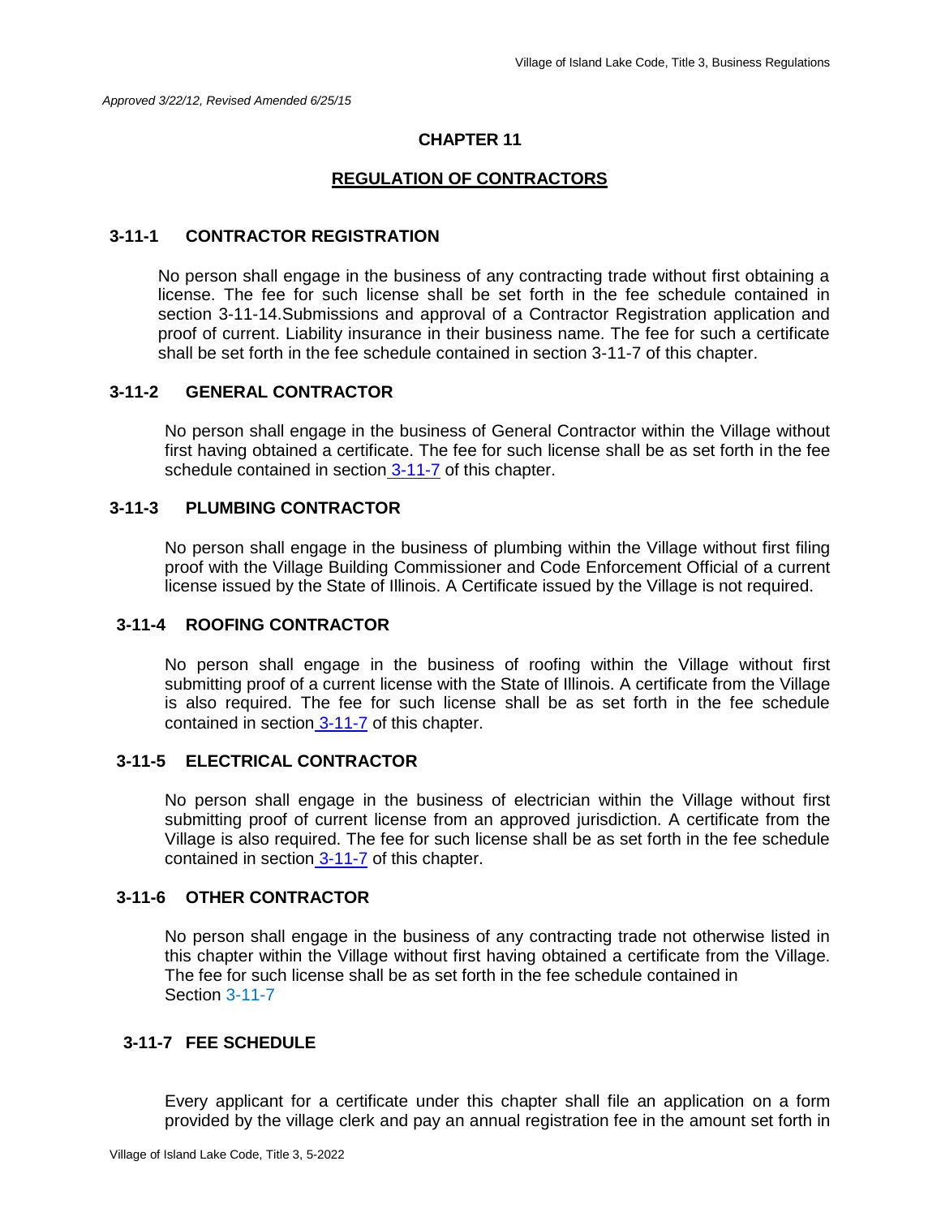*Approved 3/22/12, Revised Amended 6/25/15*

# CHAPTER 11

## REGULATION OF CONTRACTORS

### 3-11-1 CONTRACTOR REGISTRATION

No person shall engage in the business of any contracting trade without first obtaining a license. The fee for such license shall be set forth in the fee schedule contained in section 3-11-14.Submissions and approval of a Contractor Registration application and proof of current. Liability insurance in their business name. The fee for such a certificate shall be set forth in the fee schedule contained in section 3-11-7 of this chapter.

### 3-11-2 GENERAL CONTRACTOR

No person shall engage in the business of General Contractor within the Village without first having obtained a certificate. The fee for such license shall be as set forth in the fee schedule contained in section 3-11-7 of this chapter.

### 3-11-3 PLUMBING CONTRACTOR

No person shall engage in the business of plumbing within the Village without first filing proof with the Village Building Commissioner and Code Enforcement Official of a current license issued by the State of Illinois. A Certificate issued by the Village is not required.

### 3-11-4 ROOFING CONTRACTOR

No person shall engage in the business of roofing within the Village without first submitting proof of a current license with the State of Illinois. A certificate from the Village is also required. The fee for such license shall be as set forth in the fee schedule contained in section 3-11-7 of this chapter.

### 3-11-5 ELECTRICAL CONTRACTOR

No person shall engage in the business of electrician within the Village without first submitting proof of current license from an approved jurisdiction. A certificate from the Village is also required. The fee for such license shall be as set forth in the fee schedule contained in section 3-11-7 of this chapter.

### 3-11-6 OTHER CONTRACTOR

No person shall engage in the business of any contracting trade not otherwise listed in this chapter within the Village without first having obtained a certificate from the Village. The fee for such license shall be as set forth in the fee schedule contained in Section 3-11-7

### 3-11-7 FEE SCHEDULE

Every applicant for a certificate under this chapter shall file an application on a form provided by the village clerk and pay an annual registration fee in the amount set forth in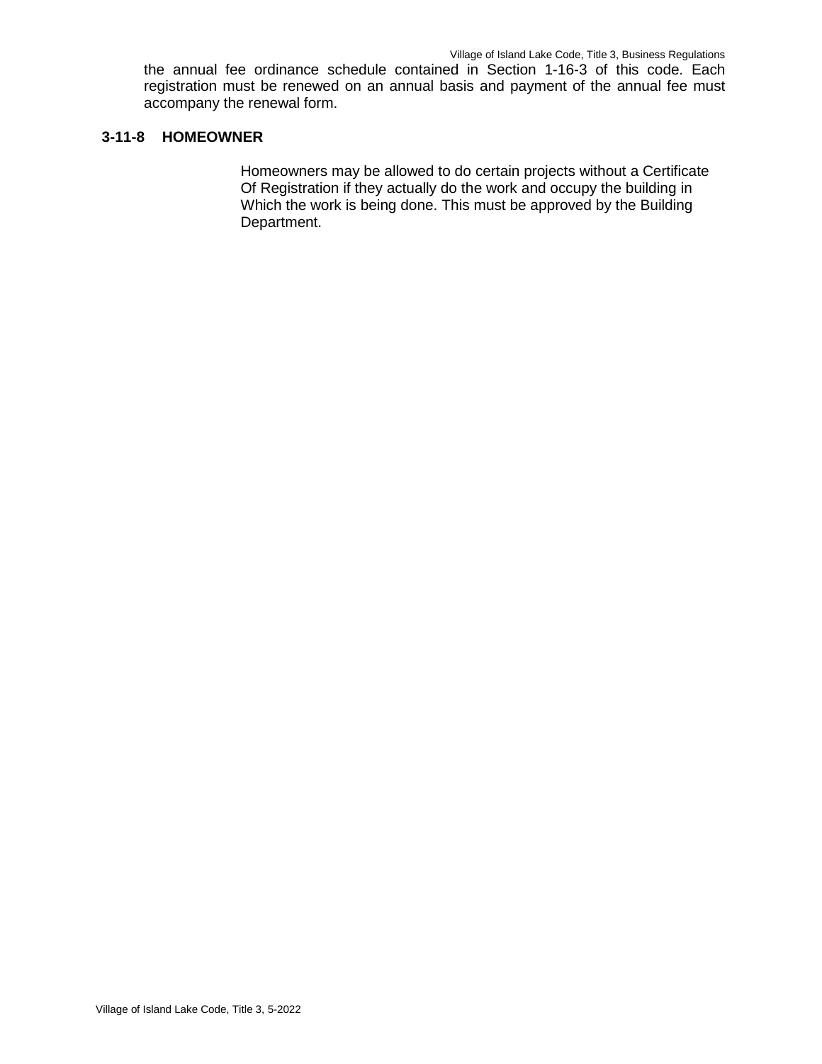the annual fee ordinance schedule contained in Section 1-16-3 of this code. Each registration must be renewed on an annual basis and payment of the annual fee must accompany the renewal form.

**3-11-8 HOMEOWNER**

Homeowners may be allowed to do certain projects without a Certificate Of Registration if they actually do the work and occupy the building in Which the work is being done. This must be approved by the Building Department.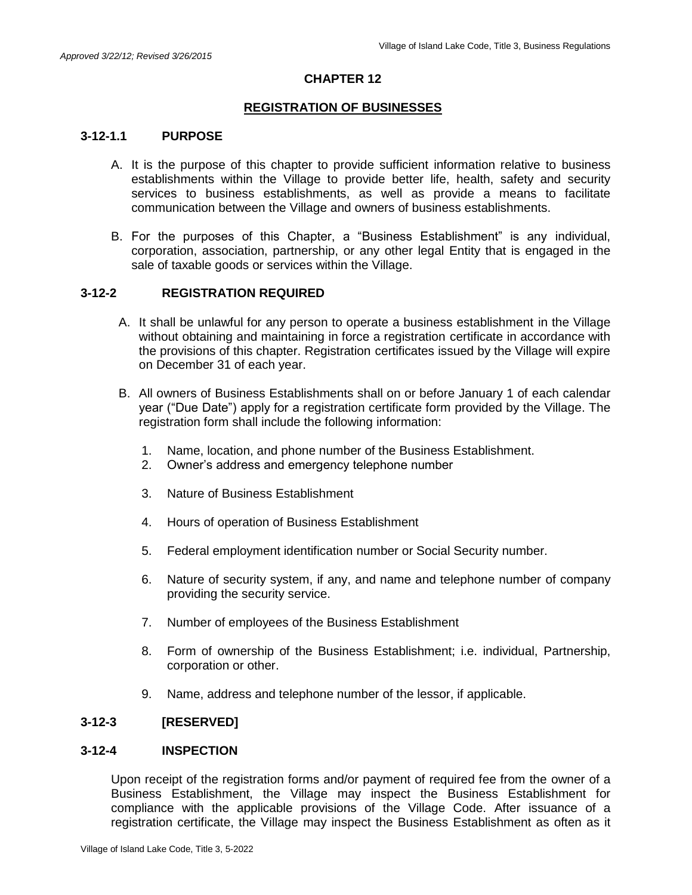*Approved 3/22/12; Revised 3/26/2015*

## CHAPTER 12

## REGISTRATION OF BUSINESSES

### 3-12-1.1 PURPOSE

A. It is the purpose of this chapter to provide sufficient information relative to business establishments within the Village to provide better life, health, safety and security services to business establishments, as well as provide a means to facilitate communication between the Village and owners of business establishments.

B. For the purposes of this Chapter, a "Business Establishment" is any individual, corporation, association, partnership, or any other legal Entity that is engaged in the sale of taxable goods or services within the Village.

### 3-12-2 REGISTRATION REQUIRED

A. It shall be unlawful for any person to operate a business establishment in the Village without obtaining and maintaining in force a registration certificate in accordance with the provisions of this chapter. Registration certificates issued by the Village will expire on December 31 of each year.

B. All owners of Business Establishments shall on or before January 1 of each calendar year ("Due Date") apply for a registration certificate form provided by the Village. The registration form shall include the following information:

1. Name, location, and phone number of the Business Establishment.
2. Owner's address and emergency telephone number
3. Nature of Business Establishment
4. Hours of operation of Business Establishment
5. Federal employment identification number or Social Security number.
6. Nature of security system, if any, and name and telephone number of company providing the security service.
7. Number of employees of the Business Establishment
8. Form of ownership of the Business Establishment; i.e. individual, Partnership, corporation or other.
9. Name, address and telephone number of the lessor, if applicable.

### 3-12-3 [RESERVED]

### 3-12-4 INSPECTION

Upon receipt of the registration forms and/or payment of required fee from the owner of a Business Establishment, the Village may inspect the Business Establishment for compliance with the applicable provisions of the Village Code. After issuance of a registration certificate, the Village may inspect the Business Establishment as often as it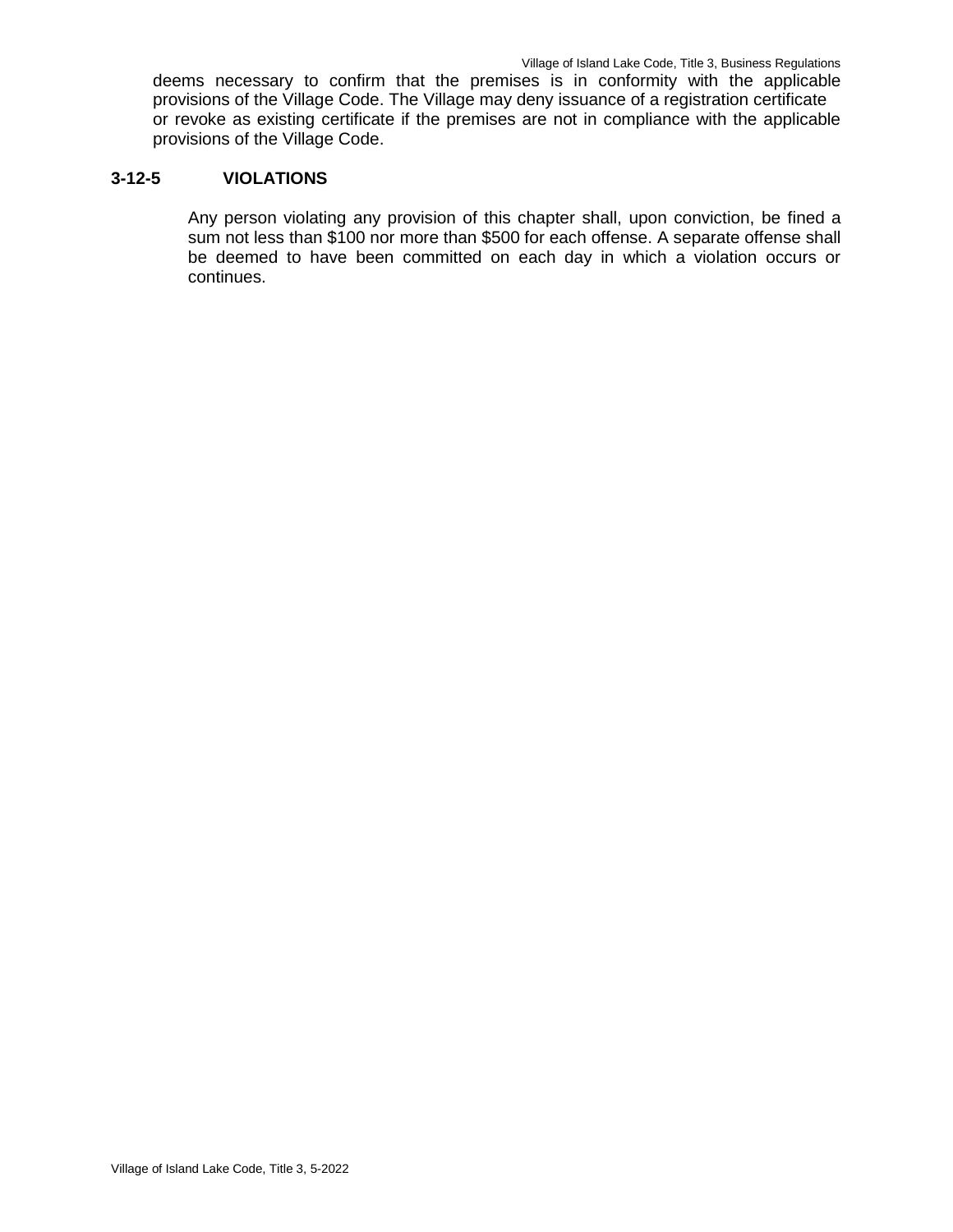deems necessary to confirm that the premises is in conformity with the applicable provisions of the Village Code. The Village may deny issuance of a registration certificate or revoke as existing certificate if the premises are not in compliance with the applicable provisions of the Village Code.

### 3-12-5 VIOLATIONS

Any person violating any provision of this chapter shall, upon conviction, be fined a sum not less than $100 nor more than $500 for each offense. A separate offense shall be deemed to have been committed on each day in which a violation occurs or continues.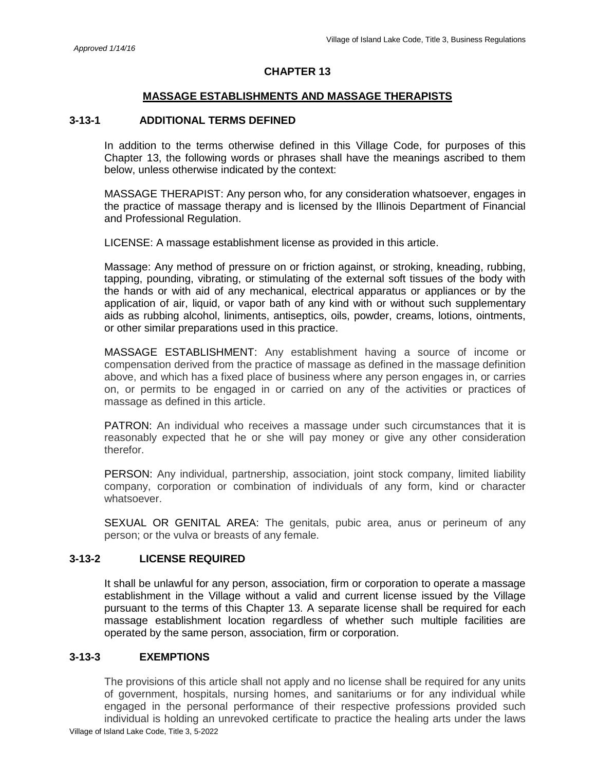*Approved 1/14/16*

## CHAPTER 13

## MASSAGE ESTABLISHMENTS AND MASSAGE THERAPISTS

### 3-13-1 ADDITIONAL TERMS DEFINED

In addition to the terms otherwise defined in this Village Code, for purposes of this Chapter 13, the following words or phrases shall have the meanings ascribed to them below, unless otherwise indicated by the context:

MASSAGE THERAPIST: Any person who, for any consideration whatsoever, engages in the practice of massage therapy and is licensed by the Illinois Department of Financial and Professional Regulation.

LICENSE: A massage establishment license as provided in this article.

Massage: Any method of pressure on or friction against, or stroking, kneading, rubbing, tapping, pounding, vibrating, or stimulating of the external soft tissues of the body with the hands or with aid of any mechanical, electrical apparatus or appliances or by the application of air, liquid, or vapor bath of any kind with or without such supplementary aids as rubbing alcohol, liniments, antiseptics, oils, powder, creams, lotions, ointments, or other similar preparations used in this practice.

MASSAGE ESTABLISHMENT: Any establishment having a source of income or compensation derived from the practice of massage as defined in the massage definition above, and which has a fixed place of business where any person engages in, or carries on, or permits to be engaged in or carried on any of the activities or practices of massage as defined in this article.

PATRON: An individual who receives a massage under such circumstances that it is reasonably expected that he or she will pay money or give any other consideration therefor.

PERSON: Any individual, partnership, association, joint stock company, limited liability company, corporation or combination of individuals of any form, kind or character whatsoever.

SEXUAL OR GENITAL AREA: The genitals, pubic area, anus or perineum of any person; or the vulva or breasts of any female.

### 3-13-2 LICENSE REQUIRED

It shall be unlawful for any person, association, firm or corporation to operate a massage establishment in the Village without a valid and current license issued by the Village pursuant to the terms of this Chapter 13. A separate license shall be required for each massage establishment location regardless of whether such multiple facilities are operated by the same person, association, firm or corporation.

### 3-13-3 EXEMPTIONS

The provisions of this article shall not apply and no license shall be required for any units of government, hospitals, nursing homes, and sanitariums or for any individual while engaged in the personal performance of their respective professions provided such individual is holding an unrevoked certificate to practice the healing arts under the laws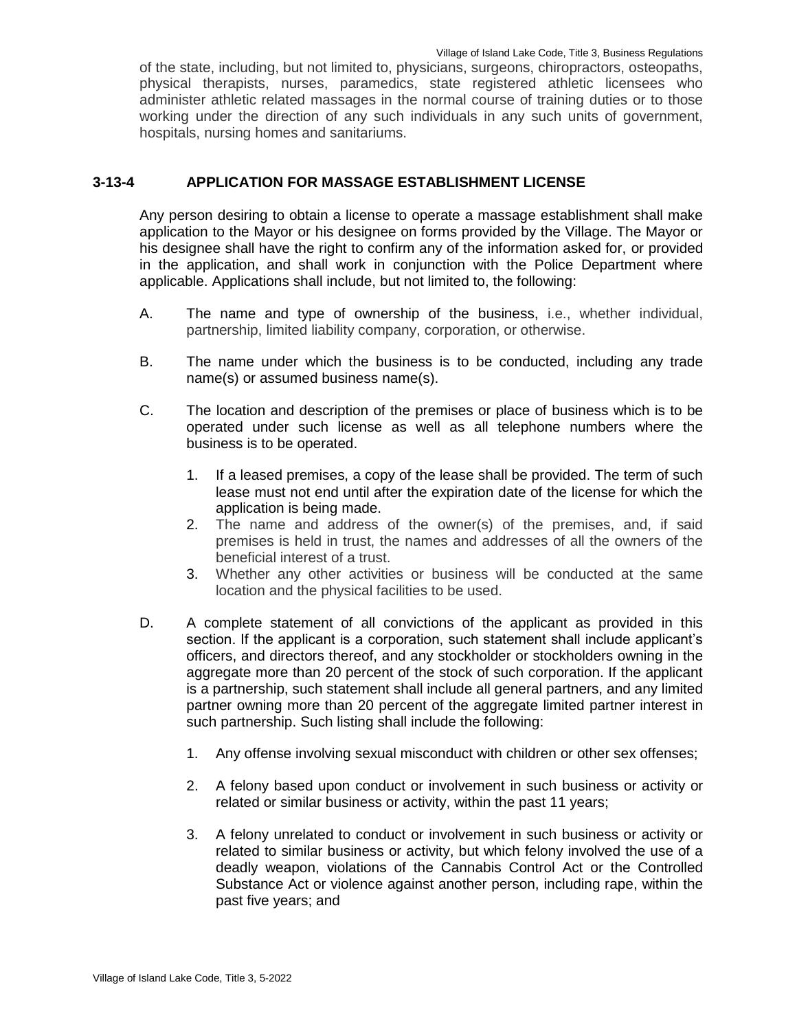of the state, including, but not limited to, physicians, surgeons, chiropractors, osteopaths, physical therapists, nurses, paramedics, state registered athletic licensees who administer athletic related massages in the normal course of training duties or to those working under the direction of any such individuals in any such units of government, hospitals, nursing homes and sanitariums.

## 3-13-4 APPLICATION FOR MASSAGE ESTABLISHMENT LICENSE

Any person desiring to obtain a license to operate a massage establishment shall make application to the Mayor or his designee on forms provided by the Village. The Mayor or his designee shall have the right to confirm any of the information asked for, or provided in the application, and shall work in conjunction with the Police Department where applicable. Applications shall include, but not limited to, the following:

A. The name and type of ownership of the business, i.e., whether individual, partnership, limited liability company, corporation, or otherwise.

B. The name under which the business is to be conducted, including any trade name(s) or assumed business name(s).

C. The location and description of the premises or place of business which is to be operated under such license as well as all telephone numbers where the business is to be operated.

1. If a leased premises, a copy of the lease shall be provided. The term of such lease must not end until after the expiration date of the license for which the application is being made.
2. The name and address of the owner(s) of the premises, and, if said premises is held in trust, the names and addresses of all the owners of the beneficial interest of a trust.
3. Whether any other activities or business will be conducted at the same location and the physical facilities to be used.

D. A complete statement of all convictions of the applicant as provided in this section. If the applicant is a corporation, such statement shall include applicant's officers, and directors thereof, and any stockholder or stockholders owning in the aggregate more than 20 percent of the stock of such corporation. If the applicant is a partnership, such statement shall include all general partners, and any limited partner owning more than 20 percent of the aggregate limited partner interest in such partnership. Such listing shall include the following:

1. Any offense involving sexual misconduct with children or other sex offenses;

2. A felony based upon conduct or involvement in such business or activity or related or similar business or activity, within the past 11 years;

3. A felony unrelated to conduct or involvement in such business or activity or related to similar business or activity, but which felony involved the use of a deadly weapon, violations of the Cannabis Control Act or the Controlled Substance Act or violence against another person, including rape, within the past five years; and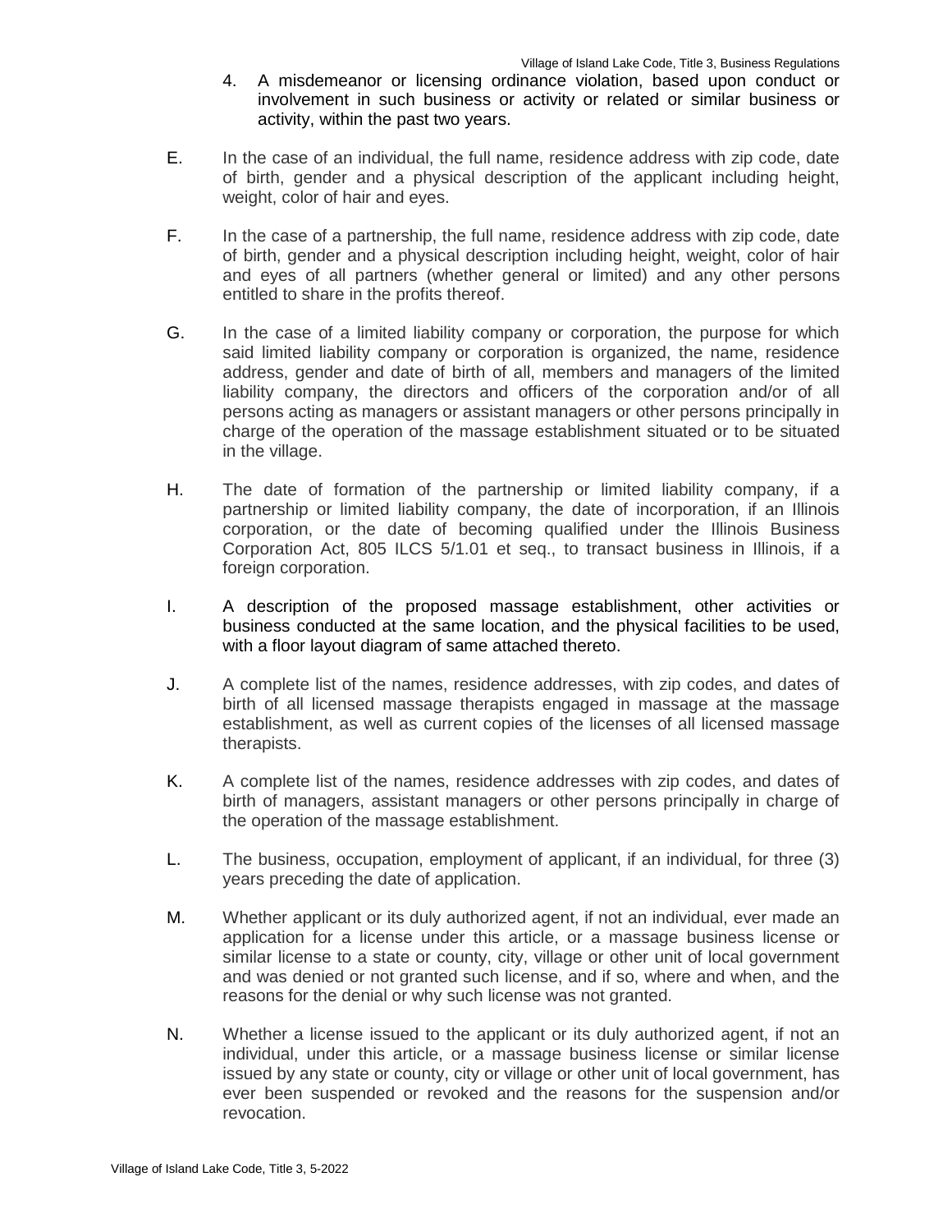4. A misdemeanor or licensing ordinance violation, based upon conduct or involvement in such business or activity or related or similar business or activity, within the past two years.

E. In the case of an individual, the full name, residence address with zip code, date of birth, gender and a physical description of the applicant including height, weight, color of hair and eyes.

F. In the case of a partnership, the full name, residence address with zip code, date of birth, gender and a physical description including height, weight, color of hair and eyes of all partners (whether general or limited) and any other persons entitled to share in the profits thereof.

G. In the case of a limited liability company or corporation, the purpose for which said limited liability company or corporation is organized, the name, residence address, gender and date of birth of all, members and managers of the limited liability company, the directors and officers of the corporation and/or of all persons acting as managers or assistant managers or other persons principally in charge of the operation of the massage establishment situated or to be situated in the village.

H. The date of formation of the partnership or limited liability company, if a partnership or limited liability company, the date of incorporation, if an Illinois corporation, or the date of becoming qualified under the Illinois Business Corporation Act, 805 ILCS 5/1.01 et seq., to transact business in Illinois, if a foreign corporation.

I. A description of the proposed massage establishment, other activities or business conducted at the same location, and the physical facilities to be used, with a floor layout diagram of same attached thereto.

J. A complete list of the names, residence addresses, with zip codes, and dates of birth of all licensed massage therapists engaged in massage at the massage establishment, as well as current copies of the licenses of all licensed massage therapists.

K. A complete list of the names, residence addresses with zip codes, and dates of birth of managers, assistant managers or other persons principally in charge of the operation of the massage establishment.

L. The business, occupation, employment of applicant, if an individual, for three (3) years preceding the date of application.

M. Whether applicant or its duly authorized agent, if not an individual, ever made an application for a license under this article, or a massage business license or similar license to a state or county, city, village or other unit of local government and was denied or not granted such license, and if so, where and when, and the reasons for the denial or why such license was not granted.

N. Whether a license issued to the applicant or its duly authorized agent, if not an individual, under this article, or a massage business license or similar license issued by any state or county, city or village or other unit of local government, has ever been suspended or revoked and the reasons for the suspension and/or revocation.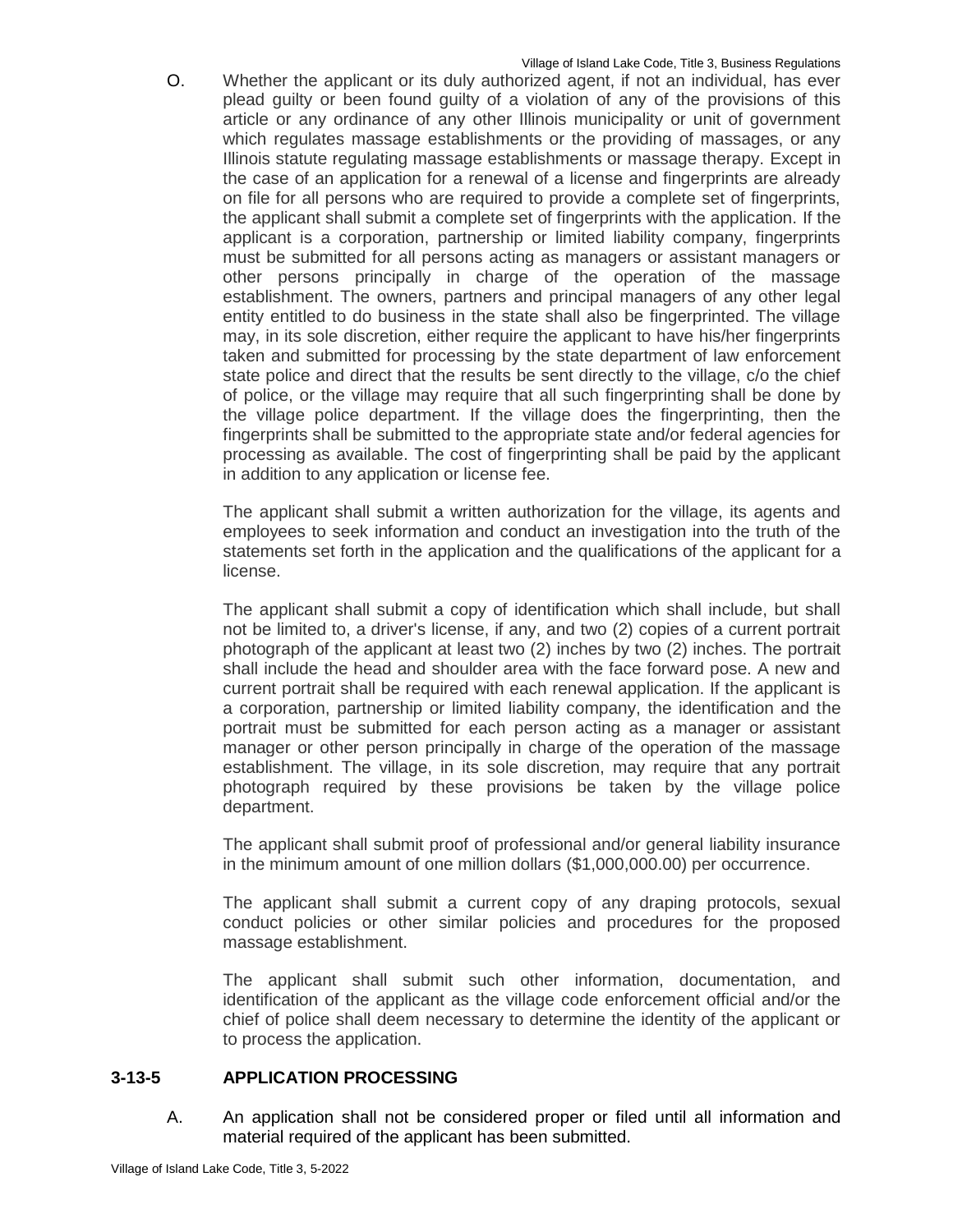O. Whether the applicant or its duly authorized agent, if not an individual, has ever plead guilty or been found guilty of a violation of any of the provisions of this article or any ordinance of any other Illinois municipality or unit of government which regulates massage establishments or the providing of massages, or any Illinois statute regulating massage establishments or massage therapy. Except in the case of an application for a renewal of a license and fingerprints are already on file for all persons who are required to provide a complete set of fingerprints, the applicant shall submit a complete set of fingerprints with the application. If the applicant is a corporation, partnership or limited liability company, fingerprints must be submitted for all persons acting as managers or assistant managers or other persons principally in charge of the operation of the massage establishment. The owners, partners and principal managers of any other legal entity entitled to do business in the state shall also be fingerprinted. The village may, in its sole discretion, either require the applicant to have his/her fingerprints taken and submitted for processing by the state department of law enforcement state police and direct that the results be sent directly to the village, c/o the chief of police, or the village may require that all such fingerprinting shall be done by the village police department. If the village does the fingerprinting, then the fingerprints shall be submitted to the appropriate state and/or federal agencies for processing as available. The cost of fingerprinting shall be paid by the applicant in addition to any application or license fee.

   The applicant shall submit a written authorization for the village, its agents and employees to seek information and conduct an investigation into the truth of the statements set forth in the application and the qualifications of the applicant for a license.

   The applicant shall submit a copy of identification which shall include, but shall not be limited to, a driver's license, if any, and two (2) copies of a current portrait photograph of the applicant at least two (2) inches by two (2) inches. The portrait shall include the head and shoulder area with the face forward pose. A new and current portrait shall be required with each renewal application. If the applicant is a corporation, partnership or limited liability company, the identification and the portrait must be submitted for each person acting as a manager or assistant manager or other person principally in charge of the operation of the massage establishment. The village, in its sole discretion, may require that any portrait photograph required by these provisions be taken by the village police department.

   The applicant shall submit proof of professional and/or general liability insurance in the minimum amount of one million dollars ($1,000,000.00) per occurrence.

   The applicant shall submit a current copy of any draping protocols, sexual conduct policies or other similar policies and procedures for the proposed massage establishment.

   The applicant shall submit such other information, documentation, and identification of the applicant as the village code enforcement official and/or the chief of police shall deem necessary to determine the identity of the applicant or to process the application.

## 3-13-5 APPLICATION PROCESSING

A. An application shall not be considered proper or filed until all information and material required of the applicant has been submitted.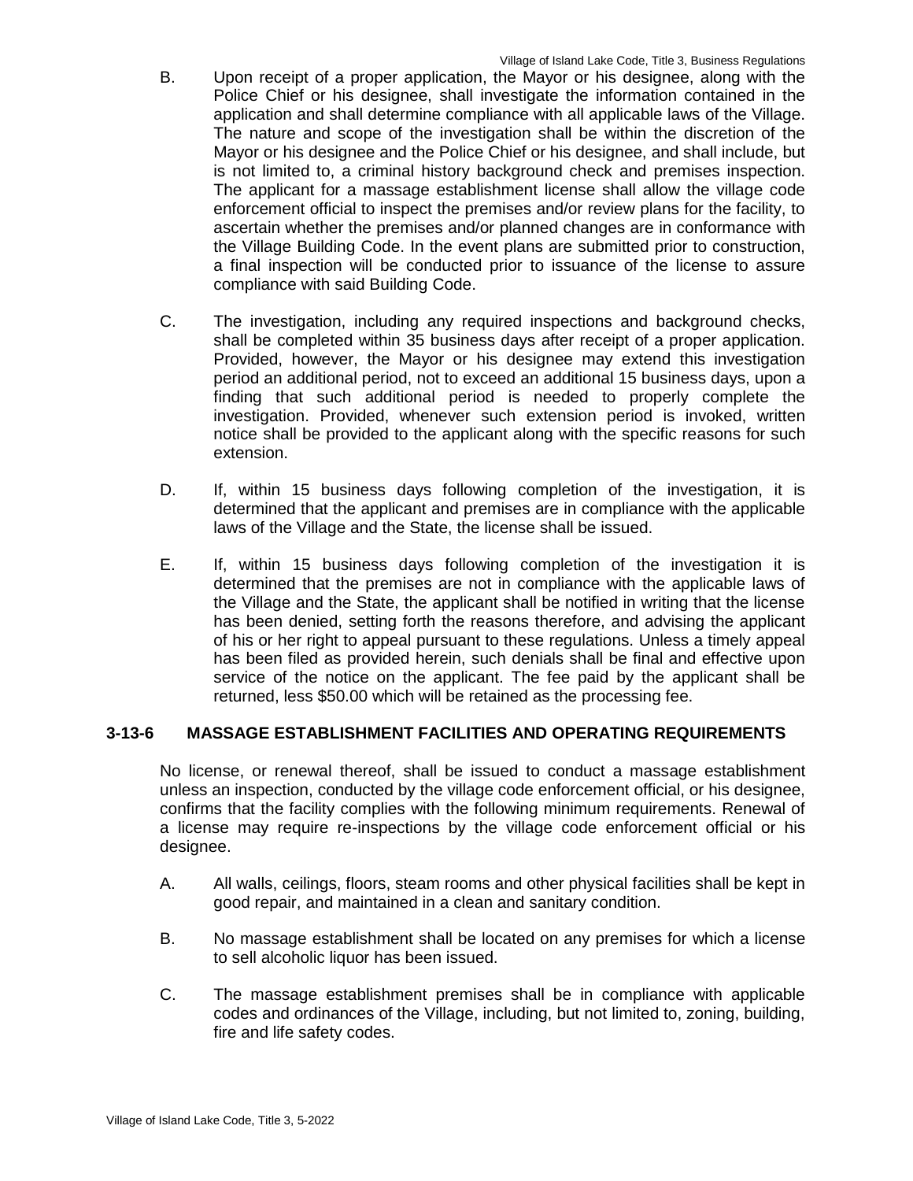B. Upon receipt of a proper application, the Mayor or his designee, along with the Police Chief or his designee, shall investigate the information contained in the application and shall determine compliance with all applicable laws of the Village. The nature and scope of the investigation shall be within the discretion of the Mayor or his designee and the Police Chief or his designee, and shall include, but is not limited to, a criminal history background check and premises inspection. The applicant for a massage establishment license shall allow the village code enforcement official to inspect the premises and/or review plans for the facility, to ascertain whether the premises and/or planned changes are in conformance with the Village Building Code. In the event plans are submitted prior to construction, a final inspection will be conducted prior to issuance of the license to assure compliance with said Building Code.

C. The investigation, including any required inspections and background checks, shall be completed within 35 business days after receipt of a proper application. Provided, however, the Mayor or his designee may extend this investigation period an additional period, not to exceed an additional 15 business days, upon a finding that such additional period is needed to properly complete the investigation. Provided, whenever such extension period is invoked, written notice shall be provided to the applicant along with the specific reasons for such extension.

D. If, within 15 business days following completion of the investigation, it is determined that the applicant and premises are in compliance with the applicable laws of the Village and the State, the license shall be issued.

E. If, within 15 business days following completion of the investigation it is determined that the premises are not in compliance with the applicable laws of the Village and the State, the applicant shall be notified in writing that the license has been denied, setting forth the reasons therefore, and advising the applicant of his or her right to appeal pursuant to these regulations. Unless a timely appeal has been filed as provided herein, such denials shall be final and effective upon service of the notice on the applicant. The fee paid by the applicant shall be returned, less $50.00 which will be retained as the processing fee.

### 3-13-6 MASSAGE ESTABLISHMENT FACILITIES AND OPERATING REQUIREMENTS

No license, or renewal thereof, shall be issued to conduct a massage establishment unless an inspection, conducted by the village code enforcement official, or his designee, confirms that the facility complies with the following minimum requirements. Renewal of a license may require re-inspections by the village code enforcement official or his designee.

A. All walls, ceilings, floors, steam rooms and other physical facilities shall be kept in good repair, and maintained in a clean and sanitary condition.

B. No massage establishment shall be located on any premises for which a license to sell alcoholic liquor has been issued.

C. The massage establishment premises shall be in compliance with applicable codes and ordinances of the Village, including, but not limited to, zoning, building, fire and life safety codes.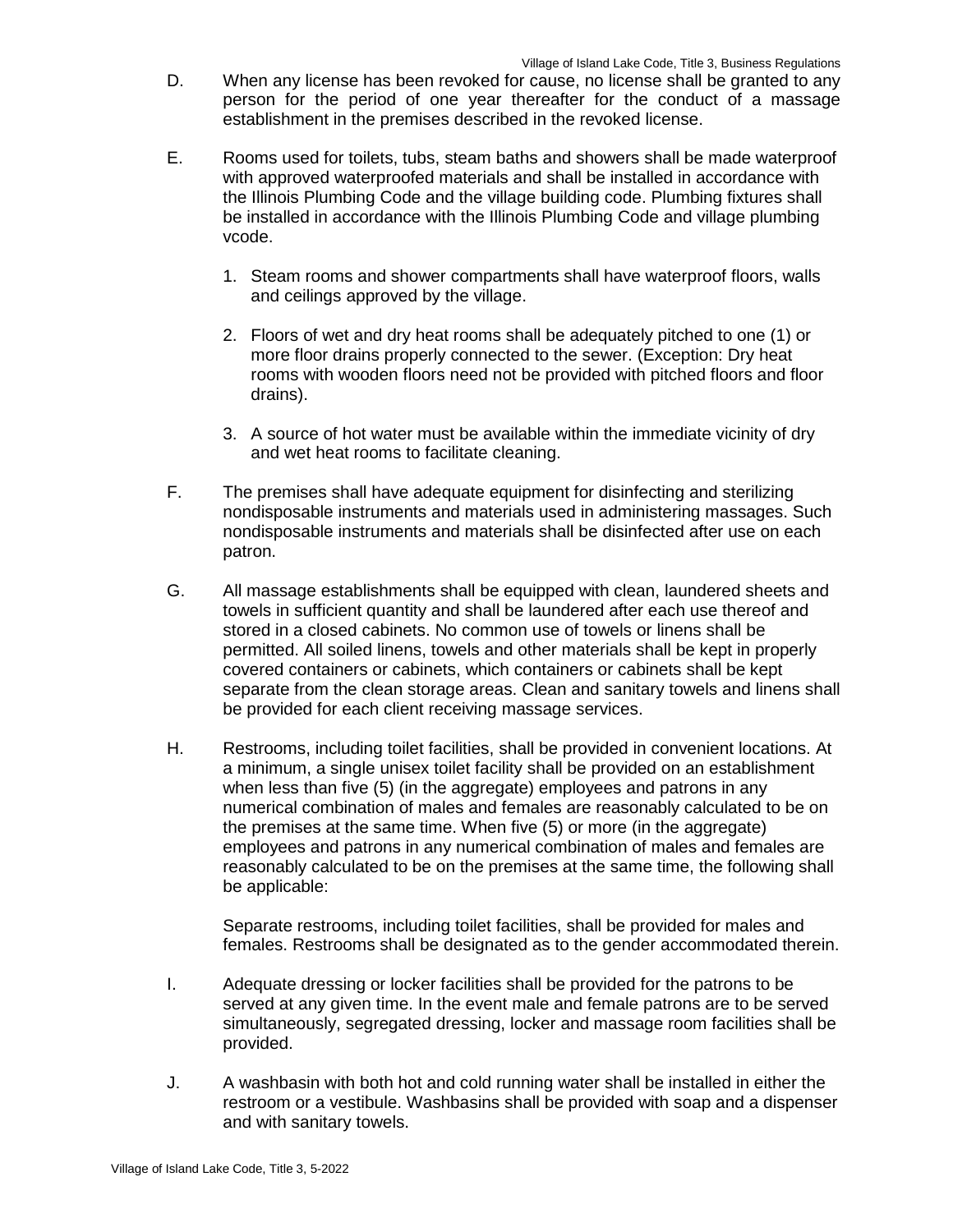D. When any license has been revoked for cause, no license shall be granted to any person for the period of one year thereafter for the conduct of a massage establishment in the premises described in the revoked license.

E. Rooms used for toilets, tubs, steam baths and showers shall be made waterproof with approved waterproofed materials and shall be installed in accordance with the Illinois Plumbing Code and the village building code. Plumbing fixtures shall be installed in accordance with the Illinois Plumbing Code and village plumbing vcode.

1. Steam rooms and shower compartments shall have waterproof floors, walls and ceilings approved by the village.

2. Floors of wet and dry heat rooms shall be adequately pitched to one (1) or more floor drains properly connected to the sewer. (Exception: Dry heat rooms with wooden floors need not be provided with pitched floors and floor drains).

3. A source of hot water must be available within the immediate vicinity of dry and wet heat rooms to facilitate cleaning.

F. The premises shall have adequate equipment for disinfecting and sterilizing nondisposable instruments and materials used in administering massages. Such nondisposable instruments and materials shall be disinfected after use on each patron.

G. All massage establishments shall be equipped with clean, laundered sheets and towels in sufficient quantity and shall be laundered after each use thereof and stored in a closed cabinets. No common use of towels or linens shall be permitted. All soiled linens, towels and other materials shall be kept in properly covered containers or cabinets, which containers or cabinets shall be kept separate from the clean storage areas. Clean and sanitary towels and linens shall be provided for each client receiving massage services.

H. Restrooms, including toilet facilities, shall be provided in convenient locations. At a minimum, a single unisex toilet facility shall be provided on an establishment when less than five (5) (in the aggregate) employees and patrons in any numerical combination of males and females are reasonably calculated to be on the premises at the same time. When five (5) or more (in the aggregate) employees and patrons in any numerical combination of males and females are reasonably calculated to be on the premises at the same time, the following shall be applicable:

Separate restrooms, including toilet facilities, shall be provided for males and females. Restrooms shall be designated as to the gender accommodated therein.

I. Adequate dressing or locker facilities shall be provided for the patrons to be served at any given time. In the event male and female patrons are to be served simultaneously, segregated dressing, locker and massage room facilities shall be provided.

J. A washbasin with both hot and cold running water shall be installed in either the restroom or a vestibule. Washbasins shall be provided with soap and a dispenser and with sanitary towels.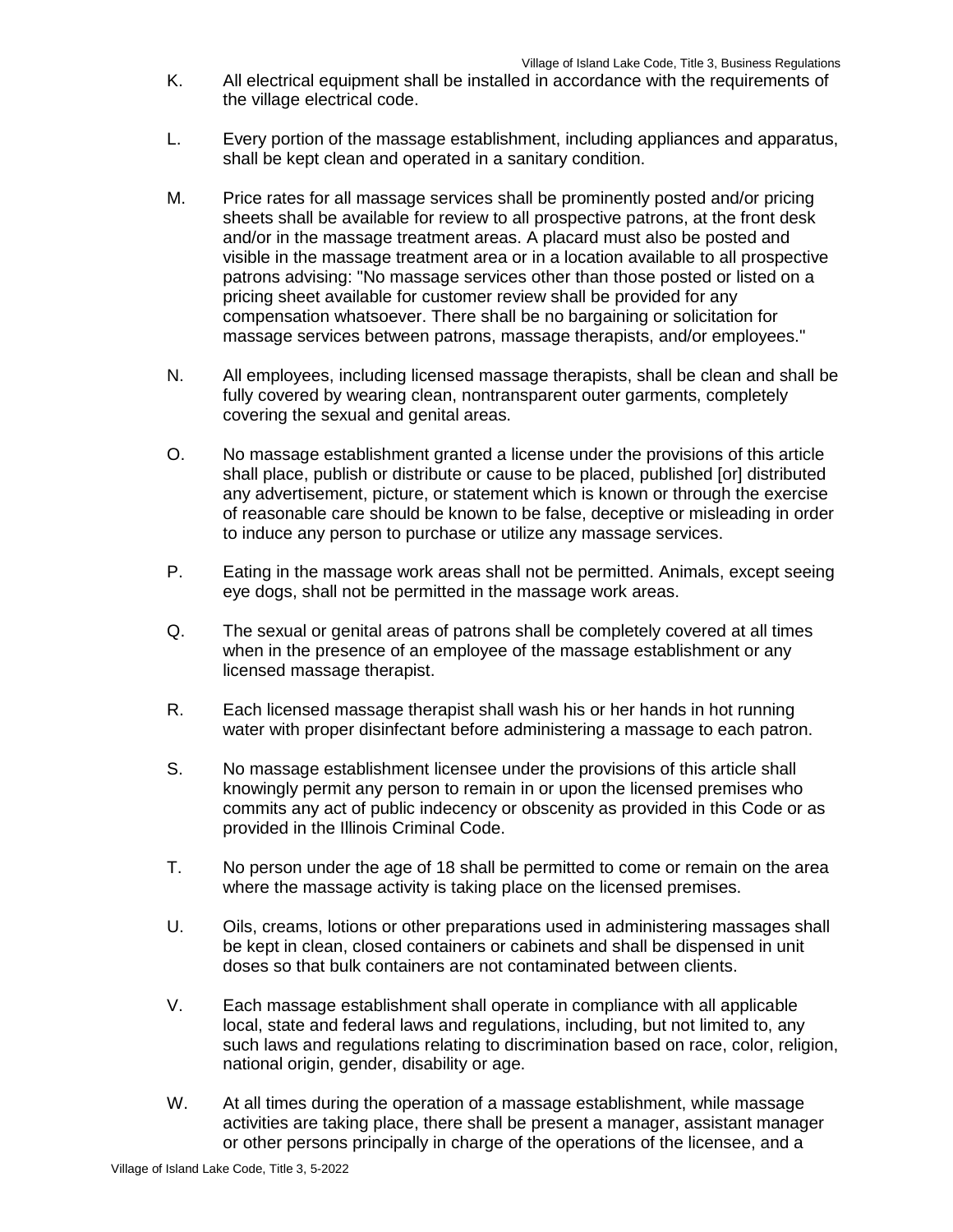K. All electrical equipment shall be installed in accordance with the requirements of the village electrical code.

L. Every portion of the massage establishment, including appliances and apparatus, shall be kept clean and operated in a sanitary condition.

M. Price rates for all massage services shall be prominently posted and/or pricing sheets shall be available for review to all prospective patrons, at the front desk and/or in the massage treatment areas. A placard must also be posted and visible in the massage treatment area or in a location available to all prospective patrons advising: "No massage services other than those posted or listed on a pricing sheet available for customer review shall be provided for any compensation whatsoever. There shall be no bargaining or solicitation for massage services between patrons, massage therapists, and/or employees."

N. All employees, including licensed massage therapists, shall be clean and shall be fully covered by wearing clean, nontransparent outer garments, completely covering the sexual and genital areas.

O. No massage establishment granted a license under the provisions of this article shall place, publish or distribute or cause to be placed, published [or] distributed any advertisement, picture, or statement which is known or through the exercise of reasonable care should be known to be false, deceptive or misleading in order to induce any person to purchase or utilize any massage services.

P. Eating in the massage work areas shall not be permitted. Animals, except seeing eye dogs, shall not be permitted in the massage work areas.

Q. The sexual or genital areas of patrons shall be completely covered at all times when in the presence of an employee of the massage establishment or any licensed massage therapist.

R. Each licensed massage therapist shall wash his or her hands in hot running water with proper disinfectant before administering a massage to each patron.

S. No massage establishment licensee under the provisions of this article shall knowingly permit any person to remain in or upon the licensed premises who commits any act of public indecency or obscenity as provided in this Code or as provided in the Illinois Criminal Code.

T. No person under the age of 18 shall be permitted to come or remain on the area where the massage activity is taking place on the licensed premises.

U. Oils, creams, lotions or other preparations used in administering massages shall be kept in clean, closed containers or cabinets and shall be dispensed in unit doses so that bulk containers are not contaminated between clients.

V. Each massage establishment shall operate in compliance with all applicable local, state and federal laws and regulations, including, but not limited to, any such laws and regulations relating to discrimination based on race, color, religion, national origin, gender, disability or age.

W. At all times during the operation of a massage establishment, while massage activities are taking place, there shall be present a manager, assistant manager or other persons principally in charge of the operations of the licensee, and a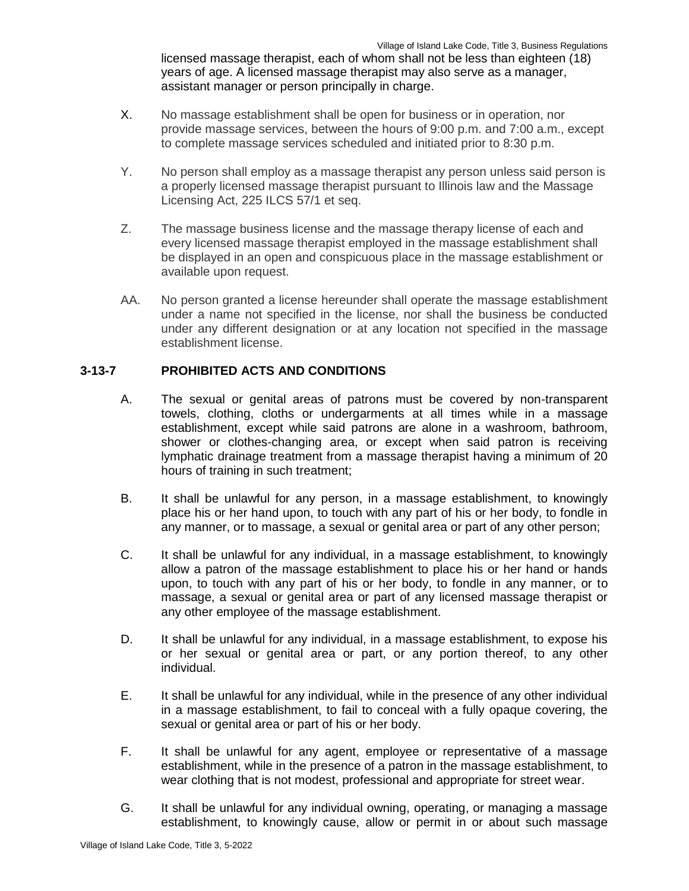licensed massage therapist, each of whom shall not be less than eighteen (18) years of age. A licensed massage therapist may also serve as a manager, assistant manager or person principally in charge.

X. No massage establishment shall be open for business or in operation, nor provide massage services, between the hours of 9:00 p.m. and 7:00 a.m., except to complete massage services scheduled and initiated prior to 8:30 p.m.

Y. No person shall employ as a massage therapist any person unless said person is a properly licensed massage therapist pursuant to Illinois law and the Massage Licensing Act, 225 ILCS 57/1 et seq.

Z. The massage business license and the massage therapy license of each and every licensed massage therapist employed in the massage establishment shall be displayed in an open and conspicuous place in the massage establishment or available upon request.

AA. No person granted a license hereunder shall operate the massage establishment under a name not specified in the license, nor shall the business be conducted under any different designation or at any location not specified in the massage establishment license.

## 3-13-7 PROHIBITED ACTS AND CONDITIONS

A. The sexual or genital areas of patrons must be covered by non-transparent towels, clothing, cloths or undergarments at all times while in a massage establishment, except while said patrons are alone in a washroom, bathroom, shower or clothes-changing area, or except when said patron is receiving lymphatic drainage treatment from a massage therapist having a minimum of 20 hours of training in such treatment;

B. It shall be unlawful for any person, in a massage establishment, to knowingly place his or her hand upon, to touch with any part of his or her body, to fondle in any manner, or to massage, a sexual or genital area or part of any other person;

C. It shall be unlawful for any individual, in a massage establishment, to knowingly allow a patron of the massage establishment to place his or her hand or hands upon, to touch with any part of his or her body, to fondle in any manner, or to massage, a sexual or genital area or part of any licensed massage therapist or any other employee of the massage establishment.

D. It shall be unlawful for any individual, in a massage establishment, to expose his or her sexual or genital area or part, or any portion thereof, to any other individual.

E. It shall be unlawful for any individual, while in the presence of any other individual in a massage establishment, to fail to conceal with a fully opaque covering, the sexual or genital area or part of his or her body.

F. It shall be unlawful for any agent, employee or representative of a massage establishment, while in the presence of a patron in the massage establishment, to wear clothing that is not modest, professional and appropriate for street wear.

G. It shall be unlawful for any individual owning, operating, or managing a massage establishment, to knowingly cause, allow or permit in or about such massage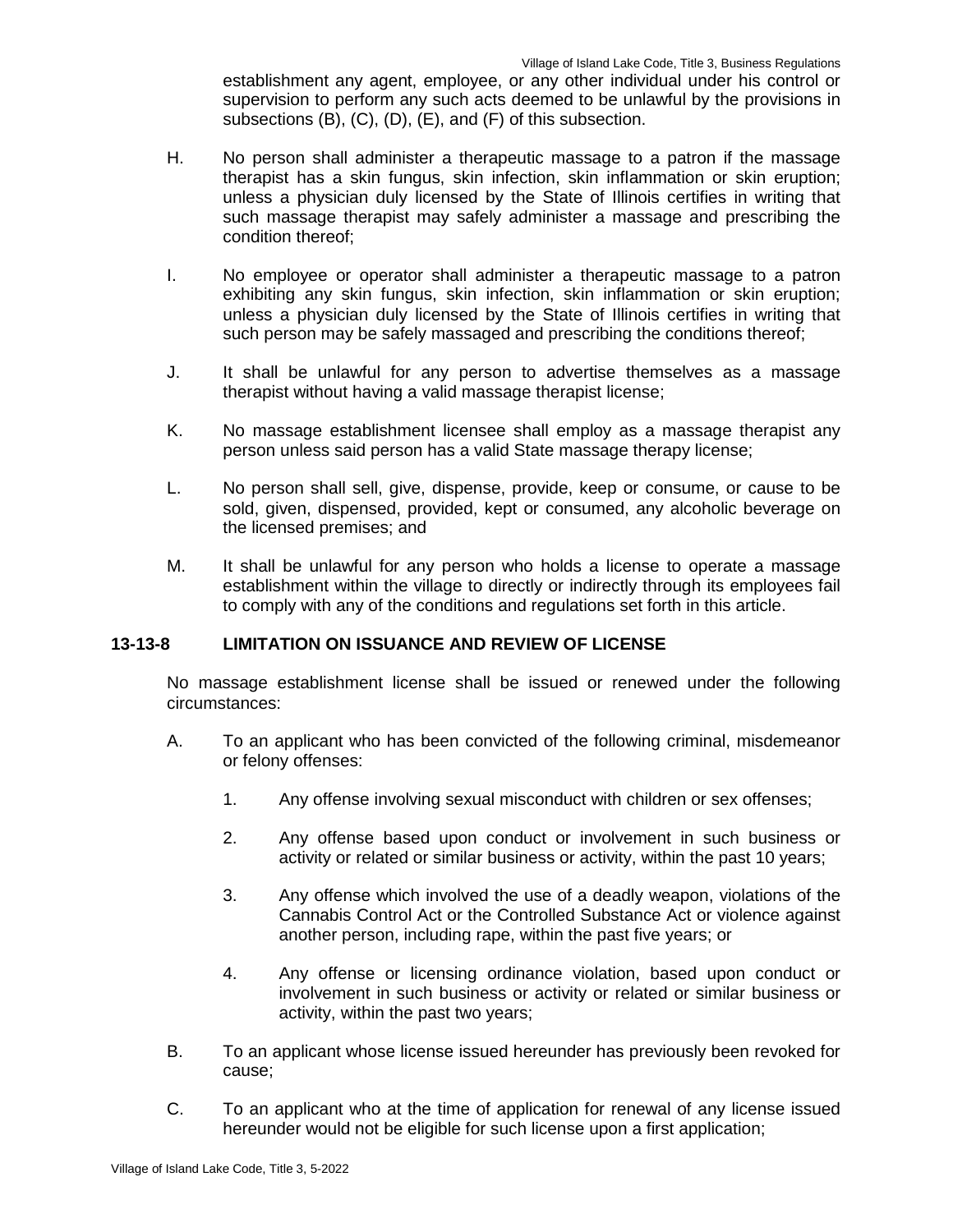establishment any agent, employee, or any other individual under his control or supervision to perform any such acts deemed to be unlawful by the provisions in subsections (B), (C), (D), (E), and (F) of this subsection.

H. No person shall administer a therapeutic massage to a patron if the massage therapist has a skin fungus, skin infection, skin inflammation or skin eruption; unless a physician duly licensed by the State of Illinois certifies in writing that such massage therapist may safely administer a massage and prescribing the condition thereof;

I. No employee or operator shall administer a therapeutic massage to a patron exhibiting any skin fungus, skin infection, skin inflammation or skin eruption; unless a physician duly licensed by the State of Illinois certifies in writing that such person may be safely massaged and prescribing the conditions thereof;

J. It shall be unlawful for any person to advertise themselves as a massage therapist without having a valid massage therapist license;

K. No massage establishment licensee shall employ as a massage therapist any person unless said person has a valid State massage therapy license;

L. No person shall sell, give, dispense, provide, keep or consume, or cause to be sold, given, dispensed, provided, kept or consumed, any alcoholic beverage on the licensed premises; and

M. It shall be unlawful for any person who holds a license to operate a massage establishment within the village to directly or indirectly through its employees fail to comply with any of the conditions and regulations set forth in this article.

## 13-13-8 LIMITATION ON ISSUANCE AND REVIEW OF LICENSE

No massage establishment license shall be issued or renewed under the following circumstances:

A. To an applicant who has been convicted of the following criminal, misdemeanor or felony offenses:

1. Any offense involving sexual misconduct with children or sex offenses;

2. Any offense based upon conduct or involvement in such business or activity or related or similar business or activity, within the past 10 years;

3. Any offense which involved the use of a deadly weapon, violations of the Cannabis Control Act or the Controlled Substance Act or violence against another person, including rape, within the past five years; or

4. Any offense or licensing ordinance violation, based upon conduct or involvement in such business or activity or related or similar business or activity, within the past two years;

B. To an applicant whose license issued hereunder has previously been revoked for cause;

C. To an applicant who at the time of application for renewal of any license issued hereunder would not be eligible for such license upon a first application;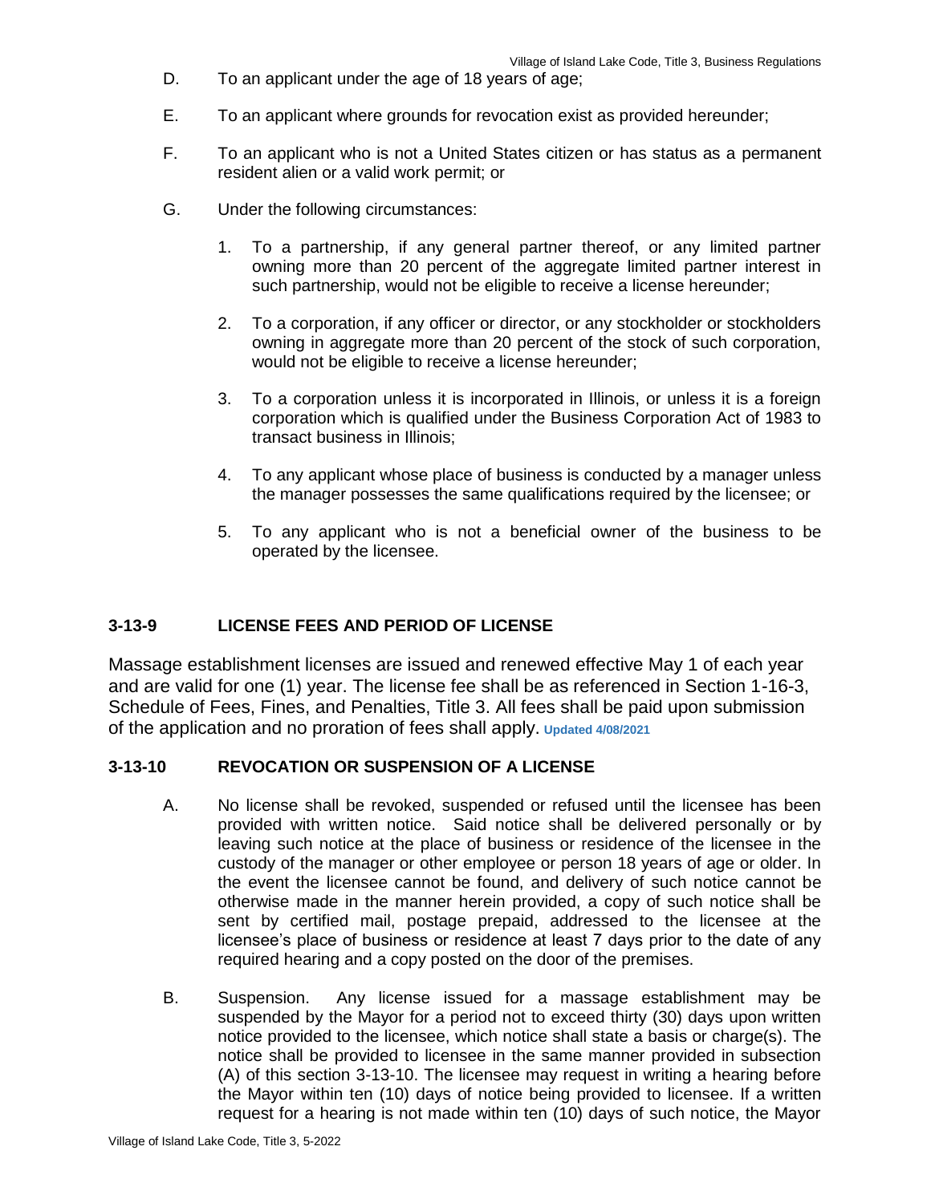D. To an applicant under the age of 18 years of age;

E. To an applicant where grounds for revocation exist as provided hereunder;

F. To an applicant who is not a United States citizen or has status as a permanent resident alien or a valid work permit; or

G. Under the following circumstances:

1. To a partnership, if any general partner thereof, or any limited partner owning more than 20 percent of the aggregate limited partner interest in such partnership, would not be eligible to receive a license hereunder;

2. To a corporation, if any officer or director, or any stockholder or stockholders owning in aggregate more than 20 percent of the stock of such corporation, would not be eligible to receive a license hereunder;

3. To a corporation unless it is incorporated in Illinois, or unless it is a foreign corporation which is qualified under the Business Corporation Act of 1983 to transact business in Illinois;

4. To any applicant whose place of business is conducted by a manager unless the manager possesses the same qualifications required by the licensee; or

5. To any applicant who is not a beneficial owner of the business to be operated by the licensee.

### 3-13-9 LICENSE FEES AND PERIOD OF LICENSE

Massage establishment licenses are issued and renewed effective May 1 of each year and are valid for one (1) year. The license fee shall be as referenced in Section 1-16-3, Schedule of Fees, Fines, and Penalties, Title 3. All fees shall be paid upon submission of the application and no proration of fees shall apply. **Updated 4/08/2021**

### 3-13-10 REVOCATION OR SUSPENSION OF A LICENSE

A. No license shall be revoked, suspended or refused until the licensee has been provided with written notice. Said notice shall be delivered personally or by leaving such notice at the place of business or residence of the licensee in the custody of the manager or other employee or person 18 years of age or older. In the event the licensee cannot be found, and delivery of such notice cannot be otherwise made in the manner herein provided, a copy of such notice shall be sent by certified mail, postage prepaid, addressed to the licensee at the licensee's place of business or residence at least 7 days prior to the date of any required hearing and a copy posted on the door of the premises.

B. Suspension. Any license issued for a massage establishment may be suspended by the Mayor for a period not to exceed thirty (30) days upon written notice provided to the licensee, which notice shall state a basis or charge(s). The notice shall be provided to licensee in the same manner provided in subsection (A) of this section 3-13-10. The licensee may request in writing a hearing before the Mayor within ten (10) days of notice being provided to licensee. If a written request for a hearing is not made within ten (10) days of such notice, the Mayor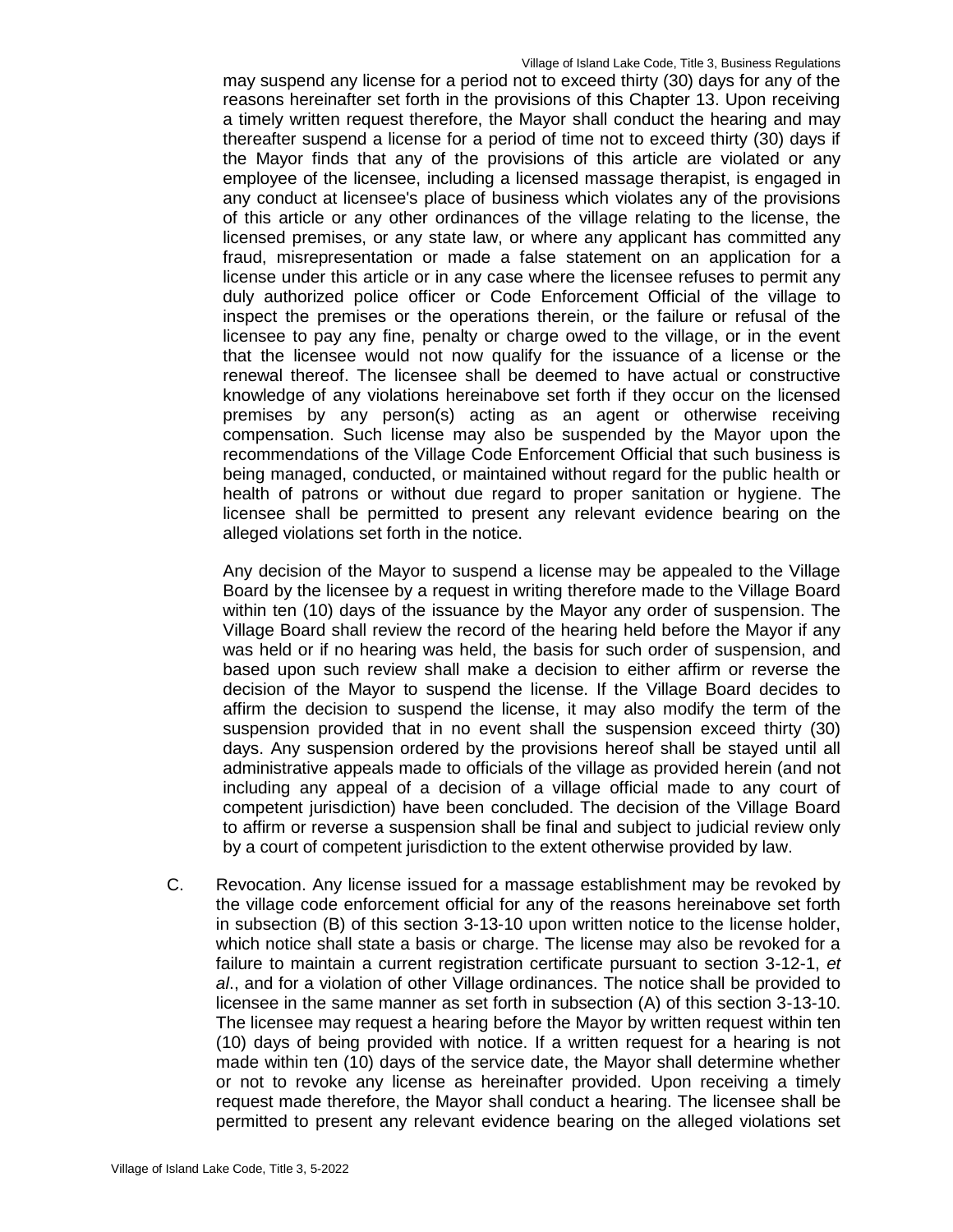may suspend any license for a period not to exceed thirty (30) days for any of the reasons hereinafter set forth in the provisions of this Chapter 13. Upon receiving a timely written request therefore, the Mayor shall conduct the hearing and may thereafter suspend a license for a period of time not to exceed thirty (30) days if the Mayor finds that any of the provisions of this article are violated or any employee of the licensee, including a licensed massage therapist, is engaged in any conduct at licensee's place of business which violates any of the provisions of this article or any other ordinances of the village relating to the license, the licensed premises, or any state law, or where any applicant has committed any fraud, misrepresentation or made a false statement on an application for a license under this article or in any case where the licensee refuses to permit any duly authorized police officer or Code Enforcement Official of the village to inspect the premises or the operations therein, or the failure or refusal of the licensee to pay any fine, penalty or charge owed to the village, or in the event that the licensee would not now qualify for the issuance of a license or the renewal thereof. The licensee shall be deemed to have actual or constructive knowledge of any violations hereinabove set forth if they occur on the licensed premises by any person(s) acting as an agent or otherwise receiving compensation. Such license may also be suspended by the Mayor upon the recommendations of the Village Code Enforcement Official that such business is being managed, conducted, or maintained without regard for the public health or health of patrons or without due regard to proper sanitation or hygiene. The licensee shall be permitted to present any relevant evidence bearing on the alleged violations set forth in the notice.

Any decision of the Mayor to suspend a license may be appealed to the Village Board by the licensee by a request in writing therefore made to the Village Board within ten (10) days of the issuance by the Mayor any order of suspension. The Village Board shall review the record of the hearing held before the Mayor if any was held or if no hearing was held, the basis for such order of suspension, and based upon such review shall make a decision to either affirm or reverse the decision of the Mayor to suspend the license. If the Village Board decides to affirm the decision to suspend the license, it may also modify the term of the suspension provided that in no event shall the suspension exceed thirty (30) days. Any suspension ordered by the provisions hereof shall be stayed until all administrative appeals made to officials of the village as provided herein (and not including any appeal of a decision of a village official made to any court of competent jurisdiction) have been concluded. The decision of the Village Board to affirm or reverse a suspension shall be final and subject to judicial review only by a court of competent jurisdiction to the extent otherwise provided by law.

C. Revocation. Any license issued for a massage establishment may be revoked by the village code enforcement official for any of the reasons hereinabove set forth in subsection (B) of this section 3-13-10 upon written notice to the license holder, which notice shall state a basis or charge. The license may also be revoked for a failure to maintain a current registration certificate pursuant to section 3-12-1, *et al*., and for a violation of other Village ordinances. The notice shall be provided to licensee in the same manner as set forth in subsection (A) of this section 3-13-10. The licensee may request a hearing before the Mayor by written request within ten (10) days of being provided with notice. If a written request for a hearing is not made within ten (10) days of the service date, the Mayor shall determine whether or not to revoke any license as hereinafter provided. Upon receiving a timely request made therefore, the Mayor shall conduct a hearing. The licensee shall be permitted to present any relevant evidence bearing on the alleged violations set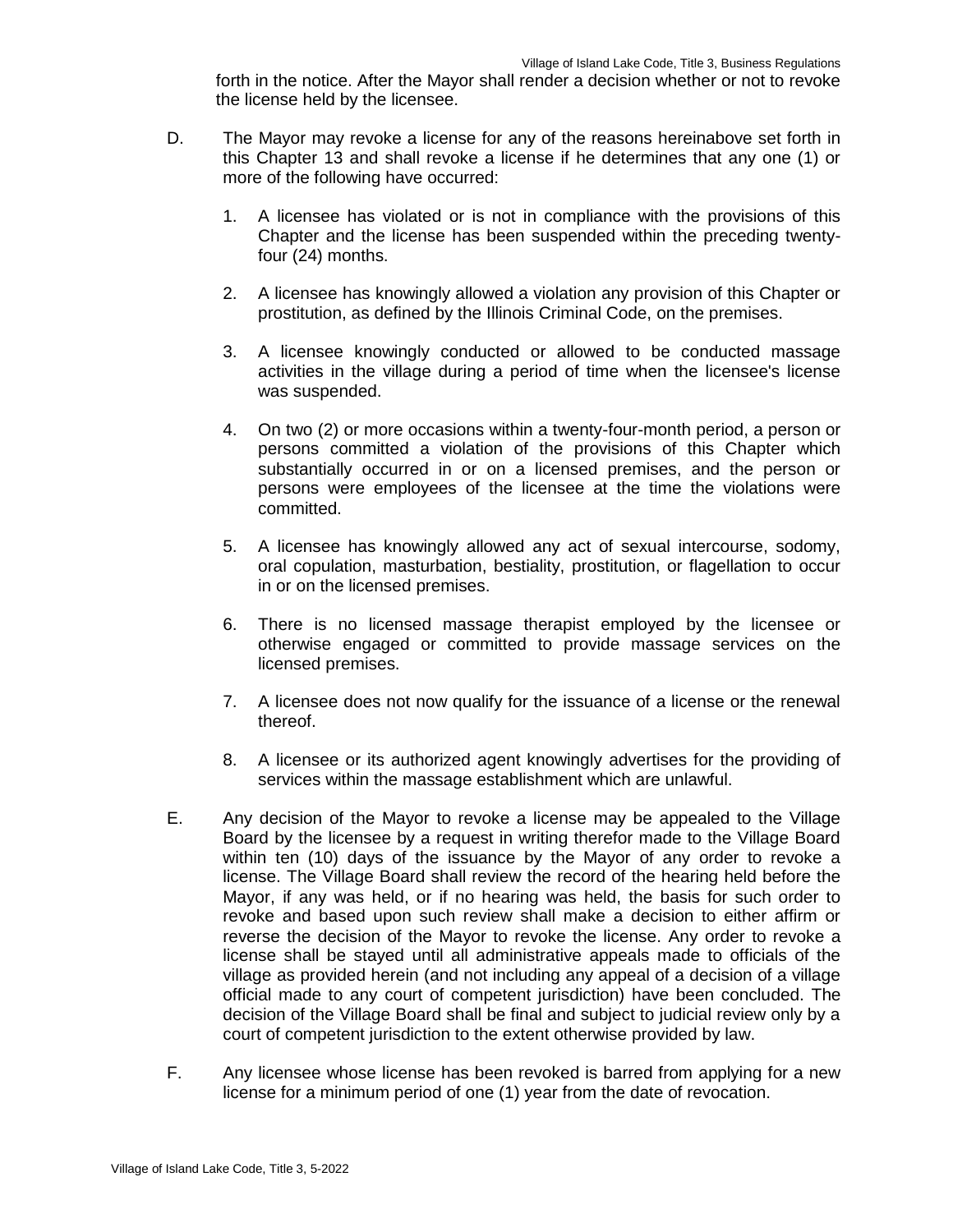forth in the notice. After the Mayor shall render a decision whether or not to revoke the license held by the licensee.

D. The Mayor may revoke a license for any of the reasons hereinabove set forth in this Chapter 13 and shall revoke a license if he determines that any one (1) or more of the following have occurred:

   1. A licensee has violated or is not in compliance with the provisions of this Chapter and the license has been suspended within the preceding twenty-four (24) months.

   2. A licensee has knowingly allowed a violation any provision of this Chapter or prostitution, as defined by the Illinois Criminal Code, on the premises.

   3. A licensee knowingly conducted or allowed to be conducted massage activities in the village during a period of time when the licensee's license was suspended.

   4. On two (2) or more occasions within a twenty-four-month period, a person or persons committed a violation of the provisions of this Chapter which substantially occurred in or on a licensed premises, and the person or persons were employees of the licensee at the time the violations were committed.

   5. A licensee has knowingly allowed any act of sexual intercourse, sodomy, oral copulation, masturbation, bestiality, prostitution, or flagellation to occur in or on the licensed premises.

   6. There is no licensed massage therapist employed by the licensee or otherwise engaged or committed to provide massage services on the licensed premises.

   7. A licensee does not now qualify for the issuance of a license or the renewal thereof.

   8. A licensee or its authorized agent knowingly advertises for the providing of services within the massage establishment which are unlawful.

E. Any decision of the Mayor to revoke a license may be appealed to the Village Board by the licensee by a request in writing therefor made to the Village Board within ten (10) days of the issuance by the Mayor of any order to revoke a license. The Village Board shall review the record of the hearing held before the Mayor, if any was held, or if no hearing was held, the basis for such order to revoke and based upon such review shall make a decision to either affirm or reverse the decision of the Mayor to revoke the license. Any order to revoke a license shall be stayed until all administrative appeals made to officials of the village as provided herein (and not including any appeal of a decision of a village official made to any court of competent jurisdiction) have been concluded. The decision of the Village Board shall be final and subject to judicial review only by a court of competent jurisdiction to the extent otherwise provided by law.

F. Any licensee whose license has been revoked is barred from applying for a new license for a minimum period of one (1) year from the date of revocation.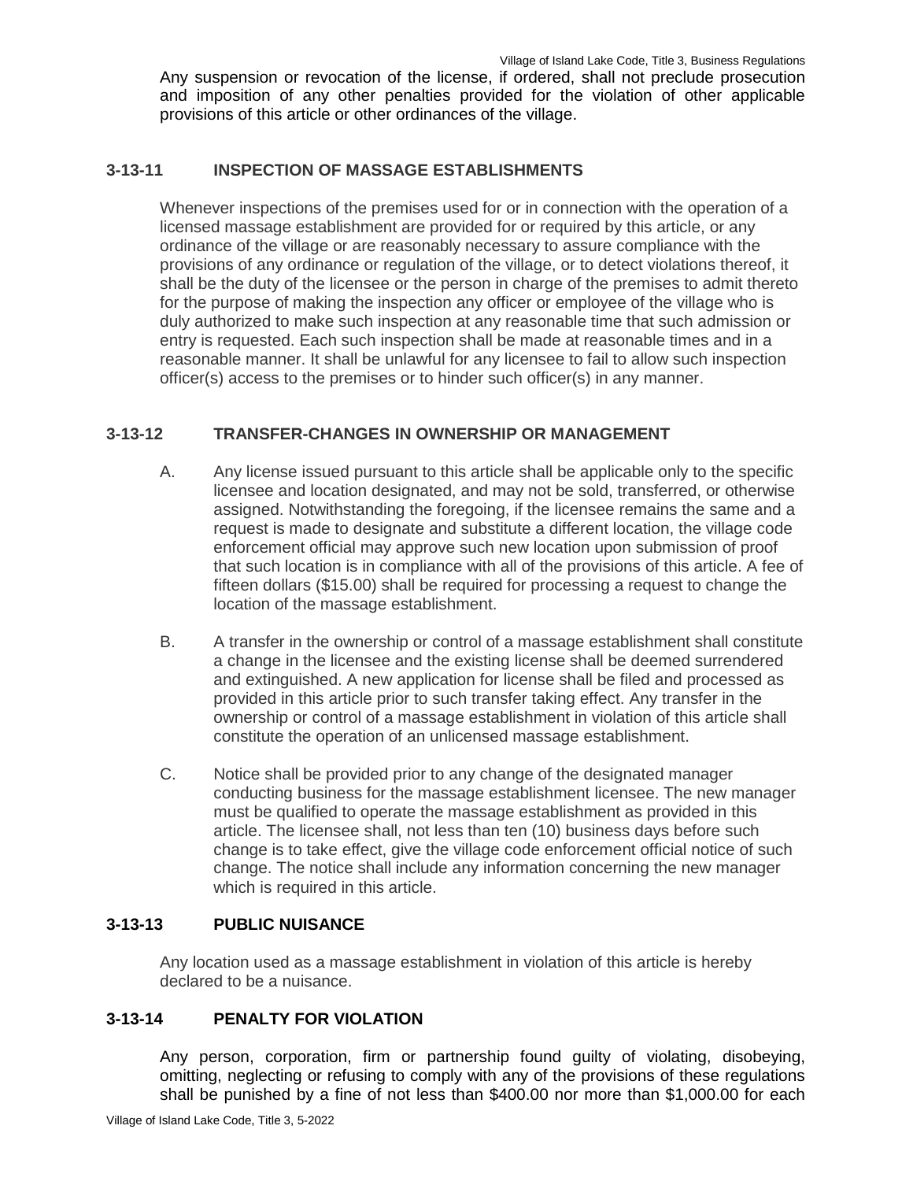Any suspension or revocation of the license, if ordered, shall not preclude prosecution and imposition of any other penalties provided for the violation of other applicable provisions of this article or other ordinances of the village.

### 3-13-11 INSPECTION OF MASSAGE ESTABLISHMENTS

Whenever inspections of the premises used for or in connection with the operation of a licensed massage establishment are provided for or required by this article, or any ordinance of the village or are reasonably necessary to assure compliance with the provisions of any ordinance or regulation of the village, or to detect violations thereof, it shall be the duty of the licensee or the person in charge of the premises to admit thereto for the purpose of making the inspection any officer or employee of the village who is duly authorized to make such inspection at any reasonable time that such admission or entry is requested. Each such inspection shall be made at reasonable times and in a reasonable manner. It shall be unlawful for any licensee to fail to allow such inspection officer(s) access to the premises or to hinder such officer(s) in any manner.

### 3-13-12 TRANSFER-CHANGES IN OWNERSHIP OR MANAGEMENT

A. Any license issued pursuant to this article shall be applicable only to the specific licensee and location designated, and may not be sold, transferred, or otherwise assigned. Notwithstanding the foregoing, if the licensee remains the same and a request is made to designate and substitute a different location, the village code enforcement official may approve such new location upon submission of proof that such location is in compliance with all of the provisions of this article. A fee of fifteen dollars ($15.00) shall be required for processing a request to change the location of the massage establishment.

B. A transfer in the ownership or control of a massage establishment shall constitute a change in the licensee and the existing license shall be deemed surrendered and extinguished. A new application for license shall be filed and processed as provided in this article prior to such transfer taking effect. Any transfer in the ownership or control of a massage establishment in violation of this article shall constitute the operation of an unlicensed massage establishment.

C. Notice shall be provided prior to any change of the designated manager conducting business for the massage establishment licensee. The new manager must be qualified to operate the massage establishment as provided in this article. The licensee shall, not less than ten (10) business days before such change is to take effect, give the village code enforcement official notice of such change. The notice shall include any information concerning the new manager which is required in this article.

### 3-13-13 PUBLIC NUISANCE

Any location used as a massage establishment in violation of this article is hereby declared to be a nuisance.

### 3-13-14 PENALTY FOR VIOLATION

Any person, corporation, firm or partnership found guilty of violating, disobeying, omitting, neglecting or refusing to comply with any of the provisions of these regulations shall be punished by a fine of not less than $400.00 nor more than $1,000.00 for each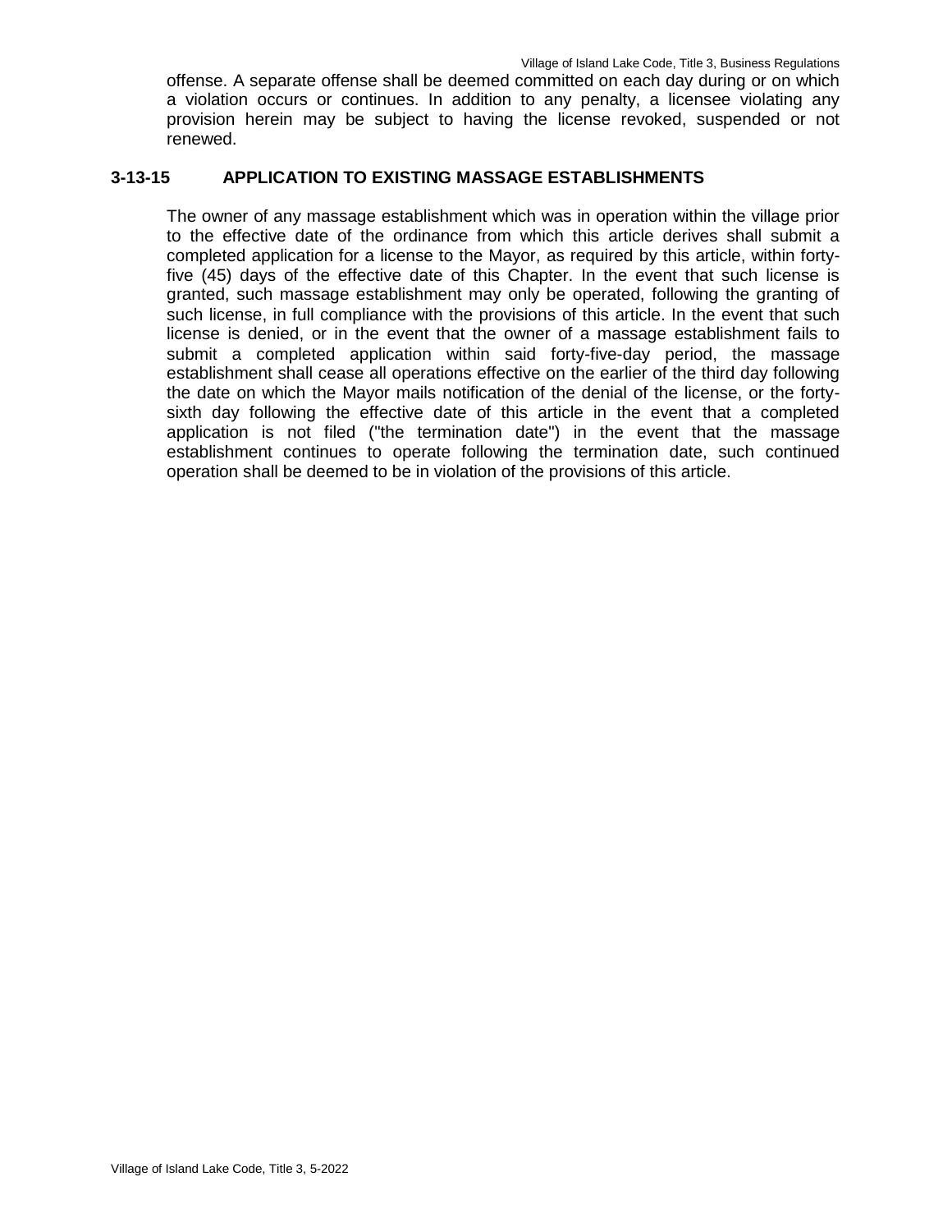offense. A separate offense shall be deemed committed on each day during or on which a violation occurs or continues. In addition to any penalty, a licensee violating any provision herein may be subject to having the license revoked, suspended or not renewed.

### 3-13-15 APPLICATION TO EXISTING MASSAGE ESTABLISHMENTS

The owner of any massage establishment which was in operation within the village prior to the effective date of the ordinance from which this article derives shall submit a completed application for a license to the Mayor, as required by this article, within forty-five (45) days of the effective date of this Chapter. In the event that such license is granted, such massage establishment may only be operated, following the granting of such license, in full compliance with the provisions of this article. In the event that such license is denied, or in the event that the owner of a massage establishment fails to submit a completed application within said forty-five-day period, the massage establishment shall cease all operations effective on the earlier of the third day following the date on which the Mayor mails notification of the denial of the license, or the forty-sixth day following the effective date of this article in the event that a completed application is not filed ("the termination date") in the event that the massage establishment continues to operate following the termination date, such continued operation shall be deemed to be in violation of the provisions of this article.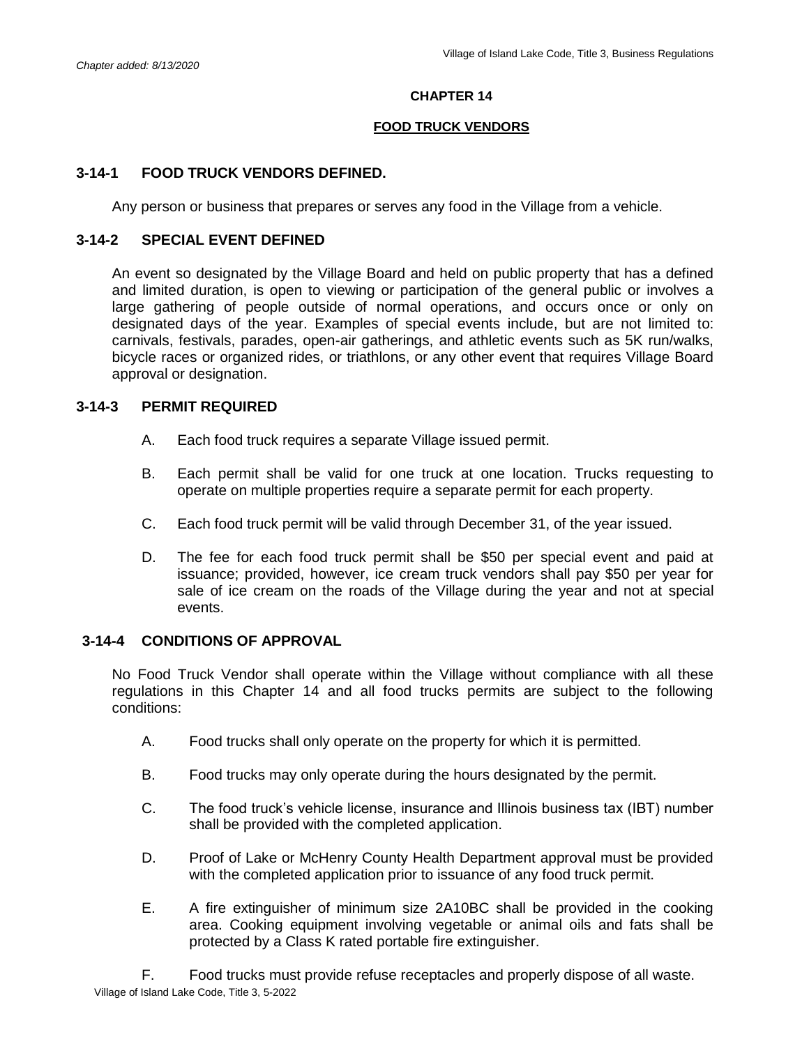*Chapter added: 8/13/2020*

**CHAPTER 14**

**FOOD TRUCK VENDORS**

## 3-14-1 FOOD TRUCK VENDORS DEFINED.

Any person or business that prepares or serves any food in the Village from a vehicle.

## 3-14-2 SPECIAL EVENT DEFINED

An event so designated by the Village Board and held on public property that has a defined and limited duration, is open to viewing or participation of the general public or involves a large gathering of people outside of normal operations, and occurs once or only on designated days of the year. Examples of special events include, but are not limited to: carnivals, festivals, parades, open-air gatherings, and athletic events such as 5K run/walks, bicycle races or organized rides, or triathlons, or any other event that requires Village Board approval or designation.

## 3-14-3 PERMIT REQUIRED

A. Each food truck requires a separate Village issued permit.

B. Each permit shall be valid for one truck at one location. Trucks requesting to operate on multiple properties require a separate permit for each property.

C. Each food truck permit will be valid through December 31, of the year issued.

D. The fee for each food truck permit shall be $50 per special event and paid at issuance; provided, however, ice cream truck vendors shall pay $50 per year for sale of ice cream on the roads of the Village during the year and not at special events.

## 3-14-4 CONDITIONS OF APPROVAL

No Food Truck Vendor shall operate within the Village without compliance with all these regulations in this Chapter 14 and all food trucks permits are subject to the following conditions:

A. Food trucks shall only operate on the property for which it is permitted.

B. Food trucks may only operate during the hours designated by the permit.

C. The food truck's vehicle license, insurance and Illinois business tax (IBT) number shall be provided with the completed application.

D. Proof of Lake or McHenry County Health Department approval must be provided with the completed application prior to issuance of any food truck permit.

E. A fire extinguisher of minimum size 2A10BC shall be provided in the cooking area. Cooking equipment involving vegetable or animal oils and fats shall be protected by a Class K rated portable fire extinguisher.

F. Food trucks must provide refuse receptacles and properly dispose of all waste.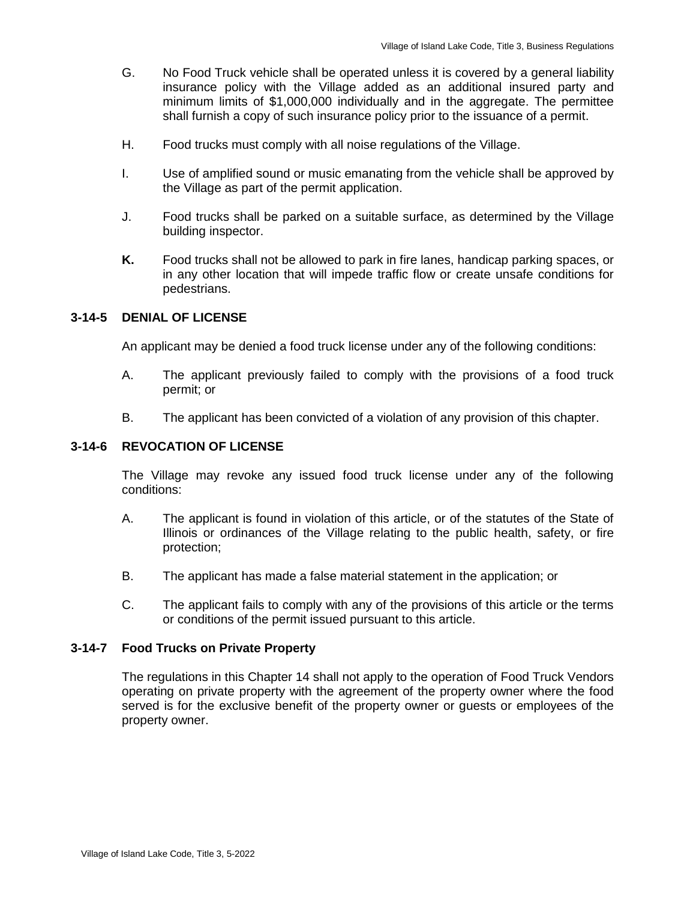G. No Food Truck vehicle shall be operated unless it is covered by a general liability insurance policy with the Village added as an additional insured party and minimum limits of $1,000,000 individually and in the aggregate. The permittee shall furnish a copy of such insurance policy prior to the issuance of a permit.

H. Food trucks must comply with all noise regulations of the Village.

I. Use of amplified sound or music emanating from the vehicle shall be approved by the Village as part of the permit application.

J. Food trucks shall be parked on a suitable surface, as determined by the Village building inspector.

**K.** Food trucks shall not be allowed to park in fire lanes, handicap parking spaces, or in any other location that will impede traffic flow or create unsafe conditions for pedestrians.

### 3-14-5 DENIAL OF LICENSE

An applicant may be denied a food truck license under any of the following conditions:

A. The applicant previously failed to comply with the provisions of a food truck permit; or

B. The applicant has been convicted of a violation of any provision of this chapter.

### 3-14-6 REVOCATION OF LICENSE

The Village may revoke any issued food truck license under any of the following conditions:

A. The applicant is found in violation of this article, or of the statutes of the State of Illinois or ordinances of the Village relating to the public health, safety, or fire protection;

B. The applicant has made a false material statement in the application; or

C. The applicant fails to comply with any of the provisions of this article or the terms or conditions of the permit issued pursuant to this article.

### 3-14-7 Food Trucks on Private Property

The regulations in this Chapter 14 shall not apply to the operation of Food Truck Vendors operating on private property with the agreement of the property owner where the food served is for the exclusive benefit of the property owner or guests or employees of the property owner.